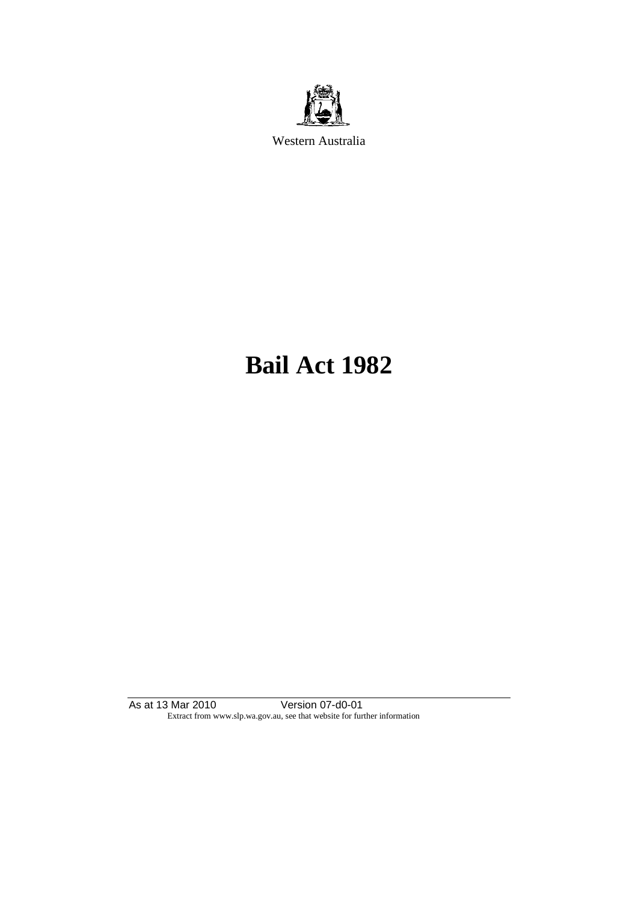Western Australia

# Bail Act 1982

As at 13 Mar 2010 Version 07-d0-01

Extract from www.slp.wa.gov.au, see that website for further information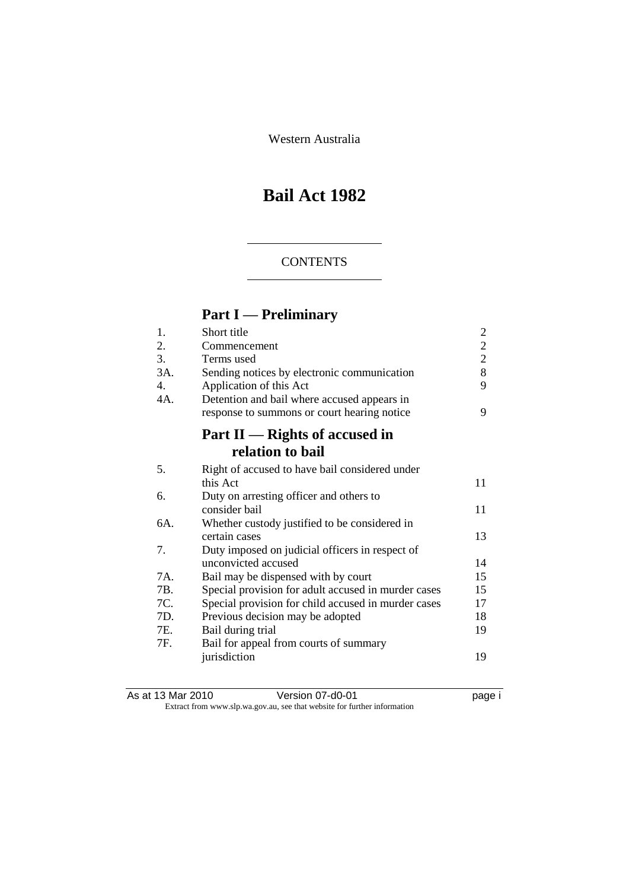Western Australia

# Bail Act 1982

CONTENTS

## Part I — Preliminary

| | | |
|---|---|---|
| 1. | Short title | 2 |
| 2. | Commencement | 2 |
| 3. | Terms used | 2 |
| 3A. | Sending notices by electronic communication | 8 |
| 4. | Application of this Act | 9 |
| 4A. | Detention and bail where accused appears in response to summons or court hearing notice | 9 |

## Part II — Rights of accused in relation to bail

| | | |
|---|---|---|
| 5. | Right of accused to have bail considered under this Act | 11 |
| 6. | Duty on arresting officer and others to consider bail | 11 |
| 6A. | Whether custody justified to be considered in certain cases | 13 |
| 7. | Duty imposed on judicial officers in respect of unconvicted accused | 14 |
| 7A. | Bail may be dispensed with by court | 15 |
| 7B. | Special provision for adult accused in murder cases | 15 |
| 7C. | Special provision for child accused in murder cases | 17 |
| 7D. | Previous decision may be adopted | 18 |
| 7E. | Bail during trial | 19 |
| 7F. | Bail for appeal from courts of summary jurisdiction | 19 |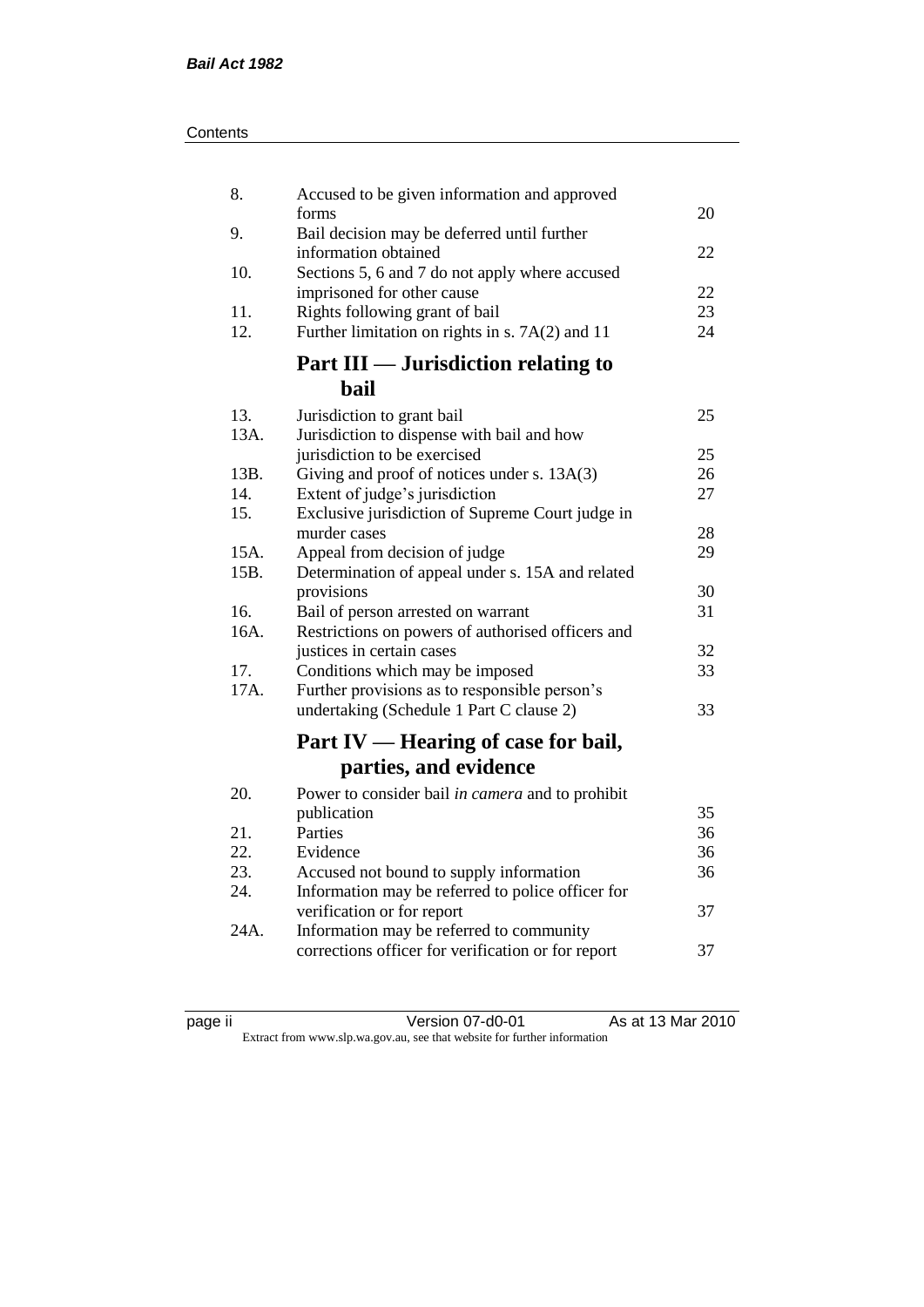| | | |
|---|---|---|
| 8. | Accused to be given information and approved forms | 20 |
| 9. | Bail decision may be deferred until further information obtained | 22 |
| 10. | Sections 5, 6 and 7 do not apply where accused imprisoned for other cause | 22 |
| 11. | Rights following grant of bail | 23 |
| 12. | Further limitation on rights in s. 7A(2) and 11 | 24 |

## Part III — Jurisdiction relating to bail

| | | |
|---|---|---|
| 13. | Jurisdiction to grant bail | 25 |
| 13A. | Jurisdiction to dispense with bail and how jurisdiction to be exercised | 25 |
| 13B. | Giving and proof of notices under s. 13A(3) | 26 |
| 14. | Extent of judge's jurisdiction | 27 |
| 15. | Exclusive jurisdiction of Supreme Court judge in murder cases | 28 |
| 15A. | Appeal from decision of judge | 29 |
| 15B. | Determination of appeal under s. 15A and related provisions | 30 |
| 16. | Bail of person arrested on warrant | 31 |
| 16A. | Restrictions on powers of authorised officers and justices in certain cases | 32 |
| 17. | Conditions which may be imposed | 33 |
| 17A. | Further provisions as to responsible person's undertaking (Schedule 1 Part C clause 2) | 33 |

## Part IV — Hearing of case for bail, parties, and evidence

| | | |
|---|---|---|
| 20. | Power to consider bail *in camera* and to prohibit publication | 35 |
| 21. | Parties | 36 |
| 22. | Evidence | 36 |
| 23. | Accused not bound to supply information | 36 |
| 24. | Information may be referred to police officer for verification or for report | 37 |
| 24A. | Information may be referred to community corrections officer for verification or for report | 37 |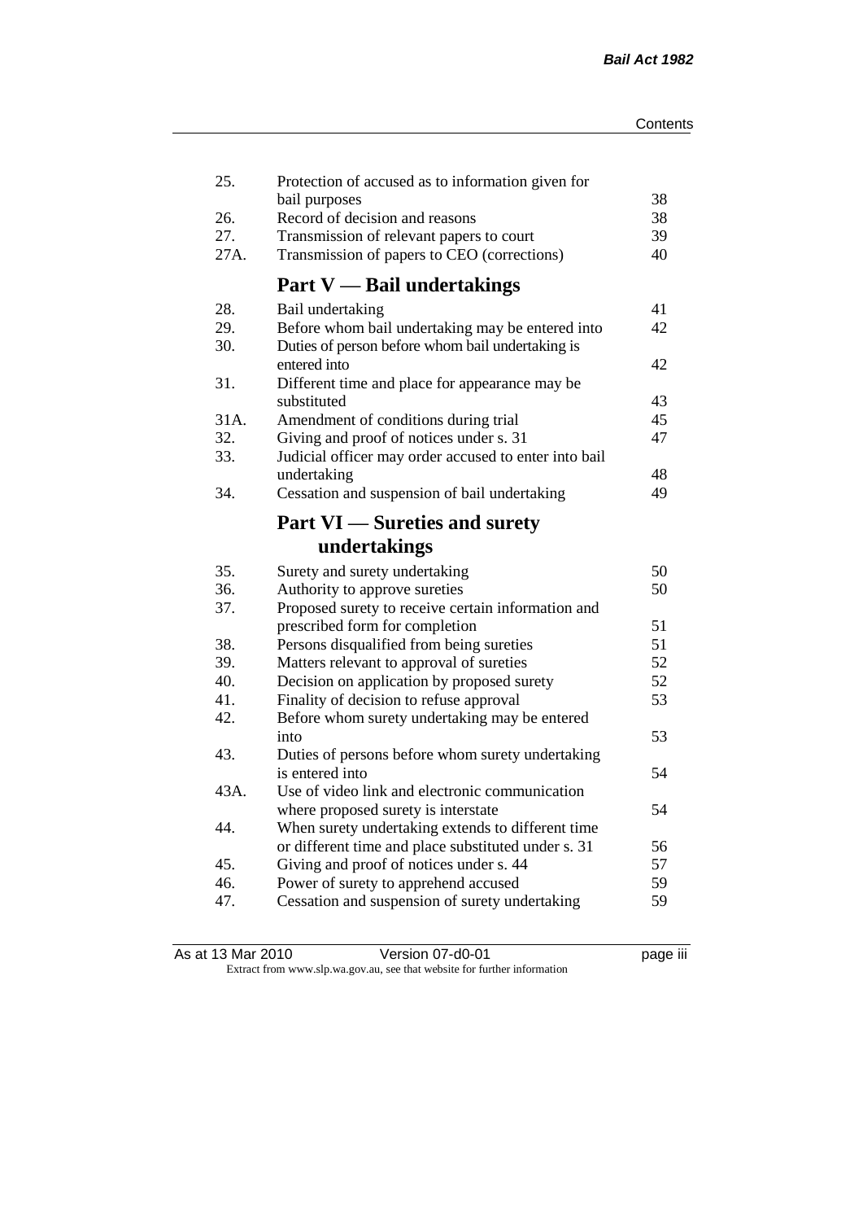| | | |
|---|---|---|
| 25. | Protection of accused as to information given for bail purposes | 38 |
| 26. | Record of decision and reasons | 38 |
| 27. | Transmission of relevant papers to court | 39 |
| 27A. | Transmission of papers to CEO (corrections) | 40 |

## Part V — Bail undertakings

| | | |
|---|---|---|
| 28. | Bail undertaking | 41 |
| 29. | Before whom bail undertaking may be entered into | 42 |
| 30. | Duties of person before whom bail undertaking is entered into | 42 |
| 31. | Different time and place for appearance may be substituted | 43 |
| 31A. | Amendment of conditions during trial | 45 |
| 32. | Giving and proof of notices under s. 31 | 47 |
| 33. | Judicial officer may order accused to enter into bail undertaking | 48 |
| 34. | Cessation and suspension of bail undertaking | 49 |

## Part VI — Sureties and surety undertakings

| | | |
|---|---|---|
| 35. | Surety and surety undertaking | 50 |
| 36. | Authority to approve sureties | 50 |
| 37. | Proposed surety to receive certain information and prescribed form for completion | 51 |
| 38. | Persons disqualified from being sureties | 51 |
| 39. | Matters relevant to approval of sureties | 52 |
| 40. | Decision on application by proposed surety | 52 |
| 41. | Finality of decision to refuse approval | 53 |
| 42. | Before whom surety undertaking may be entered into | 53 |
| 43. | Duties of persons before whom surety undertaking is entered into | 54 |
| 43A. | Use of video link and electronic communication where proposed surety is interstate | 54 |
| 44. | When surety undertaking extends to different time or different time and place substituted under s. 31 | 56 |
| 45. | Giving and proof of notices under s. 44 | 57 |
| 46. | Power of surety to apprehend accused | 59 |
| 47. | Cessation and suspension of surety undertaking | 59 |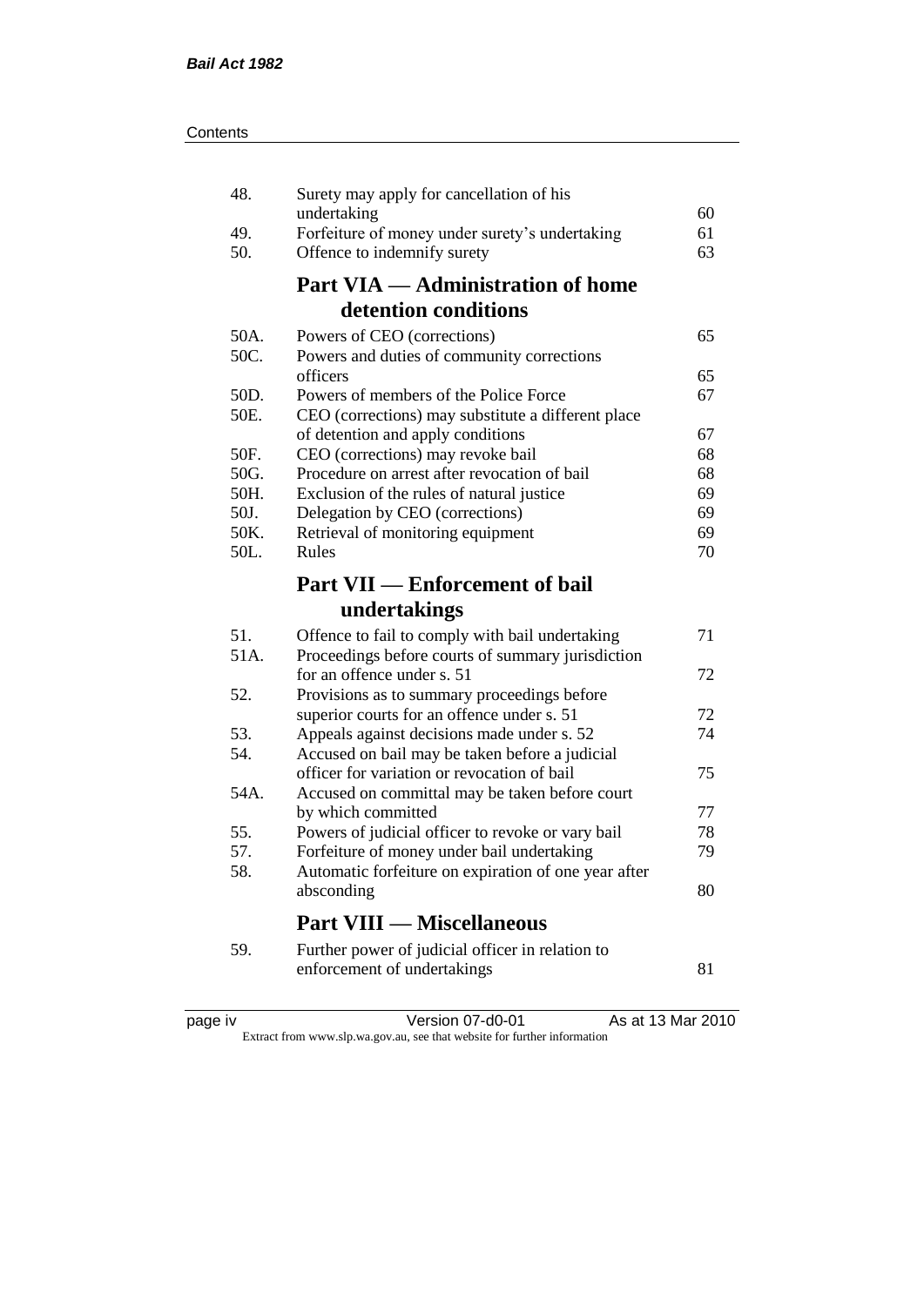| | | |
|---|---|---|
| 48. | Surety may apply for cancellation of his undertaking | 60 |
| 49. | Forfeiture of money under surety's undertaking | 61 |
| 50. | Offence to indemnify surety | 63 |

## Part VIA — Administration of home detention conditions

| | | |
|---|---|---|
| 50A. | Powers of CEO (corrections) | 65 |
| 50C. | Powers and duties of community corrections officers | 65 |
| 50D. | Powers of members of the Police Force | 67 |
| 50E. | CEO (corrections) may substitute a different place of detention and apply conditions | 67 |
| 50F. | CEO (corrections) may revoke bail | 68 |
| 50G. | Procedure on arrest after revocation of bail | 68 |
| 50H. | Exclusion of the rules of natural justice | 69 |
| 50J. | Delegation by CEO (corrections) | 69 |
| 50K. | Retrieval of monitoring equipment | 69 |
| 50L. | Rules | 70 |

## Part VII — Enforcement of bail undertakings

| | | |
|---|---|---|
| 51. | Offence to fail to comply with bail undertaking | 71 |
| 51A. | Proceedings before courts of summary jurisdiction for an offence under s. 51 | 72 |
| 52. | Provisions as to summary proceedings before superior courts for an offence under s. 51 | 72 |
| 53. | Appeals against decisions made under s. 52 | 74 |
| 54. | Accused on bail may be taken before a judicial officer for variation or revocation of bail | 75 |
| 54A. | Accused on committal may be taken before court by which committed | 77 |
| 55. | Powers of judicial officer to revoke or vary bail | 78 |
| 57. | Forfeiture of money under bail undertaking | 79 |
| 58. | Automatic forfeiture on expiration of one year after absconding | 80 |

## Part VIII — Miscellaneous

| | | |
|---|---|---|
| 59. | Further power of judicial officer in relation to enforcement of undertakings | 81 |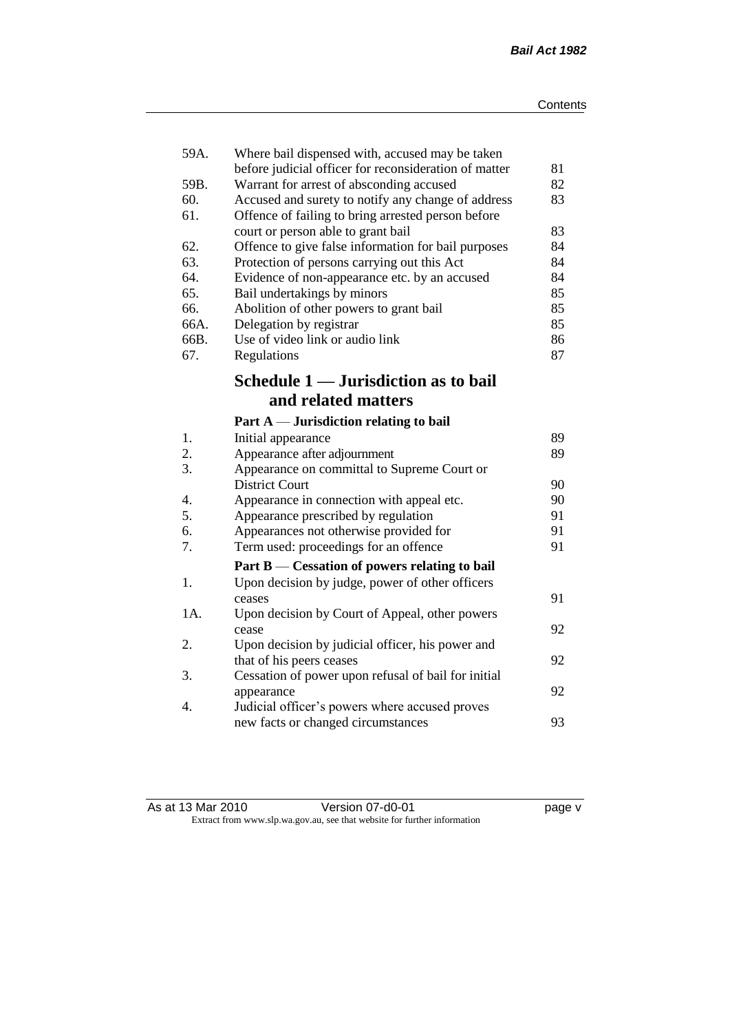| | | |
|---|---|---|
| 59A. | Where bail dispensed with, accused may be taken before judicial officer for reconsideration of matter | 81 |
| 59B. | Warrant for arrest of absconding accused | 82 |
| 60. | Accused and surety to notify any change of address | 83 |
| 61. | Offence of failing to bring arrested person before court or person able to grant bail | 83 |
| 62. | Offence to give false information for bail purposes | 84 |
| 63. | Protection of persons carrying out this Act | 84 |
| 64. | Evidence of non-appearance etc. by an accused | 84 |
| 65. | Bail undertakings by minors | 85 |
| 66. | Abolition of other powers to grant bail | 85 |
| 66A. | Delegation by registrar | 85 |
| 66B. | Use of video link or audio link | 86 |
| 67. | Regulations | 87 |

## Schedule 1 — Jurisdiction as to bail and related matters

### Part A — Jurisdiction relating to bail

| | | |
|---|---|---|
| 1. | Initial appearance | 89 |
| 2. | Appearance after adjournment | 89 |
| 3. | Appearance on committal to Supreme Court or District Court | 90 |
| 4. | Appearance in connection with appeal etc. | 90 |
| 5. | Appearance prescribed by regulation | 91 |
| 6. | Appearances not otherwise provided for | 91 |
| 7. | Term used: proceedings for an offence | 91 |

### Part B — Cessation of powers relating to bail

| | | |
|---|---|---|
| 1. | Upon decision by judge, power of other officers ceases | 91 |
| 1A. | Upon decision by Court of Appeal, other powers cease | 92 |
| 2. | Upon decision by judicial officer, his power and that of his peers ceases | 92 |
| 3. | Cessation of power upon refusal of bail for initial appearance | 92 |
| 4. | Judicial officer's powers where accused proves new facts or changed circumstances | 93 |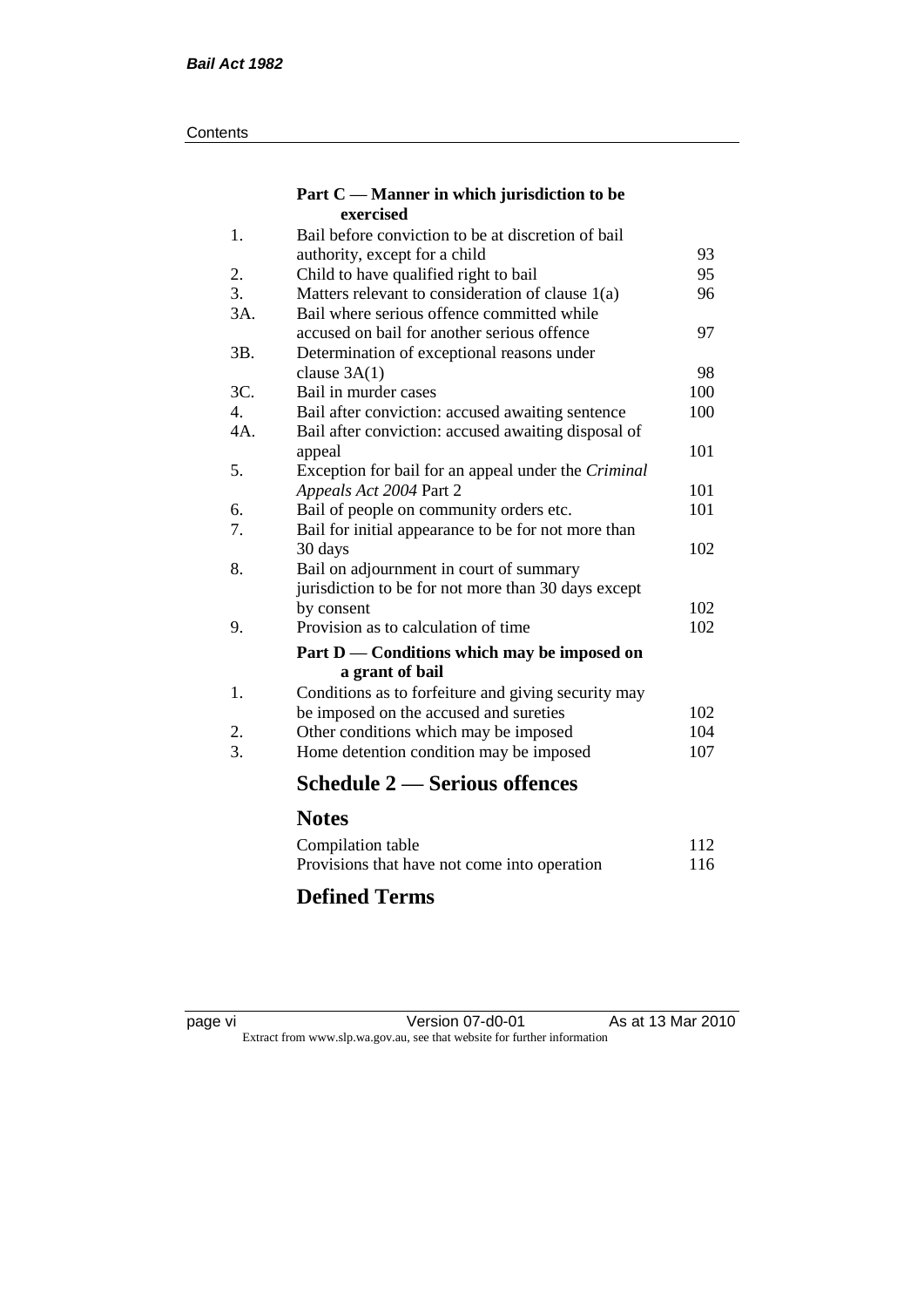### Part C — Manner in which jurisdiction to be exercised

| | | |
|---|---|---|
| 1. | Bail before conviction to be at discretion of bail authority, except for a child | 93 |
| 2. | Child to have qualified right to bail | 95 |
| 3. | Matters relevant to consideration of clause 1(a) | 96 |
| 3A. | Bail where serious offence committed while accused on bail for another serious offence | 97 |
| 3B. | Determination of exceptional reasons under clause 3A(1) | 98 |
| 3C. | Bail in murder cases | 100 |
| 4. | Bail after conviction: accused awaiting sentence | 100 |
| 4A. | Bail after conviction: accused awaiting disposal of appeal | 101 |
| 5. | Exception for bail for an appeal under the *Criminal Appeals Act 2004* Part 2 | 101 |
| 6. | Bail of people on community orders etc. | 101 |
| 7. | Bail for initial appearance to be for not more than 30 days | 102 |
| 8. | Bail on adjournment in court of summary jurisdiction to be for not more than 30 days except by consent | 102 |
| 9. | Provision as to calculation of time | 102 |

### Part D — Conditions which may be imposed on a grant of bail

| | | |
|---|---|---|
| 1. | Conditions as to forfeiture and giving security may be imposed on the accused and sureties | 102 |
| 2. | Other conditions which may be imposed | 104 |
| 3. | Home detention condition may be imposed | 107 |

## Schedule 2 — Serious offences

## Notes

| | |
|---|---|
| Compilation table | 112 |
| Provisions that have not come into operation | 116 |

## Defined Terms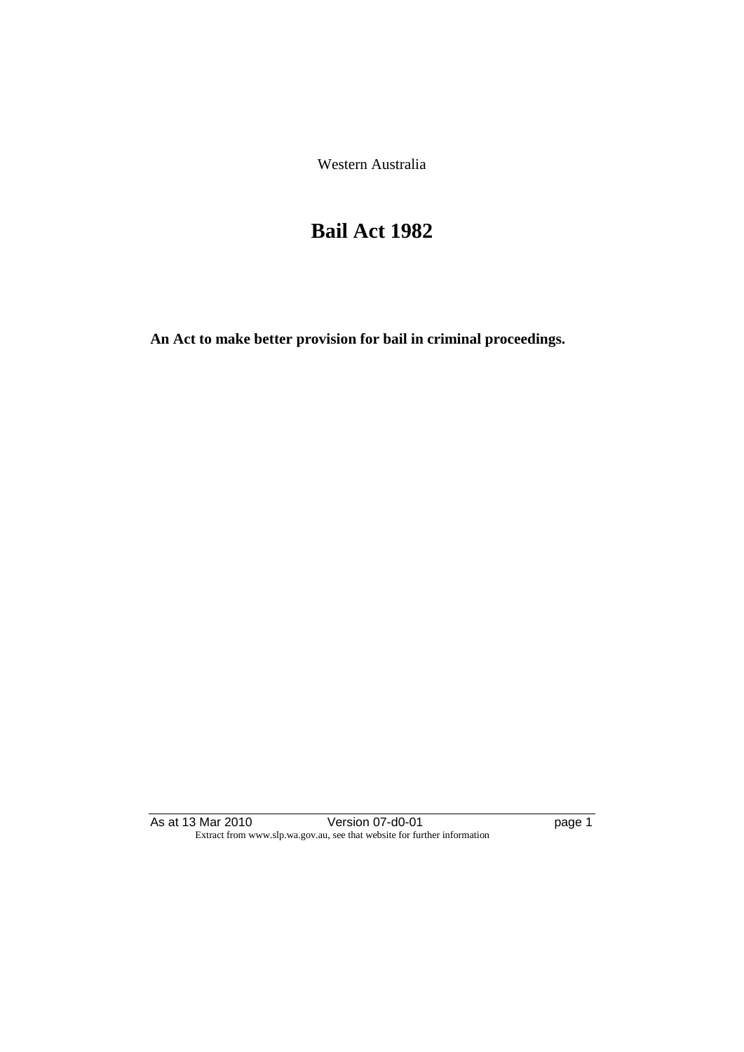Western Australia

# Bail Act 1982

**An Act to make better provision for bail in criminal proceedings.**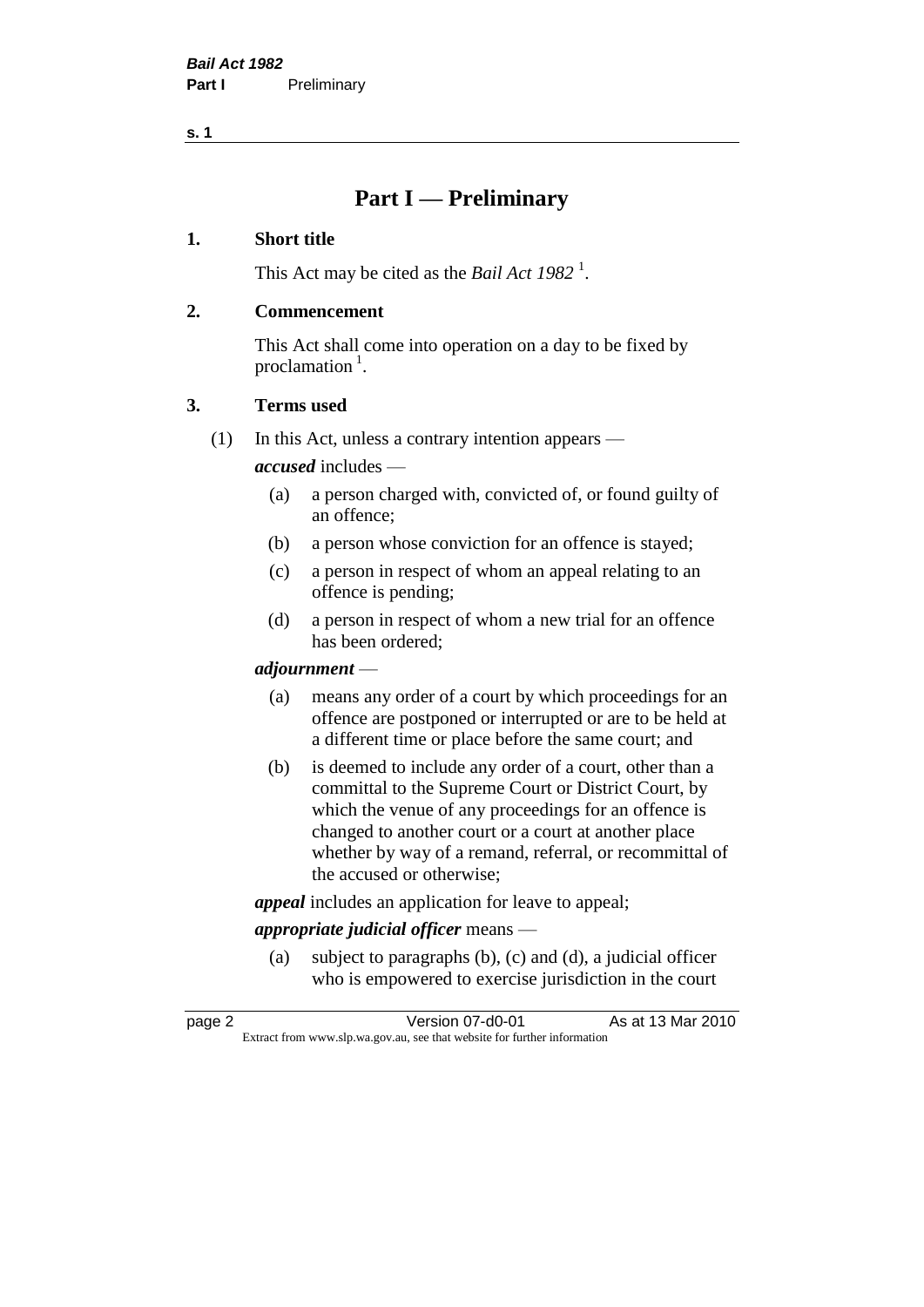# Part I — Preliminary

## 1. Short title

This Act may be cited as the *Bail Act 1982* [1].

## 2. Commencement

This Act shall come into operation on a day to be fixed by proclamation [1].

## 3. Terms used

(1) In this Act, unless a contrary intention appears —

***accused*** includes —

- (a) a person charged with, convicted of, or found guilty of an offence;
- (b) a person whose conviction for an offence is stayed;
- (c) a person in respect of whom an appeal relating to an offence is pending;
- (d) a person in respect of whom a new trial for an offence has been ordered;

***adjournment*** —

- (a) means any order of a court by which proceedings for an offence are postponed or interrupted or are to be held at a different time or place before the same court; and
- (b) is deemed to include any order of a court, other than a committal to the Supreme Court or District Court, by which the venue of any proceedings for an offence is changed to another court or a court at another place whether by way of a remand, referral, or recommittal of the accused or otherwise;

***appeal*** includes an application for leave to appeal;

***appropriate judicial officer*** means —

- (a) subject to paragraphs (b), (c) and (d), a judicial officer who is empowered to exercise jurisdiction in the court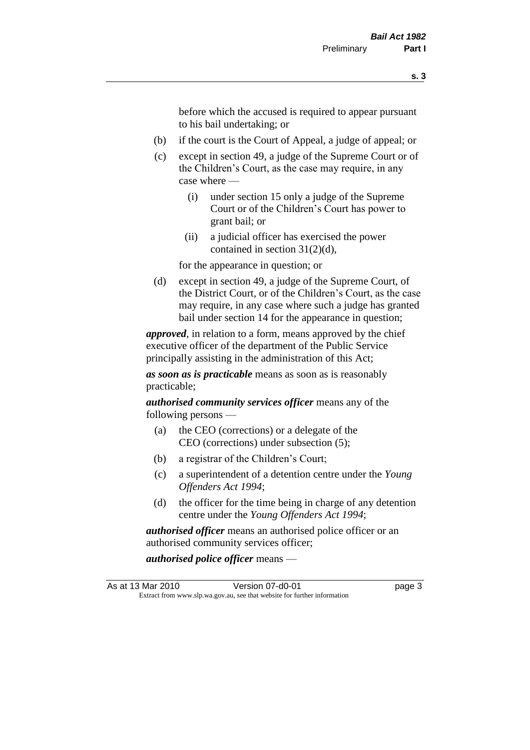before which the accused is required to appear pursuant to his bail undertaking; or

- (b) if the court is the Court of Appeal, a judge of appeal; or
- (c) except in section 49, a judge of the Supreme Court or of the Children's Court, as the case may require, in any case where —
  - (i) under section 15 only a judge of the Supreme Court or of the Children's Court has power to grant bail; or
  - (ii) a judicial officer has exercised the power contained in section 31(2)(d),

  for the appearance in question; or
- (d) except in section 49, a judge of the Supreme Court, of the District Court, or of the Children's Court, as the case may require, in any case where such a judge has granted bail under section 14 for the appearance in question;

***approved***, in relation to a form, means approved by the chief executive officer of the department of the Public Service principally assisting in the administration of this Act;

***as soon as is practicable*** means as soon as is reasonably practicable;

***authorised community services officer*** means any of the following persons —

- (a) the CEO (corrections) or a delegate of the CEO (corrections) under subsection (5);
- (b) a registrar of the Children's Court;
- (c) a superintendent of a detention centre under the *Young Offenders Act 1994*;
- (d) the officer for the time being in charge of any detention centre under the *Young Offenders Act 1994*;

***authorised officer*** means an authorised police officer or an authorised community services officer;

***authorised police officer*** means —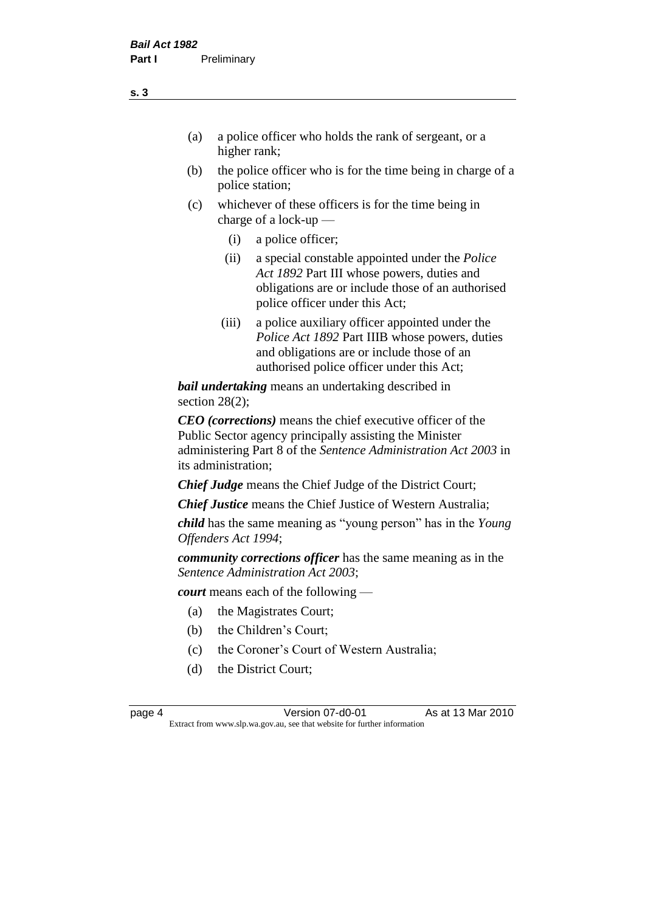- (a) a police officer who holds the rank of sergeant, or a higher rank;
- (b) the police officer who is for the time being in charge of a police station;
- (c) whichever of these officers is for the time being in charge of a lock-up —
  - (i) a police officer;
  - (ii) a special constable appointed under the *Police Act 1892* Part III whose powers, duties and obligations are or include those of an authorised police officer under this Act;
  - (iii) a police auxiliary officer appointed under the *Police Act 1892* Part IIIB whose powers, duties and obligations are or include those of an authorised police officer under this Act;

***bail undertaking*** means an undertaking described in section 28(2);

***CEO (corrections)*** means the chief executive officer of the Public Sector agency principally assisting the Minister administering Part 8 of the *Sentence Administration Act 2003* in its administration;

***Chief Judge*** means the Chief Judge of the District Court;

***Chief Justice*** means the Chief Justice of Western Australia;

***child*** has the same meaning as "young person" has in the *Young Offenders Act 1994*;

***community corrections officer*** has the same meaning as in the *Sentence Administration Act 2003*;

***court*** means each of the following —

- (a) the Magistrates Court;
- (b) the Children's Court;
- (c) the Coroner's Court of Western Australia;
- (d) the District Court;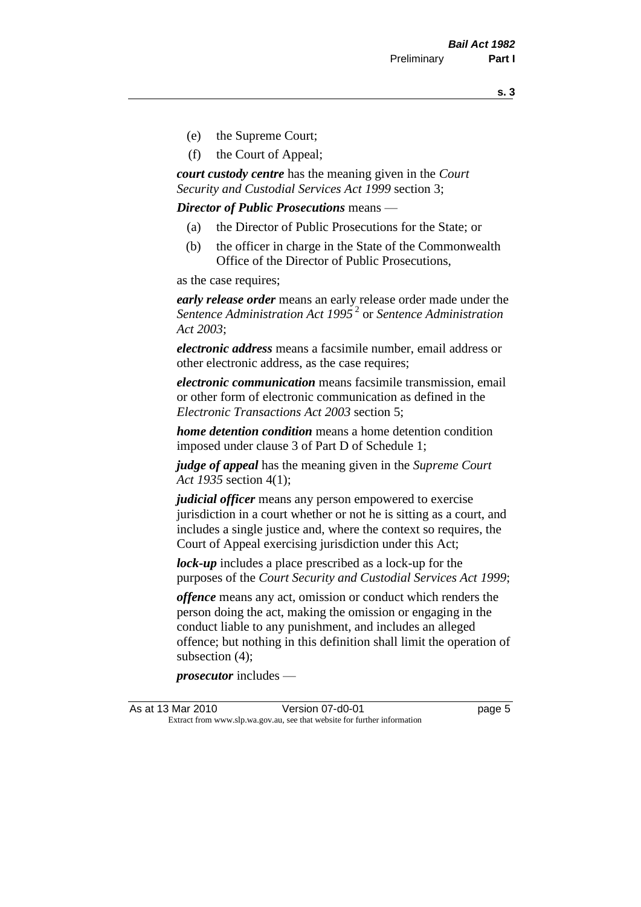(e) the Supreme Court;

(f) the Court of Appeal;

***court custody centre*** has the meaning given in the *Court Security and Custodial Services Act 1999* section 3;

***Director of Public Prosecutions*** means —

(a) the Director of Public Prosecutions for the State; or

(b) the officer in charge in the State of the Commonwealth Office of the Director of Public Prosecutions,

as the case requires;

***early release order*** means an early release order made under the *Sentence Administration Act 1995* [2] or *Sentence Administration Act 2003*;

***electronic address*** means a facsimile number, email address or other electronic address, as the case requires;

***electronic communication*** means facsimile transmission, email or other form of electronic communication as defined in the *Electronic Transactions Act 2003* section 5;

***home detention condition*** means a home detention condition imposed under clause 3 of Part D of Schedule 1;

***judge of appeal*** has the meaning given in the *Supreme Court Act 1935* section 4(1);

***judicial officer*** means any person empowered to exercise jurisdiction in a court whether or not he is sitting as a court, and includes a single justice and, where the context so requires, the Court of Appeal exercising jurisdiction under this Act;

***lock-up*** includes a place prescribed as a lock-up for the purposes of the *Court Security and Custodial Services Act 1999*;

***offence*** means any act, omission or conduct which renders the person doing the act, making the omission or engaging in the conduct liable to any punishment, and includes an alleged offence; but nothing in this definition shall limit the operation of subsection (4);

***prosecutor*** includes —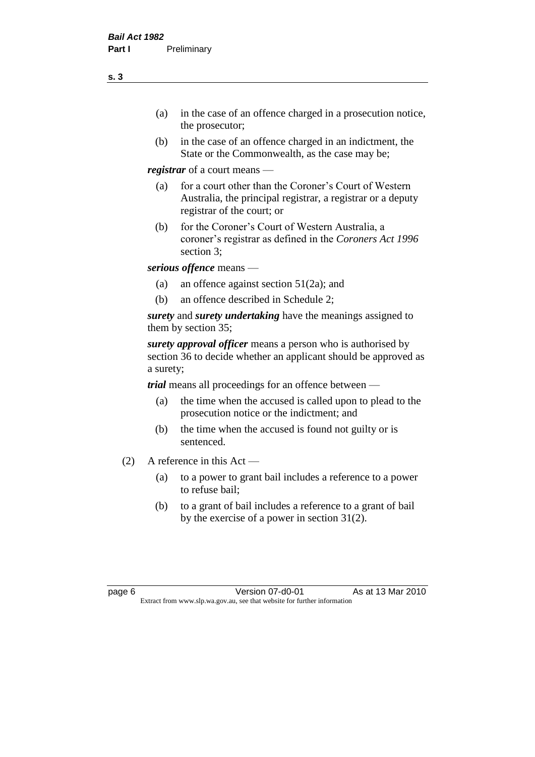(a) in the case of an offence charged in a prosecution notice, the prosecutor;

(b) in the case of an offence charged in an indictment, the State or the Commonwealth, as the case may be;

***registrar*** of a court means —

(a) for a court other than the Coroner's Court of Western Australia, the principal registrar, a registrar or a deputy registrar of the court; or

(b) for the Coroner's Court of Western Australia, a coroner's registrar as defined in the *Coroners Act 1996* section 3;

***serious offence*** means —

(a) an offence against section 51(2a); and

(b) an offence described in Schedule 2;

***surety*** and ***surety undertaking*** have the meanings assigned to them by section 35;

***surety approval officer*** means a person who is authorised by section 36 to decide whether an applicant should be approved as a surety;

***trial*** means all proceedings for an offence between —

(a) the time when the accused is called upon to plead to the prosecution notice or the indictment; and

(b) the time when the accused is found not guilty or is sentenced.

(2) A reference in this Act —

(a) to a power to grant bail includes a reference to a power to refuse bail;

(b) to a grant of bail includes a reference to a grant of bail by the exercise of a power in section 31(2).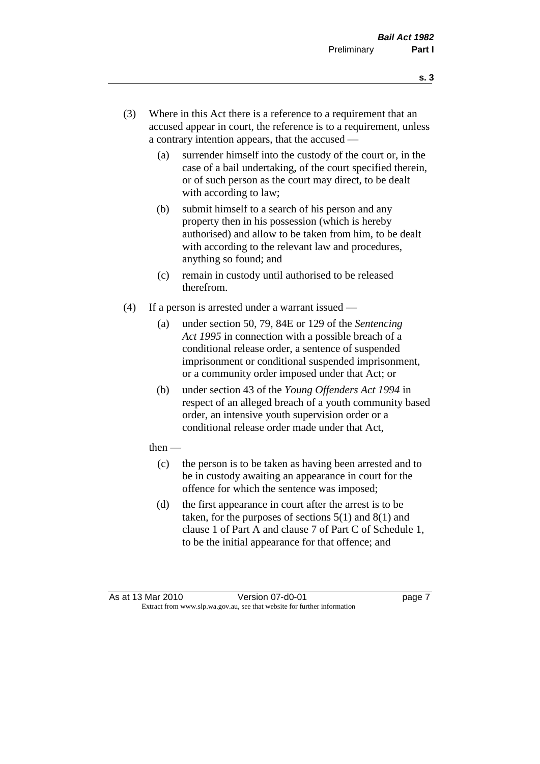(3) Where in this Act there is a reference to a requirement that an accused appear in court, the reference is to a requirement, unless a contrary intention appears, that the accused —

   (a) surrender himself into the custody of the court or, in the case of a bail undertaking, of the court specified therein, or of such person as the court may direct, to be dealt with according to law;

   (b) submit himself to a search of his person and any property then in his possession (which is hereby authorised) and allow to be taken from him, to be dealt with according to the relevant law and procedures, anything so found; and

   (c) remain in custody until authorised to be released therefrom.

(4) If a person is arrested under a warrant issued —

   (a) under section 50, 79, 84E or 129 of the *Sentencing Act 1995* in connection with a possible breach of a conditional release order, a sentence of suspended imprisonment or conditional suspended imprisonment, or a community order imposed under that Act; or

   (b) under section 43 of the *Young Offenders Act 1994* in respect of an alleged breach of a youth community based order, an intensive youth supervision order or a conditional release order made under that Act,

then —

   (c) the person is to be taken as having been arrested and to be in custody awaiting an appearance in court for the offence for which the sentence was imposed;

   (d) the first appearance in court after the arrest is to be taken, for the purposes of sections 5(1) and 8(1) and clause 1 of Part A and clause 7 of Part C of Schedule 1, to be the initial appearance for that offence; and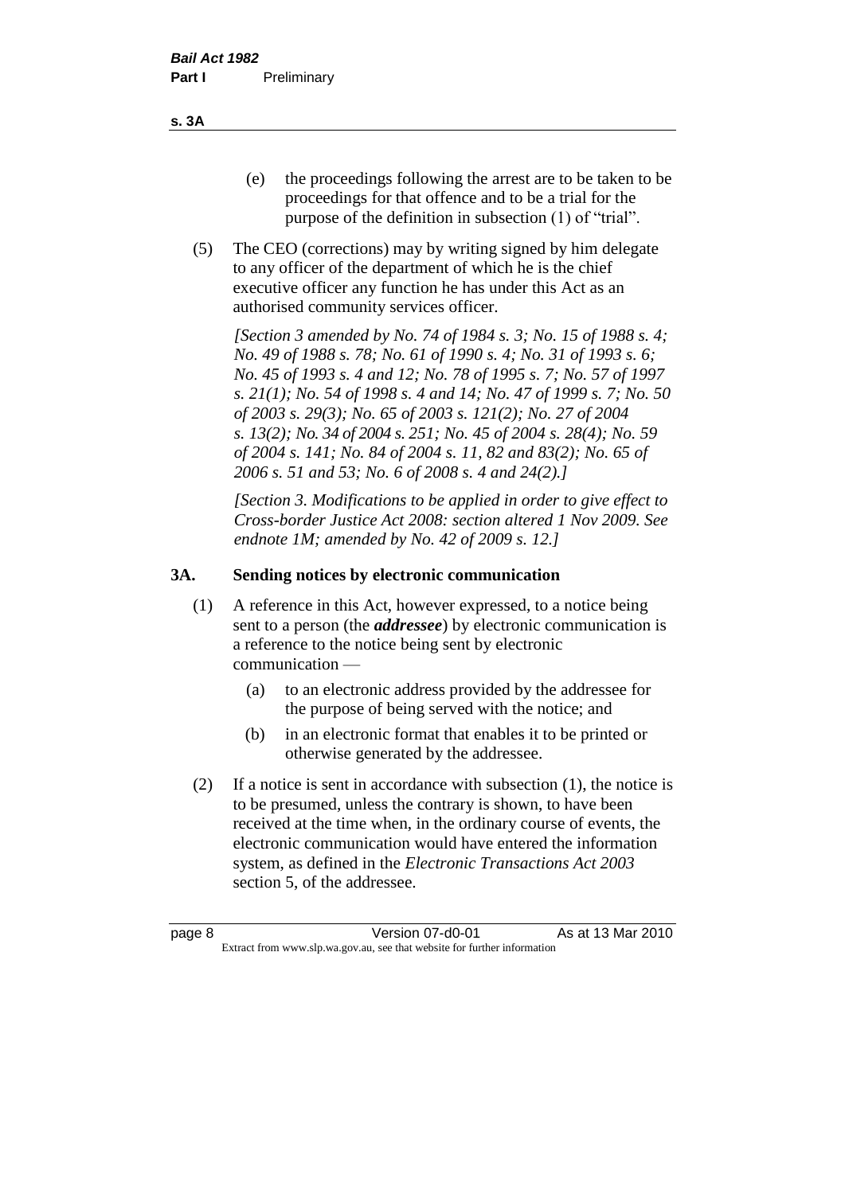(e) the proceedings following the arrest are to be taken to be proceedings for that offence and to be a trial for the purpose of the definition in subsection (1) of "trial".

(5) The CEO (corrections) may by writing signed by him delegate to any officer of the department of which he is the chief executive officer any function he has under this Act as an authorised community services officer.

*[Section 3 amended by No. 74 of 1984 s. 3; No. 15 of 1988 s. 4; No. 49 of 1988 s. 78; No. 61 of 1990 s. 4; No. 31 of 1993 s. 6; No. 45 of 1993 s. 4 and 12; No. 78 of 1995 s. 7; No. 57 of 1997 s. 21(1); No. 54 of 1998 s. 4 and 14; No. 47 of 1999 s. 7; No. 50 of 2003 s. 29(3); No. 65 of 2003 s. 121(2); No. 27 of 2004 s. 13(2); No. 34 of 2004 s. 251; No. 45 of 2004 s. 28(4); No. 59 of 2004 s. 141; No. 84 of 2004 s. 11, 82 and 83(2); No. 65 of 2006 s. 51 and 53; No. 6 of 2008 s. 4 and 24(2).]*

*[Section 3. Modifications to be applied in order to give effect to Cross-border Justice Act 2008: section altered 1 Nov 2009. See endnote 1M; amended by No. 42 of 2009 s. 12.]*

## 3A. Sending notices by electronic communication

(1) A reference in this Act, however expressed, to a notice being sent to a person (the ***addressee***) by electronic communication is a reference to the notice being sent by electronic communication —

(a) to an electronic address provided by the addressee for the purpose of being served with the notice; and

(b) in an electronic format that enables it to be printed or otherwise generated by the addressee.

(2) If a notice is sent in accordance with subsection (1), the notice is to be presumed, unless the contrary is shown, to have been received at the time when, in the ordinary course of events, the electronic communication would have entered the information system, as defined in the *Electronic Transactions Act 2003* section 5, of the addressee.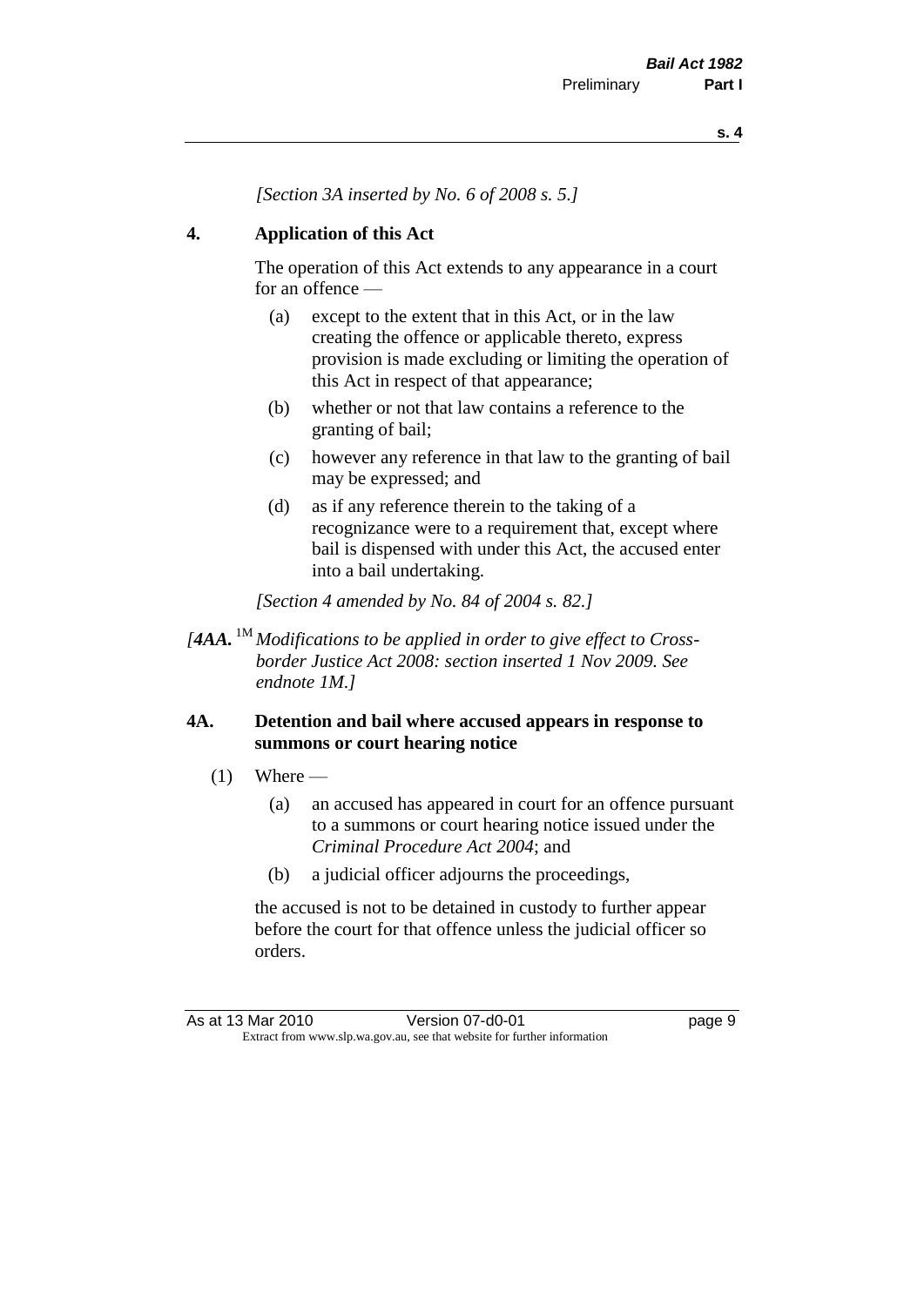*[Section 3A inserted by No. 6 of 2008 s. 5.]*

## 4. Application of this Act

The operation of this Act extends to any appearance in a court for an offence —

(a) except to the extent that in this Act, or in the law creating the offence or applicable thereto, express provision is made excluding or limiting the operation of this Act in respect of that appearance;

(b) whether or not that law contains a reference to the granting of bail;

(c) however any reference in that law to the granting of bail may be expressed; and

(d) as if any reference therein to the taking of a recognizance were to a requirement that, except where bail is dispensed with under this Act, the accused enter into a bail undertaking.

*[Section 4 amended by No. 84 of 2004 s. 82.]*

*[**4AA.** [1M] Modifications to be applied in order to give effect to Cross-border Justice Act 2008: section inserted 1 Nov 2009. See endnote 1M.]*

## 4A. Detention and bail where accused appears in response to summons or court hearing notice

(1) Where —

(a) an accused has appeared in court for an offence pursuant to a summons or court hearing notice issued under the *Criminal Procedure Act 2004*; and

(b) a judicial officer adjourns the proceedings,

the accused is not to be detained in custody to further appear before the court for that offence unless the judicial officer so orders.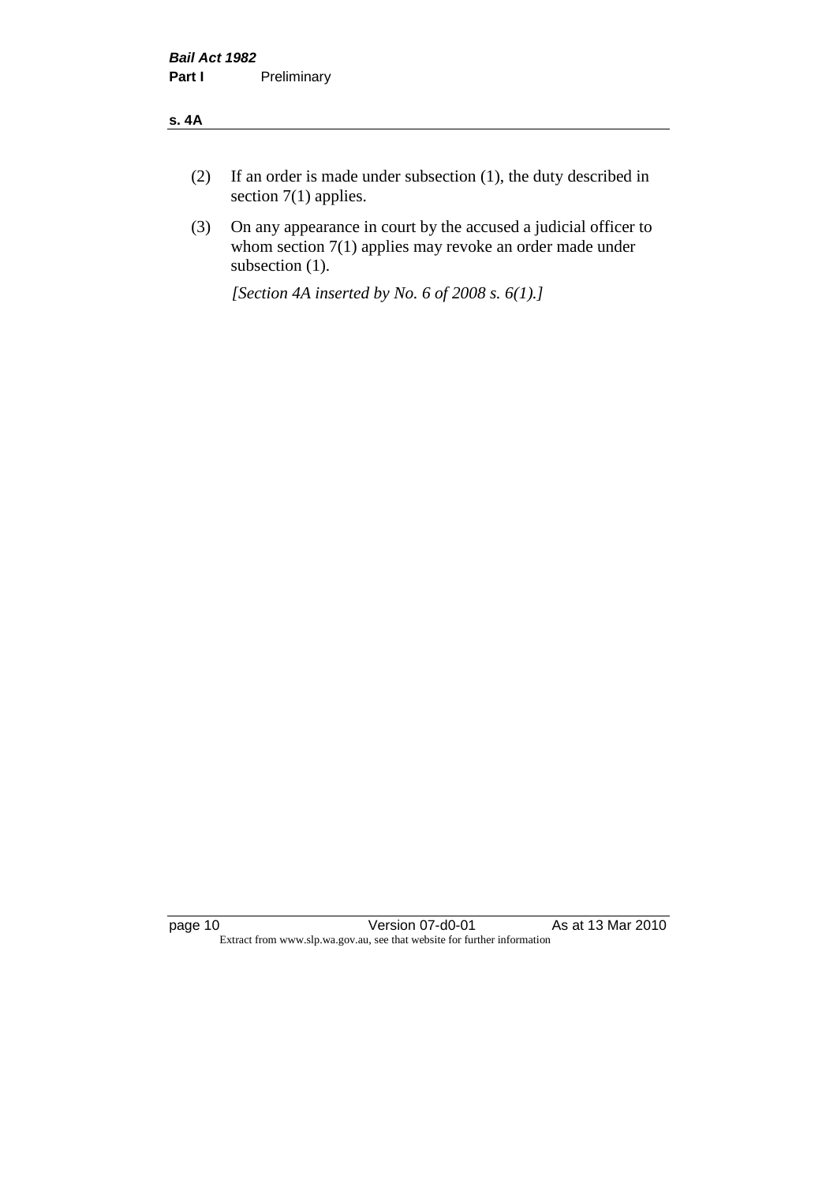(2) If an order is made under subsection (1), the duty described in section 7(1) applies.

(3) On any appearance in court by the accused a judicial officer to whom section 7(1) applies may revoke an order made under subsection (1).

*[Section 4A inserted by No. 6 of 2008 s. 6(1).]*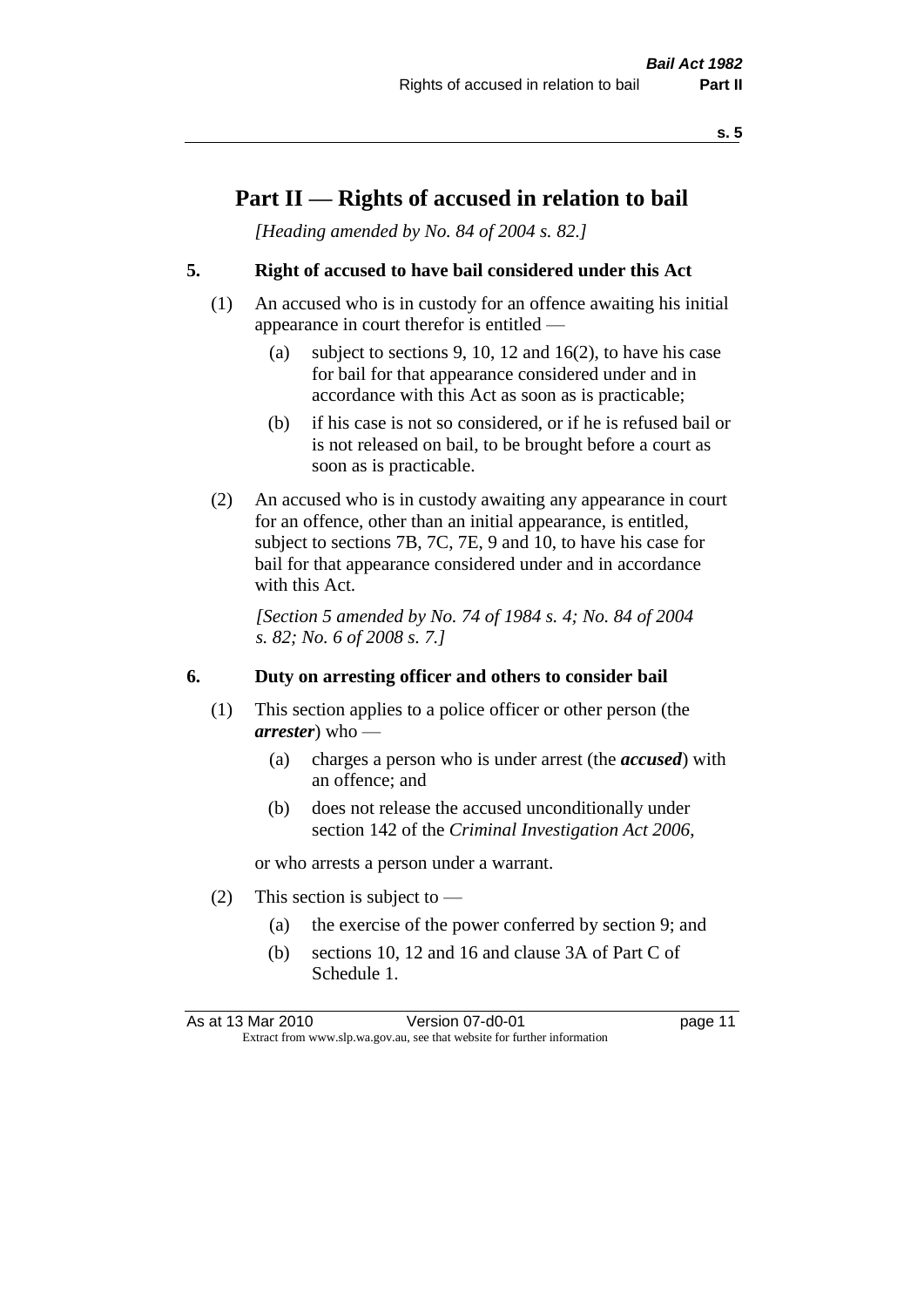# Part II — Rights of accused in relation to bail

*[Heading amended by No. 84 of 2004 s. 82.]*

## 5. Right of accused to have bail considered under this Act

(1) An accused who is in custody for an offence awaiting his initial appearance in court therefor is entitled —

- (a) subject to sections 9, 10, 12 and 16(2), to have his case for bail for that appearance considered under and in accordance with this Act as soon as is practicable;
- (b) if his case is not so considered, or if he is refused bail or is not released on bail, to be brought before a court as soon as is practicable.

(2) An accused who is in custody awaiting any appearance in court for an offence, other than an initial appearance, is entitled, subject to sections 7B, 7C, 7E, 9 and 10, to have his case for bail for that appearance considered under and in accordance with this Act.

*[Section 5 amended by No. 74 of 1984 s. 4; No. 84 of 2004 s. 82; No. 6 of 2008 s. 7.]*

## 6. Duty on arresting officer and others to consider bail

(1) This section applies to a police officer or other person (the ***arrester***) who —

- (a) charges a person who is under arrest (the ***accused***) with an offence; and
- (b) does not release the accused unconditionally under section 142 of the *Criminal Investigation Act 2006*,

or who arrests a person under a warrant.

(2) This section is subject to —

- (a) the exercise of the power conferred by section 9; and
- (b) sections 10, 12 and 16 and clause 3A of Part C of Schedule 1.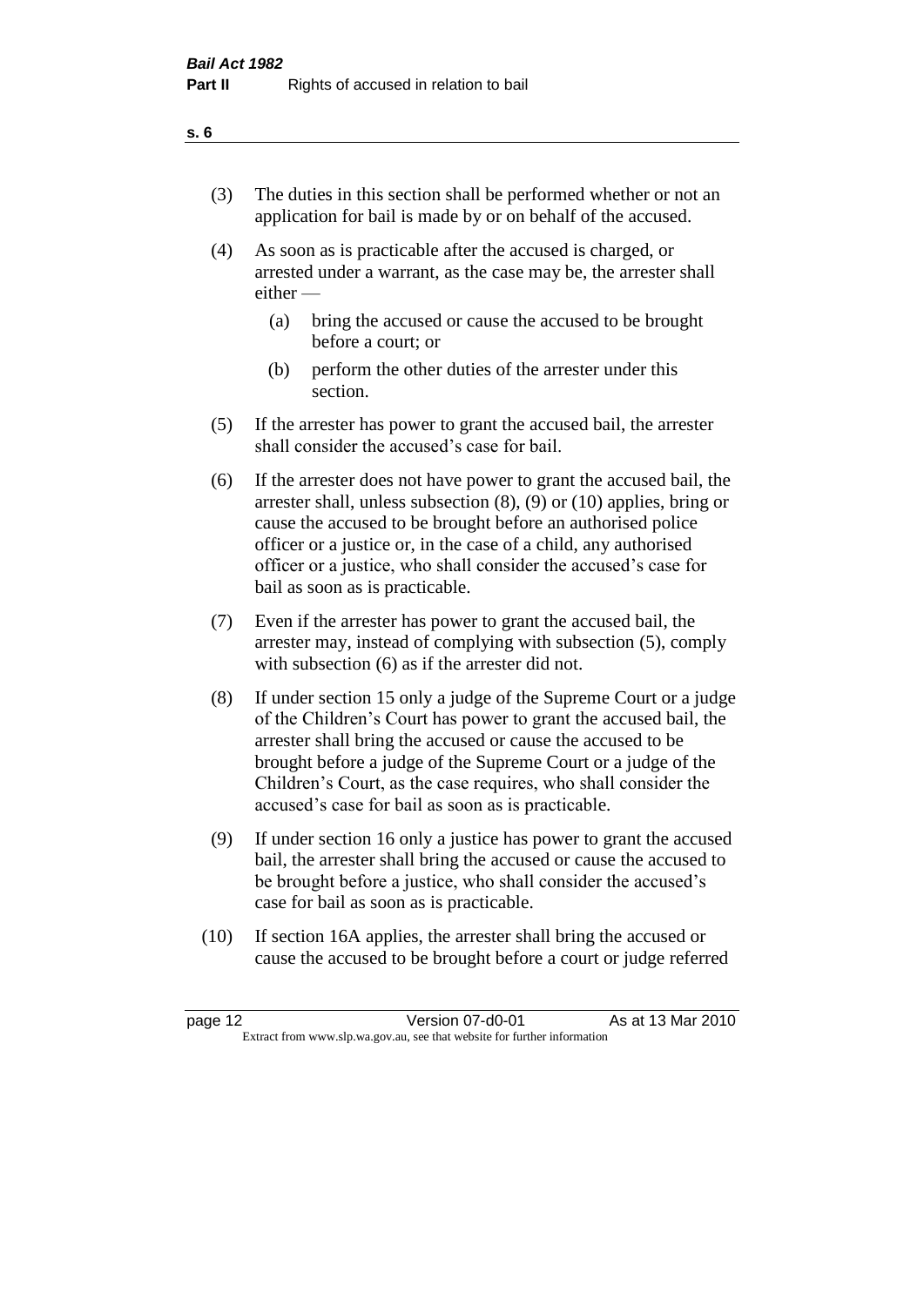(3) The duties in this section shall be performed whether or not an application for bail is made by or on behalf of the accused.

(4) As soon as is practicable after the accused is charged, or arrested under a warrant, as the case may be, the arrester shall either —

  (a) bring the accused or cause the accused to be brought before a court; or

  (b) perform the other duties of the arrester under this section.

(5) If the arrester has power to grant the accused bail, the arrester shall consider the accused's case for bail.

(6) If the arrester does not have power to grant the accused bail, the arrester shall, unless subsection (8), (9) or (10) applies, bring or cause the accused to be brought before an authorised police officer or a justice or, in the case of a child, any authorised officer or a justice, who shall consider the accused's case for bail as soon as is practicable.

(7) Even if the arrester has power to grant the accused bail, the arrester may, instead of complying with subsection (5), comply with subsection (6) as if the arrester did not.

(8) If under section 15 only a judge of the Supreme Court or a judge of the Children's Court has power to grant the accused bail, the arrester shall bring the accused or cause the accused to be brought before a judge of the Supreme Court or a judge of the Children's Court, as the case requires, who shall consider the accused's case for bail as soon as is practicable.

(9) If under section 16 only a justice has power to grant the accused bail, the arrester shall bring the accused or cause the accused to be brought before a justice, who shall consider the accused's case for bail as soon as is practicable.

(10) If section 16A applies, the arrester shall bring the accused or cause the accused to be brought before a court or judge referred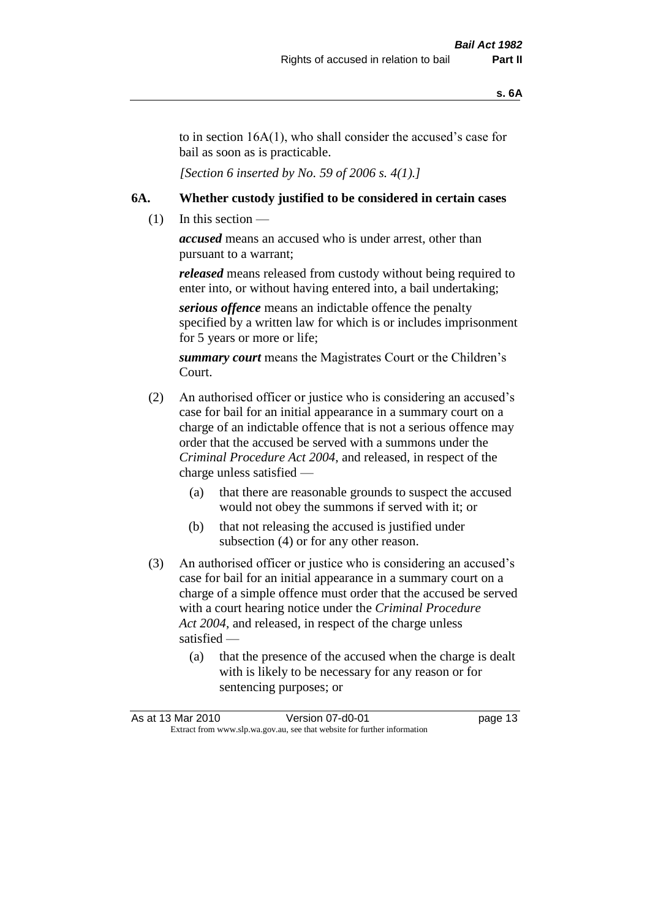to in section 16A(1), who shall consider the accused's case for bail as soon as is practicable.

*[Section 6 inserted by No. 59 of 2006 s. 4(1).]*

## 6A. Whether custody justified to be considered in certain cases

(1) In this section —

***accused*** means an accused who is under arrest, other than pursuant to a warrant;

***released*** means released from custody without being required to enter into, or without having entered into, a bail undertaking;

***serious offence*** means an indictable offence the penalty specified by a written law for which is or includes imprisonment for 5 years or more or life;

***summary court*** means the Magistrates Court or the Children's Court.

(2) An authorised officer or justice who is considering an accused's case for bail for an initial appearance in a summary court on a charge of an indictable offence that is not a serious offence may order that the accused be served with a summons under the *Criminal Procedure Act 2004*, and released, in respect of the charge unless satisfied —

  (a) that there are reasonable grounds to suspect the accused would not obey the summons if served with it; or

  (b) that not releasing the accused is justified under subsection (4) or for any other reason.

(3) An authorised officer or justice who is considering an accused's case for bail for an initial appearance in a summary court on a charge of a simple offence must order that the accused be served with a court hearing notice under the *Criminal Procedure Act 2004*, and released, in respect of the charge unless satisfied —

  (a) that the presence of the accused when the charge is dealt with is likely to be necessary for any reason or for sentencing purposes; or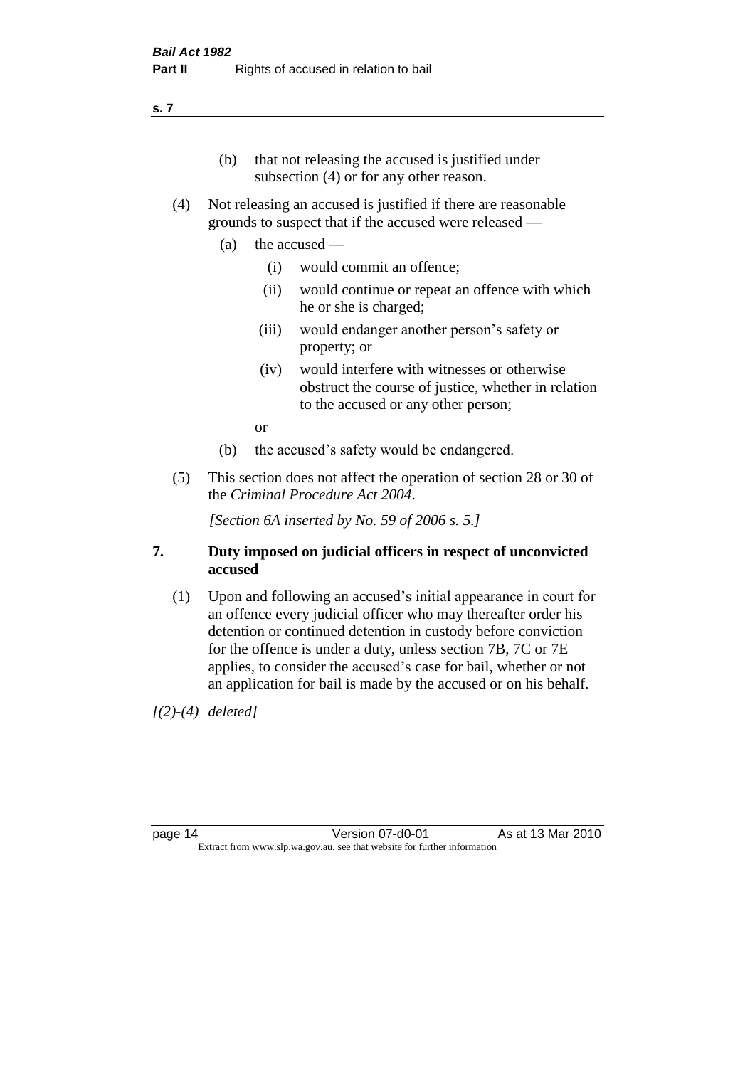(b) that not releasing the accused is justified under subsection (4) or for any other reason.

(4) Not releasing an accused is justified if there are reasonable grounds to suspect that if the accused were released —

(a) the accused —

(i) would commit an offence;

(ii) would continue or repeat an offence with which he or she is charged;

(iii) would endanger another person's safety or property; or

(iv) would interfere with witnesses or otherwise obstruct the course of justice, whether in relation to the accused or any other person;

or

(b) the accused's safety would be endangered.

(5) This section does not affect the operation of section 28 or 30 of the *Criminal Procedure Act 2004*.

*[Section 6A inserted by No. 59 of 2006 s. 5.]*

### 7. Duty imposed on judicial officers in respect of unconvicted accused

(1) Upon and following an accused's initial appearance in court for an offence every judicial officer who may thereafter order his detention or continued detention in custody before conviction for the offence is under a duty, unless section 7B, 7C or 7E applies, to consider the accused's case for bail, whether or not an application for bail is made by the accused or on his behalf.

*[(2)-(4) deleted]*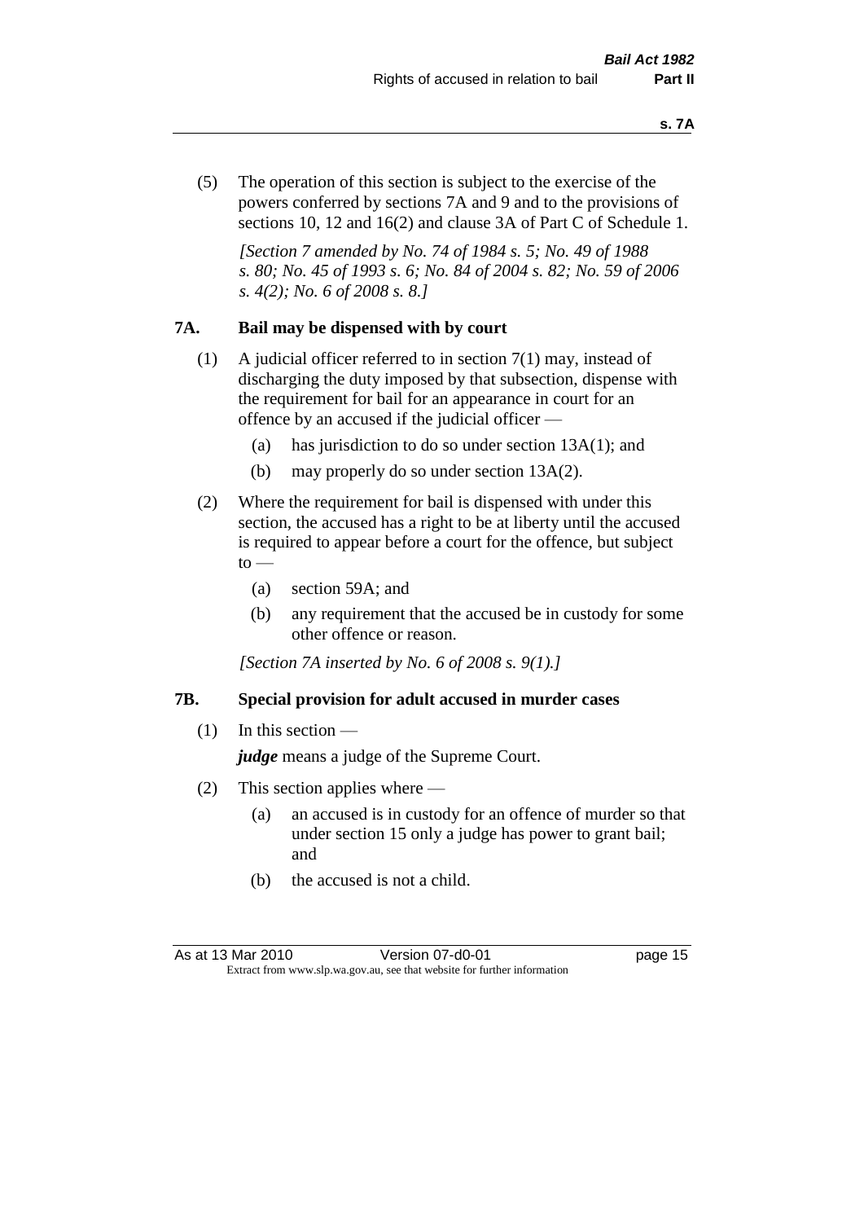(5) The operation of this section is subject to the exercise of the powers conferred by sections 7A and 9 and to the provisions of sections 10, 12 and 16(2) and clause 3A of Part C of Schedule 1.

*[Section 7 amended by No. 74 of 1984 s. 5; No. 49 of 1988 s. 80; No. 45 of 1993 s. 6; No. 84 of 2004 s. 82; No. 59 of 2006 s. 4(2); No. 6 of 2008 s. 8.]*

## 7A. Bail may be dispensed with by court

(1) A judicial officer referred to in section 7(1) may, instead of discharging the duty imposed by that subsection, dispense with the requirement for bail for an appearance in court for an offence by an accused if the judicial officer —

- (a) has jurisdiction to do so under section 13A(1); and
- (b) may properly do so under section 13A(2).

(2) Where the requirement for bail is dispensed with under this section, the accused has a right to be at liberty until the accused is required to appear before a court for the offence, but subject to —

- (a) section 59A; and
- (b) any requirement that the accused be in custody for some other offence or reason.

*[Section 7A inserted by No. 6 of 2008 s. 9(1).]*

## 7B. Special provision for adult accused in murder cases

(1) In this section —

***judge*** means a judge of the Supreme Court.

(2) This section applies where —

- (a) an accused is in custody for an offence of murder so that under section 15 only a judge has power to grant bail; and
- (b) the accused is not a child.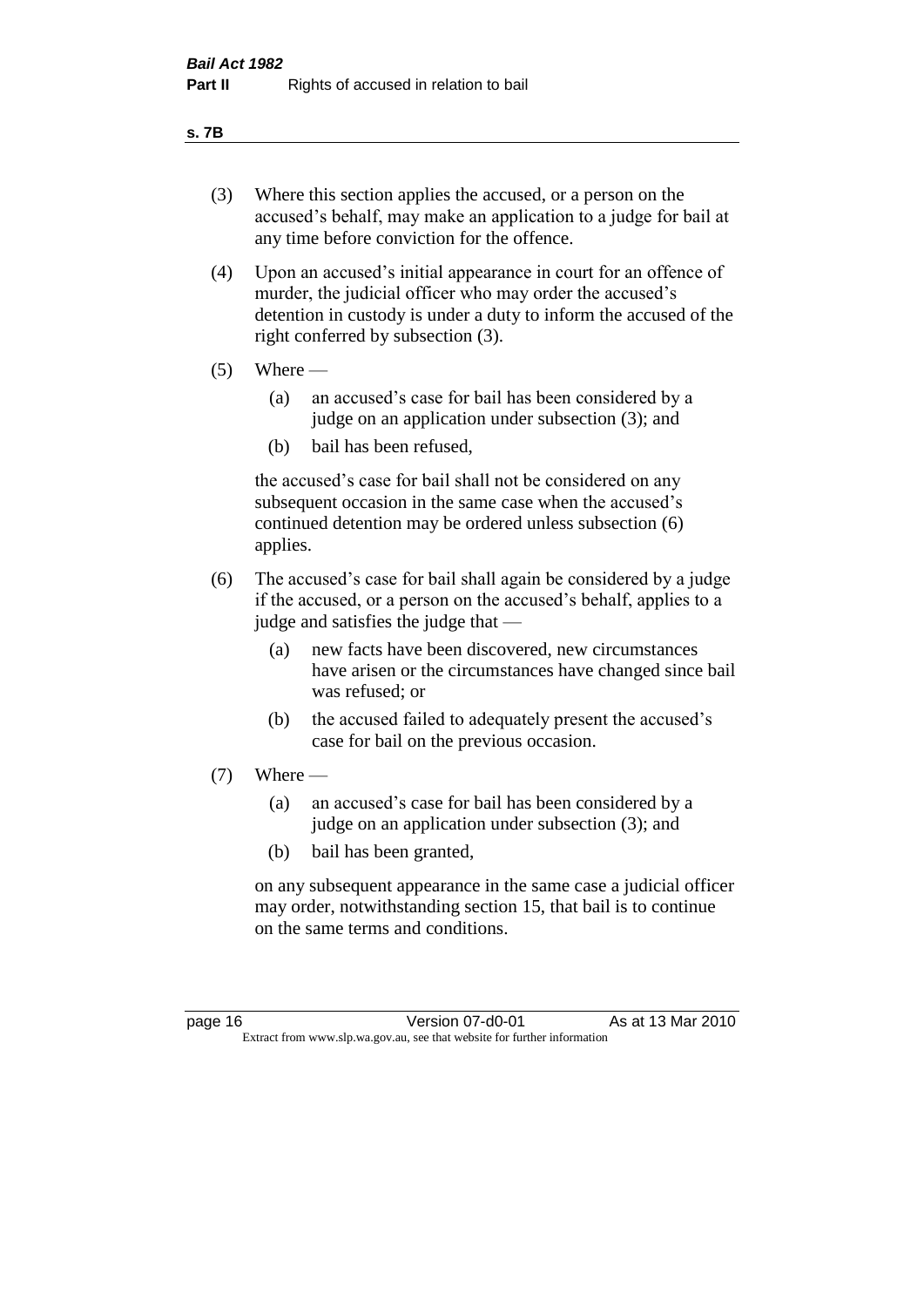(3) Where this section applies the accused, or a person on the accused's behalf, may make an application to a judge for bail at any time before conviction for the offence.

(4) Upon an accused's initial appearance in court for an offence of murder, the judicial officer who may order the accused's detention in custody is under a duty to inform the accused of the right conferred by subsection (3).

(5) Where —

    (a) an accused's case for bail has been considered by a judge on an application under subsection (3); and

    (b) bail has been refused,

    the accused's case for bail shall not be considered on any subsequent occasion in the same case when the accused's continued detention may be ordered unless subsection (6) applies.

(6) The accused's case for bail shall again be considered by a judge if the accused, or a person on the accused's behalf, applies to a judge and satisfies the judge that —

    (a) new facts have been discovered, new circumstances have arisen or the circumstances have changed since bail was refused; or

    (b) the accused failed to adequately present the accused's case for bail on the previous occasion.

(7) Where —

    (a) an accused's case for bail has been considered by a judge on an application under subsection (3); and

    (b) bail has been granted,

    on any subsequent appearance in the same case a judicial officer may order, notwithstanding section 15, that bail is to continue on the same terms and conditions.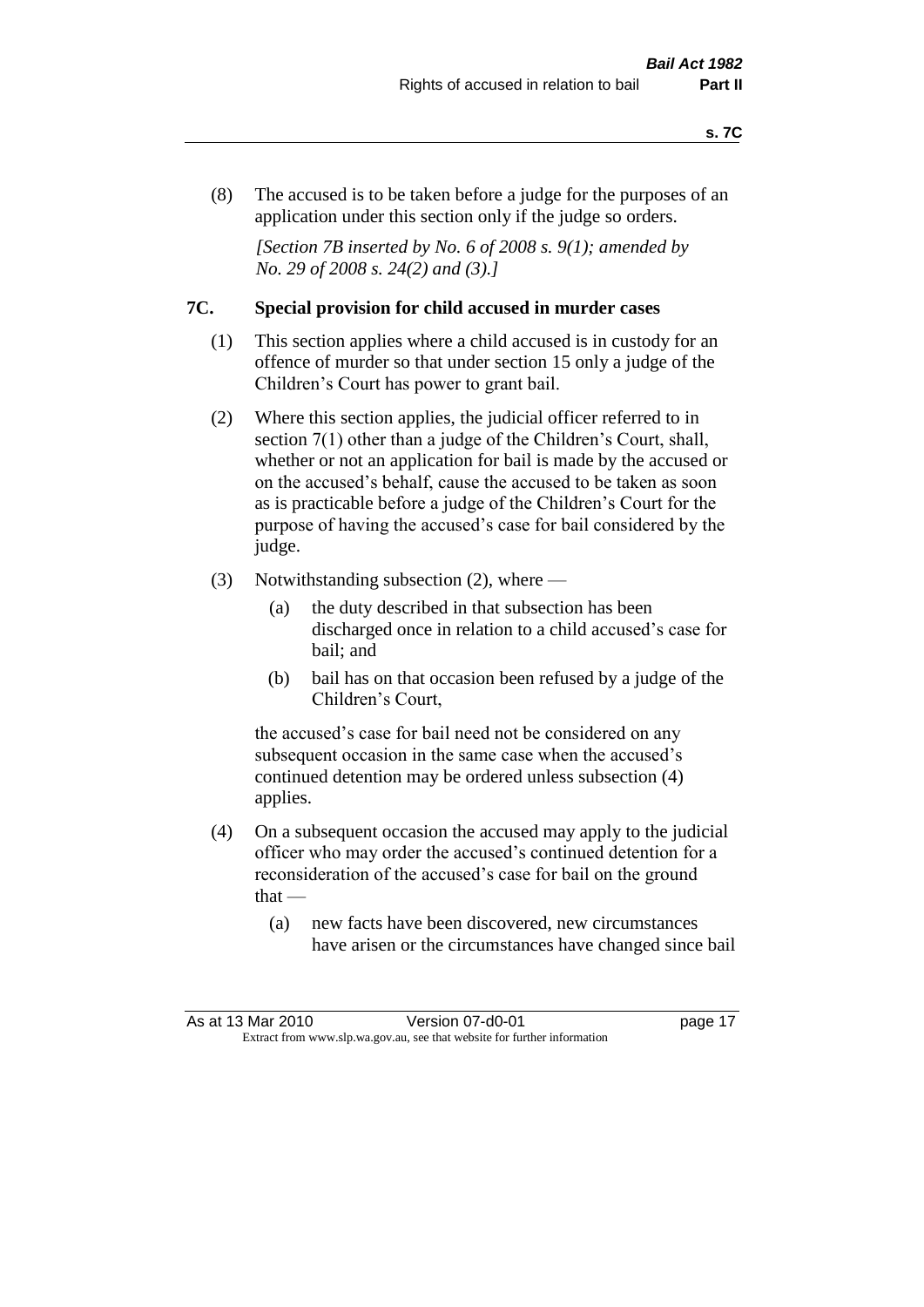(8) The accused is to be taken before a judge for the purposes of an application under this section only if the judge so orders.

*[Section 7B inserted by No. 6 of 2008 s. 9(1); amended by No. 29 of 2008 s. 24(2) and (3).]*

## 7C. Special provision for child accused in murder cases

(1) This section applies where a child accused is in custody for an offence of murder so that under section 15 only a judge of the Children's Court has power to grant bail.

(2) Where this section applies, the judicial officer referred to in section 7(1) other than a judge of the Children's Court, shall, whether or not an application for bail is made by the accused or on the accused's behalf, cause the accused to be taken as soon as is practicable before a judge of the Children's Court for the purpose of having the accused's case for bail considered by the judge.

(3) Notwithstanding subsection (2), where —

- (a) the duty described in that subsection has been discharged once in relation to a child accused's case for bail; and
- (b) bail has on that occasion been refused by a judge of the Children's Court,

the accused's case for bail need not be considered on any subsequent occasion in the same case when the accused's continued detention may be ordered unless subsection (4) applies.

(4) On a subsequent occasion the accused may apply to the judicial officer who may order the accused's continued detention for a reconsideration of the accused's case for bail on the ground that —

- (a) new facts have been discovered, new circumstances have arisen or the circumstances have changed since bail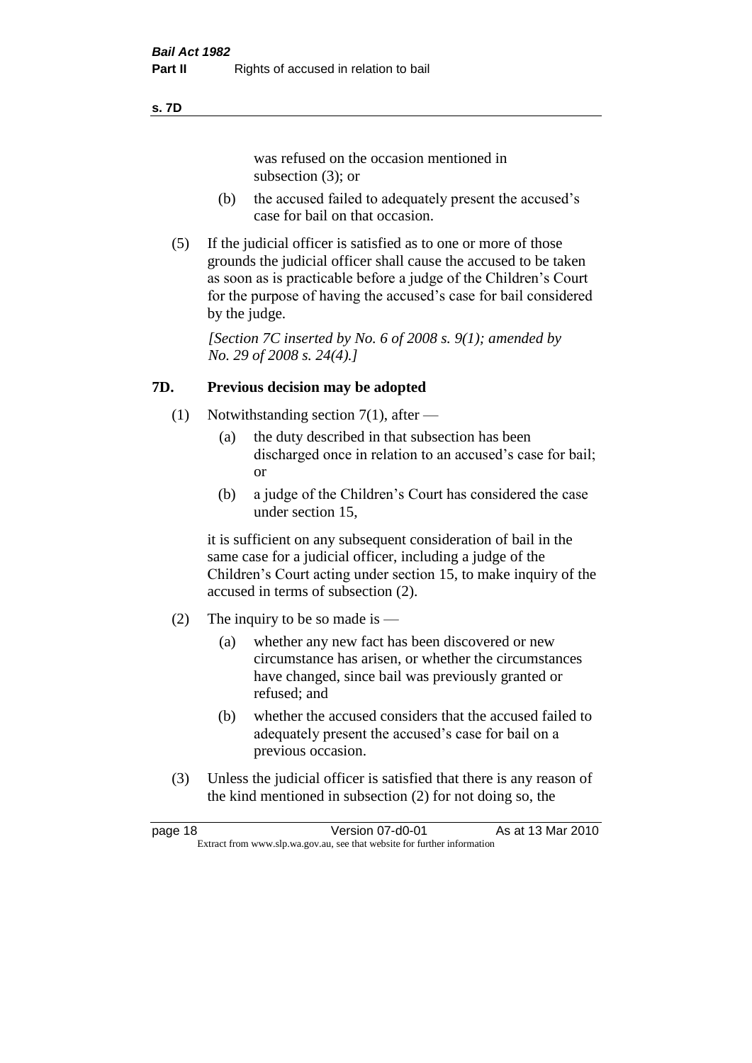was refused on the occasion mentioned in subsection (3); or

(b) the accused failed to adequately present the accused's case for bail on that occasion.

(5) If the judicial officer is satisfied as to one or more of those grounds the judicial officer shall cause the accused to be taken as soon as is practicable before a judge of the Children's Court for the purpose of having the accused's case for bail considered by the judge.

*[Section 7C inserted by No. 6 of 2008 s. 9(1); amended by No. 29 of 2008 s. 24(4).]*

## 7D. Previous decision may be adopted

(1) Notwithstanding section 7(1), after —

(a) the duty described in that subsection has been discharged once in relation to an accused's case for bail; or

(b) a judge of the Children's Court has considered the case under section 15,

it is sufficient on any subsequent consideration of bail in the same case for a judicial officer, including a judge of the Children's Court acting under section 15, to make inquiry of the accused in terms of subsection (2).

(2) The inquiry to be so made is —

(a) whether any new fact has been discovered or new circumstance has arisen, or whether the circumstances have changed, since bail was previously granted or refused; and

(b) whether the accused considers that the accused failed to adequately present the accused's case for bail on a previous occasion.

(3) Unless the judicial officer is satisfied that there is any reason of the kind mentioned in subsection (2) for not doing so, the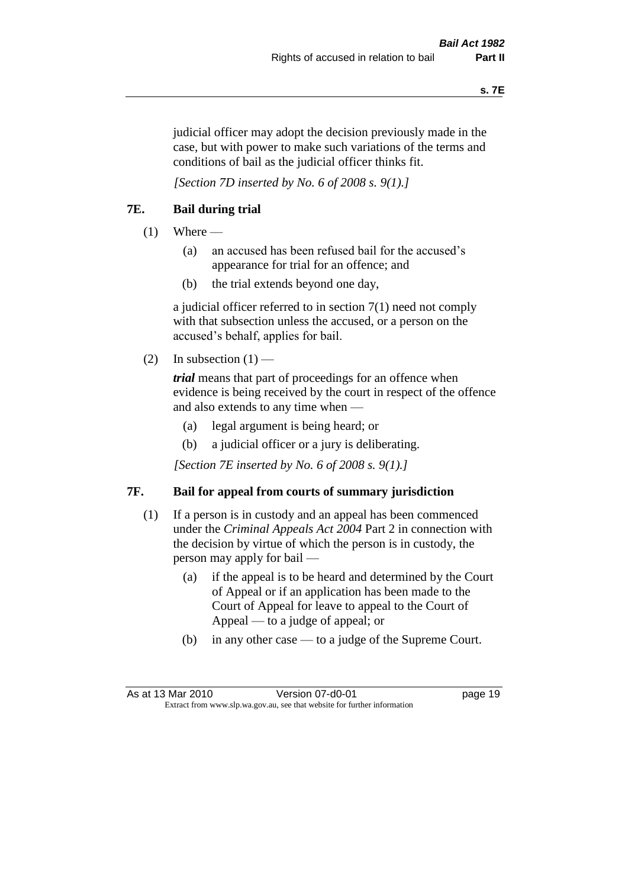judicial officer may adopt the decision previously made in the case, but with power to make such variations of the terms and conditions of bail as the judicial officer thinks fit.

*[Section 7D inserted by No. 6 of 2008 s. 9(1).]*

### 7E. Bail during trial

(1) Where —

  (a) an accused has been refused bail for the accused's appearance for trial for an offence; and

  (b) the trial extends beyond one day,

a judicial officer referred to in section 7(1) need not comply with that subsection unless the accused, or a person on the accused's behalf, applies for bail.

(2) In subsection (1) —

***trial*** means that part of proceedings for an offence when evidence is being received by the court in respect of the offence and also extends to any time when —

  (a) legal argument is being heard; or

  (b) a judicial officer or a jury is deliberating.

*[Section 7E inserted by No. 6 of 2008 s. 9(1).]*

### 7F. Bail for appeal from courts of summary jurisdiction

(1) If a person is in custody and an appeal has been commenced under the *Criminal Appeals Act 2004* Part 2 in connection with the decision by virtue of which the person is in custody, the person may apply for bail —

  (a) if the appeal is to be heard and determined by the Court of Appeal or if an application has been made to the Court of Appeal for leave to appeal to the Court of Appeal — to a judge of appeal; or

  (b) in any other case — to a judge of the Supreme Court.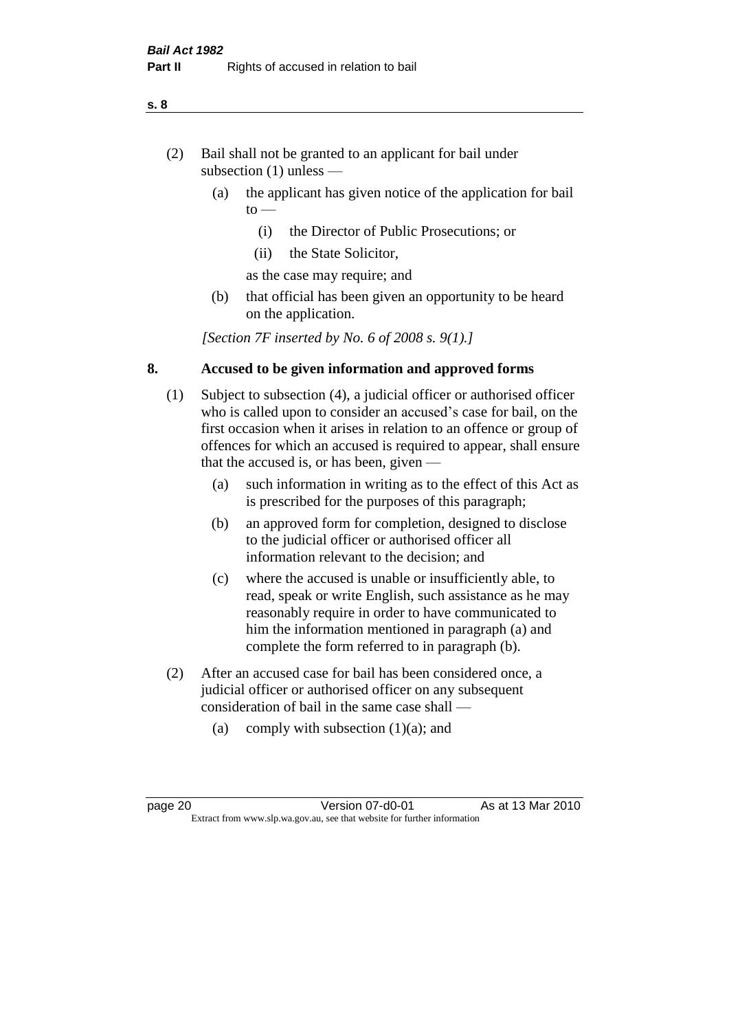(2) Bail shall not be granted to an applicant for bail under subsection (1) unless —

   (a) the applicant has given notice of the application for bail to —

      (i) the Director of Public Prosecutions; or

      (ii) the State Solicitor,

   as the case may require; and

   (b) that official has been given an opportunity to be heard on the application.

*[Section 7F inserted by No. 6 of 2008 s. 9(1).]*

## 8. Accused to be given information and approved forms

(1) Subject to subsection (4), a judicial officer or authorised officer who is called upon to consider an accused's case for bail, on the first occasion when it arises in relation to an offence or group of offences for which an accused is required to appear, shall ensure that the accused is, or has been, given —

   (a) such information in writing as to the effect of this Act as is prescribed for the purposes of this paragraph;

   (b) an approved form for completion, designed to disclose to the judicial officer or authorised officer all information relevant to the decision; and

   (c) where the accused is unable or insufficiently able, to read, speak or write English, such assistance as he may reasonably require in order to have communicated to him the information mentioned in paragraph (a) and complete the form referred to in paragraph (b).

(2) After an accused case for bail has been considered once, a judicial officer or authorised officer on any subsequent consideration of bail in the same case shall —

   (a) comply with subsection (1)(a); and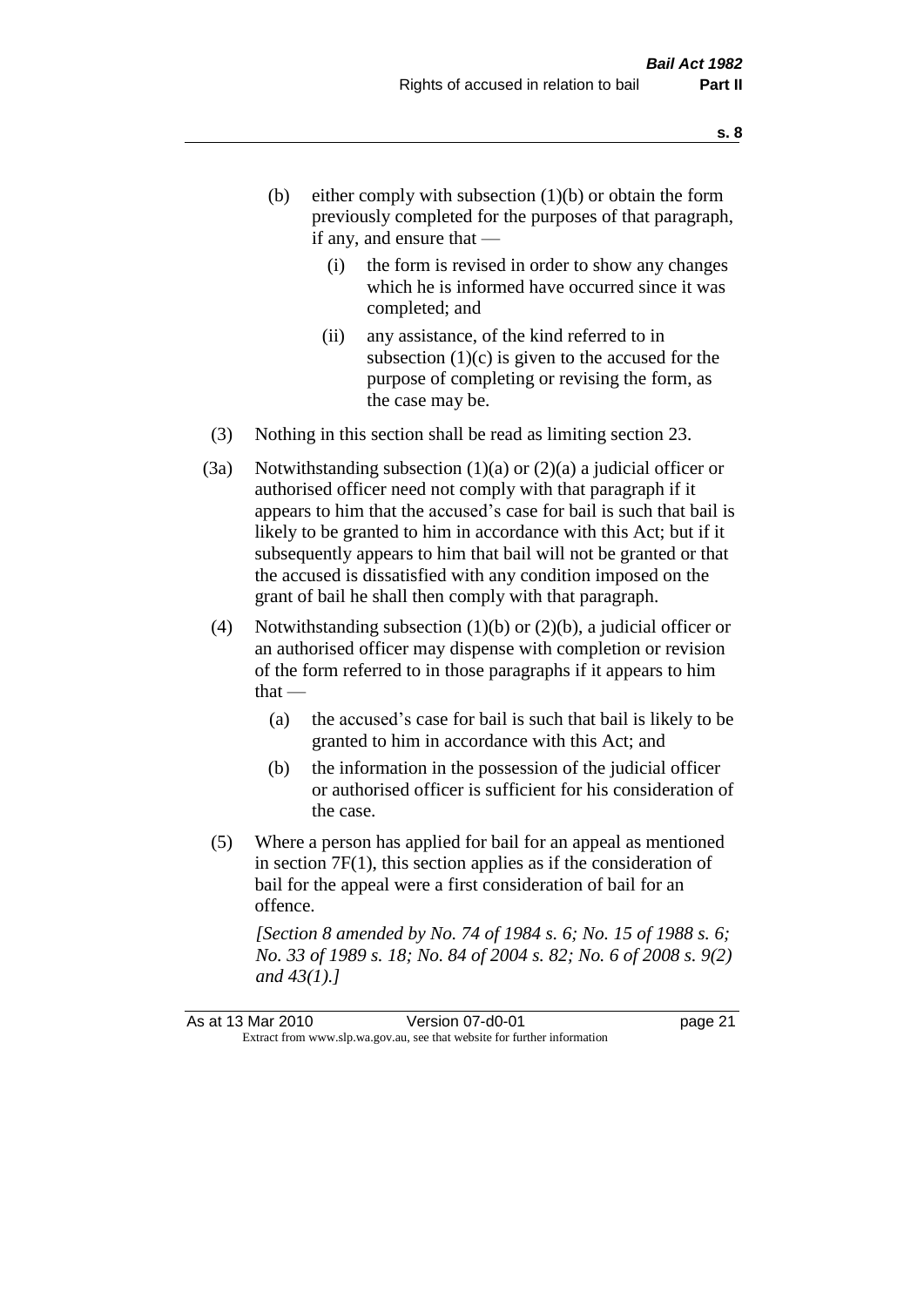- (b) either comply with subsection (1)(b) or obtain the form previously completed for the purposes of that paragraph, if any, and ensure that —
  - (i) the form is revised in order to show any changes which he is informed have occurred since it was completed; and
  - (ii) any assistance, of the kind referred to in subsection (1)(c) is given to the accused for the purpose of completing or revising the form, as the case may be.

(3) Nothing in this section shall be read as limiting section 23.

(3a) Notwithstanding subsection (1)(a) or (2)(a) a judicial officer or authorised officer need not comply with that paragraph if it appears to him that the accused's case for bail is such that bail is likely to be granted to him in accordance with this Act; but if it subsequently appears to him that bail will not be granted or that the accused is dissatisfied with any condition imposed on the grant of bail he shall then comply with that paragraph.

(4) Notwithstanding subsection (1)(b) or (2)(b), a judicial officer or an authorised officer may dispense with completion or revision of the form referred to in those paragraphs if it appears to him that —

- (a) the accused's case for bail is such that bail is likely to be granted to him in accordance with this Act; and
- (b) the information in the possession of the judicial officer or authorised officer is sufficient for his consideration of the case.

(5) Where a person has applied for bail for an appeal as mentioned in section 7F(1), this section applies as if the consideration of bail for the appeal were a first consideration of bail for an offence.

*[Section 8 amended by No. 74 of 1984 s. 6; No. 15 of 1988 s. 6; No. 33 of 1989 s. 18; No. 84 of 2004 s. 82; No. 6 of 2008 s. 9(2) and 43(1).]*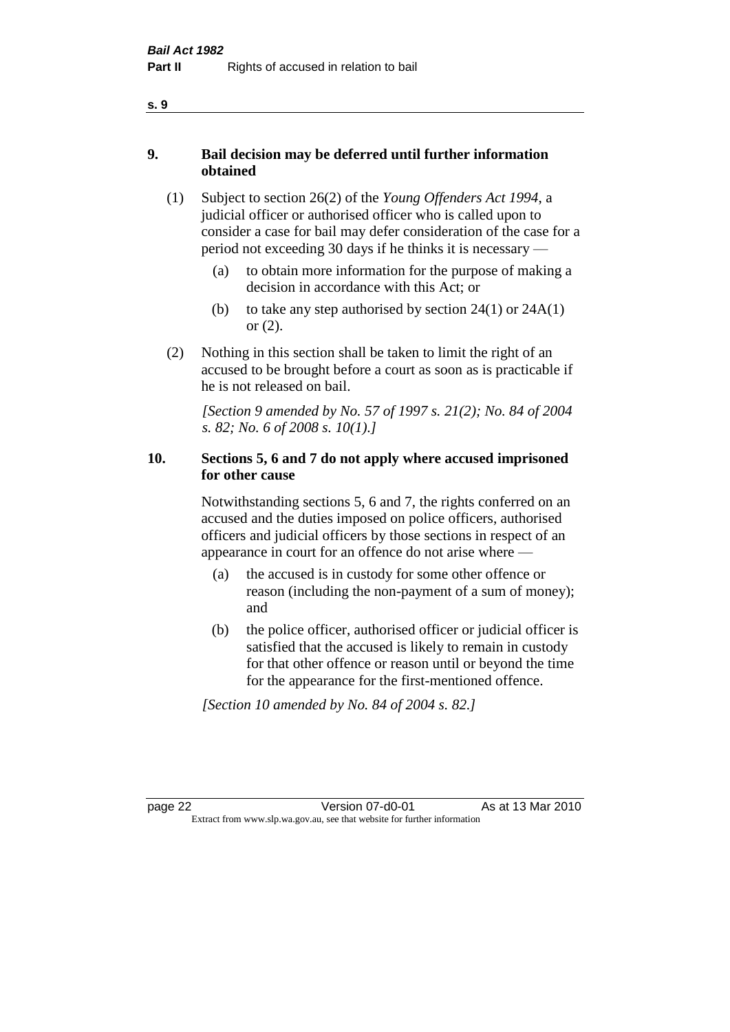## 9. Bail decision may be deferred until further information obtained

(1) Subject to section 26(2) of the *Young Offenders Act 1994*, a judicial officer or authorised officer who is called upon to consider a case for bail may defer consideration of the case for a period not exceeding 30 days if he thinks it is necessary —

(a) to obtain more information for the purpose of making a decision in accordance with this Act; or

(b) to take any step authorised by section 24(1) or 24A(1) or (2).

(2) Nothing in this section shall be taken to limit the right of an accused to be brought before a court as soon as is practicable if he is not released on bail.

*[Section 9 amended by No. 57 of 1997 s. 21(2); No. 84 of 2004 s. 82; No. 6 of 2008 s. 10(1).]*

## 10. Sections 5, 6 and 7 do not apply where accused imprisoned for other cause

Notwithstanding sections 5, 6 and 7, the rights conferred on an accused and the duties imposed on police officers, authorised officers and judicial officers by those sections in respect of an appearance in court for an offence do not arise where —

(a) the accused is in custody for some other offence or reason (including the non-payment of a sum of money); and

(b) the police officer, authorised officer or judicial officer is satisfied that the accused is likely to remain in custody for that other offence or reason until or beyond the time for the appearance for the first-mentioned offence.

*[Section 10 amended by No. 84 of 2004 s. 82.]*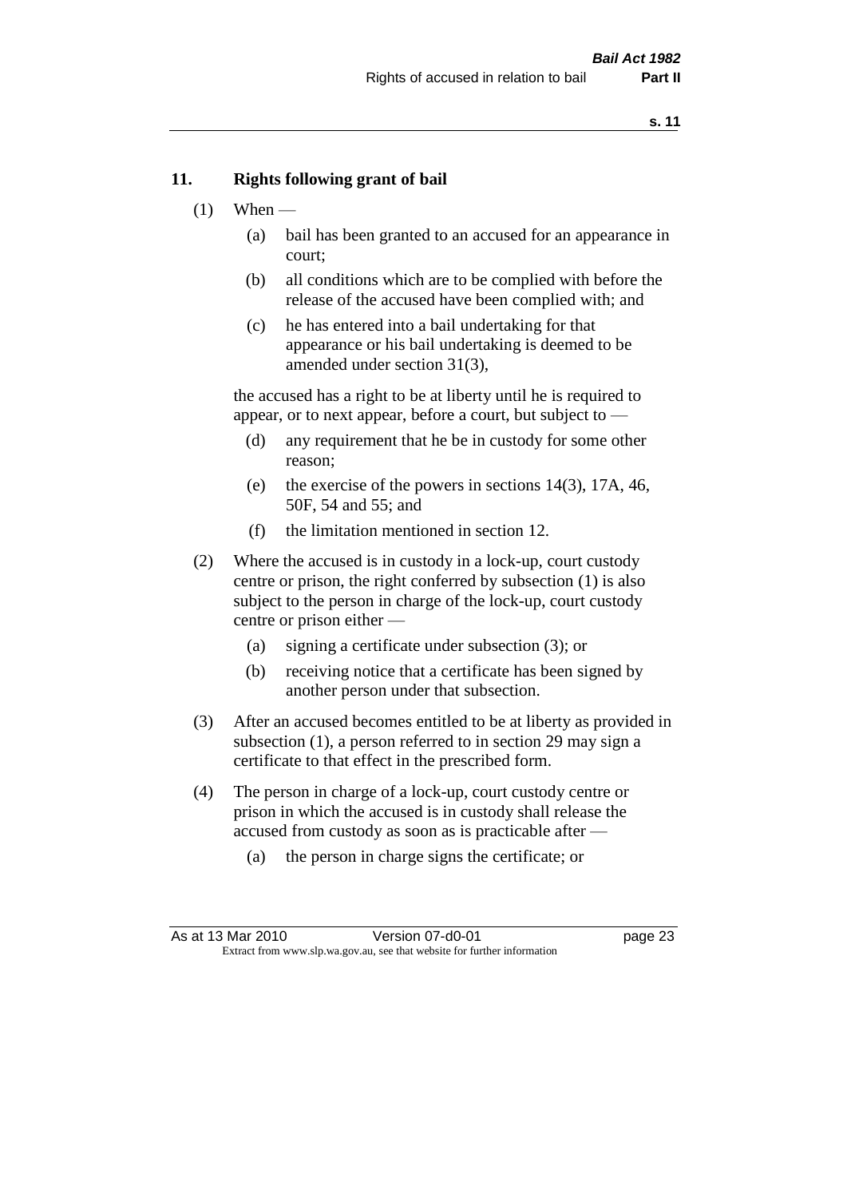## 11. Rights following grant of bail

(1) When —

  (a) bail has been granted to an accused for an appearance in court;

  (b) all conditions which are to be complied with before the release of the accused have been complied with; and

  (c) he has entered into a bail undertaking for that appearance or his bail undertaking is deemed to be amended under section 31(3),

  the accused has a right to be at liberty until he is required to appear, or to next appear, before a court, but subject to —

  (d) any requirement that he be in custody for some other reason;

  (e) the exercise of the powers in sections 14(3), 17A, 46, 50F, 54 and 55; and

  (f) the limitation mentioned in section 12.

(2) Where the accused is in custody in a lock-up, court custody centre or prison, the right conferred by subsection (1) is also subject to the person in charge of the lock-up, court custody centre or prison either —

  (a) signing a certificate under subsection (3); or

  (b) receiving notice that a certificate has been signed by another person under that subsection.

(3) After an accused becomes entitled to be at liberty as provided in subsection (1), a person referred to in section 29 may sign a certificate to that effect in the prescribed form.

(4) The person in charge of a lock-up, court custody centre or prison in which the accused is in custody shall release the accused from custody as soon as is practicable after —

  (a) the person in charge signs the certificate; or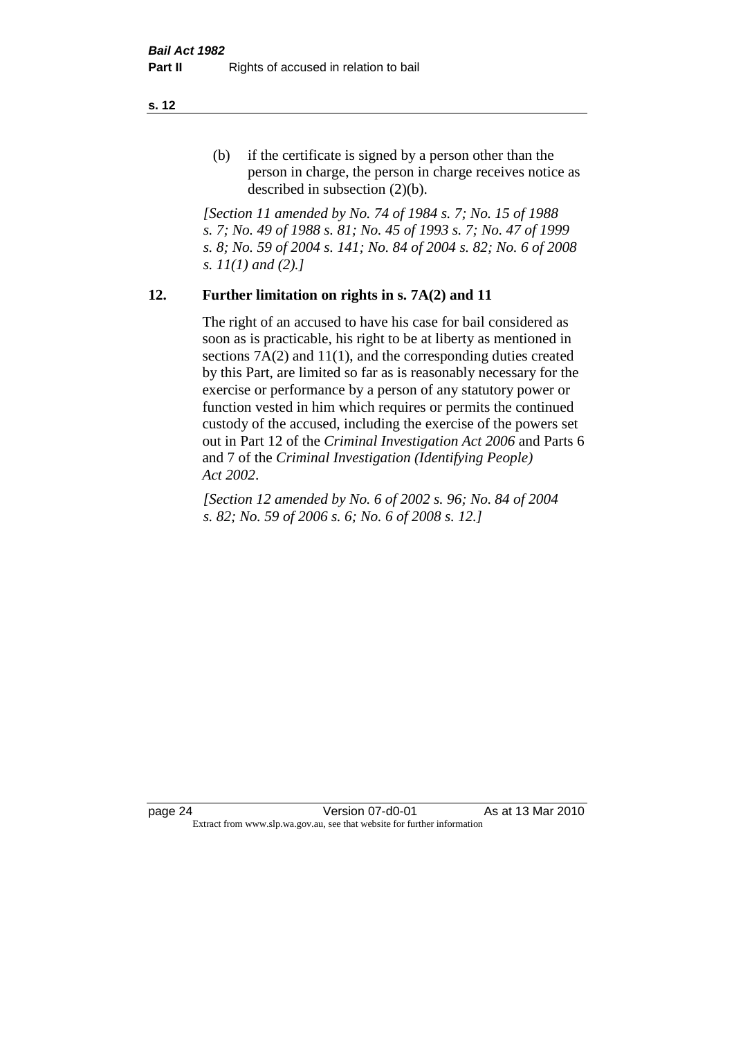(b) if the certificate is signed by a person other than the person in charge, the person in charge receives notice as described in subsection (2)(b).

*[Section 11 amended by No. 74 of 1984 s. 7; No. 15 of 1988 s. 7; No. 49 of 1988 s. 81; No. 45 of 1993 s. 7; No. 47 of 1999 s. 8; No. 59 of 2004 s. 141; No. 84 of 2004 s. 82; No. 6 of 2008 s. 11(1) and (2).]*

## 12. Further limitation on rights in s. 7A(2) and 11

The right of an accused to have his case for bail considered as soon as is practicable, his right to be at liberty as mentioned in sections 7A(2) and 11(1), and the corresponding duties created by this Part, are limited so far as is reasonably necessary for the exercise or performance by a person of any statutory power or function vested in him which requires or permits the continued custody of the accused, including the exercise of the powers set out in Part 12 of the *Criminal Investigation Act 2006* and Parts 6 and 7 of the *Criminal Investigation (Identifying People) Act 2002*.

*[Section 12 amended by No. 6 of 2002 s. 96; No. 84 of 2004 s. 82; No. 59 of 2006 s. 6; No. 6 of 2008 s. 12.]*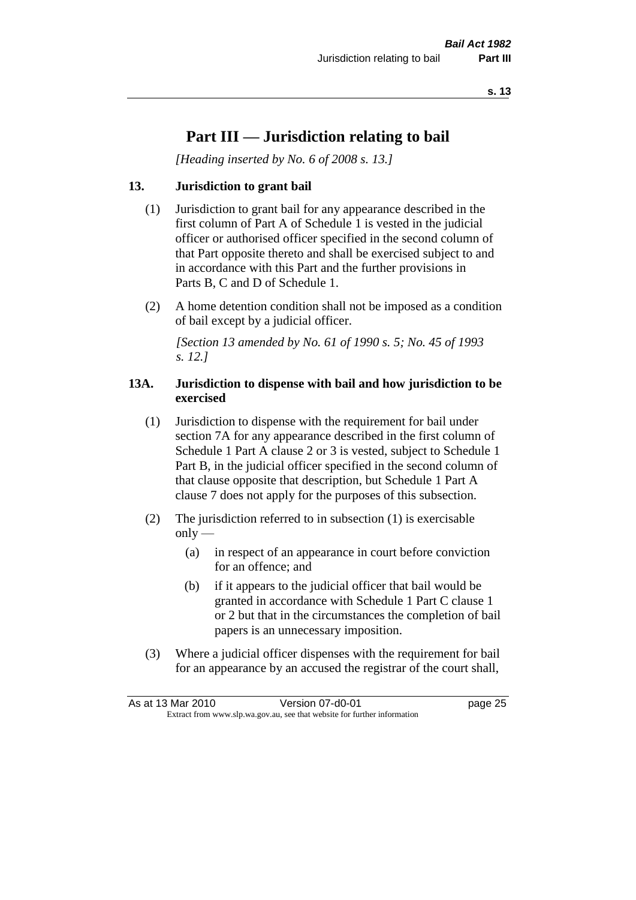# Part III — Jurisdiction relating to bail

*[Heading inserted by No. 6 of 2008 s. 13.]*

### 13. Jurisdiction to grant bail

(1) Jurisdiction to grant bail for any appearance described in the first column of Part A of Schedule 1 is vested in the judicial officer or authorised officer specified in the second column of that Part opposite thereto and shall be exercised subject to and in accordance with this Part and the further provisions in Parts B, C and D of Schedule 1.

(2) A home detention condition shall not be imposed as a condition of bail except by a judicial officer.

*[Section 13 amended by No. 61 of 1990 s. 5; No. 45 of 1993 s. 12.]*

### 13A. Jurisdiction to dispense with bail and how jurisdiction to be exercised

(1) Jurisdiction to dispense with the requirement for bail under section 7A for any appearance described in the first column of Schedule 1 Part A clause 2 or 3 is vested, subject to Schedule 1 Part B, in the judicial officer specified in the second column of that clause opposite that description, but Schedule 1 Part A clause 7 does not apply for the purposes of this subsection.

(2) The jurisdiction referred to in subsection (1) is exercisable only —

- (a) in respect of an appearance in court before conviction for an offence; and
- (b) if it appears to the judicial officer that bail would be granted in accordance with Schedule 1 Part C clause 1 or 2 but that in the circumstances the completion of bail papers is an unnecessary imposition.

(3) Where a judicial officer dispenses with the requirement for bail for an appearance by an accused the registrar of the court shall,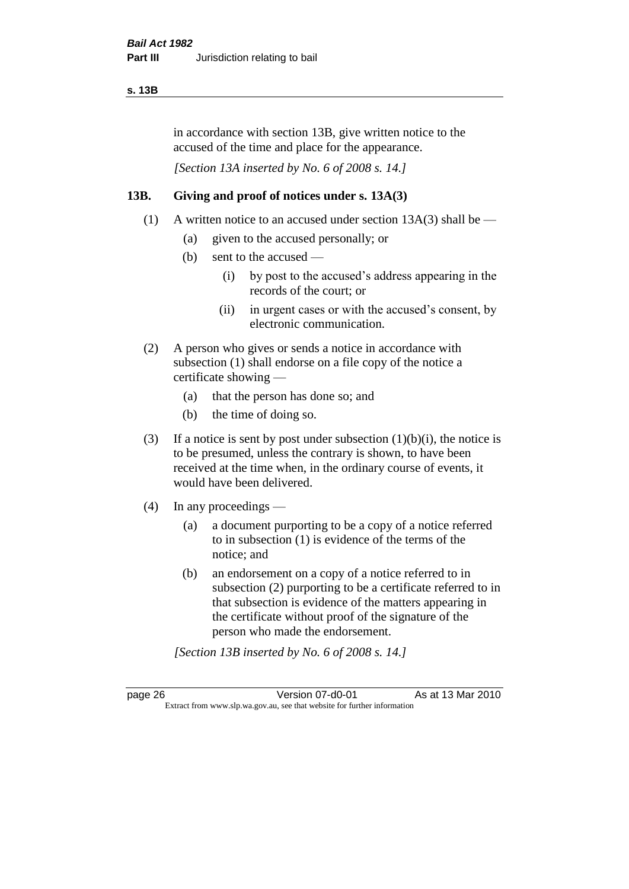in accordance with section 13B, give written notice to the accused of the time and place for the appearance.

*[Section 13A inserted by No. 6 of 2008 s. 14.]*

## 13B. Giving and proof of notices under s. 13A(3)

(1) A written notice to an accused under section 13A(3) shall be —

- (a) given to the accused personally; or
- (b) sent to the accused —
  - (i) by post to the accused's address appearing in the records of the court; or
  - (ii) in urgent cases or with the accused's consent, by electronic communication.

(2) A person who gives or sends a notice in accordance with subsection (1) shall endorse on a file copy of the notice a certificate showing —

- (a) that the person has done so; and
- (b) the time of doing so.

(3) If a notice is sent by post under subsection (1)(b)(i), the notice is to be presumed, unless the contrary is shown, to have been received at the time when, in the ordinary course of events, it would have been delivered.

(4) In any proceedings —

- (a) a document purporting to be a copy of a notice referred to in subsection (1) is evidence of the terms of the notice; and
- (b) an endorsement on a copy of a notice referred to in subsection (2) purporting to be a certificate referred to in that subsection is evidence of the matters appearing in the certificate without proof of the signature of the person who made the endorsement.

*[Section 13B inserted by No. 6 of 2008 s. 14.]*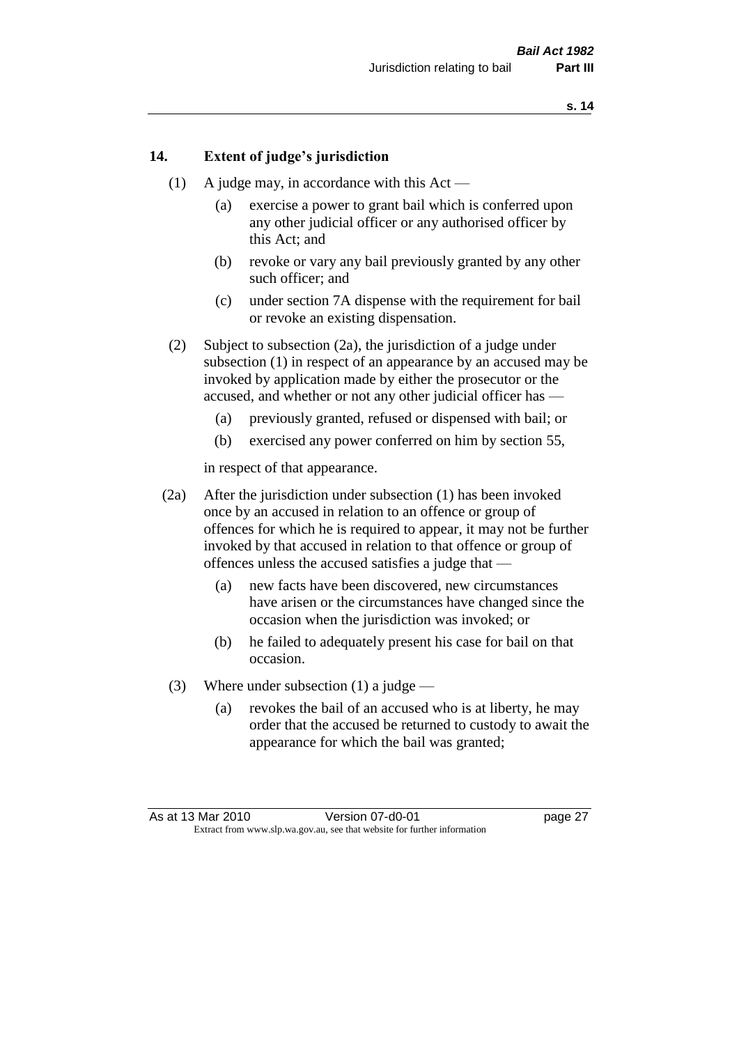## 14. Extent of judge's jurisdiction

(1) A judge may, in accordance with this Act —

(a) exercise a power to grant bail which is conferred upon any other judicial officer or any authorised officer by this Act; and

(b) revoke or vary any bail previously granted by any other such officer; and

(c) under section 7A dispense with the requirement for bail or revoke an existing dispensation.

(2) Subject to subsection (2a), the jurisdiction of a judge under subsection (1) in respect of an appearance by an accused may be invoked by application made by either the prosecutor or the accused, and whether or not any other judicial officer has —

(a) previously granted, refused or dispensed with bail; or

(b) exercised any power conferred on him by section 55,

in respect of that appearance.

(2a) After the jurisdiction under subsection (1) has been invoked once by an accused in relation to an offence or group of offences for which he is required to appear, it may not be further invoked by that accused in relation to that offence or group of offences unless the accused satisfies a judge that —

(a) new facts have been discovered, new circumstances have arisen or the circumstances have changed since the occasion when the jurisdiction was invoked; or

(b) he failed to adequately present his case for bail on that occasion.

(3) Where under subsection (1) a judge —

(a) revokes the bail of an accused who is at liberty, he may order that the accused be returned to custody to await the appearance for which the bail was granted;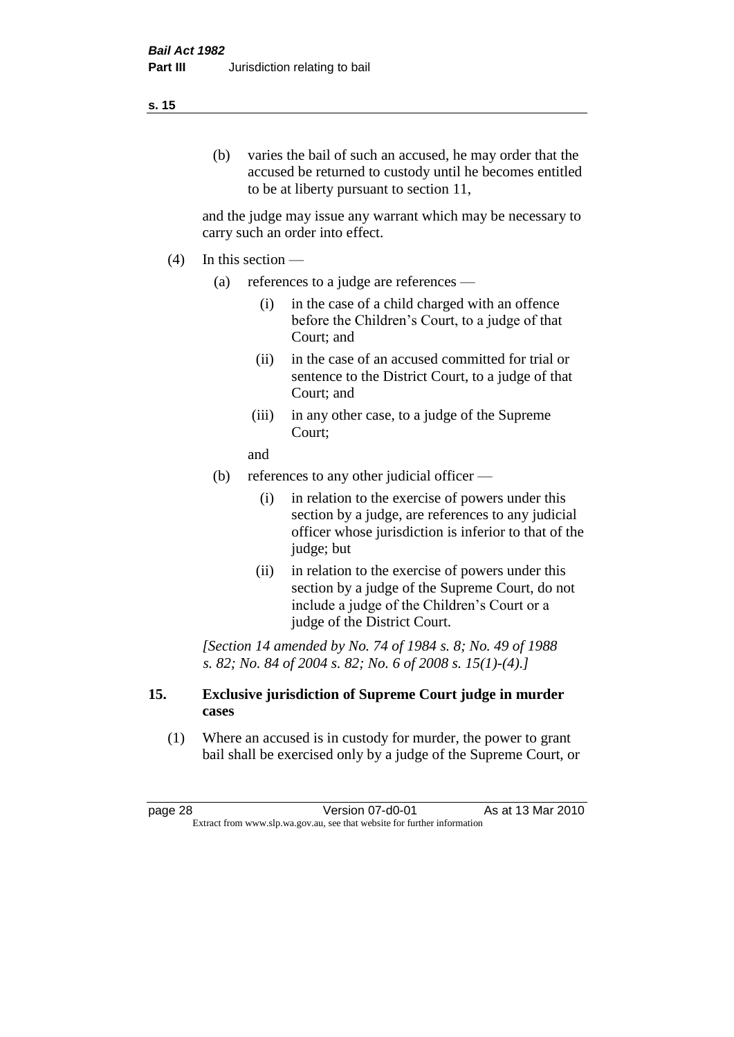(b) varies the bail of such an accused, he may order that the accused be returned to custody until he becomes entitled to be at liberty pursuant to section 11,

and the judge may issue any warrant which may be necessary to carry such an order into effect.

(4) In this section —

(a) references to a judge are references —

(i) in the case of a child charged with an offence before the Children's Court, to a judge of that Court; and

(ii) in the case of an accused committed for trial or sentence to the District Court, to a judge of that Court; and

(iii) in any other case, to a judge of the Supreme Court;

and

(b) references to any other judicial officer —

(i) in relation to the exercise of powers under this section by a judge, are references to any judicial officer whose jurisdiction is inferior to that of the judge; but

(ii) in relation to the exercise of powers under this section by a judge of the Supreme Court, do not include a judge of the Children's Court or a judge of the District Court.

*[Section 14 amended by No. 74 of 1984 s. 8; No. 49 of 1988 s. 82; No. 84 of 2004 s. 82; No. 6 of 2008 s. 15(1)-(4).]*

### 15. Exclusive jurisdiction of Supreme Court judge in murder cases

(1) Where an accused is in custody for murder, the power to grant bail shall be exercised only by a judge of the Supreme Court, or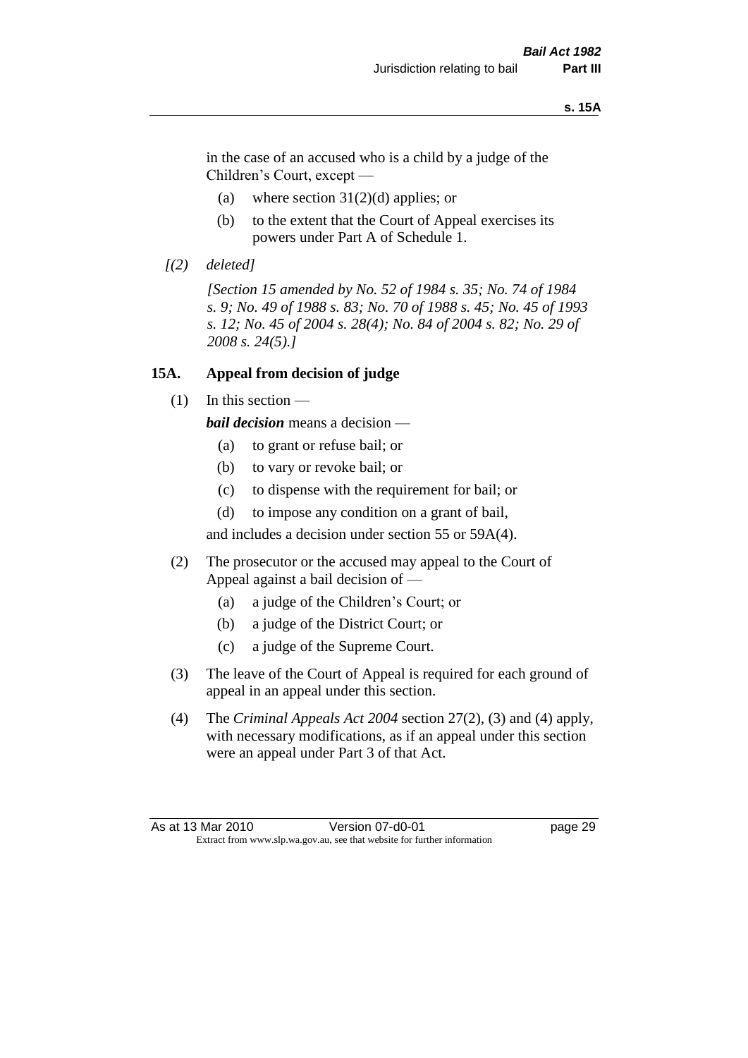in the case of an accused who is a child by a judge of the Children's Court, except —

(a) where section 31(2)(d) applies; or

(b) to the extent that the Court of Appeal exercises its powers under Part A of Schedule 1.

*[(2) deleted]*

*[Section 15 amended by No. 52 of 1984 s. 35; No. 74 of 1984 s. 9; No. 49 of 1988 s. 83; No. 70 of 1988 s. 45; No. 45 of 1993 s. 12; No. 45 of 2004 s. 28(4); No. 84 of 2004 s. 82; No. 29 of 2008 s. 24(5).]*

### 15A. Appeal from decision of judge

(1) In this section —

***bail decision*** means a decision —

(a) to grant or refuse bail; or

(b) to vary or revoke bail; or

(c) to dispense with the requirement for bail; or

(d) to impose any condition on a grant of bail,

and includes a decision under section 55 or 59A(4).

(2) The prosecutor or the accused may appeal to the Court of Appeal against a bail decision of —

(a) a judge of the Children's Court; or

(b) a judge of the District Court; or

(c) a judge of the Supreme Court.

(3) The leave of the Court of Appeal is required for each ground of appeal in an appeal under this section.

(4) The *Criminal Appeals Act 2004* section 27(2), (3) and (4) apply, with necessary modifications, as if an appeal under this section were an appeal under Part 3 of that Act.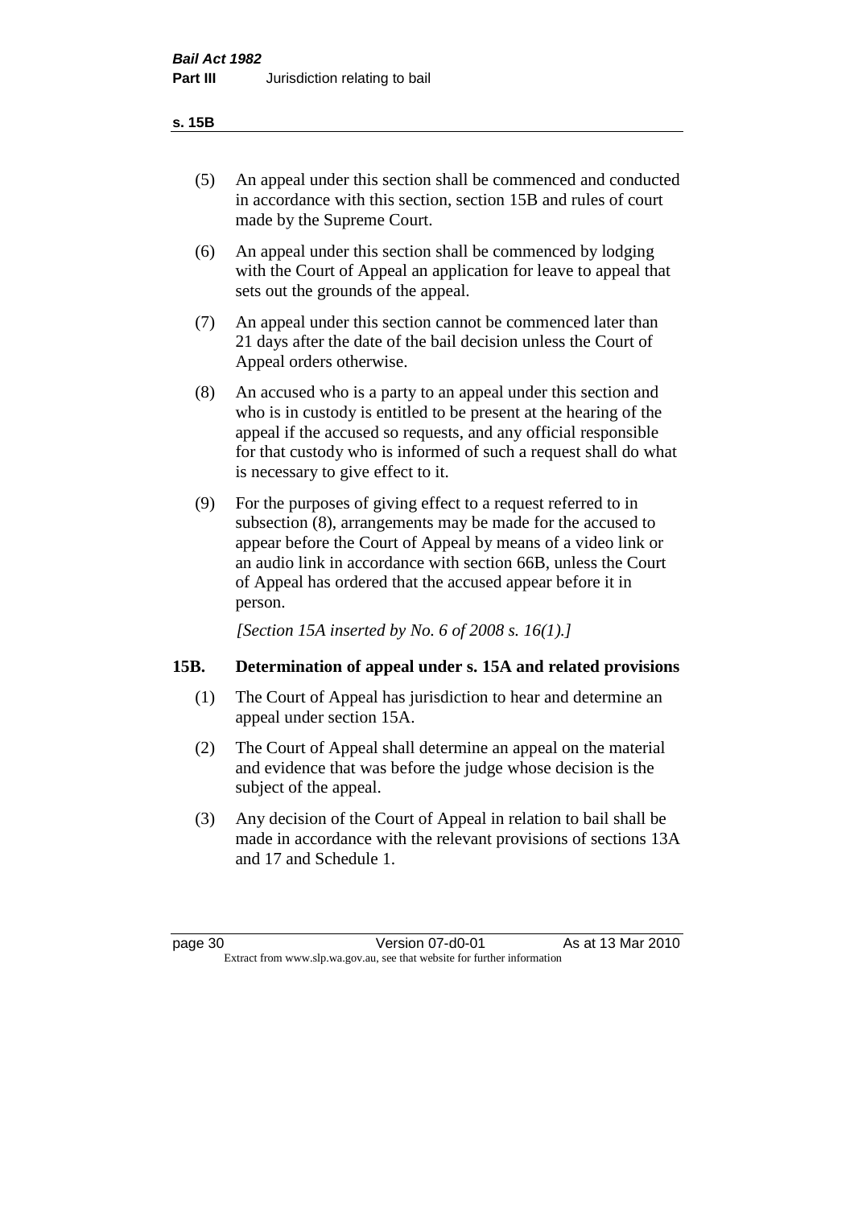(5) An appeal under this section shall be commenced and conducted in accordance with this section, section 15B and rules of court made by the Supreme Court.

(6) An appeal under this section shall be commenced by lodging with the Court of Appeal an application for leave to appeal that sets out the grounds of the appeal.

(7) An appeal under this section cannot be commenced later than 21 days after the date of the bail decision unless the Court of Appeal orders otherwise.

(8) An accused who is a party to an appeal under this section and who is in custody is entitled to be present at the hearing of the appeal if the accused so requests, and any official responsible for that custody who is informed of such a request shall do what is necessary to give effect to it.

(9) For the purposes of giving effect to a request referred to in subsection (8), arrangements may be made for the accused to appear before the Court of Appeal by means of a video link or an audio link in accordance with section 66B, unless the Court of Appeal has ordered that the accused appear before it in person.

*[Section 15A inserted by No. 6 of 2008 s. 16(1).]*

## 15B. Determination of appeal under s. 15A and related provisions

(1) The Court of Appeal has jurisdiction to hear and determine an appeal under section 15A.

(2) The Court of Appeal shall determine an appeal on the material and evidence that was before the judge whose decision is the subject of the appeal.

(3) Any decision of the Court of Appeal in relation to bail shall be made in accordance with the relevant provisions of sections 13A and 17 and Schedule 1.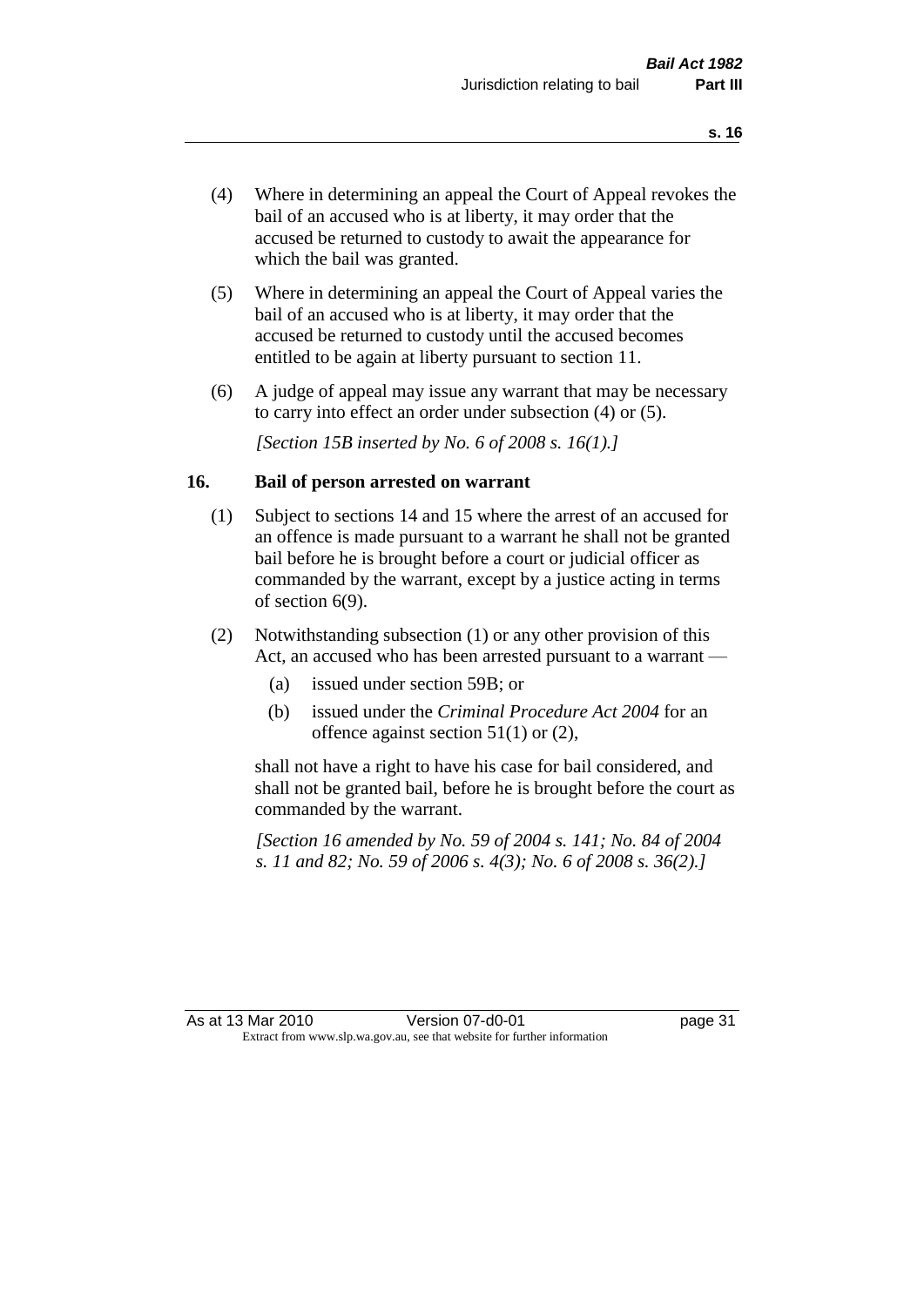(4) Where in determining an appeal the Court of Appeal revokes the bail of an accused who is at liberty, it may order that the accused be returned to custody to await the appearance for which the bail was granted.

(5) Where in determining an appeal the Court of Appeal varies the bail of an accused who is at liberty, it may order that the accused be returned to custody until the accused becomes entitled to be again at liberty pursuant to section 11.

(6) A judge of appeal may issue any warrant that may be necessary to carry into effect an order under subsection (4) or (5).

*[Section 15B inserted by No. 6 of 2008 s. 16(1).]*

## 16. Bail of person arrested on warrant

(1) Subject to sections 14 and 15 where the arrest of an accused for an offence is made pursuant to a warrant he shall not be granted bail before he is brought before a court or judicial officer as commanded by the warrant, except by a justice acting in terms of section 6(9).

(2) Notwithstanding subsection (1) or any other provision of this Act, an accused who has been arrested pursuant to a warrant —

   (a) issued under section 59B; or

   (b) issued under the *Criminal Procedure Act 2004* for an offence against section 51(1) or (2),

shall not have a right to have his case for bail considered, and shall not be granted bail, before he is brought before the court as commanded by the warrant.

*[Section 16 amended by No. 59 of 2004 s. 141; No. 84 of 2004 s. 11 and 82; No. 59 of 2006 s. 4(3); No. 6 of 2008 s. 36(2).]*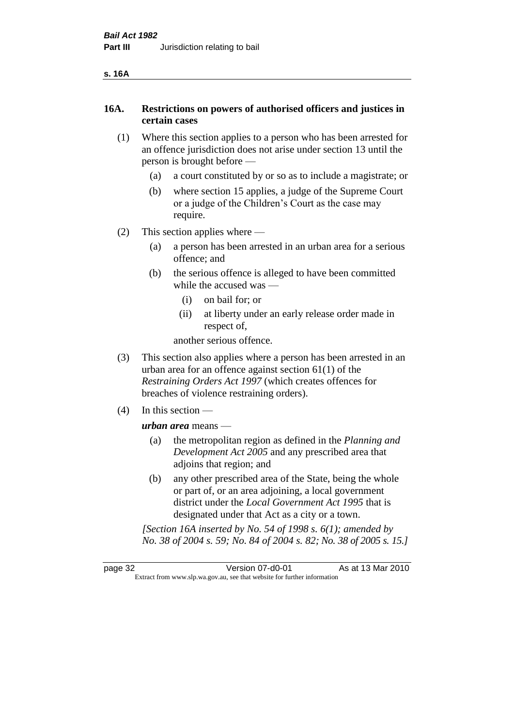## 16A. Restrictions on powers of authorised officers and justices in certain cases

(1) Where this section applies to a person who has been arrested for an offence jurisdiction does not arise under section 13 until the person is brought before —

(a) a court constituted by or so as to include a magistrate; or

(b) where section 15 applies, a judge of the Supreme Court or a judge of the Children's Court as the case may require.

(2) This section applies where —

(a) a person has been arrested in an urban area for a serious offence; and

(b) the serious offence is alleged to have been committed while the accused was —

(i) on bail for; or

(ii) at liberty under an early release order made in respect of,

another serious offence.

(3) This section also applies where a person has been arrested in an urban area for an offence against section 61(1) of the *Restraining Orders Act 1997* (which creates offences for breaches of violence restraining orders).

(4) In this section —

***urban area*** means —

(a) the metropolitan region as defined in the *Planning and Development Act 2005* and any prescribed area that adjoins that region; and

(b) any other prescribed area of the State, being the whole or part of, or an area adjoining, a local government district under the *Local Government Act 1995* that is designated under that Act as a city or a town.

*[Section 16A inserted by No. 54 of 1998 s. 6(1); amended by No. 38 of 2004 s. 59; No. 84 of 2004 s. 82; No. 38 of 2005 s. 15.]*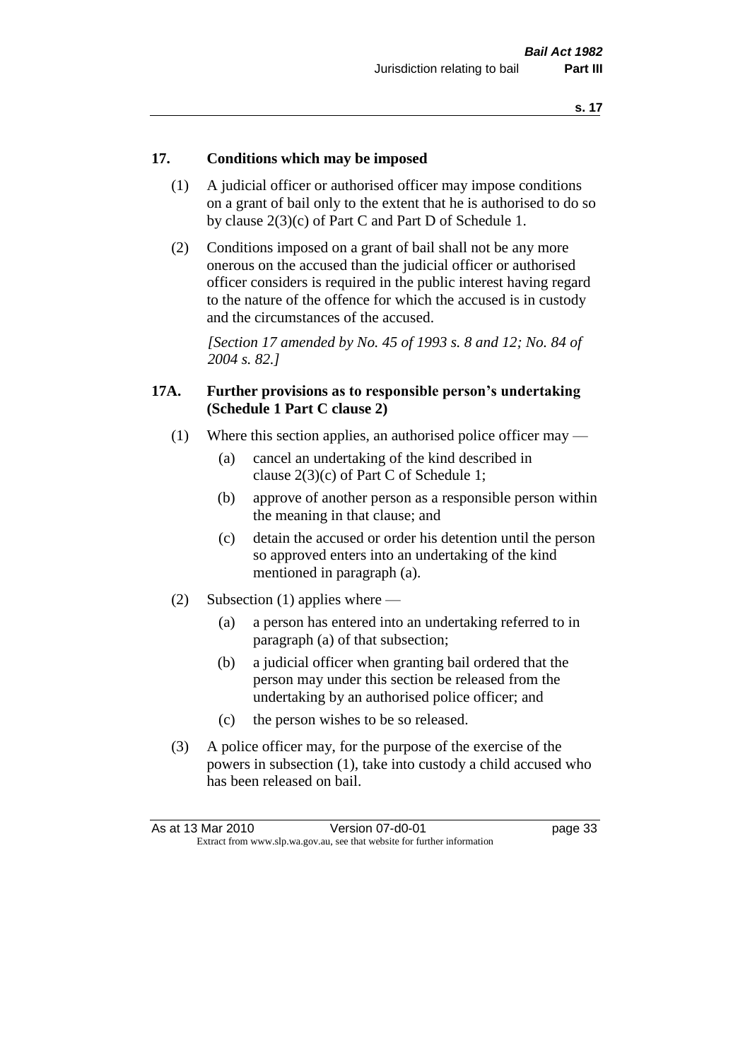## 17. Conditions which may be imposed

(1) A judicial officer or authorised officer may impose conditions on a grant of bail only to the extent that he is authorised to do so by clause 2(3)(c) of Part C and Part D of Schedule 1.

(2) Conditions imposed on a grant of bail shall not be any more onerous on the accused than the judicial officer or authorised officer considers is required in the public interest having regard to the nature of the offence for which the accused is in custody and the circumstances of the accused.

*[Section 17 amended by No. 45 of 1993 s. 8 and 12; No. 84 of 2004 s. 82.]*

## 17A. Further provisions as to responsible person's undertaking (Schedule 1 Part C clause 2)

(1) Where this section applies, an authorised police officer may —

- (a) cancel an undertaking of the kind described in clause 2(3)(c) of Part C of Schedule 1;
- (b) approve of another person as a responsible person within the meaning in that clause; and
- (c) detain the accused or order his detention until the person so approved enters into an undertaking of the kind mentioned in paragraph (a).

(2) Subsection (1) applies where —

- (a) a person has entered into an undertaking referred to in paragraph (a) of that subsection;
- (b) a judicial officer when granting bail ordered that the person may under this section be released from the undertaking by an authorised police officer; and
- (c) the person wishes to be so released.

(3) A police officer may, for the purpose of the exercise of the powers in subsection (1), take into custody a child accused who has been released on bail.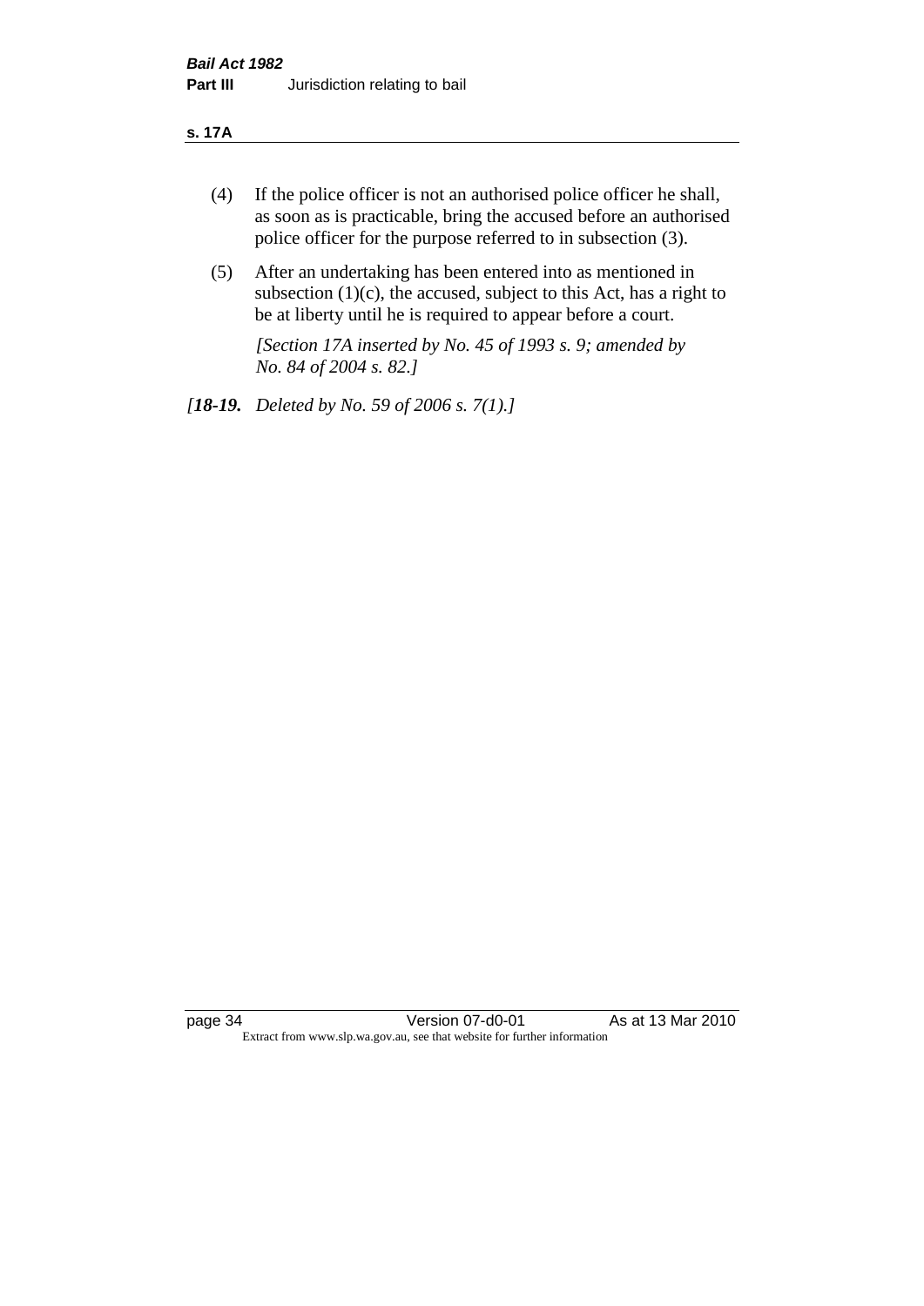(4) If the police officer is not an authorised police officer he shall, as soon as is practicable, bring the accused before an authorised police officer for the purpose referred to in subsection (3).

(5) After an undertaking has been entered into as mentioned in subsection (1)(c), the accused, subject to this Act, has a right to be at liberty until he is required to appear before a court.

*[Section 17A inserted by No. 45 of 1993 s. 9; amended by No. 84 of 2004 s. 82.]*

*[**18-19.** Deleted by No. 59 of 2006 s. 7(1).]*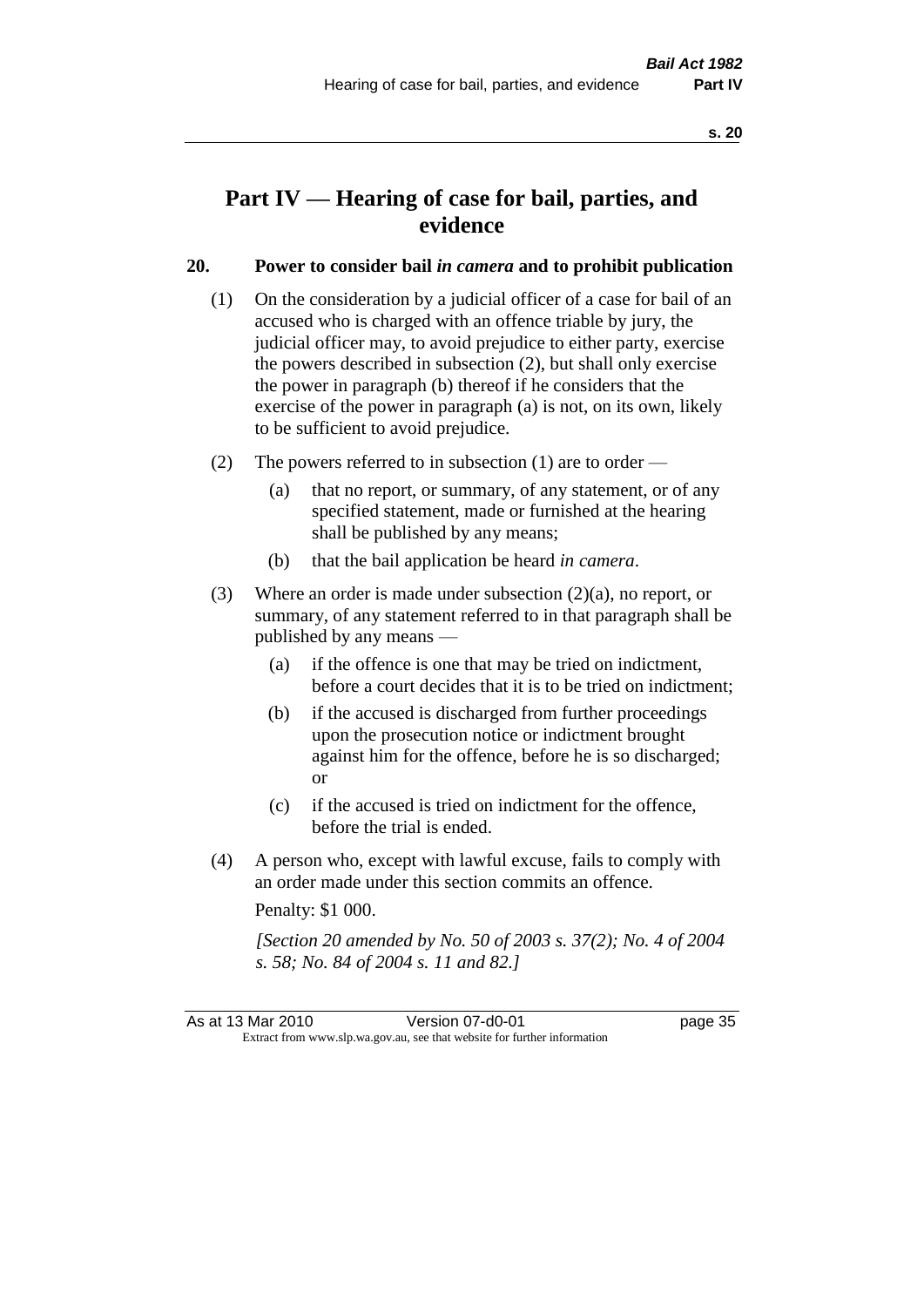# Part IV — Hearing of case for bail, parties, and evidence

## 20. Power to consider bail *in camera* and to prohibit publication

(1) On the consideration by a judicial officer of a case for bail of an accused who is charged with an offence triable by jury, the judicial officer may, to avoid prejudice to either party, exercise the powers described in subsection (2), but shall only exercise the power in paragraph (b) thereof if he considers that the exercise of the power in paragraph (a) is not, on its own, likely to be sufficient to avoid prejudice.

(2) The powers referred to in subsection (1) are to order —

- (a) that no report, or summary, of any statement, or of any specified statement, made or furnished at the hearing shall be published by any means;
- (b) that the bail application be heard *in camera*.

(3) Where an order is made under subsection (2)(a), no report, or summary, of any statement referred to in that paragraph shall be published by any means —

- (a) if the offence is one that may be tried on indictment, before a court decides that it is to be tried on indictment;
- (b) if the accused is discharged from further proceedings upon the prosecution notice or indictment brought against him for the offence, before he is so discharged; or
- (c) if the accused is tried on indictment for the offence, before the trial is ended.

(4) A person who, except with lawful excuse, fails to comply with an order made under this section commits an offence.

Penalty: $1 000.

*[Section 20 amended by No. 50 of 2003 s. 37(2); No. 4 of 2004 s. 58; No. 84 of 2004 s. 11 and 82.]*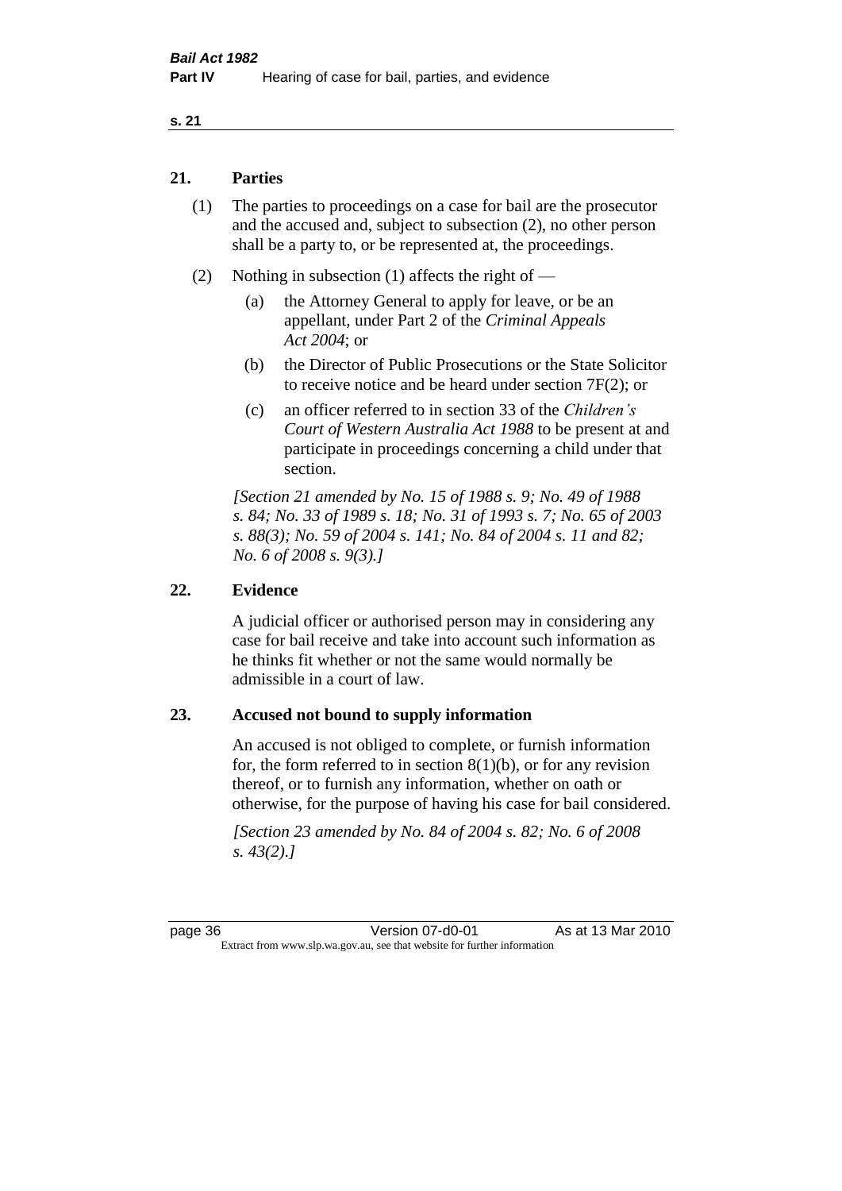## 21. Parties

(1) The parties to proceedings on a case for bail are the prosecutor and the accused and, subject to subsection (2), no other person shall be a party to, or be represented at, the proceedings.

(2) Nothing in subsection (1) affects the right of —

(a) the Attorney General to apply for leave, or be an appellant, under Part 2 of the *Criminal Appeals Act 2004*; or

(b) the Director of Public Prosecutions or the State Solicitor to receive notice and be heard under section 7F(2); or

(c) an officer referred to in section 33 of the *Children's Court of Western Australia Act 1988* to be present at and participate in proceedings concerning a child under that section.

*[Section 21 amended by No. 15 of 1988 s. 9; No. 49 of 1988 s. 84; No. 33 of 1989 s. 18; No. 31 of 1993 s. 7; No. 65 of 2003 s. 88(3); No. 59 of 2004 s. 141; No. 84 of 2004 s. 11 and 82; No. 6 of 2008 s. 9(3).]*

## 22. Evidence

A judicial officer or authorised person may in considering any case for bail receive and take into account such information as he thinks fit whether or not the same would normally be admissible in a court of law.

## 23. Accused not bound to supply information

An accused is not obliged to complete, or furnish information for, the form referred to in section 8(1)(b), or for any revision thereof, or to furnish any information, whether on oath or otherwise, for the purpose of having his case for bail considered.

*[Section 23 amended by No. 84 of 2004 s. 82; No. 6 of 2008 s. 43(2).]*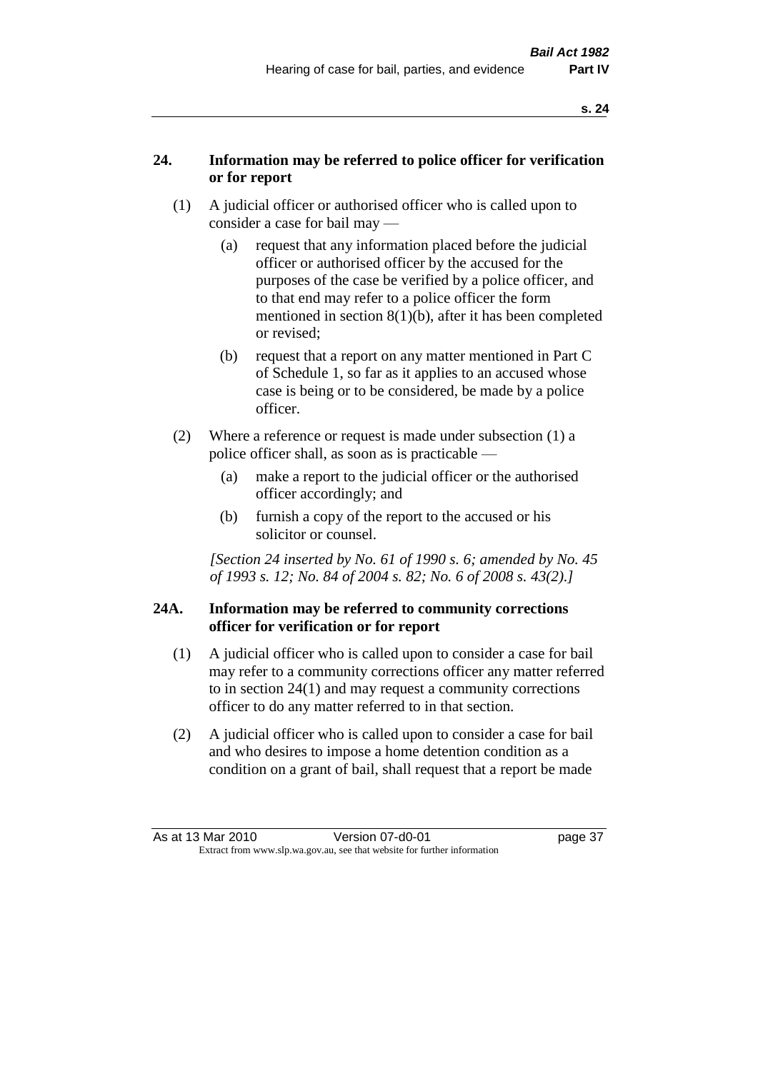## 24. Information may be referred to police officer for verification or for report

(1) A judicial officer or authorised officer who is called upon to consider a case for bail may —

(a) request that any information placed before the judicial officer or authorised officer by the accused for the purposes of the case be verified by a police officer, and to that end may refer to a police officer the form mentioned in section 8(1)(b), after it has been completed or revised;

(b) request that a report on any matter mentioned in Part C of Schedule 1, so far as it applies to an accused whose case is being or to be considered, be made by a police officer.

(2) Where a reference or request is made under subsection (1) a police officer shall, as soon as is practicable —

(a) make a report to the judicial officer or the authorised officer accordingly; and

(b) furnish a copy of the report to the accused or his solicitor or counsel.

*[Section 24 inserted by No. 61 of 1990 s. 6; amended by No. 45 of 1993 s. 12; No. 84 of 2004 s. 82; No. 6 of 2008 s. 43(2).]*

## 24A. Information may be referred to community corrections officer for verification or for report

(1) A judicial officer who is called upon to consider a case for bail may refer to a community corrections officer any matter referred to in section 24(1) and may request a community corrections officer to do any matter referred to in that section.

(2) A judicial officer who is called upon to consider a case for bail and who desires to impose a home detention condition as a condition on a grant of bail, shall request that a report be made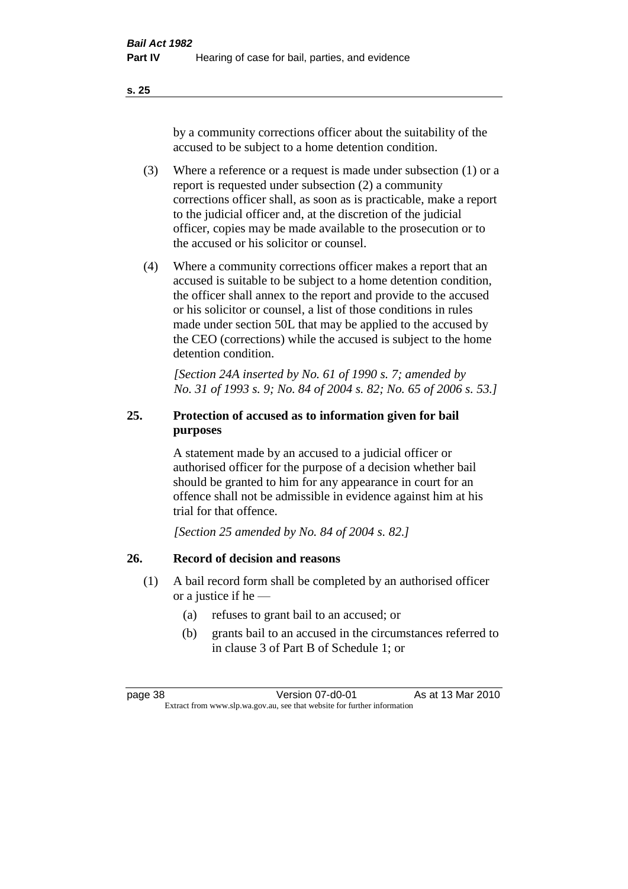by a community corrections officer about the suitability of the accused to be subject to a home detention condition.

(3) Where a reference or a request is made under subsection (1) or a report is requested under subsection (2) a community corrections officer shall, as soon as is practicable, make a report to the judicial officer and, at the discretion of the judicial officer, copies may be made available to the prosecution or to the accused or his solicitor or counsel.

(4) Where a community corrections officer makes a report that an accused is suitable to be subject to a home detention condition, the officer shall annex to the report and provide to the accused or his solicitor or counsel, a list of those conditions in rules made under section 50L that may be applied to the accused by the CEO (corrections) while the accused is subject to the home detention condition.

*[Section 24A inserted by No. 61 of 1990 s. 7; amended by No. 31 of 1993 s. 9; No. 84 of 2004 s. 82; No. 65 of 2006 s. 53.]*

## 25. Protection of accused as to information given for bail purposes

A statement made by an accused to a judicial officer or authorised officer for the purpose of a decision whether bail should be granted to him for any appearance in court for an offence shall not be admissible in evidence against him at his trial for that offence.

*[Section 25 amended by No. 84 of 2004 s. 82.]*

## 26. Record of decision and reasons

(1) A bail record form shall be completed by an authorised officer or a justice if he —

(a) refuses to grant bail to an accused; or

(b) grants bail to an accused in the circumstances referred to in clause 3 of Part B of Schedule 1; or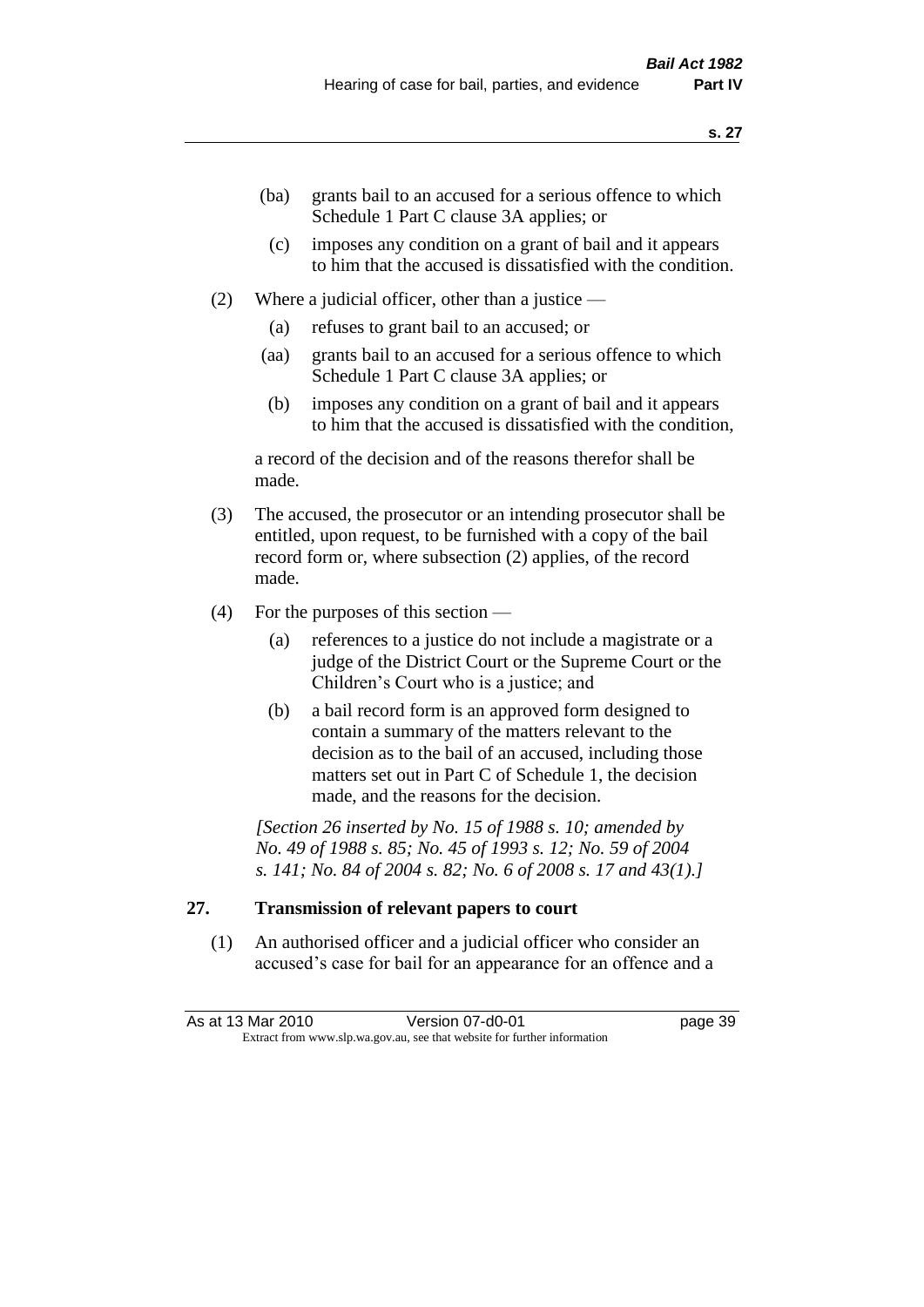(ba) grants bail to an accused for a serious offence to which Schedule 1 Part C clause 3A applies; or

(c) imposes any condition on a grant of bail and it appears to him that the accused is dissatisfied with the condition.

(2) Where a judicial officer, other than a justice —

(a) refuses to grant bail to an accused; or

(aa) grants bail to an accused for a serious offence to which Schedule 1 Part C clause 3A applies; or

(b) imposes any condition on a grant of bail and it appears to him that the accused is dissatisfied with the condition,

a record of the decision and of the reasons therefor shall be made.

(3) The accused, the prosecutor or an intending prosecutor shall be entitled, upon request, to be furnished with a copy of the bail record form or, where subsection (2) applies, of the record made.

(4) For the purposes of this section —

(a) references to a justice do not include a magistrate or a judge of the District Court or the Supreme Court or the Children's Court who is a justice; and

(b) a bail record form is an approved form designed to contain a summary of the matters relevant to the decision as to the bail of an accused, including those matters set out in Part C of Schedule 1, the decision made, and the reasons for the decision.

*[Section 26 inserted by No. 15 of 1988 s. 10; amended by No. 49 of 1988 s. 85; No. 45 of 1993 s. 12; No. 59 of 2004 s. 141; No. 84 of 2004 s. 82; No. 6 of 2008 s. 17 and 43(1).]*

## 27. Transmission of relevant papers to court

(1) An authorised officer and a judicial officer who consider an accused's case for bail for an appearance for an offence and a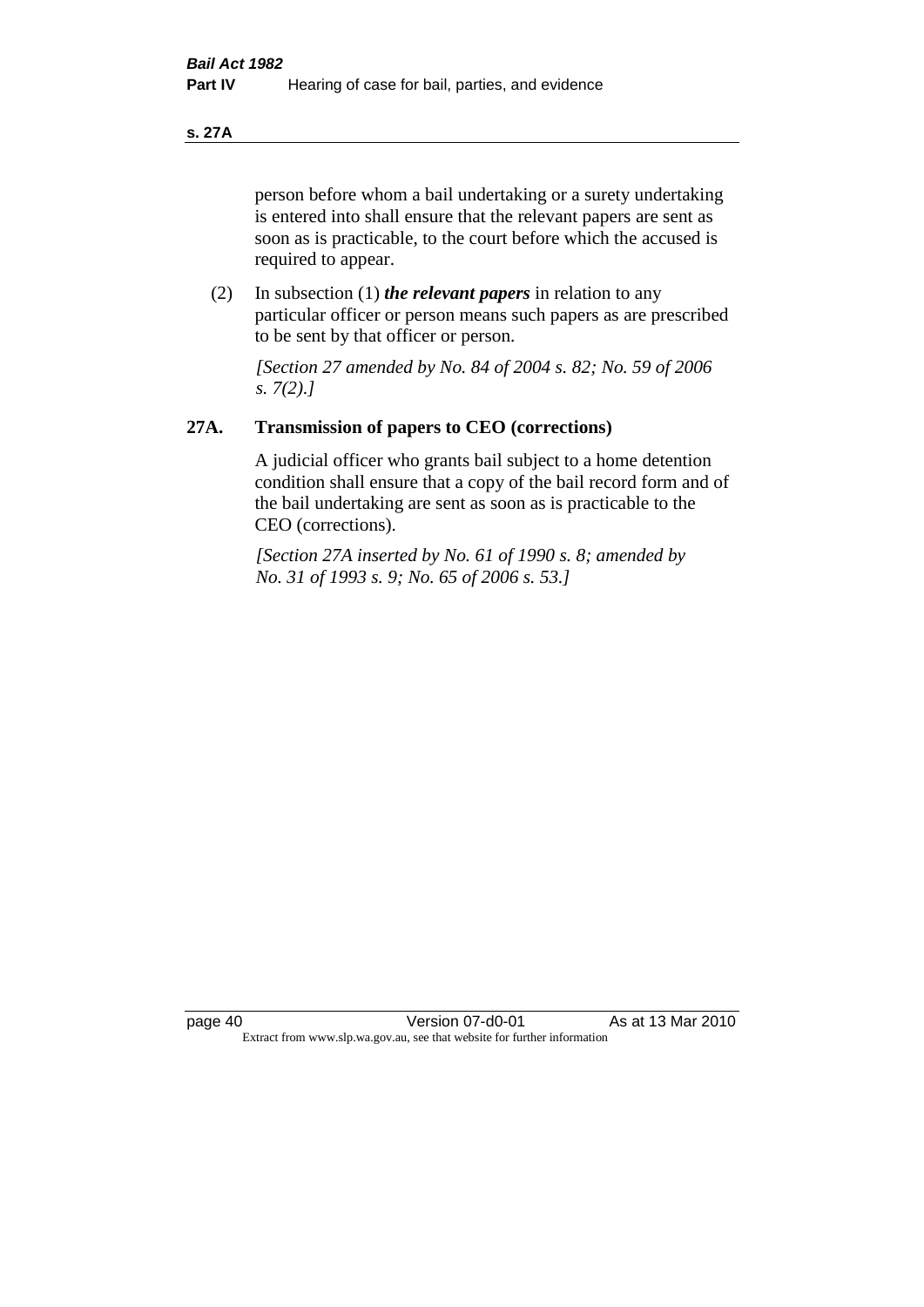person before whom a bail undertaking or a surety undertaking is entered into shall ensure that the relevant papers are sent as soon as is practicable, to the court before which the accused is required to appear.

(2) In subsection (1) ***the relevant papers*** in relation to any particular officer or person means such papers as are prescribed to be sent by that officer or person.

*[Section 27 amended by No. 84 of 2004 s. 82; No. 59 of 2006 s. 7(2).]*

## 27A. Transmission of papers to CEO (corrections)

A judicial officer who grants bail subject to a home detention condition shall ensure that a copy of the bail record form and of the bail undertaking are sent as soon as is practicable to the CEO (corrections).

*[Section 27A inserted by No. 61 of 1990 s. 8; amended by No. 31 of 1993 s. 9; No. 65 of 2006 s. 53.]*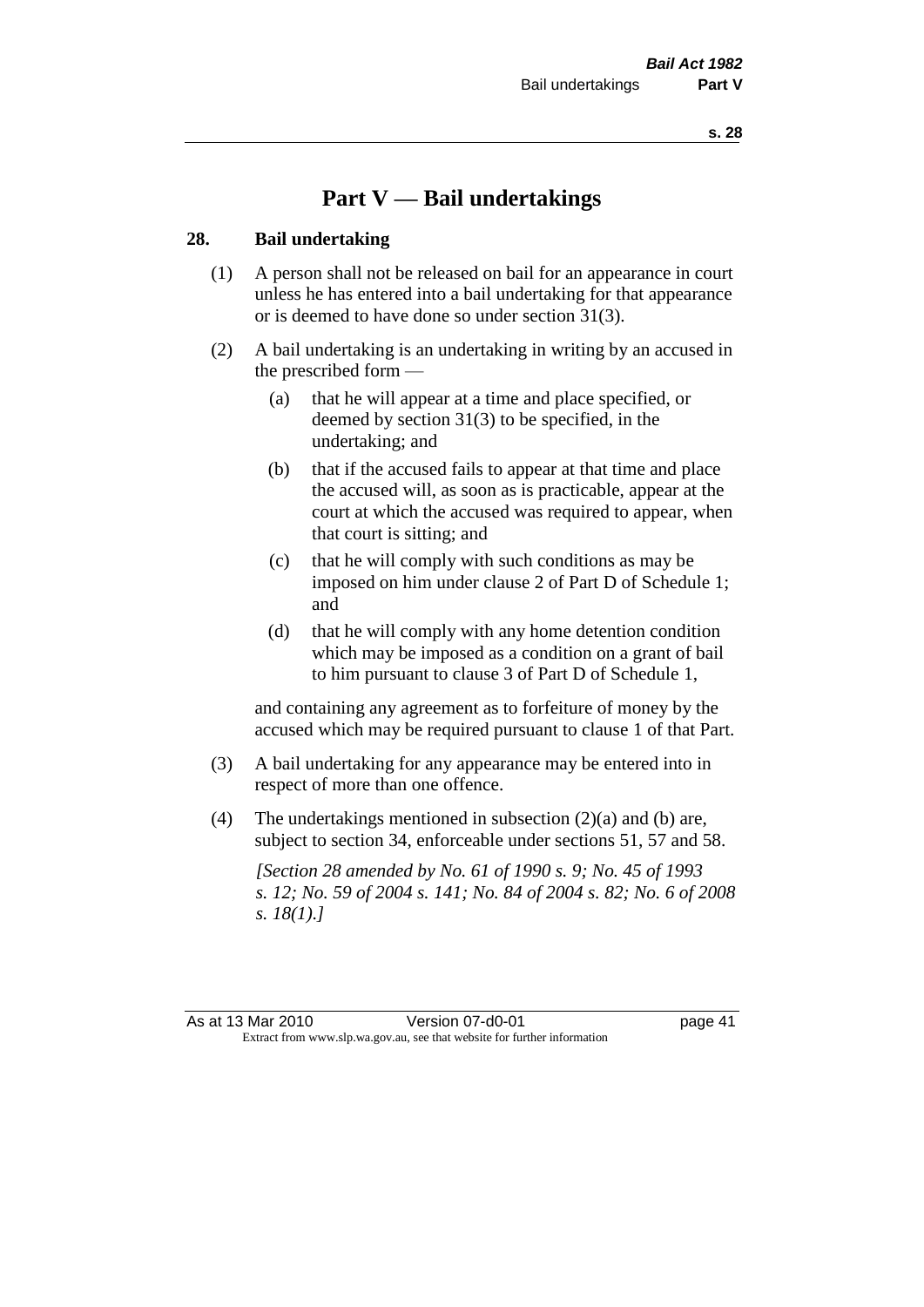# Part V — Bail undertakings

## 28. Bail undertaking

(1) A person shall not be released on bail for an appearance in court unless he has entered into a bail undertaking for that appearance or is deemed to have done so under section 31(3).

(2) A bail undertaking is an undertaking in writing by an accused in the prescribed form —

- (a) that he will appear at a time and place specified, or deemed by section 31(3) to be specified, in the undertaking; and
- (b) that if the accused fails to appear at that time and place the accused will, as soon as is practicable, appear at the court at which the accused was required to appear, when that court is sitting; and
- (c) that he will comply with such conditions as may be imposed on him under clause 2 of Part D of Schedule 1; and
- (d) that he will comply with any home detention condition which may be imposed as a condition on a grant of bail to him pursuant to clause 3 of Part D of Schedule 1,

and containing any agreement as to forfeiture of money by the accused which may be required pursuant to clause 1 of that Part.

(3) A bail undertaking for any appearance may be entered into in respect of more than one offence.

(4) The undertakings mentioned in subsection (2)(a) and (b) are, subject to section 34, enforceable under sections 51, 57 and 58.

*[Section 28 amended by No. 61 of 1990 s. 9; No. 45 of 1993 s. 12; No. 59 of 2004 s. 141; No. 84 of 2004 s. 82; No. 6 of 2008 s. 18(1).]*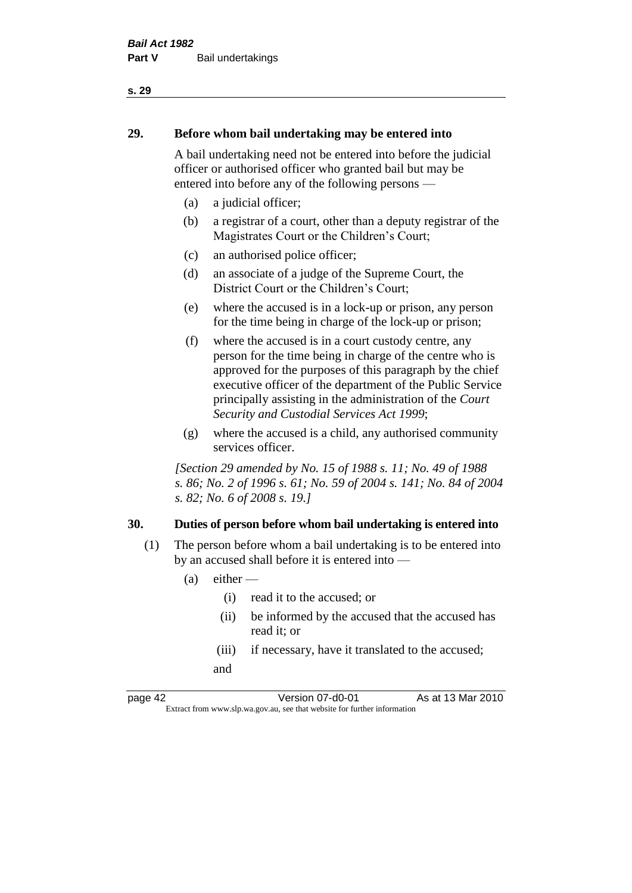**29. Before whom bail undertaking may be entered into**

A bail undertaking need not be entered into before the judicial officer or authorised officer who granted bail but may be entered into before any of the following persons —

(a) a judicial officer;

(b) a registrar of a court, other than a deputy registrar of the Magistrates Court or the Children's Court;

(c) an authorised police officer;

(d) an associate of a judge of the Supreme Court, the District Court or the Children's Court;

(e) where the accused is in a lock-up or prison, any person for the time being in charge of the lock-up or prison;

(f) where the accused is in a court custody centre, any person for the time being in charge of the centre who is approved for the purposes of this paragraph by the chief executive officer of the department of the Public Service principally assisting in the administration of the *Court Security and Custodial Services Act 1999*;

(g) where the accused is a child, any authorised community services officer.

*[Section 29 amended by No. 15 of 1988 s. 11; No. 49 of 1988 s. 86; No. 2 of 1996 s. 61; No. 59 of 2004 s. 141; No. 84 of 2004 s. 82; No. 6 of 2008 s. 19.]*

**30. Duties of person before whom bail undertaking is entered into**

(1) The person before whom a bail undertaking is to be entered into by an accused shall before it is entered into —

(a) either —

(i) read it to the accused; or

(ii) be informed by the accused that the accused has read it; or

(iii) if necessary, have it translated to the accused;

and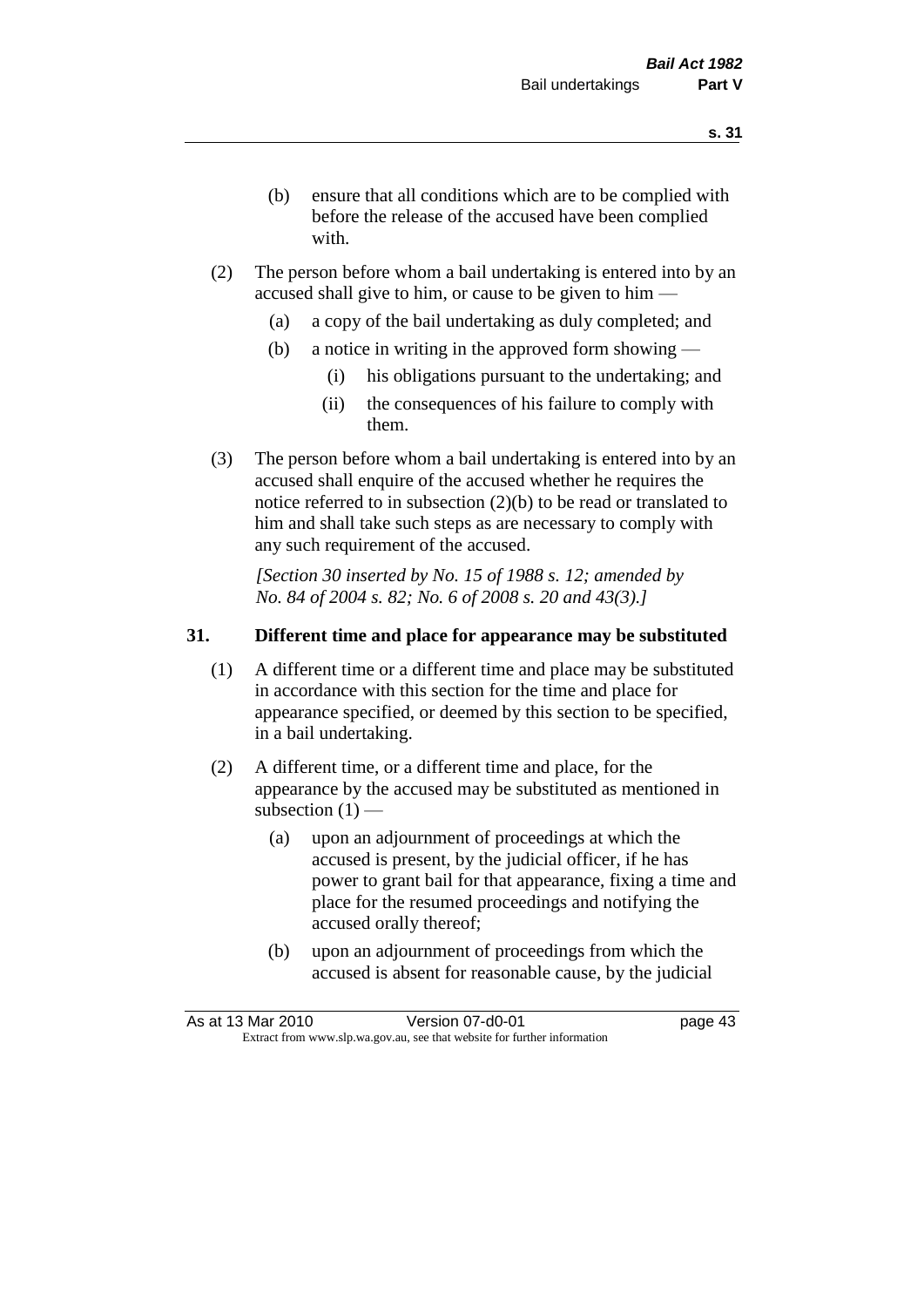(b) ensure that all conditions which are to be complied with before the release of the accused have been complied with.

(2) The person before whom a bail undertaking is entered into by an accused shall give to him, or cause to be given to him —

(a) a copy of the bail undertaking as duly completed; and

(b) a notice in writing in the approved form showing —

(i) his obligations pursuant to the undertaking; and

(ii) the consequences of his failure to comply with them.

(3) The person before whom a bail undertaking is entered into by an accused shall enquire of the accused whether he requires the notice referred to in subsection (2)(b) to be read or translated to him and shall take such steps as are necessary to comply with any such requirement of the accused.

*[Section 30 inserted by No. 15 of 1988 s. 12; amended by No. 84 of 2004 s. 82; No. 6 of 2008 s. 20 and 43(3).]*

## 31. Different time and place for appearance may be substituted

(1) A different time or a different time and place may be substituted in accordance with this section for the time and place for appearance specified, or deemed by this section to be specified, in a bail undertaking.

(2) A different time, or a different time and place, for the appearance by the accused may be substituted as mentioned in subsection (1) —

(a) upon an adjournment of proceedings at which the accused is present, by the judicial officer, if he has power to grant bail for that appearance, fixing a time and place for the resumed proceedings and notifying the accused orally thereof;

(b) upon an adjournment of proceedings from which the accused is absent for reasonable cause, by the judicial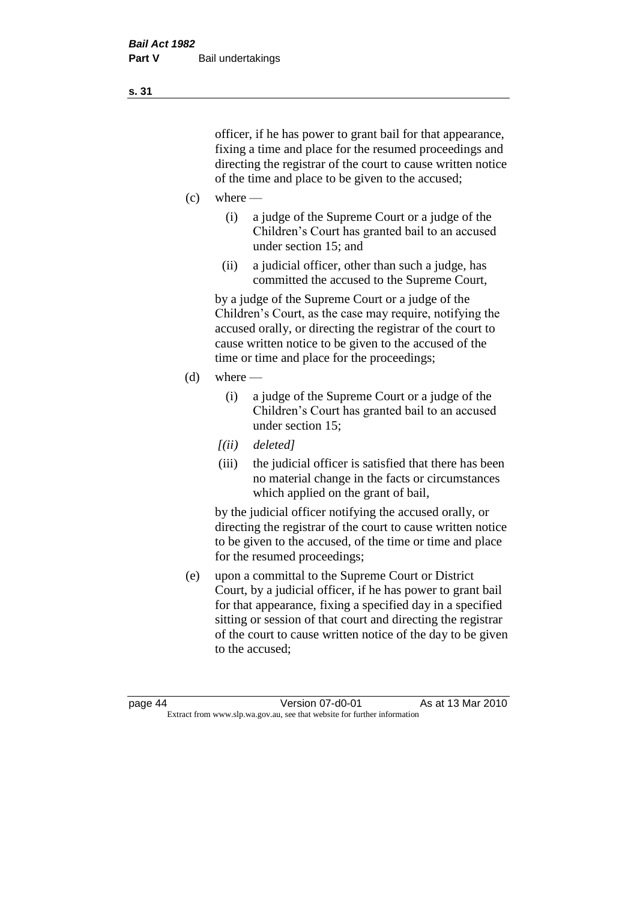officer, if he has power to grant bail for that appearance, fixing a time and place for the resumed proceedings and directing the registrar of the court to cause written notice of the time and place to be given to the accused;

(c) where —

  (i) a judge of the Supreme Court or a judge of the Children's Court has granted bail to an accused under section 15; and

  (ii) a judicial officer, other than such a judge, has committed the accused to the Supreme Court,

by a judge of the Supreme Court or a judge of the Children's Court, as the case may require, notifying the accused orally, or directing the registrar of the court to cause written notice to be given to the accused of the time or time and place for the proceedings;

(d) where —

  (i) a judge of the Supreme Court or a judge of the Children's Court has granted bail to an accused under section 15;

  *[(ii) deleted]*

  (iii) the judicial officer is satisfied that there has been no material change in the facts or circumstances which applied on the grant of bail,

by the judicial officer notifying the accused orally, or directing the registrar of the court to cause written notice to be given to the accused, of the time or time and place for the resumed proceedings;

(e) upon a committal to the Supreme Court or District Court, by a judicial officer, if he has power to grant bail for that appearance, fixing a specified day in a specified sitting or session of that court and directing the registrar of the court to cause written notice of the day to be given to the accused;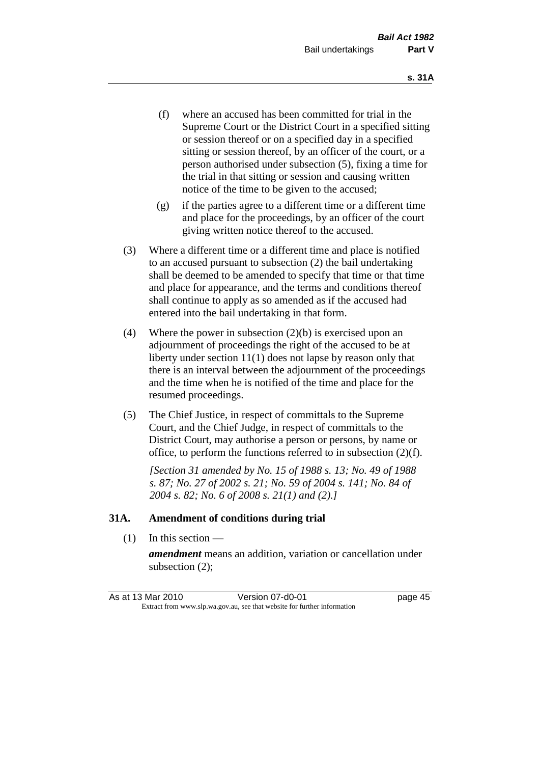(f) where an accused has been committed for trial in the Supreme Court or the District Court in a specified sitting or session thereof or on a specified day in a specified sitting or session thereof, by an officer of the court, or a person authorised under subsection (5), fixing a time for the trial in that sitting or session and causing written notice of the time to be given to the accused;

(g) if the parties agree to a different time or a different time and place for the proceedings, by an officer of the court giving written notice thereof to the accused.

(3) Where a different time or a different time and place is notified to an accused pursuant to subsection (2) the bail undertaking shall be deemed to be amended to specify that time or that time and place for appearance, and the terms and conditions thereof shall continue to apply as so amended as if the accused had entered into the bail undertaking in that form.

(4) Where the power in subsection (2)(b) is exercised upon an adjournment of proceedings the right of the accused to be at liberty under section 11(1) does not lapse by reason only that there is an interval between the adjournment of the proceedings and the time when he is notified of the time and place for the resumed proceedings.

(5) The Chief Justice, in respect of committals to the Supreme Court, and the Chief Judge, in respect of committals to the District Court, may authorise a person or persons, by name or office, to perform the functions referred to in subsection (2)(f).

*[Section 31 amended by No. 15 of 1988 s. 13; No. 49 of 1988 s. 87; No. 27 of 2002 s. 21; No. 59 of 2004 s. 141; No. 84 of 2004 s. 82; No. 6 of 2008 s. 21(1) and (2).]*

### 31A. Amendment of conditions during trial

(1) In this section —

***amendment*** means an addition, variation or cancellation under subsection (2);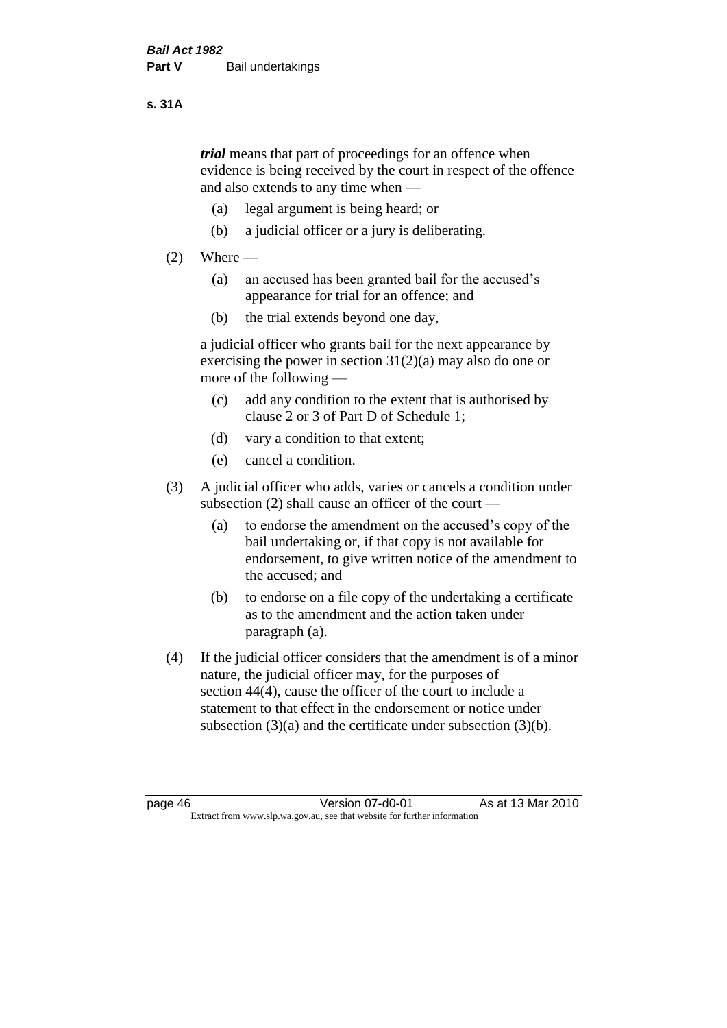***trial*** means that part of proceedings for an offence when evidence is being received by the court in respect of the offence and also extends to any time when —

(a) legal argument is being heard; or

(b) a judicial officer or a jury is deliberating.

(2) Where —

(a) an accused has been granted bail for the accused's appearance for trial for an offence; and

(b) the trial extends beyond one day,

a judicial officer who grants bail for the next appearance by exercising the power in section 31(2)(a) may also do one or more of the following —

(c) add any condition to the extent that is authorised by clause 2 or 3 of Part D of Schedule 1;

(d) vary a condition to that extent;

(e) cancel a condition.

(3) A judicial officer who adds, varies or cancels a condition under subsection (2) shall cause an officer of the court —

(a) to endorse the amendment on the accused's copy of the bail undertaking or, if that copy is not available for endorsement, to give written notice of the amendment to the accused; and

(b) to endorse on a file copy of the undertaking a certificate as to the amendment and the action taken under paragraph (a).

(4) If the judicial officer considers that the amendment is of a minor nature, the judicial officer may, for the purposes of section 44(4), cause the officer of the court to include a statement to that effect in the endorsement or notice under subsection (3)(a) and the certificate under subsection (3)(b).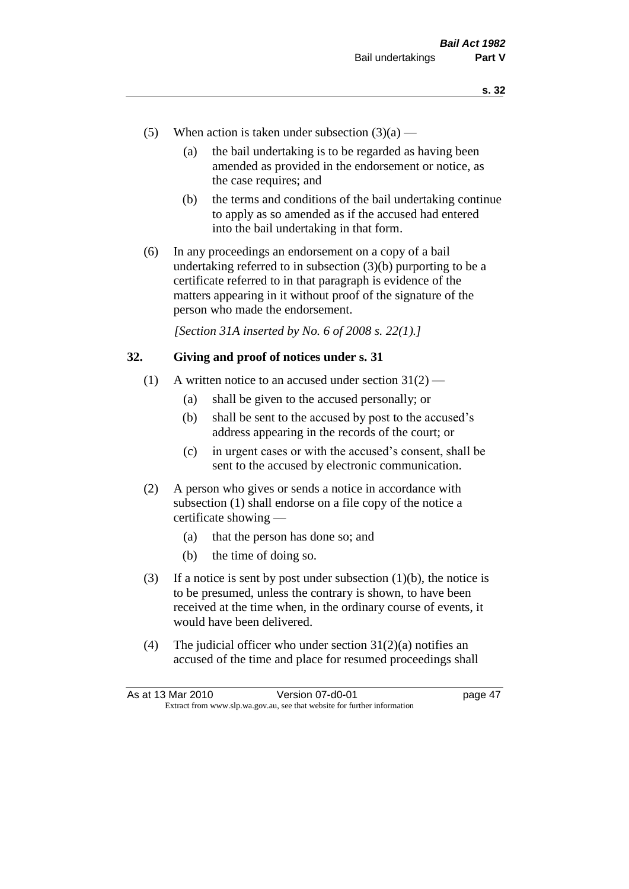(5) When action is taken under subsection (3)(a) —

  (a) the bail undertaking is to be regarded as having been amended as provided in the endorsement or notice, as the case requires; and

  (b) the terms and conditions of the bail undertaking continue to apply as so amended as if the accused had entered into the bail undertaking in that form.

(6) In any proceedings an endorsement on a copy of a bail undertaking referred to in subsection (3)(b) purporting to be a certificate referred to in that paragraph is evidence of the matters appearing in it without proof of the signature of the person who made the endorsement.

*[Section 31A inserted by No. 6 of 2008 s. 22(1).]*

## 32. Giving and proof of notices under s. 31

(1) A written notice to an accused under section 31(2) —

  (a) shall be given to the accused personally; or

  (b) shall be sent to the accused by post to the accused's address appearing in the records of the court; or

  (c) in urgent cases or with the accused's consent, shall be sent to the accused by electronic communication.

(2) A person who gives or sends a notice in accordance with subsection (1) shall endorse on a file copy of the notice a certificate showing —

  (a) that the person has done so; and

  (b) the time of doing so.

(3) If a notice is sent by post under subsection (1)(b), the notice is to be presumed, unless the contrary is shown, to have been received at the time when, in the ordinary course of events, it would have been delivered.

(4) The judicial officer who under section 31(2)(a) notifies an accused of the time and place for resumed proceedings shall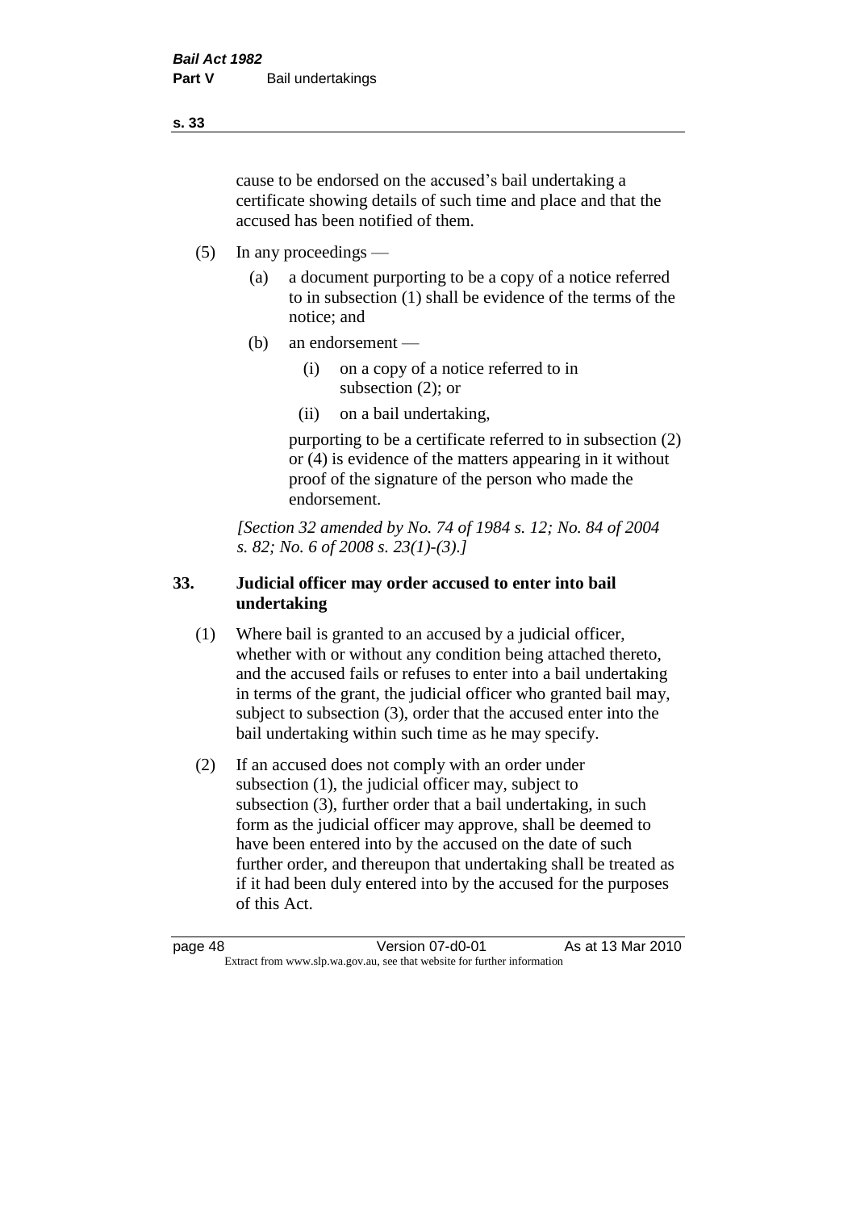cause to be endorsed on the accused's bail undertaking a certificate showing details of such time and place and that the accused has been notified of them.

(5) In any proceedings —

(a) a document purporting to be a copy of a notice referred to in subsection (1) shall be evidence of the terms of the notice; and

(b) an endorsement —

(i) on a copy of a notice referred to in subsection (2); or

(ii) on a bail undertaking,

purporting to be a certificate referred to in subsection (2) or (4) is evidence of the matters appearing in it without proof of the signature of the person who made the endorsement.

*[Section 32 amended by No. 74 of 1984 s. 12; No. 84 of 2004 s. 82; No. 6 of 2008 s. 23(1)-(3).]*

### 33. Judicial officer may order accused to enter into bail undertaking

(1) Where bail is granted to an accused by a judicial officer, whether with or without any condition being attached thereto, and the accused fails or refuses to enter into a bail undertaking in terms of the grant, the judicial officer who granted bail may, subject to subsection (3), order that the accused enter into the bail undertaking within such time as he may specify.

(2) If an accused does not comply with an order under subsection (1), the judicial officer may, subject to subsection (3), further order that a bail undertaking, in such form as the judicial officer may approve, shall be deemed to have been entered into by the accused on the date of such further order, and thereupon that undertaking shall be treated as if it had been duly entered into by the accused for the purposes of this Act.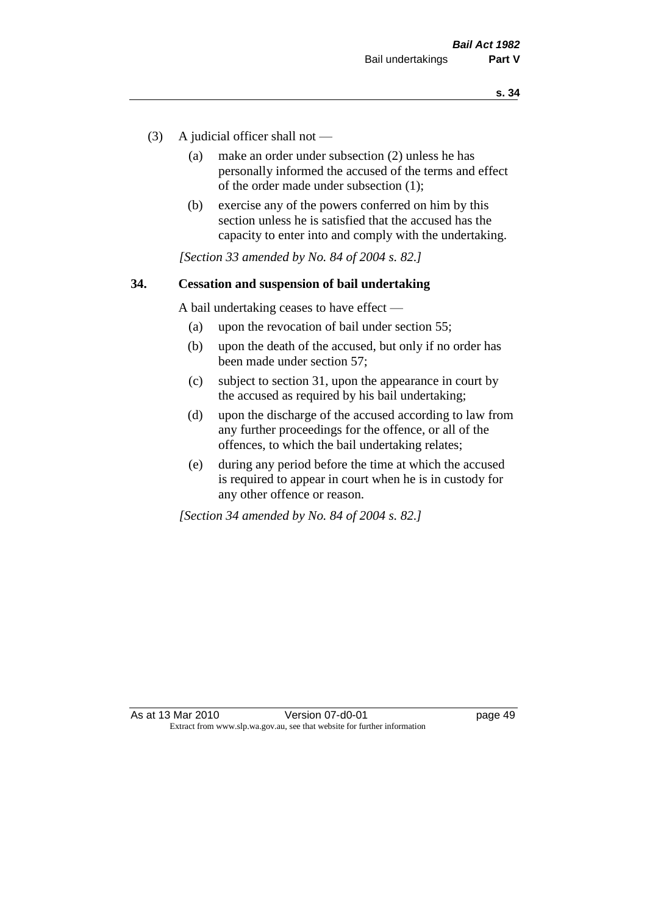(3) A judicial officer shall not —

  (a) make an order under subsection (2) unless he has personally informed the accused of the terms and effect of the order made under subsection (1);

  (b) exercise any of the powers conferred on him by this section unless he is satisfied that the accused has the capacity to enter into and comply with the undertaking.

*[Section 33 amended by No. 84 of 2004 s. 82.]*

### 34. Cessation and suspension of bail undertaking

A bail undertaking ceases to have effect —

  (a) upon the revocation of bail under section 55;

  (b) upon the death of the accused, but only if no order has been made under section 57;

  (c) subject to section 31, upon the appearance in court by the accused as required by his bail undertaking;

  (d) upon the discharge of the accused according to law from any further proceedings for the offence, or all of the offences, to which the bail undertaking relates;

  (e) during any period before the time at which the accused is required to appear in court when he is in custody for any other offence or reason.

*[Section 34 amended by No. 84 of 2004 s. 82.]*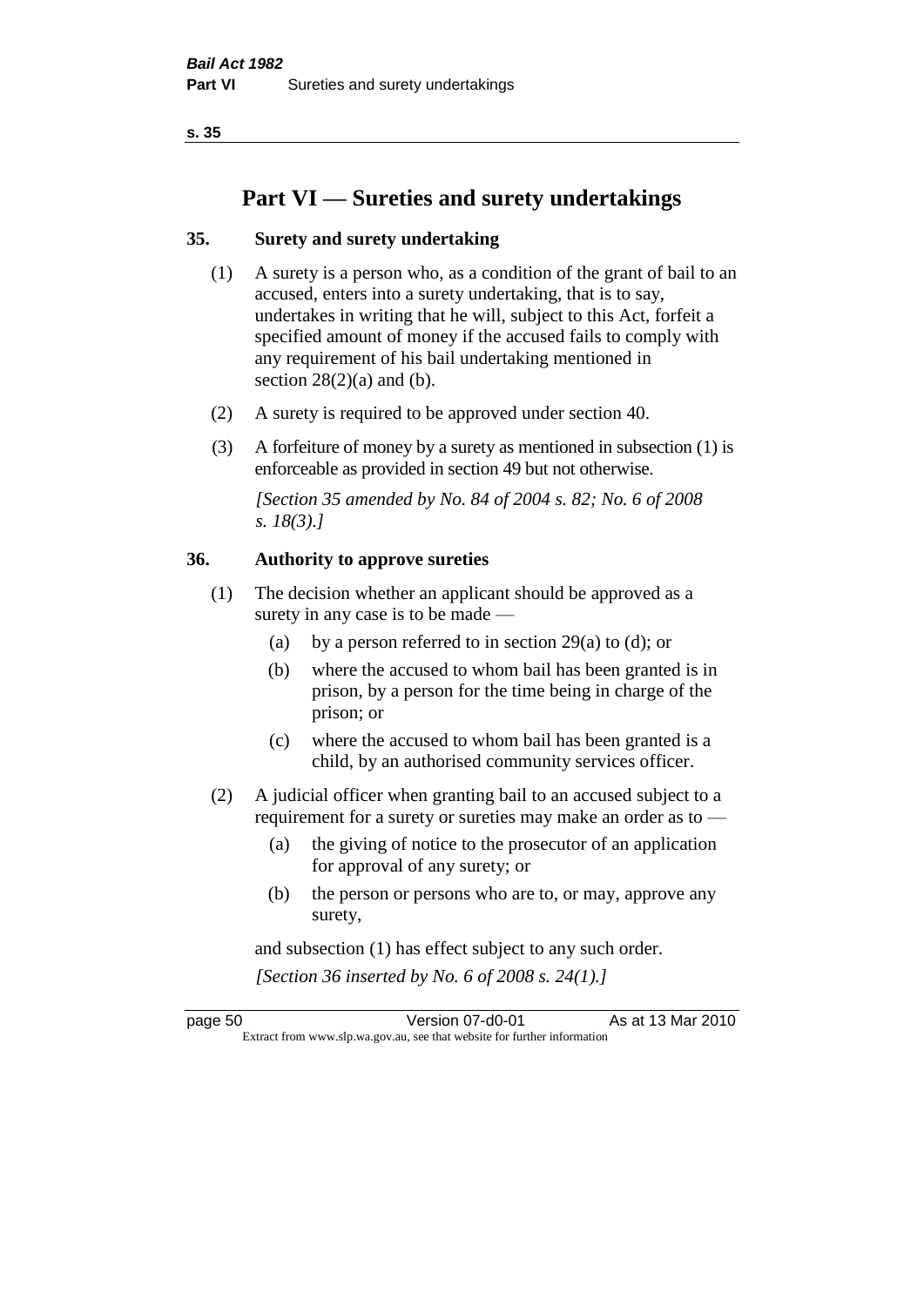# Part VI — Sureties and surety undertakings

## 35. Surety and surety undertaking

(1) A surety is a person who, as a condition of the grant of bail to an accused, enters into a surety undertaking, that is to say, undertakes in writing that he will, subject to this Act, forfeit a specified amount of money if the accused fails to comply with any requirement of his bail undertaking mentioned in section 28(2)(a) and (b).

(2) A surety is required to be approved under section 40.

(3) A forfeiture of money by a surety as mentioned in subsection (1) is enforceable as provided in section 49 but not otherwise.

*[Section 35 amended by No. 84 of 2004 s. 82; No. 6 of 2008 s. 18(3).]*

## 36. Authority to approve sureties

(1) The decision whether an applicant should be approved as a surety in any case is to be made —

- (a) by a person referred to in section 29(a) to (d); or
- (b) where the accused to whom bail has been granted is in prison, by a person for the time being in charge of the prison; or
- (c) where the accused to whom bail has been granted is a child, by an authorised community services officer.

(2) A judicial officer when granting bail to an accused subject to a requirement for a surety or sureties may make an order as to —

- (a) the giving of notice to the prosecutor of an application for approval of any surety; or
- (b) the person or persons who are to, or may, approve any surety,

and subsection (1) has effect subject to any such order.

*[Section 36 inserted by No. 6 of 2008 s. 24(1).]*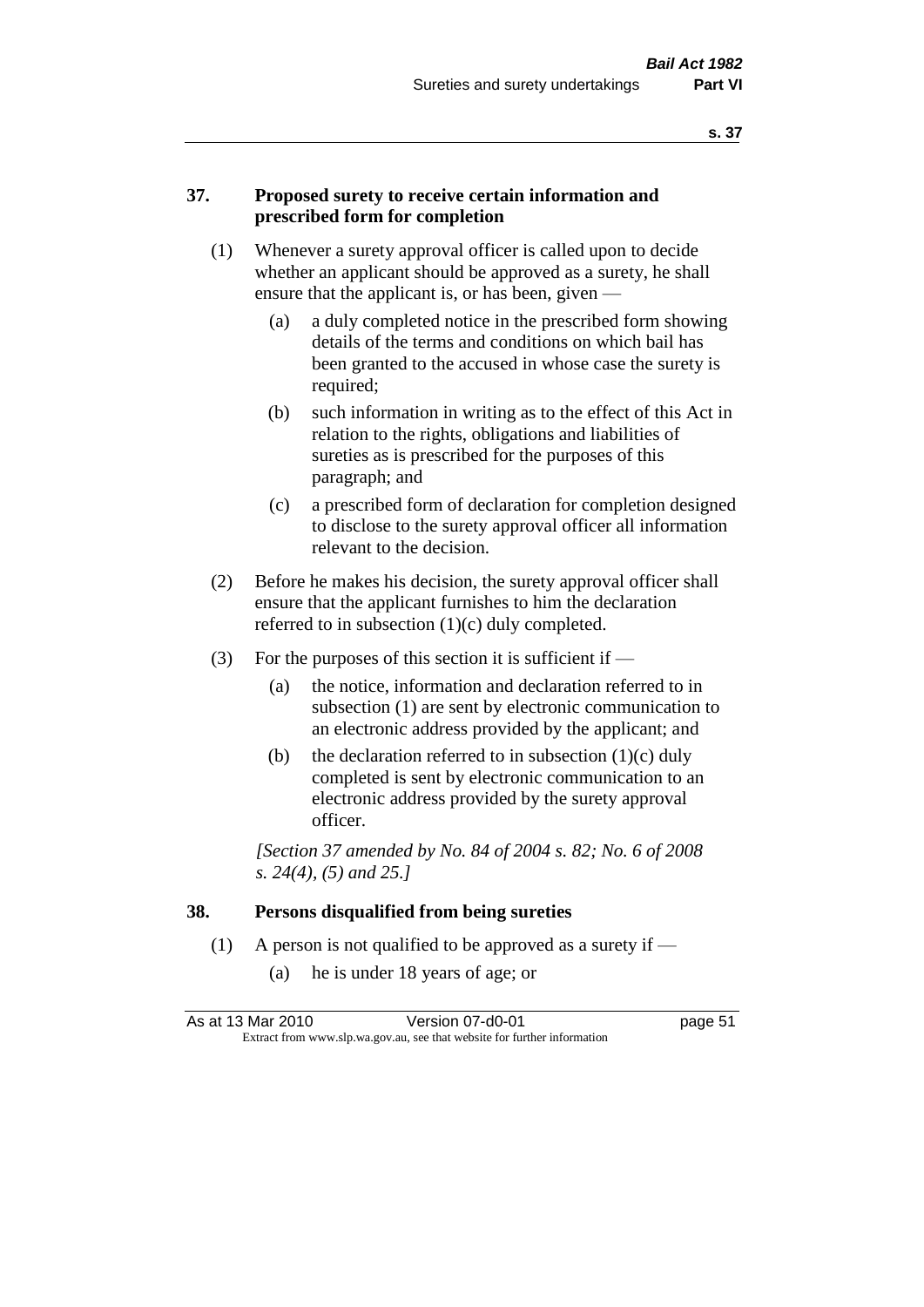### 37. Proposed surety to receive certain information and prescribed form for completion

(1) Whenever a surety approval officer is called upon to decide whether an applicant should be approved as a surety, he shall ensure that the applicant is, or has been, given —

(a) a duly completed notice in the prescribed form showing details of the terms and conditions on which bail has been granted to the accused in whose case the surety is required;

(b) such information in writing as to the effect of this Act in relation to the rights, obligations and liabilities of sureties as is prescribed for the purposes of this paragraph; and

(c) a prescribed form of declaration for completion designed to disclose to the surety approval officer all information relevant to the decision.

(2) Before he makes his decision, the surety approval officer shall ensure that the applicant furnishes to him the declaration referred to in subsection (1)(c) duly completed.

(3) For the purposes of this section it is sufficient if —

(a) the notice, information and declaration referred to in subsection (1) are sent by electronic communication to an electronic address provided by the applicant; and

(b) the declaration referred to in subsection (1)(c) duly completed is sent by electronic communication to an electronic address provided by the surety approval officer.

*[Section 37 amended by No. 84 of 2004 s. 82; No. 6 of 2008 s. 24(4), (5) and 25.]*

### 38. Persons disqualified from being sureties

(1) A person is not qualified to be approved as a surety if —

(a) he is under 18 years of age; or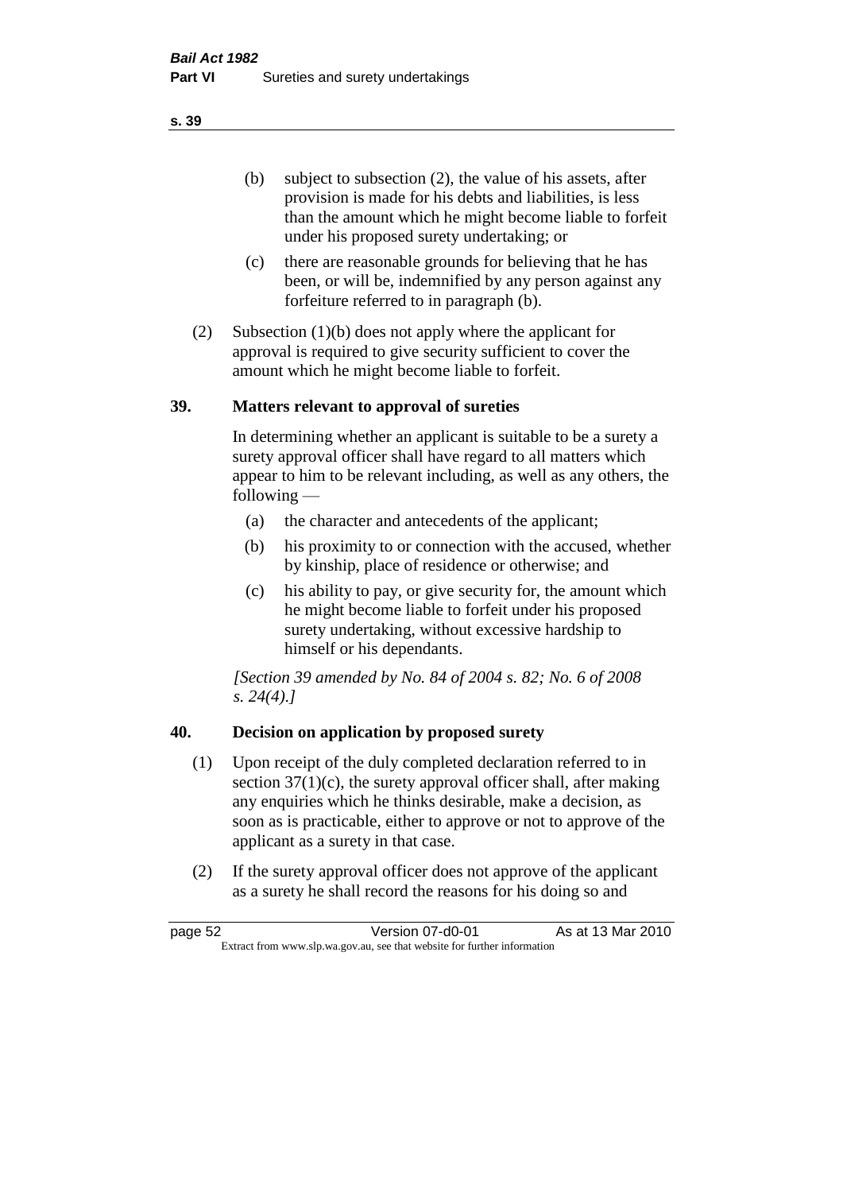(b) subject to subsection (2), the value of his assets, after provision is made for his debts and liabilities, is less than the amount which he might become liable to forfeit under his proposed surety undertaking; or

(c) there are reasonable grounds for believing that he has been, or will be, indemnified by any person against any forfeiture referred to in paragraph (b).

(2) Subsection (1)(b) does not apply where the applicant for approval is required to give security sufficient to cover the amount which he might become liable to forfeit.

## 39. Matters relevant to approval of sureties

In determining whether an applicant is suitable to be a surety a surety approval officer shall have regard to all matters which appear to him to be relevant including, as well as any others, the following —

(a) the character and antecedents of the applicant;

(b) his proximity to or connection with the accused, whether by kinship, place of residence or otherwise; and

(c) his ability to pay, or give security for, the amount which he might become liable to forfeit under his proposed surety undertaking, without excessive hardship to himself or his dependants.

*[Section 39 amended by No. 84 of 2004 s. 82; No. 6 of 2008 s. 24(4).]*

## 40. Decision on application by proposed surety

(1) Upon receipt of the duly completed declaration referred to in section 37(1)(c), the surety approval officer shall, after making any enquiries which he thinks desirable, make a decision, as soon as is practicable, either to approve or not to approve of the applicant as a surety in that case.

(2) If the surety approval officer does not approve of the applicant as a surety he shall record the reasons for his doing so and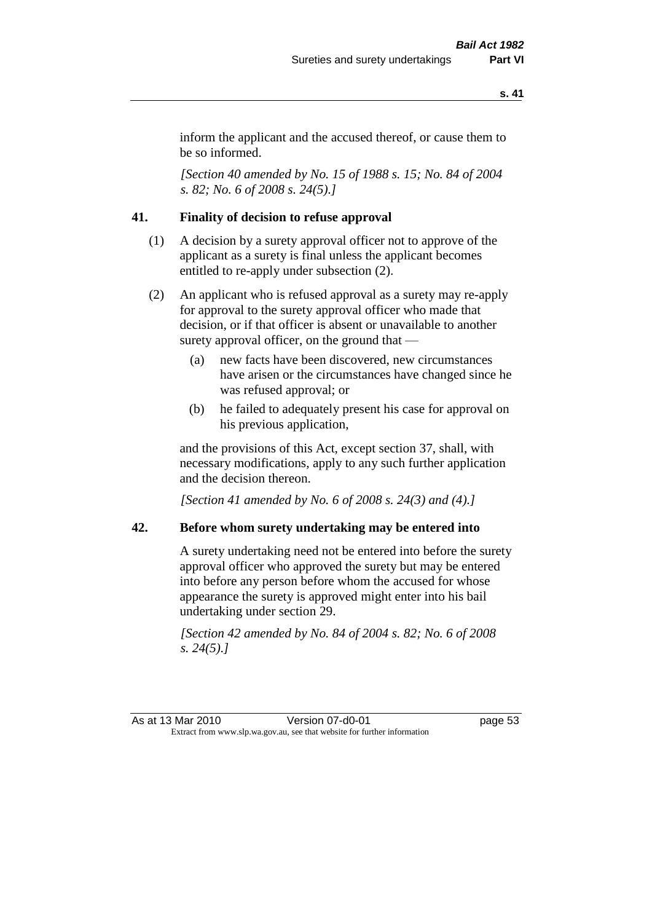inform the applicant and the accused thereof, or cause them to be so informed.

*[Section 40 amended by No. 15 of 1988 s. 15; No. 84 of 2004 s. 82; No. 6 of 2008 s. 24(5).]*

## 41. Finality of decision to refuse approval

(1) A decision by a surety approval officer not to approve of the applicant as a surety is final unless the applicant becomes entitled to re-apply under subsection (2).

(2) An applicant who is refused approval as a surety may re-apply for approval to the surety approval officer who made that decision, or if that officer is absent or unavailable to another surety approval officer, on the ground that —

- (a) new facts have been discovered, new circumstances have arisen or the circumstances have changed since he was refused approval; or
- (b) he failed to adequately present his case for approval on his previous application,

and the provisions of this Act, except section 37, shall, with necessary modifications, apply to any such further application and the decision thereon.

*[Section 41 amended by No. 6 of 2008 s. 24(3) and (4).]*

## 42. Before whom surety undertaking may be entered into

A surety undertaking need not be entered into before the surety approval officer who approved the surety but may be entered into before any person before whom the accused for whose appearance the surety is approved might enter into his bail undertaking under section 29.

*[Section 42 amended by No. 84 of 2004 s. 82; No. 6 of 2008 s. 24(5).]*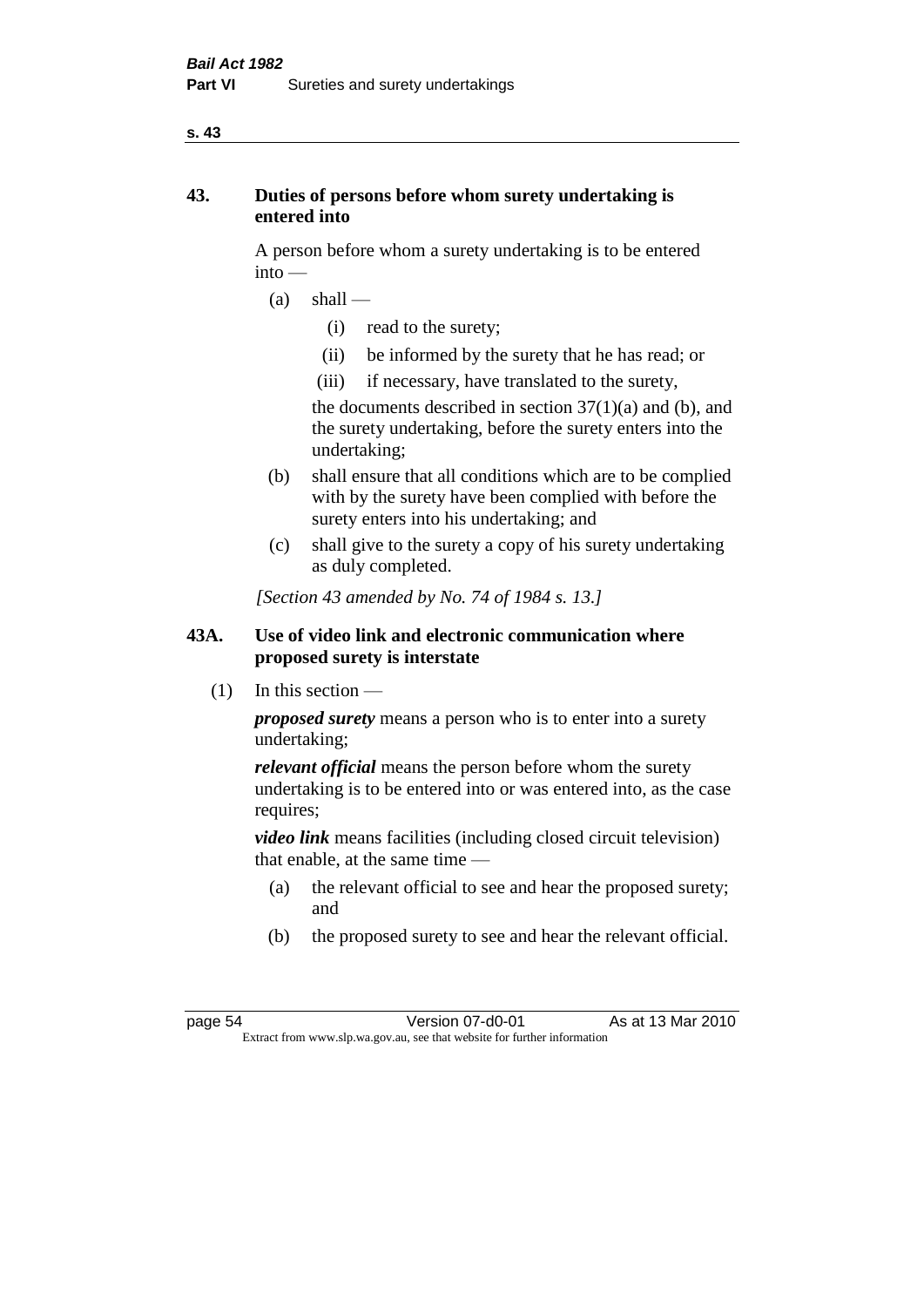## 43. Duties of persons before whom surety undertaking is entered into

A person before whom a surety undertaking is to be entered into —

- (a) shall —
  - (i) read to the surety;
  - (ii) be informed by the surety that he has read; or
  - (iii) if necessary, have translated to the surety,

  the documents described in section 37(1)(a) and (b), and the surety undertaking, before the surety enters into the undertaking;
- (b) shall ensure that all conditions which are to be complied with by the surety have been complied with before the surety enters into his undertaking; and
- (c) shall give to the surety a copy of his surety undertaking as duly completed.

*[Section 43 amended by No. 74 of 1984 s. 13.]*

## 43A. Use of video link and electronic communication where proposed surety is interstate

(1) In this section —

***proposed surety*** means a person who is to enter into a surety undertaking;

***relevant official*** means the person before whom the surety undertaking is to be entered into or was entered into, as the case requires;

***video link*** means facilities (including closed circuit television) that enable, at the same time —

- (a) the relevant official to see and hear the proposed surety; and
- (b) the proposed surety to see and hear the relevant official.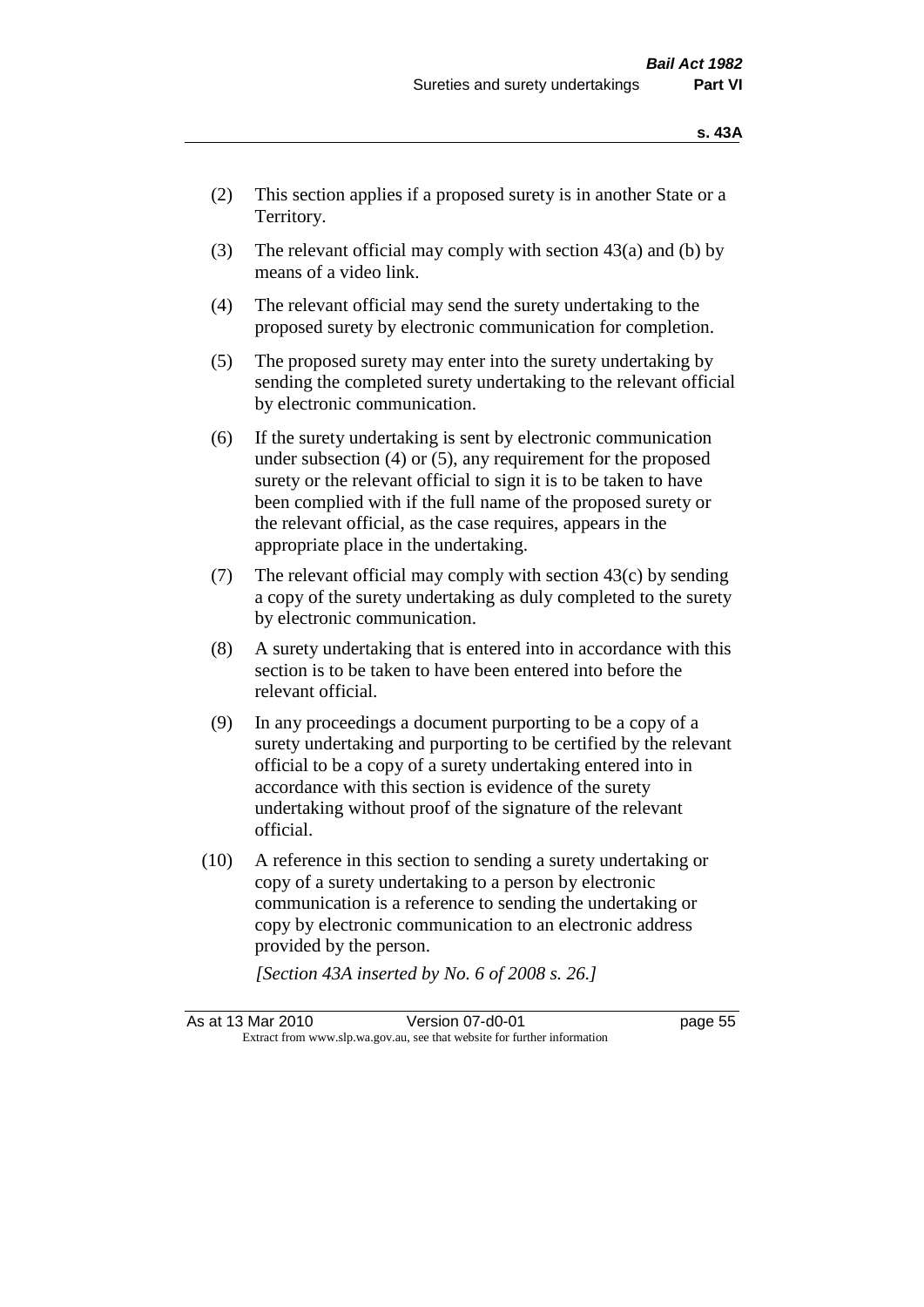(2) This section applies if a proposed surety is in another State or a Territory.

(3) The relevant official may comply with section 43(a) and (b) by means of a video link.

(4) The relevant official may send the surety undertaking to the proposed surety by electronic communication for completion.

(5) The proposed surety may enter into the surety undertaking by sending the completed surety undertaking to the relevant official by electronic communication.

(6) If the surety undertaking is sent by electronic communication under subsection (4) or (5), any requirement for the proposed surety or the relevant official to sign it is to be taken to have been complied with if the full name of the proposed surety or the relevant official, as the case requires, appears in the appropriate place in the undertaking.

(7) The relevant official may comply with section 43(c) by sending a copy of the surety undertaking as duly completed to the surety by electronic communication.

(8) A surety undertaking that is entered into in accordance with this section is to be taken to have been entered into before the relevant official.

(9) In any proceedings a document purporting to be a copy of a surety undertaking and purporting to be certified by the relevant official to be a copy of a surety undertaking entered into in accordance with this section is evidence of the surety undertaking without proof of the signature of the relevant official.

(10) A reference in this section to sending a surety undertaking or copy of a surety undertaking to a person by electronic communication is a reference to sending the undertaking or copy by electronic communication to an electronic address provided by the person.

*[Section 43A inserted by No. 6 of 2008 s. 26.]*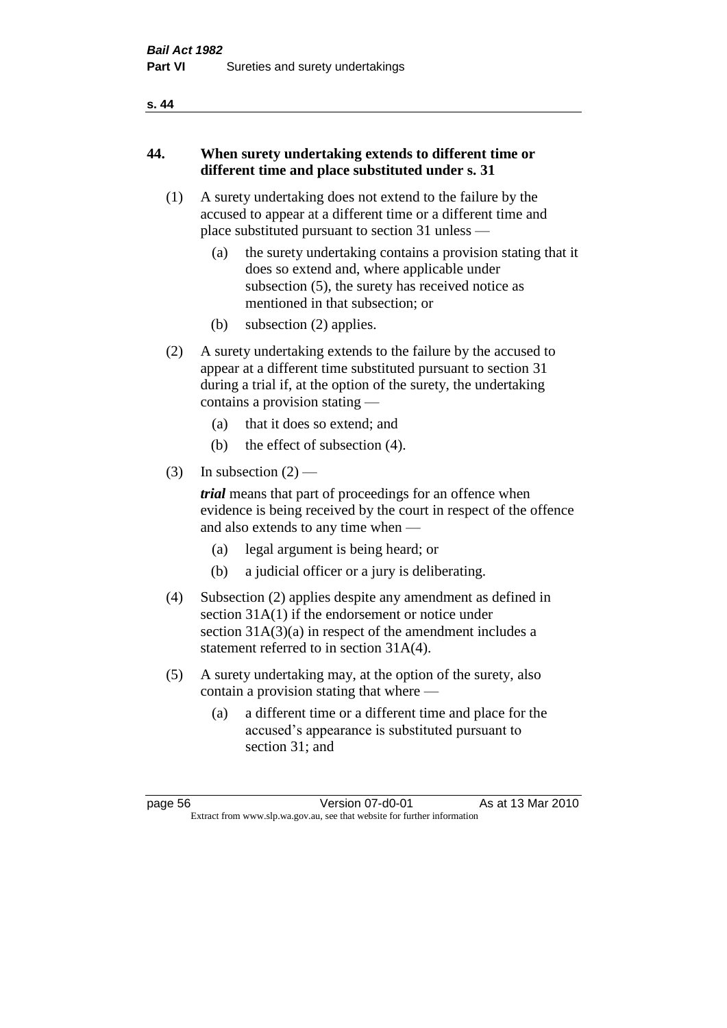## 44. When surety undertaking extends to different time or different time and place substituted under s. 31

(1) A surety undertaking does not extend to the failure by the accused to appear at a different time or a different time and place substituted pursuant to section 31 unless —

(a) the surety undertaking contains a provision stating that it does so extend and, where applicable under subsection (5), the surety has received notice as mentioned in that subsection; or

(b) subsection (2) applies.

(2) A surety undertaking extends to the failure by the accused to appear at a different time substituted pursuant to section 31 during a trial if, at the option of the surety, the undertaking contains a provision stating —

(a) that it does so extend; and

(b) the effect of subsection (4).

(3) In subsection (2) —

***trial*** means that part of proceedings for an offence when evidence is being received by the court in respect of the offence and also extends to any time when —

(a) legal argument is being heard; or

(b) a judicial officer or a jury is deliberating.

(4) Subsection (2) applies despite any amendment as defined in section 31A(1) if the endorsement or notice under section 31A(3)(a) in respect of the amendment includes a statement referred to in section 31A(4).

(5) A surety undertaking may, at the option of the surety, also contain a provision stating that where —

(a) a different time or a different time and place for the accused's appearance is substituted pursuant to section 31; and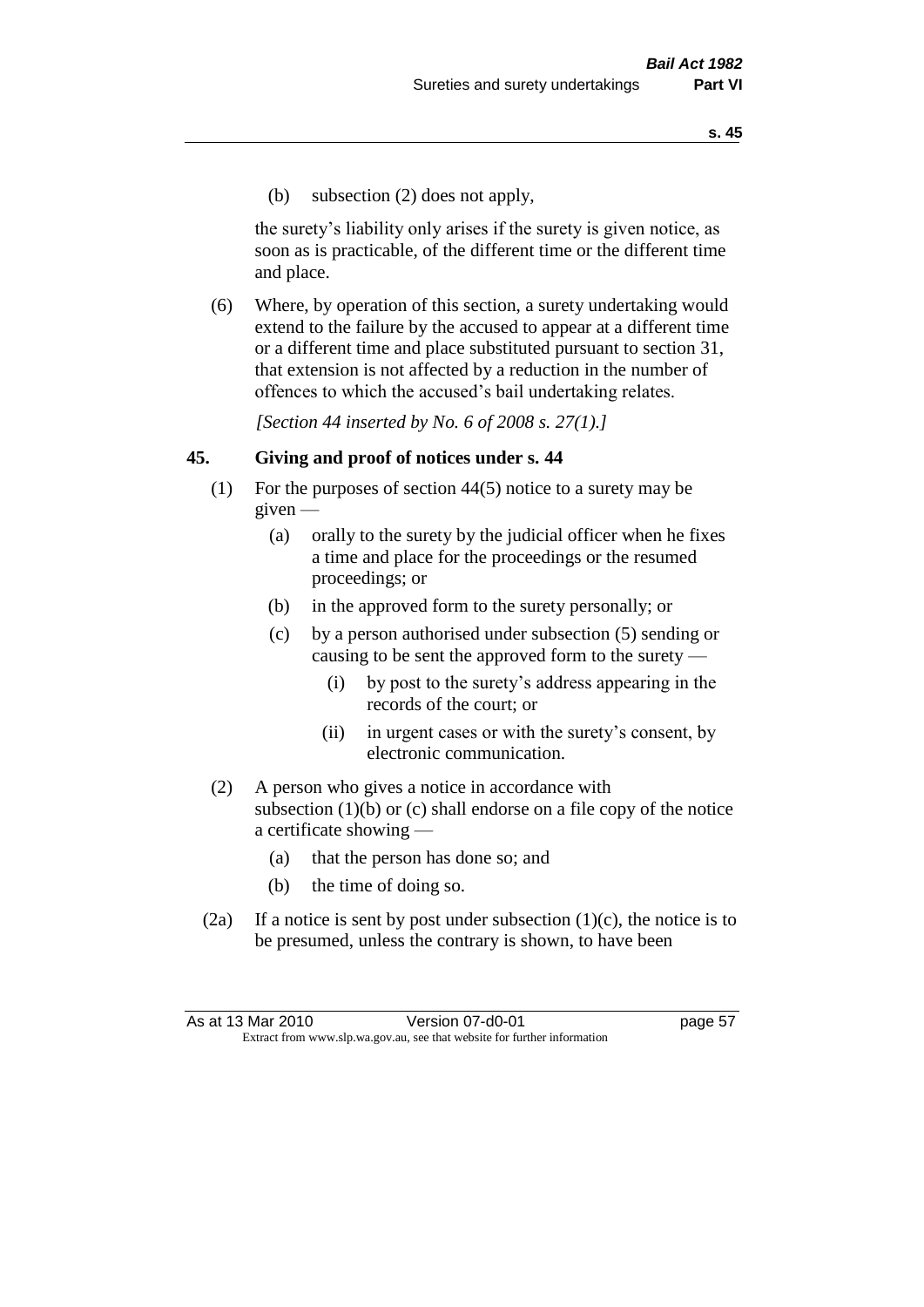(b) subsection (2) does not apply,

the surety's liability only arises if the surety is given notice, as soon as is practicable, of the different time or the different time and place.

(6) Where, by operation of this section, a surety undertaking would extend to the failure by the accused to appear at a different time or a different time and place substituted pursuant to section 31, that extension is not affected by a reduction in the number of offences to which the accused's bail undertaking relates.

*[Section 44 inserted by No. 6 of 2008 s. 27(1).]*

## 45. Giving and proof of notices under s. 44

(1) For the purposes of section 44(5) notice to a surety may be given —

- (a) orally to the surety by the judicial officer when he fixes a time and place for the proceedings or the resumed proceedings; or
- (b) in the approved form to the surety personally; or
- (c) by a person authorised under subsection (5) sending or causing to be sent the approved form to the surety —
  - (i) by post to the surety's address appearing in the records of the court; or
  - (ii) in urgent cases or with the surety's consent, by electronic communication.

(2) A person who gives a notice in accordance with subsection (1)(b) or (c) shall endorse on a file copy of the notice a certificate showing —

- (a) that the person has done so; and
- (b) the time of doing so.

(2a) If a notice is sent by post under subsection (1)(c), the notice is to be presumed, unless the contrary is shown, to have been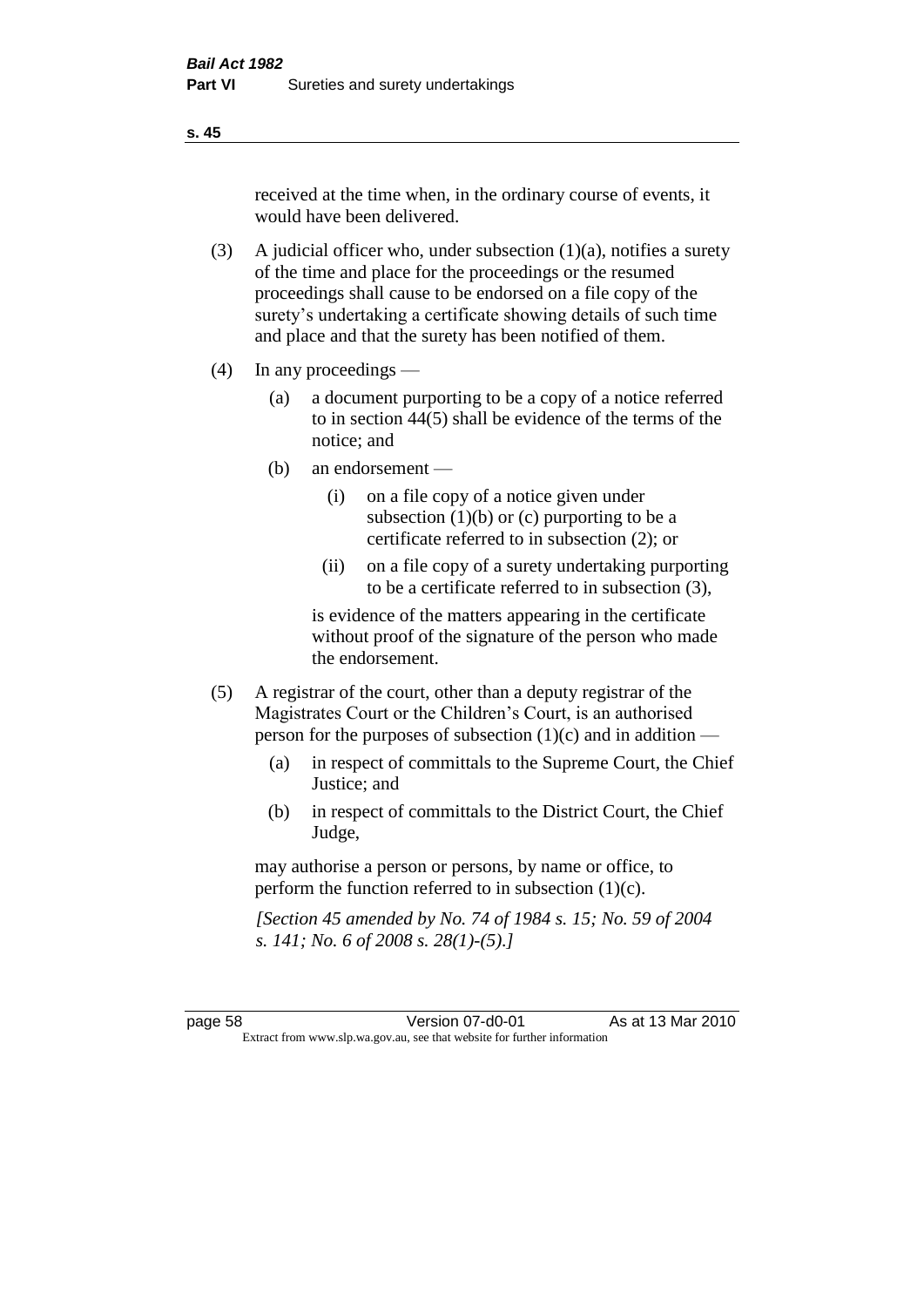received at the time when, in the ordinary course of events, it would have been delivered.

(3) A judicial officer who, under subsection (1)(a), notifies a surety of the time and place for the proceedings or the resumed proceedings shall cause to be endorsed on a file copy of the surety's undertaking a certificate showing details of such time and place and that the surety has been notified of them.

(4) In any proceedings —

(a) a document purporting to be a copy of a notice referred to in section 44(5) shall be evidence of the terms of the notice; and

(b) an endorsement —

(i) on a file copy of a notice given under subsection (1)(b) or (c) purporting to be a certificate referred to in subsection (2); or

(ii) on a file copy of a surety undertaking purporting to be a certificate referred to in subsection (3),

is evidence of the matters appearing in the certificate without proof of the signature of the person who made the endorsement.

(5) A registrar of the court, other than a deputy registrar of the Magistrates Court or the Children's Court, is an authorised person for the purposes of subsection (1)(c) and in addition —

(a) in respect of committals to the Supreme Court, the Chief Justice; and

(b) in respect of committals to the District Court, the Chief Judge,

may authorise a person or persons, by name or office, to perform the function referred to in subsection (1)(c).

*[Section 45 amended by No. 74 of 1984 s. 15; No. 59 of 2004 s. 141; No. 6 of 2008 s. 28(1)-(5).]*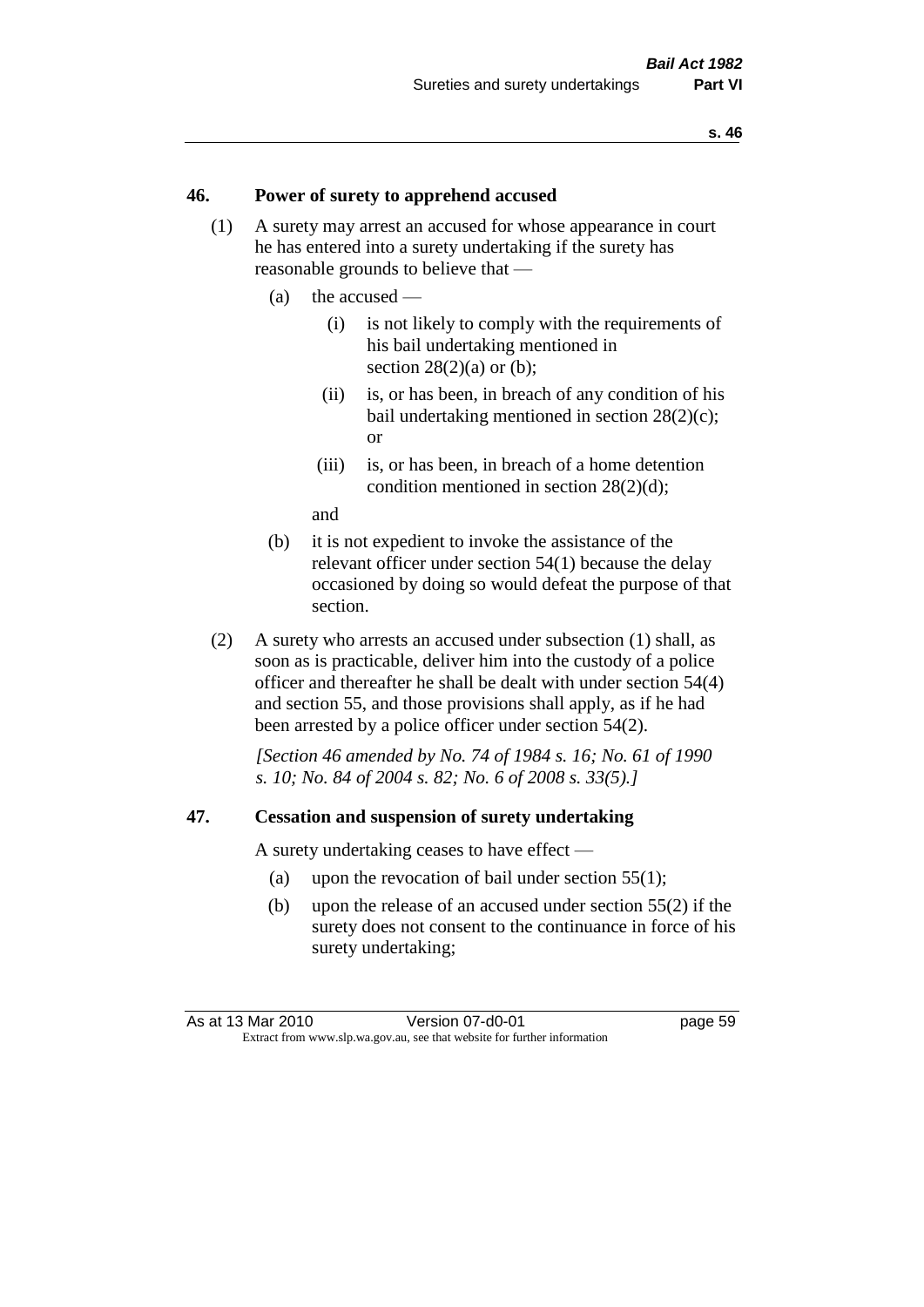## 46. Power of surety to apprehend accused

(1) A surety may arrest an accused for whose appearance in court he has entered into a surety undertaking if the surety has reasonable grounds to believe that —

   (a) the accused —

      (i) is not likely to comply with the requirements of his bail undertaking mentioned in section 28(2)(a) or (b);

      (ii) is, or has been, in breach of any condition of his bail undertaking mentioned in section 28(2)(c); or

      (iii) is, or has been, in breach of a home detention condition mentioned in section 28(2)(d);

   and

   (b) it is not expedient to invoke the assistance of the relevant officer under section 54(1) because the delay occasioned by doing so would defeat the purpose of that section.

(2) A surety who arrests an accused under subsection (1) shall, as soon as is practicable, deliver him into the custody of a police officer and thereafter he shall be dealt with under section 54(4) and section 55, and those provisions shall apply, as if he had been arrested by a police officer under section 54(2).

*[Section 46 amended by No. 74 of 1984 s. 16; No. 61 of 1990 s. 10; No. 84 of 2004 s. 82; No. 6 of 2008 s. 33(5).]*

## 47. Cessation and suspension of surety undertaking

A surety undertaking ceases to have effect —

   (a) upon the revocation of bail under section 55(1);

   (b) upon the release of an accused under section 55(2) if the surety does not consent to the continuance in force of his surety undertaking;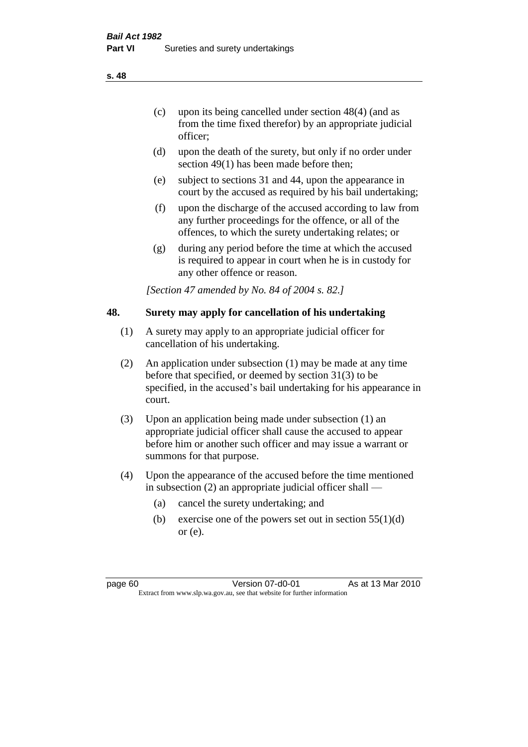(c) upon its being cancelled under section 48(4) (and as from the time fixed therefor) by an appropriate judicial officer;

(d) upon the death of the surety, but only if no order under section 49(1) has been made before then;

(e) subject to sections 31 and 44, upon the appearance in court by the accused as required by his bail undertaking;

(f) upon the discharge of the accused according to law from any further proceedings for the offence, or all of the offences, to which the surety undertaking relates; or

(g) during any period before the time at which the accused is required to appear in court when he is in custody for any other offence or reason.

*[Section 47 amended by No. 84 of 2004 s. 82.]*

## 48. Surety may apply for cancellation of his undertaking

(1) A surety may apply to an appropriate judicial officer for cancellation of his undertaking.

(2) An application under subsection (1) may be made at any time before that specified, or deemed by section 31(3) to be specified, in the accused's bail undertaking for his appearance in court.

(3) Upon an application being made under subsection (1) an appropriate judicial officer shall cause the accused to appear before him or another such officer and may issue a warrant or summons for that purpose.

(4) Upon the appearance of the accused before the time mentioned in subsection (2) an appropriate judicial officer shall —

(a) cancel the surety undertaking; and

(b) exercise one of the powers set out in section 55(1)(d) or (e).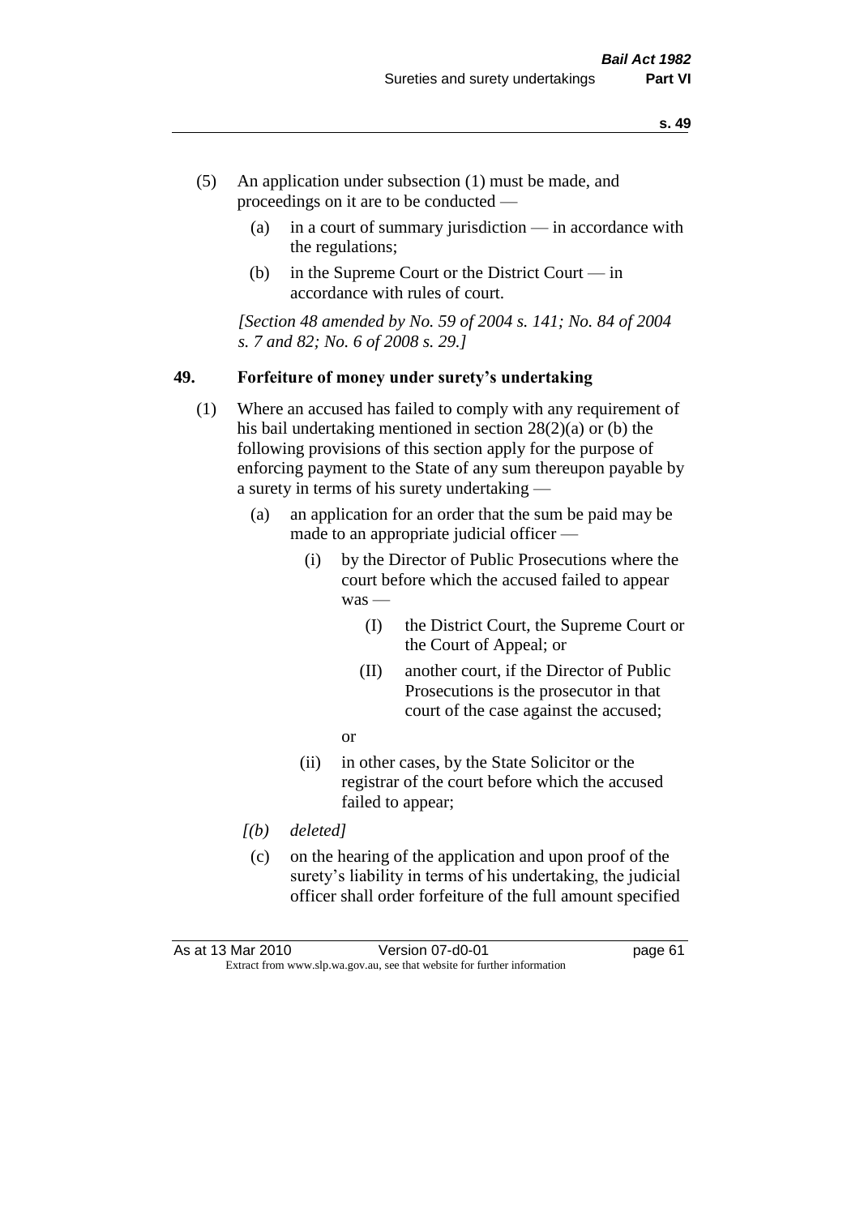(5) An application under subsection (1) must be made, and proceedings on it are to be conducted —

  (a) in a court of summary jurisdiction — in accordance with the regulations;

  (b) in the Supreme Court or the District Court — in accordance with rules of court.

*[Section 48 amended by No. 59 of 2004 s. 141; No. 84 of 2004 s. 7 and 82; No. 6 of 2008 s. 29.]*

### 49. Forfeiture of money under surety's undertaking

(1) Where an accused has failed to comply with any requirement of his bail undertaking mentioned in section 28(2)(a) or (b) the following provisions of this section apply for the purpose of enforcing payment to the State of any sum thereupon payable by a surety in terms of his surety undertaking —

  (a) an application for an order that the sum be paid may be made to an appropriate judicial officer —

    (i) by the Director of Public Prosecutions where the court before which the accused failed to appear was —

      (I) the District Court, the Supreme Court or the Court of Appeal; or

      (II) another court, if the Director of Public Prosecutions is the prosecutor in that court of the case against the accused;

    or

    (ii) in other cases, by the State Solicitor or the registrar of the court before which the accused failed to appear;

  *[(b) deleted]*

  (c) on the hearing of the application and upon proof of the surety's liability in terms of his undertaking, the judicial officer shall order forfeiture of the full amount specified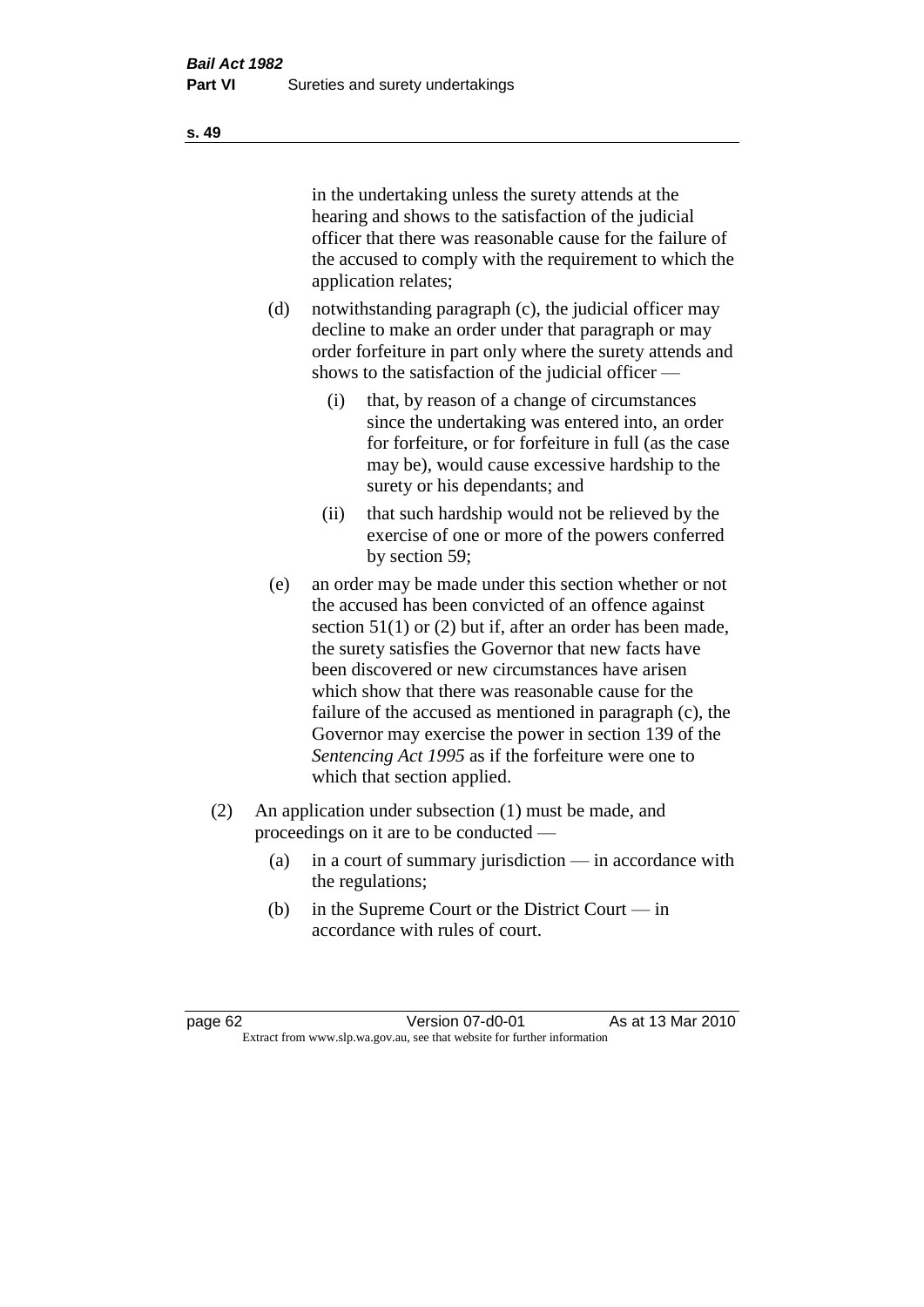in the undertaking unless the surety attends at the hearing and shows to the satisfaction of the judicial officer that there was reasonable cause for the failure of the accused to comply with the requirement to which the application relates;

(d) notwithstanding paragraph (c), the judicial officer may decline to make an order under that paragraph or may order forfeiture in part only where the surety attends and shows to the satisfaction of the judicial officer —

   (i) that, by reason of a change of circumstances since the undertaking was entered into, an order for forfeiture, or for forfeiture in full (as the case may be), would cause excessive hardship to the surety or his dependants; and

   (ii) that such hardship would not be relieved by the exercise of one or more of the powers conferred by section 59;

(e) an order may be made under this section whether or not the accused has been convicted of an offence against section 51(1) or (2) but if, after an order has been made, the surety satisfies the Governor that new facts have been discovered or new circumstances have arisen which show that there was reasonable cause for the failure of the accused as mentioned in paragraph (c), the Governor may exercise the power in section 139 of the *Sentencing Act 1995* as if the forfeiture were one to which that section applied.

(2) An application under subsection (1) must be made, and proceedings on it are to be conducted —

   (a) in a court of summary jurisdiction — in accordance with the regulations;

   (b) in the Supreme Court or the District Court — in accordance with rules of court.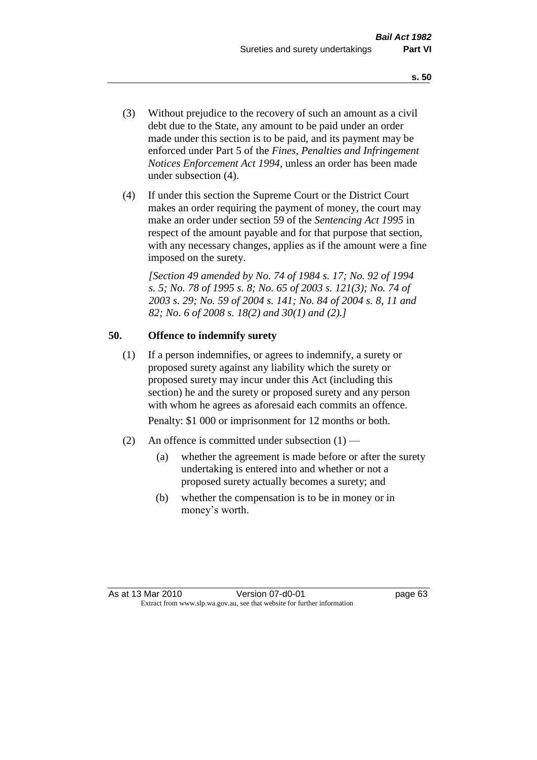(3) Without prejudice to the recovery of such an amount as a civil debt due to the State, any amount to be paid under an order made under this section is to be paid, and its payment may be enforced under Part 5 of the *Fines, Penalties and Infringement Notices Enforcement Act 1994*, unless an order has been made under subsection (4).

(4) If under this section the Supreme Court or the District Court makes an order requiring the payment of money, the court may make an order under section 59 of the *Sentencing Act 1995* in respect of the amount payable and for that purpose that section, with any necessary changes, applies as if the amount were a fine imposed on the surety.

*[Section 49 amended by No. 74 of 1984 s. 17; No. 92 of 1994 s. 5; No. 78 of 1995 s. 8; No. 65 of 2003 s. 121(3); No. 74 of 2003 s. 29; No. 59 of 2004 s. 141; No. 84 of 2004 s. 8, 11 and 82; No. 6 of 2008 s. 18(2) and 30(1) and (2).]*

## 50. Offence to indemnify surety

(1) If a person indemnifies, or agrees to indemnify, a surety or proposed surety against any liability which the surety or proposed surety may incur under this Act (including this section) he and the surety or proposed surety and any person with whom he agrees as aforesaid each commits an offence.

Penalty: $1 000 or imprisonment for 12 months or both.

(2) An offence is committed under subsection (1) —

(a) whether the agreement is made before or after the surety undertaking is entered into and whether or not a proposed surety actually becomes a surety; and

(b) whether the compensation is to be in money or in money's worth.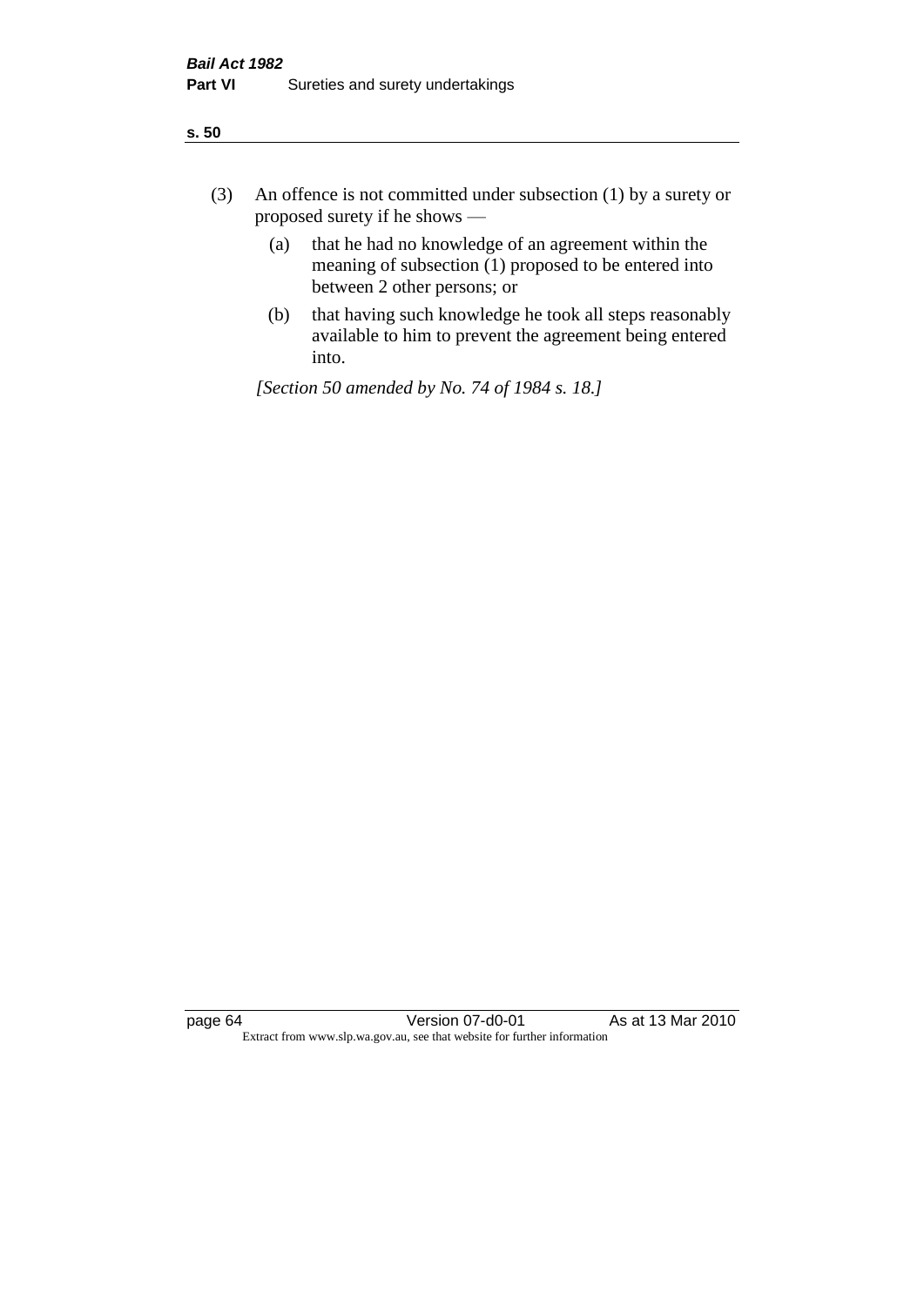(3) An offence is not committed under subsection (1) by a surety or proposed surety if he shows —

  (a) that he had no knowledge of an agreement within the meaning of subsection (1) proposed to be entered into between 2 other persons; or

  (b) that having such knowledge he took all steps reasonably available to him to prevent the agreement being entered into.

*[Section 50 amended by No. 74 of 1984 s. 18.]*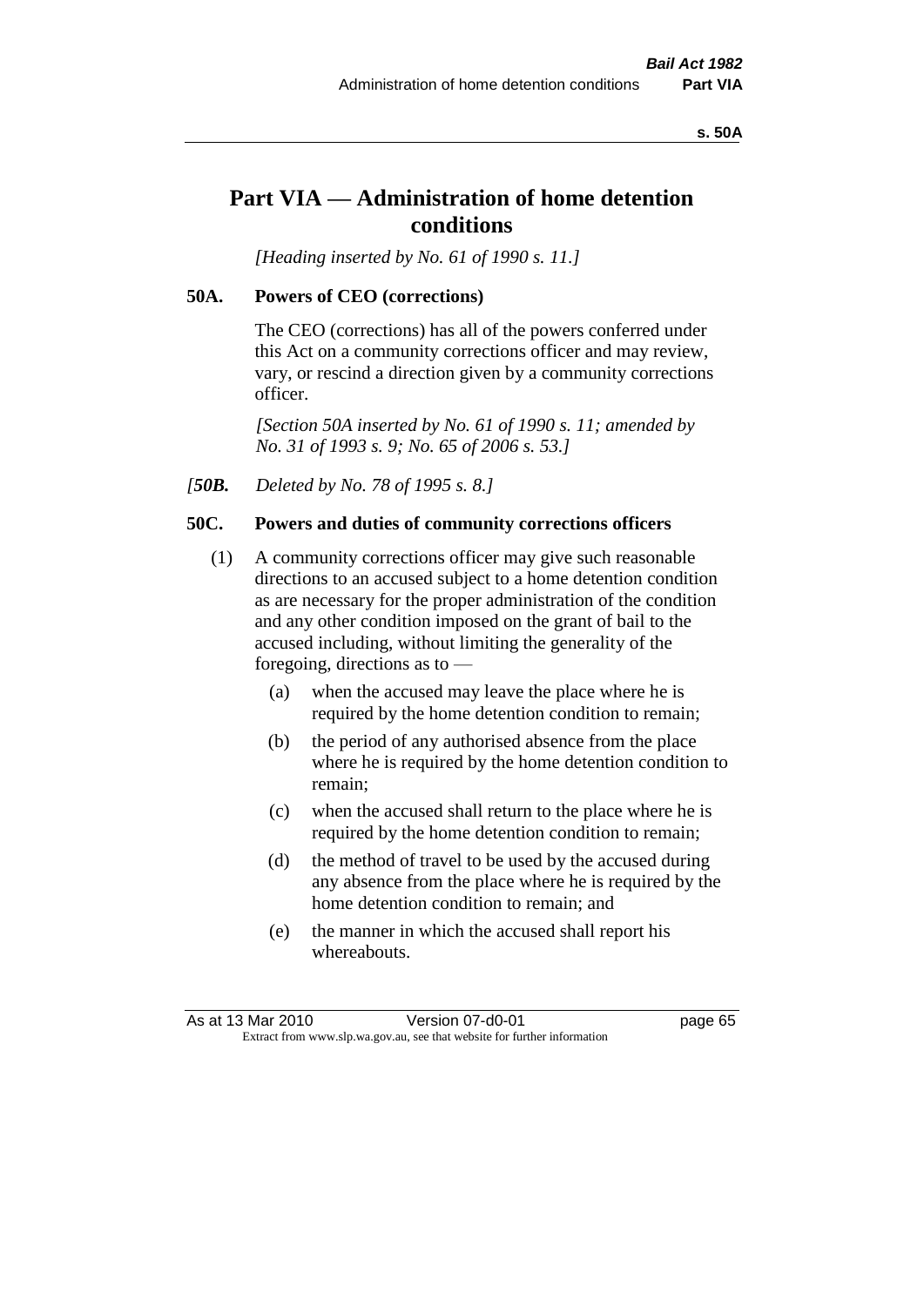# Part VIA — Administration of home detention conditions

*[Heading inserted by No. 61 of 1990 s. 11.]*

## 50A. Powers of CEO (corrections)

The CEO (corrections) has all of the powers conferred under this Act on a community corrections officer and may review, vary, or rescind a direction given by a community corrections officer.

*[Section 50A inserted by No. 61 of 1990 s. 11; amended by No. 31 of 1993 s. 9; No. 65 of 2006 s. 53.]*

*[**50B.** Deleted by No. 78 of 1995 s. 8.]*

## 50C. Powers and duties of community corrections officers

(1) A community corrections officer may give such reasonable directions to an accused subject to a home detention condition as are necessary for the proper administration of the condition and any other condition imposed on the grant of bail to the accused including, without limiting the generality of the foregoing, directions as to —

- (a) when the accused may leave the place where he is required by the home detention condition to remain;
- (b) the period of any authorised absence from the place where he is required by the home detention condition to remain;
- (c) when the accused shall return to the place where he is required by the home detention condition to remain;
- (d) the method of travel to be used by the accused during any absence from the place where he is required by the home detention condition to remain; and
- (e) the manner in which the accused shall report his whereabouts.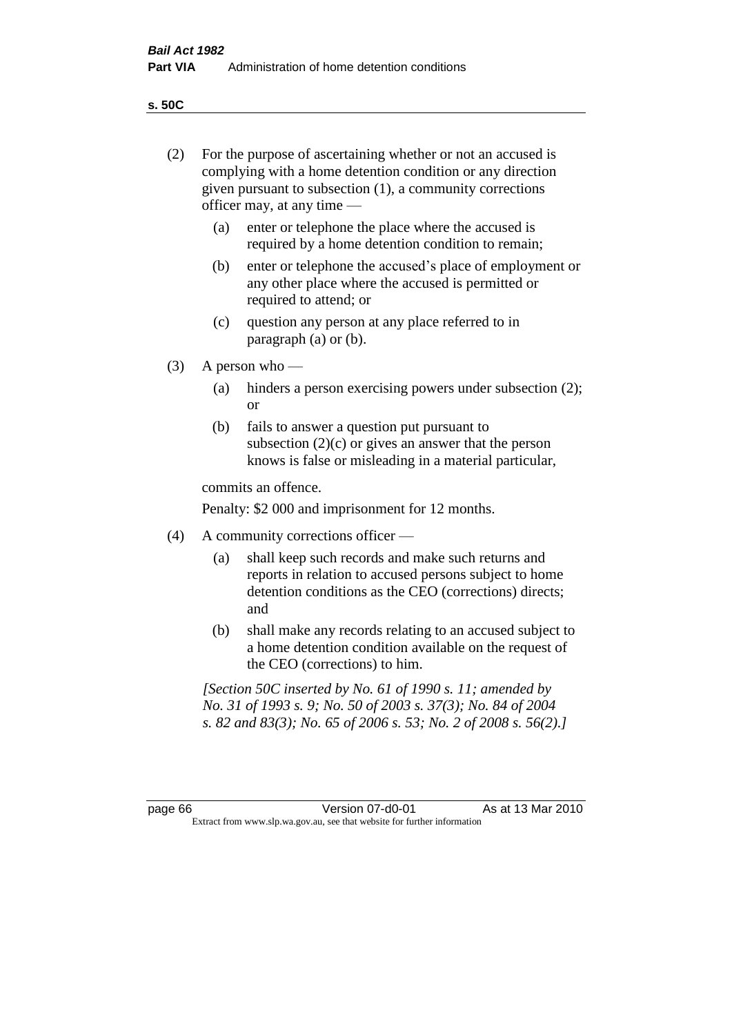**s. 50C**

(2) For the purpose of ascertaining whether or not an accused is complying with a home detention condition or any direction given pursuant to subsection (1), a community corrections officer may, at any time —

(a) enter or telephone the place where the accused is required by a home detention condition to remain;

(b) enter or telephone the accused's place of employment or any other place where the accused is permitted or required to attend; or

(c) question any person at any place referred to in paragraph (a) or (b).

(3) A person who —

(a) hinders a person exercising powers under subsection (2); or

(b) fails to answer a question put pursuant to subsection (2)(c) or gives an answer that the person knows is false or misleading in a material particular,

commits an offence.

Penalty: $2 000 and imprisonment for 12 months.

(4) A community corrections officer —

(a) shall keep such records and make such returns and reports in relation to accused persons subject to home detention conditions as the CEO (corrections) directs; and

(b) shall make any records relating to an accused subject to a home detention condition available on the request of the CEO (corrections) to him.

*[Section 50C inserted by No. 61 of 1990 s. 11; amended by No. 31 of 1993 s. 9; No. 50 of 2003 s. 37(3); No. 84 of 2004 s. 82 and 83(3); No. 65 of 2006 s. 53; No. 2 of 2008 s. 56(2).]*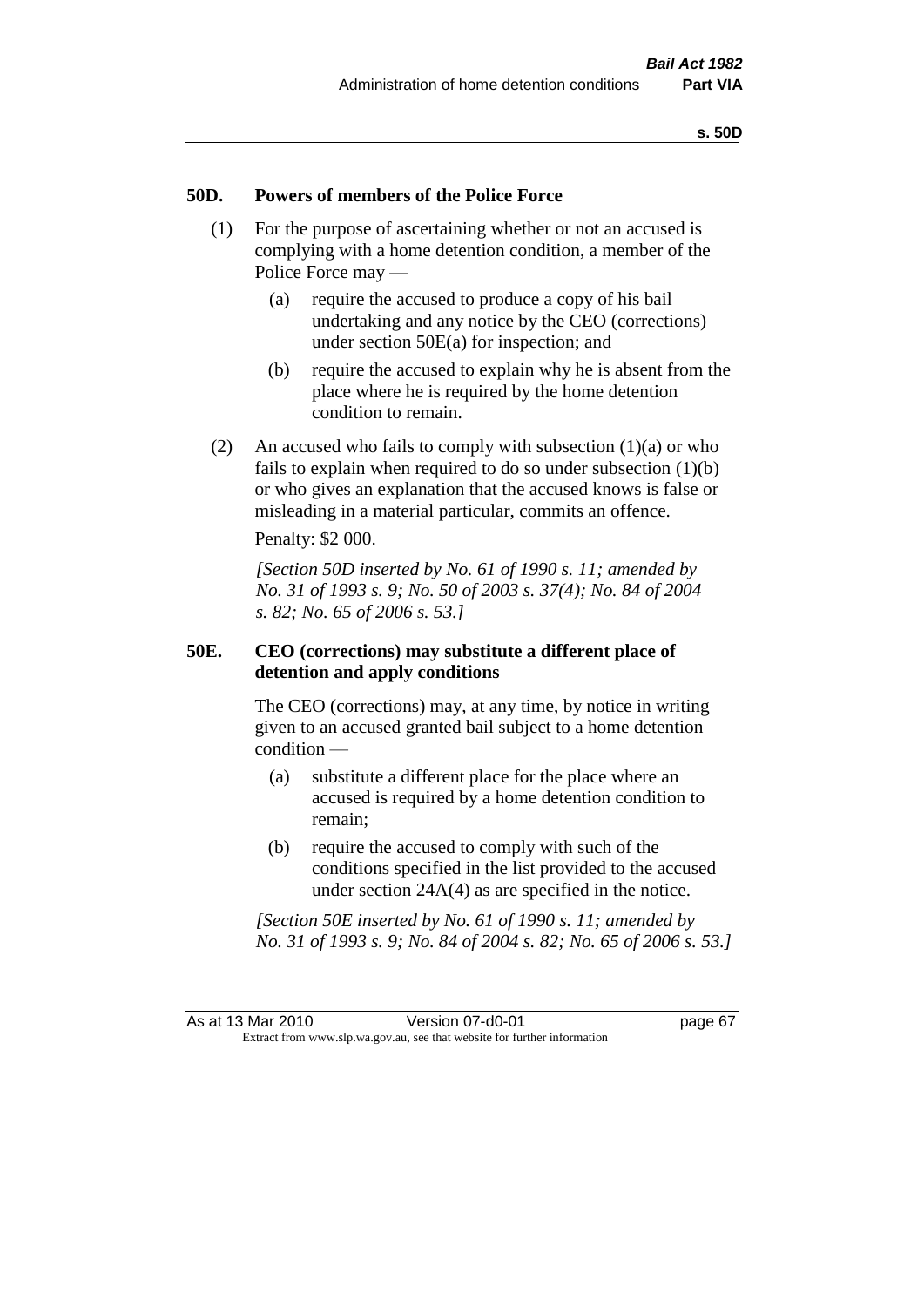## 50D. Powers of members of the Police Force

(1) For the purpose of ascertaining whether or not an accused is complying with a home detention condition, a member of the Police Force may —

(a) require the accused to produce a copy of his bail undertaking and any notice by the CEO (corrections) under section 50E(a) for inspection; and

(b) require the accused to explain why he is absent from the place where he is required by the home detention condition to remain.

(2) An accused who fails to comply with subsection (1)(a) or who fails to explain when required to do so under subsection (1)(b) or who gives an explanation that the accused knows is false or misleading in a material particular, commits an offence.

Penalty: $2 000.

*[Section 50D inserted by No. 61 of 1990 s. 11; amended by No. 31 of 1993 s. 9; No. 50 of 2003 s. 37(4); No. 84 of 2004 s. 82; No. 65 of 2006 s. 53.]*

## 50E. CEO (corrections) may substitute a different place of detention and apply conditions

The CEO (corrections) may, at any time, by notice in writing given to an accused granted bail subject to a home detention condition —

(a) substitute a different place for the place where an accused is required by a home detention condition to remain;

(b) require the accused to comply with such of the conditions specified in the list provided to the accused under section 24A(4) as are specified in the notice.

*[Section 50E inserted by No. 61 of 1990 s. 11; amended by No. 31 of 1993 s. 9; No. 84 of 2004 s. 82; No. 65 of 2006 s. 53.]*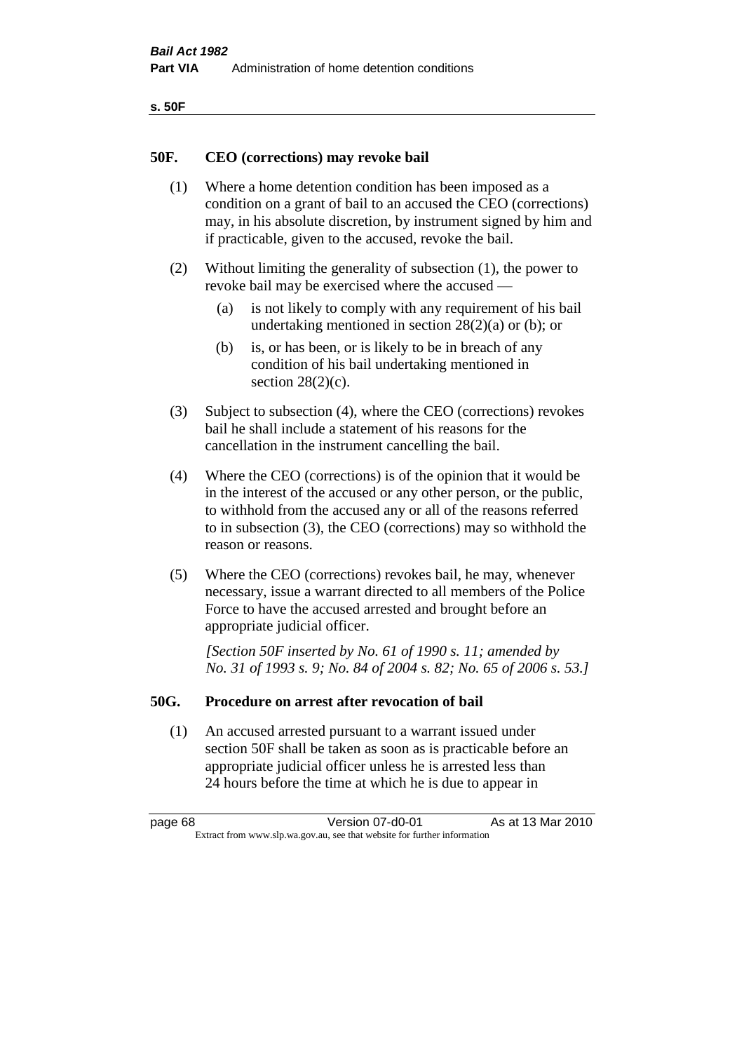## 50F. CEO (corrections) may revoke bail

(1) Where a home detention condition has been imposed as a condition on a grant of bail to an accused the CEO (corrections) may, in his absolute discretion, by instrument signed by him and if practicable, given to the accused, revoke the bail.

(2) Without limiting the generality of subsection (1), the power to revoke bail may be exercised where the accused —

- (a) is not likely to comply with any requirement of his bail undertaking mentioned in section 28(2)(a) or (b); or
- (b) is, or has been, or is likely to be in breach of any condition of his bail undertaking mentioned in section 28(2)(c).

(3) Subject to subsection (4), where the CEO (corrections) revokes bail he shall include a statement of his reasons for the cancellation in the instrument cancelling the bail.

(4) Where the CEO (corrections) is of the opinion that it would be in the interest of the accused or any other person, or the public, to withhold from the accused any or all of the reasons referred to in subsection (3), the CEO (corrections) may so withhold the reason or reasons.

(5) Where the CEO (corrections) revokes bail, he may, whenever necessary, issue a warrant directed to all members of the Police Force to have the accused arrested and brought before an appropriate judicial officer.

*[Section 50F inserted by No. 61 of 1990 s. 11; amended by No. 31 of 1993 s. 9; No. 84 of 2004 s. 82; No. 65 of 2006 s. 53.]*

## 50G. Procedure on arrest after revocation of bail

(1) An accused arrested pursuant to a warrant issued under section 50F shall be taken as soon as is practicable before an appropriate judicial officer unless he is arrested less than 24 hours before the time at which he is due to appear in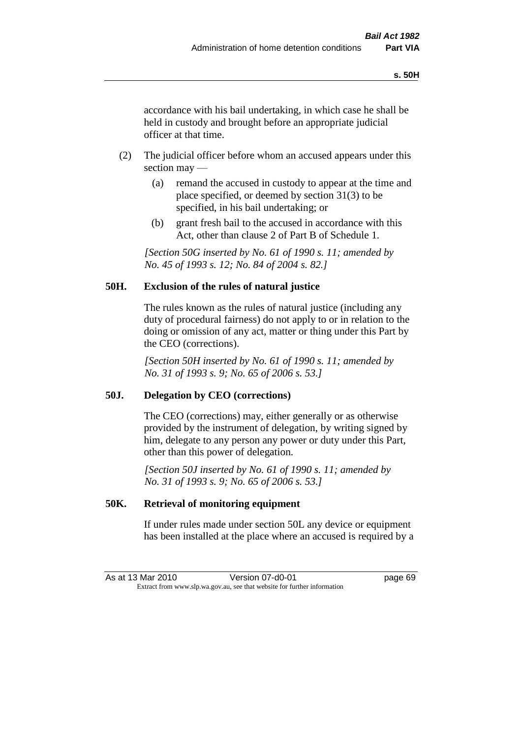accordance with his bail undertaking, in which case he shall be held in custody and brought before an appropriate judicial officer at that time.

(2) The judicial officer before whom an accused appears under this section may —

(a) remand the accused in custody to appear at the time and place specified, or deemed by section 31(3) to be specified, in his bail undertaking; or

(b) grant fresh bail to the accused in accordance with this Act, other than clause 2 of Part B of Schedule 1.

*[Section 50G inserted by No. 61 of 1990 s. 11; amended by No. 45 of 1993 s. 12; No. 84 of 2004 s. 82.]*

**50H. Exclusion of the rules of natural justice**

The rules known as the rules of natural justice (including any duty of procedural fairness) do not apply to or in relation to the doing or omission of any act, matter or thing under this Part by the CEO (corrections).

*[Section 50H inserted by No. 61 of 1990 s. 11; amended by No. 31 of 1993 s. 9; No. 65 of 2006 s. 53.]*

**50J. Delegation by CEO (corrections)**

The CEO (corrections) may, either generally or as otherwise provided by the instrument of delegation, by writing signed by him, delegate to any person any power or duty under this Part, other than this power of delegation.

*[Section 50J inserted by No. 61 of 1990 s. 11; amended by No. 31 of 1993 s. 9; No. 65 of 2006 s. 53.]*

**50K. Retrieval of monitoring equipment**

If under rules made under section 50L any device or equipment has been installed at the place where an accused is required by a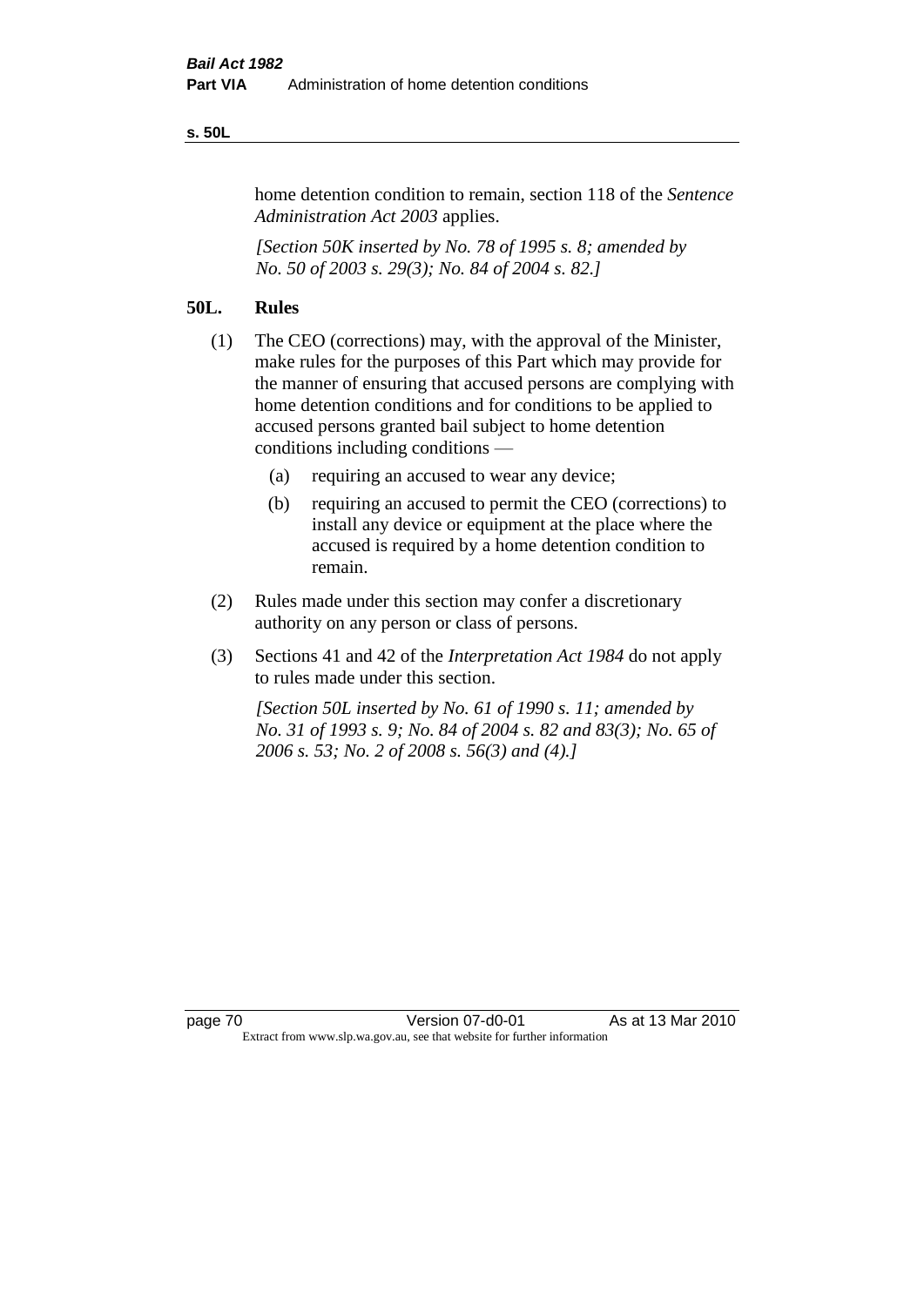home detention condition to remain, section 118 of the *Sentence Administration Act 2003* applies.

*[Section 50K inserted by No. 78 of 1995 s. 8; amended by No. 50 of 2003 s. 29(3); No. 84 of 2004 s. 82.]*

## 50L. Rules

(1) The CEO (corrections) may, with the approval of the Minister, make rules for the purposes of this Part which may provide for the manner of ensuring that accused persons are complying with home detention conditions and for conditions to be applied to accused persons granted bail subject to home detention conditions including conditions —

- (a) requiring an accused to wear any device;
- (b) requiring an accused to permit the CEO (corrections) to install any device or equipment at the place where the accused is required by a home detention condition to remain.

(2) Rules made under this section may confer a discretionary authority on any person or class of persons.

(3) Sections 41 and 42 of the *Interpretation Act 1984* do not apply to rules made under this section.

*[Section 50L inserted by No. 61 of 1990 s. 11; amended by No. 31 of 1993 s. 9; No. 84 of 2004 s. 82 and 83(3); No. 65 of 2006 s. 53; No. 2 of 2008 s. 56(3) and (4).]*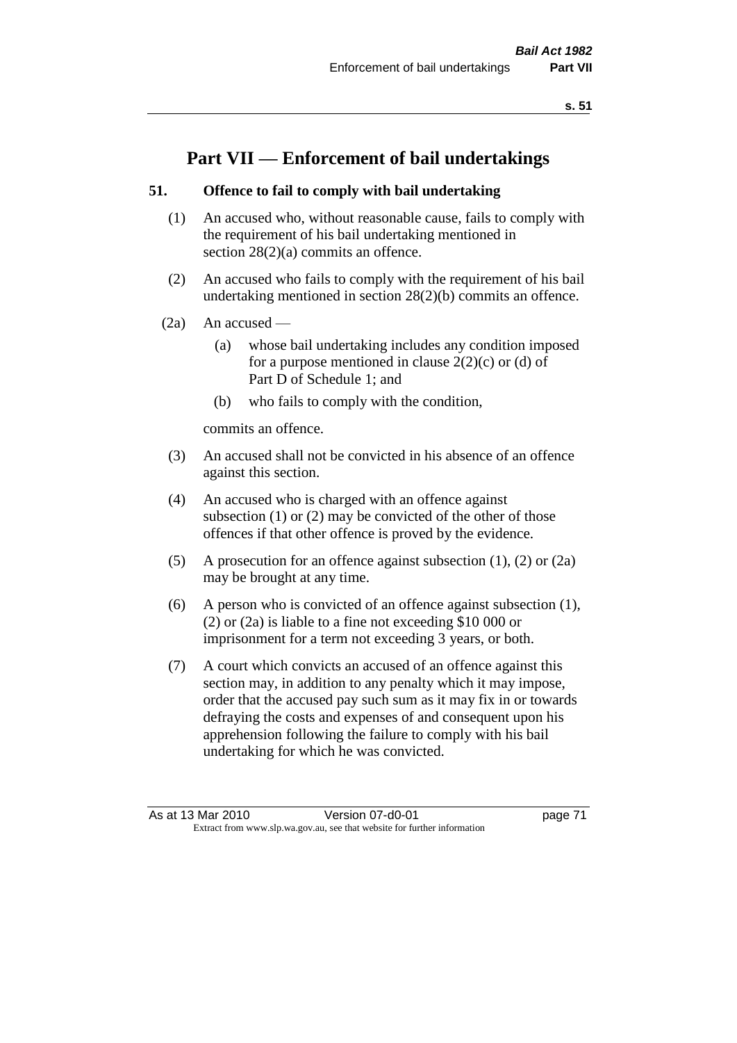# Part VII — Enforcement of bail undertakings

## 51. Offence to fail to comply with bail undertaking

(1) An accused who, without reasonable cause, fails to comply with the requirement of his bail undertaking mentioned in section 28(2)(a) commits an offence.

(2) An accused who fails to comply with the requirement of his bail undertaking mentioned in section 28(2)(b) commits an offence.

(2a) An accused —

   (a) whose bail undertaking includes any condition imposed for a purpose mentioned in clause 2(2)(c) or (d) of Part D of Schedule 1; and

   (b) who fails to comply with the condition,

commits an offence.

(3) An accused shall not be convicted in his absence of an offence against this section.

(4) An accused who is charged with an offence against subsection (1) or (2) may be convicted of the other of those offences if that other offence is proved by the evidence.

(5) A prosecution for an offence against subsection (1), (2) or (2a) may be brought at any time.

(6) A person who is convicted of an offence against subsection (1), (2) or (2a) is liable to a fine not exceeding $10 000 or imprisonment for a term not exceeding 3 years, or both.

(7) A court which convicts an accused of an offence against this section may, in addition to any penalty which it may impose, order that the accused pay such sum as it may fix in or towards defraying the costs and expenses of and consequent upon his apprehension following the failure to comply with his bail undertaking for which he was convicted.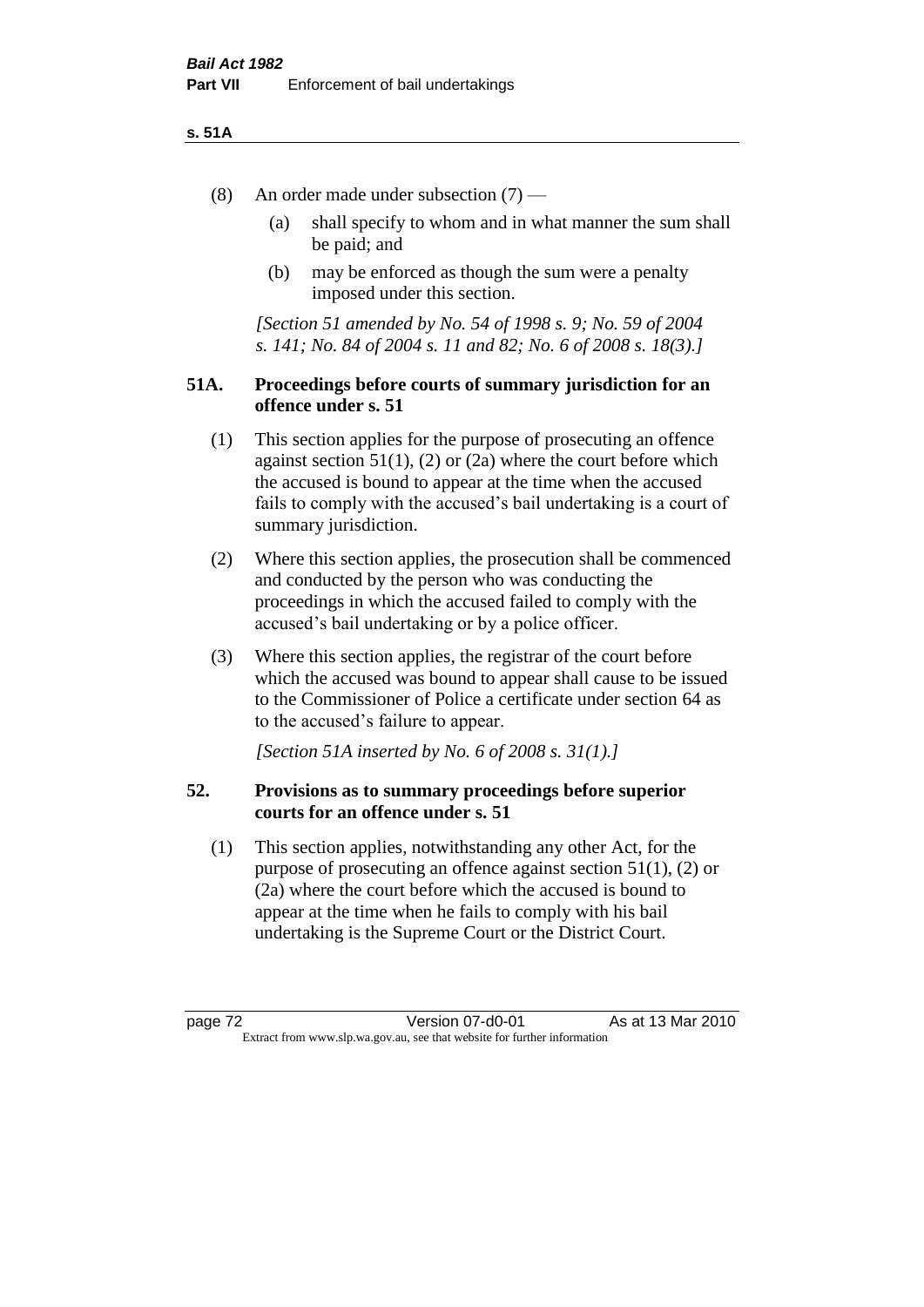(8) An order made under subsection (7) —

(a) shall specify to whom and in what manner the sum shall be paid; and

(b) may be enforced as though the sum were a penalty imposed under this section.

*[Section 51 amended by No. 54 of 1998 s. 9; No. 59 of 2004 s. 141; No. 84 of 2004 s. 11 and 82; No. 6 of 2008 s. 18(3).]*

### 51A. Proceedings before courts of summary jurisdiction for an offence under s. 51

(1) This section applies for the purpose of prosecuting an offence against section 51(1), (2) or (2a) where the court before which the accused is bound to appear at the time when the accused fails to comply with the accused's bail undertaking is a court of summary jurisdiction.

(2) Where this section applies, the prosecution shall be commenced and conducted by the person who was conducting the proceedings in which the accused failed to comply with the accused's bail undertaking or by a police officer.

(3) Where this section applies, the registrar of the court before which the accused was bound to appear shall cause to be issued to the Commissioner of Police a certificate under section 64 as to the accused's failure to appear.

*[Section 51A inserted by No. 6 of 2008 s. 31(1).]*

### 52. Provisions as to summary proceedings before superior courts for an offence under s. 51

(1) This section applies, notwithstanding any other Act, for the purpose of prosecuting an offence against section 51(1), (2) or (2a) where the court before which the accused is bound to appear at the time when he fails to comply with his bail undertaking is the Supreme Court or the District Court.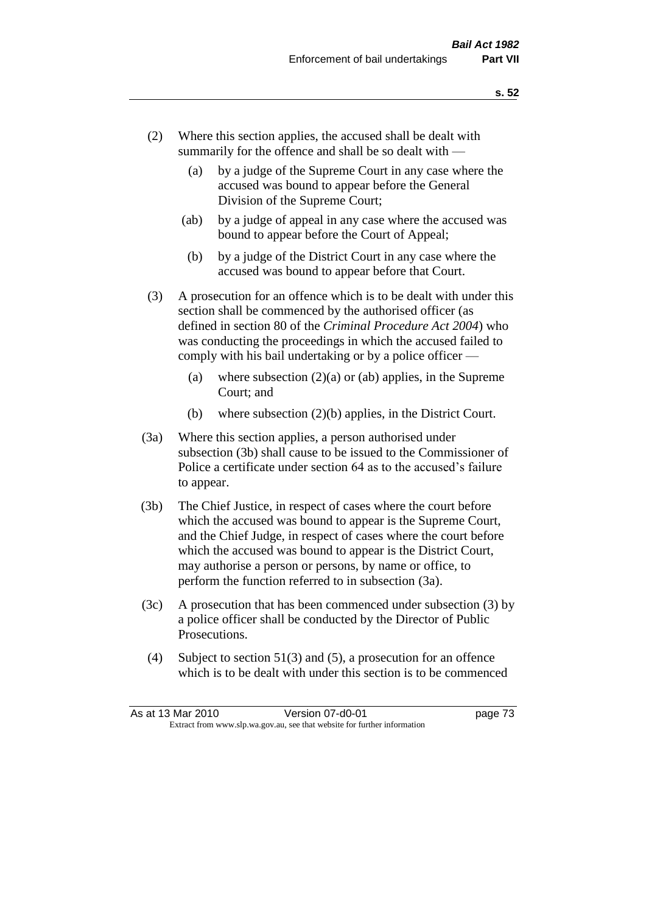(2) Where this section applies, the accused shall be dealt with summarily for the offence and shall be so dealt with —

(a) by a judge of the Supreme Court in any case where the accused was bound to appear before the General Division of the Supreme Court;

(ab) by a judge of appeal in any case where the accused was bound to appear before the Court of Appeal;

(b) by a judge of the District Court in any case where the accused was bound to appear before that Court.

(3) A prosecution for an offence which is to be dealt with under this section shall be commenced by the authorised officer (as defined in section 80 of the *Criminal Procedure Act 2004*) who was conducting the proceedings in which the accused failed to comply with his bail undertaking or by a police officer —

(a) where subsection (2)(a) or (ab) applies, in the Supreme Court; and

(b) where subsection (2)(b) applies, in the District Court.

(3a) Where this section applies, a person authorised under subsection (3b) shall cause to be issued to the Commissioner of Police a certificate under section 64 as to the accused's failure to appear.

(3b) The Chief Justice, in respect of cases where the court before which the accused was bound to appear is the Supreme Court, and the Chief Judge, in respect of cases where the court before which the accused was bound to appear is the District Court, may authorise a person or persons, by name or office, to perform the function referred to in subsection (3a).

(3c) A prosecution that has been commenced under subsection (3) by a police officer shall be conducted by the Director of Public Prosecutions.

(4) Subject to section 51(3) and (5), a prosecution for an offence which is to be dealt with under this section is to be commenced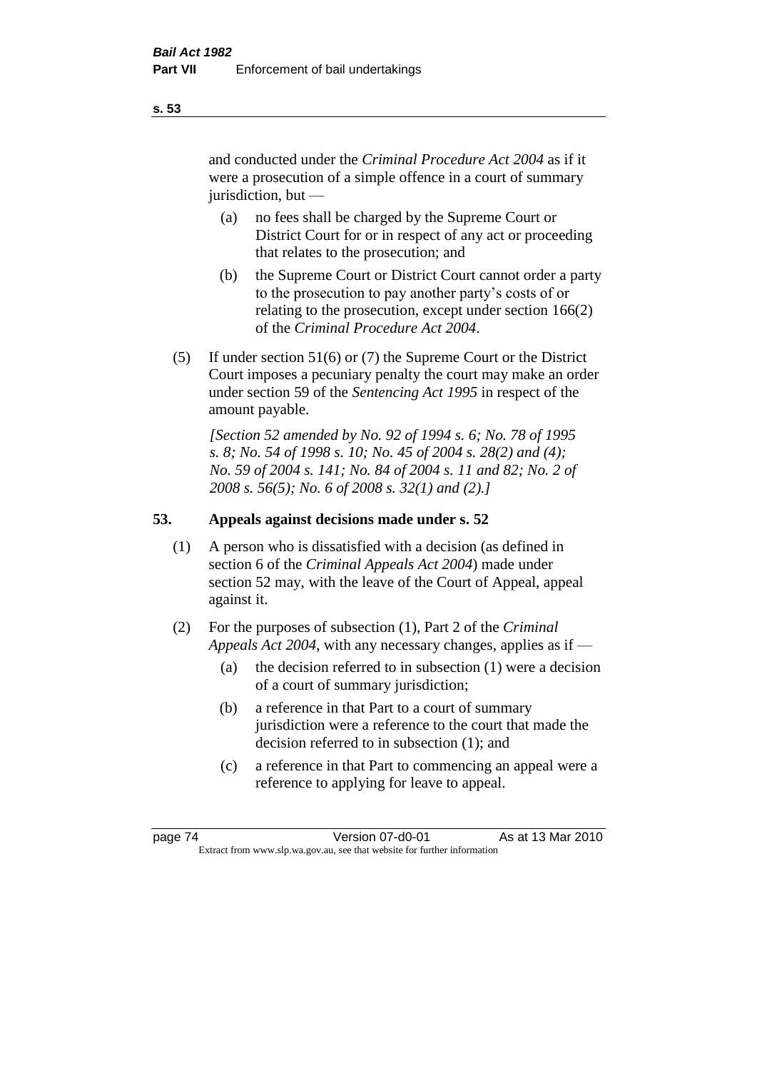and conducted under the *Criminal Procedure Act 2004* as if it were a prosecution of a simple offence in a court of summary jurisdiction, but —

(a) no fees shall be charged by the Supreme Court or District Court for or in respect of any act or proceeding that relates to the prosecution; and

(b) the Supreme Court or District Court cannot order a party to the prosecution to pay another party's costs of or relating to the prosecution, except under section 166(2) of the *Criminal Procedure Act 2004*.

(5) If under section 51(6) or (7) the Supreme Court or the District Court imposes a pecuniary penalty the court may make an order under section 59 of the *Sentencing Act 1995* in respect of the amount payable.

*[Section 52 amended by No. 92 of 1994 s. 6; No. 78 of 1995 s. 8; No. 54 of 1998 s. 10; No. 45 of 2004 s. 28(2) and (4); No. 59 of 2004 s. 141; No. 84 of 2004 s. 11 and 82; No. 2 of 2008 s. 56(5); No. 6 of 2008 s. 32(1) and (2).]*

## 53. Appeals against decisions made under s. 52

(1) A person who is dissatisfied with a decision (as defined in section 6 of the *Criminal Appeals Act 2004*) made under section 52 may, with the leave of the Court of Appeal, appeal against it.

(2) For the purposes of subsection (1), Part 2 of the *Criminal Appeals Act 2004*, with any necessary changes, applies as if —

(a) the decision referred to in subsection (1) were a decision of a court of summary jurisdiction;

(b) a reference in that Part to a court of summary jurisdiction were a reference to the court that made the decision referred to in subsection (1); and

(c) a reference in that Part to commencing an appeal were a reference to applying for leave to appeal.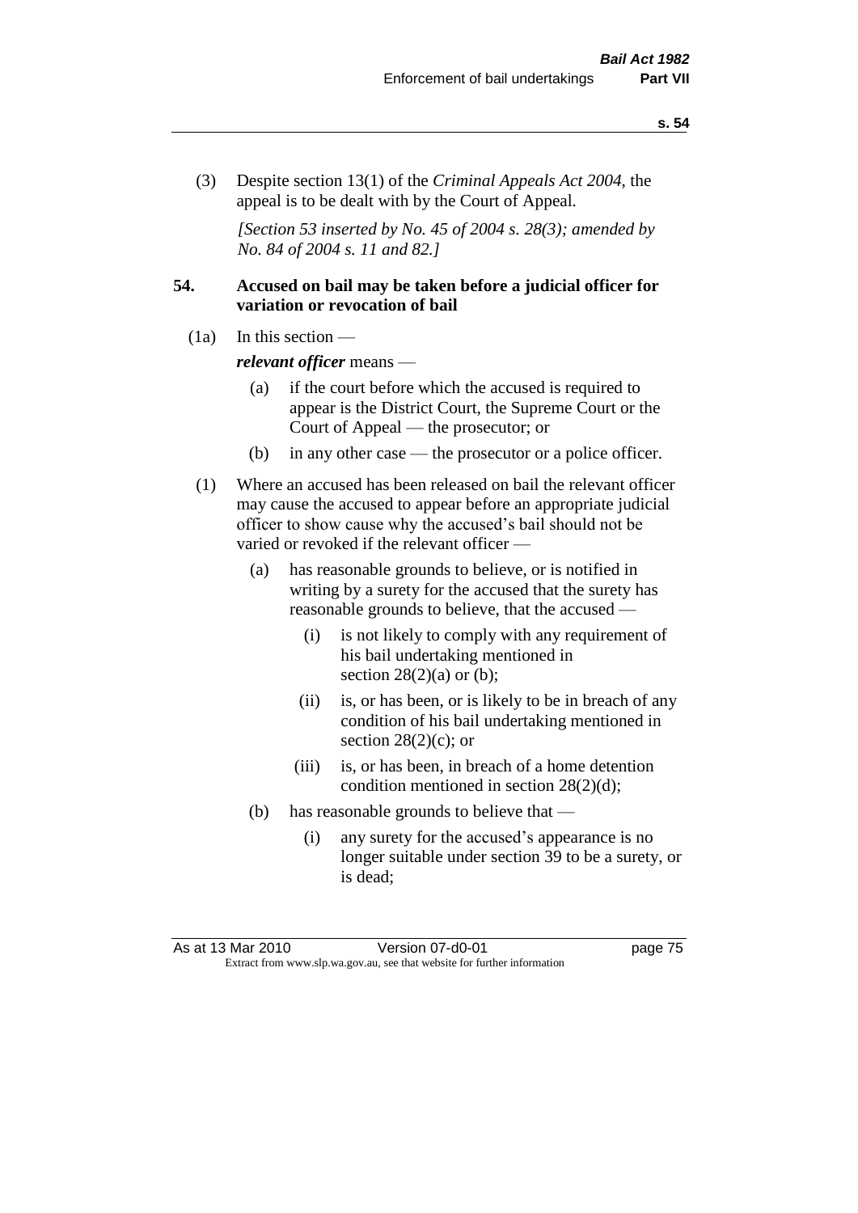(3) Despite section 13(1) of the *Criminal Appeals Act 2004*, the appeal is to be dealt with by the Court of Appeal.

*[Section 53 inserted by No. 45 of 2004 s. 28(3); amended by No. 84 of 2004 s. 11 and 82.]*

**54. Accused on bail may be taken before a judicial officer for variation or revocation of bail**

(1a) In this section —

***relevant officer*** means —

(a) if the court before which the accused is required to appear is the District Court, the Supreme Court or the Court of Appeal — the prosecutor; or

(b) in any other case — the prosecutor or a police officer.

(1) Where an accused has been released on bail the relevant officer may cause the accused to appear before an appropriate judicial officer to show cause why the accused's bail should not be varied or revoked if the relevant officer —

(a) has reasonable grounds to believe, or is notified in writing by a surety for the accused that the surety has reasonable grounds to believe, that the accused —

(i) is not likely to comply with any requirement of his bail undertaking mentioned in section 28(2)(a) or (b);

(ii) is, or has been, or is likely to be in breach of any condition of his bail undertaking mentioned in section 28(2)(c); or

(iii) is, or has been, in breach of a home detention condition mentioned in section 28(2)(d);

(b) has reasonable grounds to believe that —

(i) any surety for the accused's appearance is no longer suitable under section 39 to be a surety, or is dead;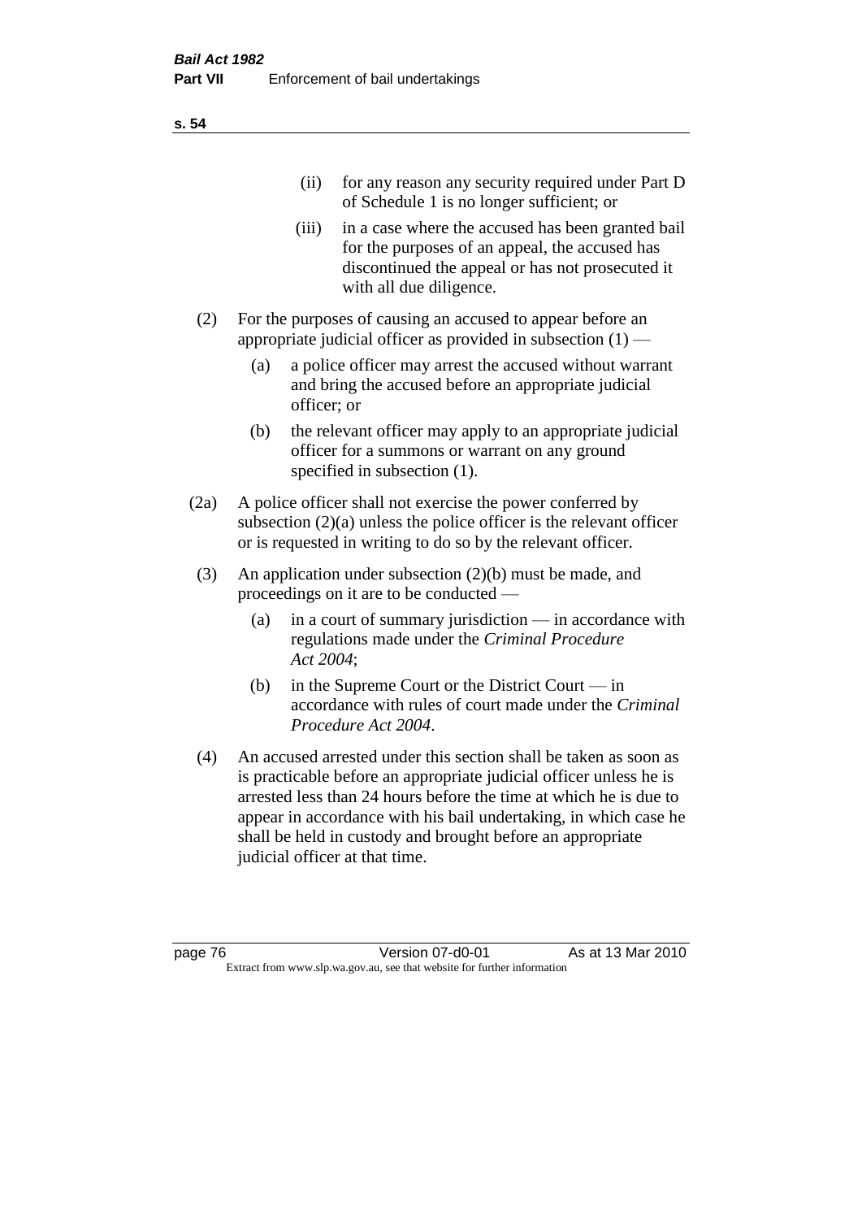(ii) for any reason any security required under Part D of Schedule 1 is no longer sufficient; or

(iii) in a case where the accused has been granted bail for the purposes of an appeal, the accused has discontinued the appeal or has not prosecuted it with all due diligence.

(2) For the purposes of causing an accused to appear before an appropriate judicial officer as provided in subsection (1) —

(a) a police officer may arrest the accused without warrant and bring the accused before an appropriate judicial officer; or

(b) the relevant officer may apply to an appropriate judicial officer for a summons or warrant on any ground specified in subsection (1).

(2a) A police officer shall not exercise the power conferred by subsection (2)(a) unless the police officer is the relevant officer or is requested in writing to do so by the relevant officer.

(3) An application under subsection (2)(b) must be made, and proceedings on it are to be conducted —

(a) in a court of summary jurisdiction — in accordance with regulations made under the *Criminal Procedure Act 2004*;

(b) in the Supreme Court or the District Court — in accordance with rules of court made under the *Criminal Procedure Act 2004*.

(4) An accused arrested under this section shall be taken as soon as is practicable before an appropriate judicial officer unless he is arrested less than 24 hours before the time at which he is due to appear in accordance with his bail undertaking, in which case he shall be held in custody and brought before an appropriate judicial officer at that time.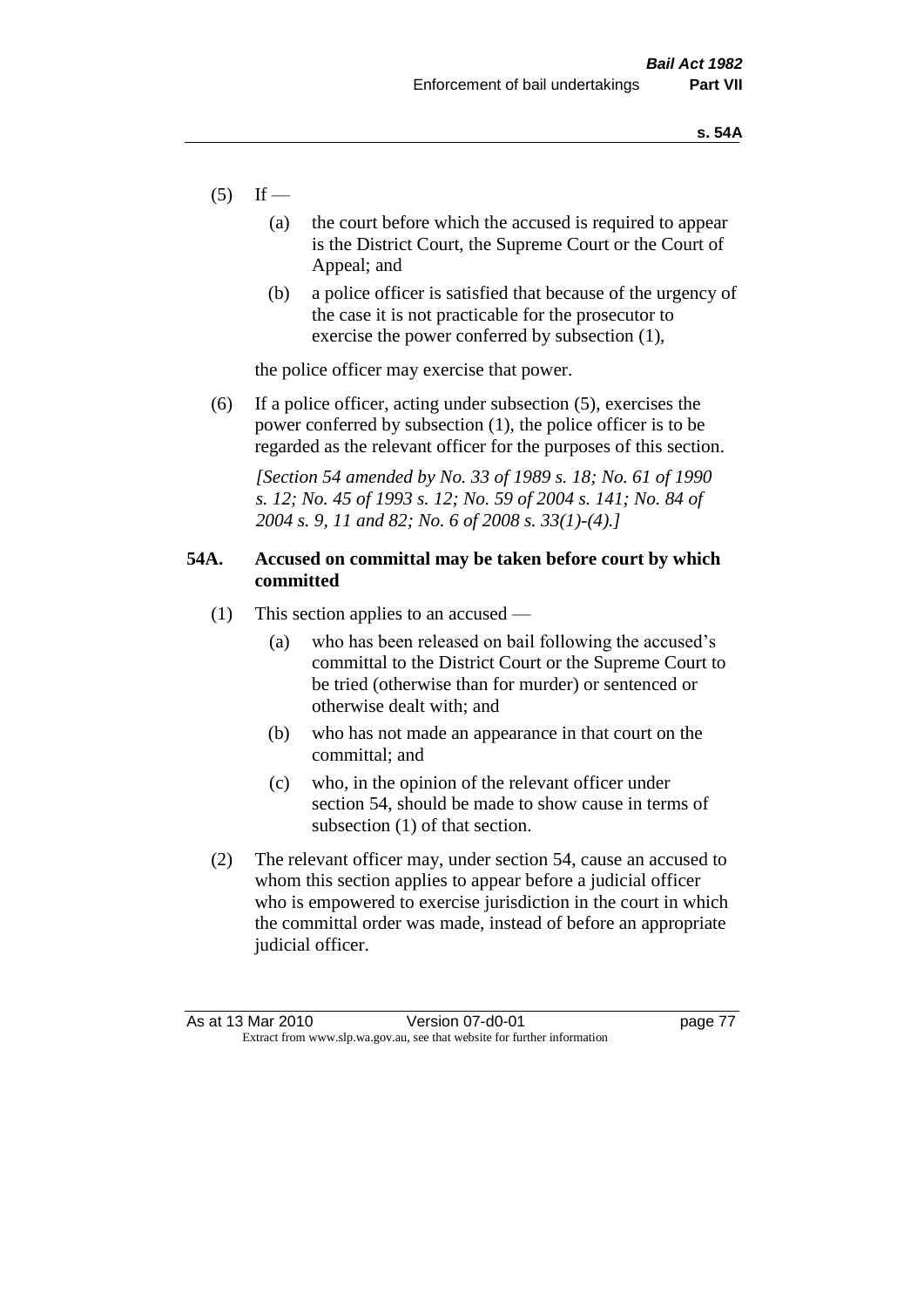(5) If —

(a) the court before which the accused is required to appear is the District Court, the Supreme Court or the Court of Appeal; and

(b) a police officer is satisfied that because of the urgency of the case it is not practicable for the prosecutor to exercise the power conferred by subsection (1),

the police officer may exercise that power.

(6) If a police officer, acting under subsection (5), exercises the power conferred by subsection (1), the police officer is to be regarded as the relevant officer for the purposes of this section.

*[Section 54 amended by No. 33 of 1989 s. 18; No. 61 of 1990 s. 12; No. 45 of 1993 s. 12; No. 59 of 2004 s. 141; No. 84 of 2004 s. 9, 11 and 82; No. 6 of 2008 s. 33(1)-(4).]*

### 54A. Accused on committal may be taken before court by which committed

(1) This section applies to an accused —

(a) who has been released on bail following the accused's committal to the District Court or the Supreme Court to be tried (otherwise than for murder) or sentenced or otherwise dealt with; and

(b) who has not made an appearance in that court on the committal; and

(c) who, in the opinion of the relevant officer under section 54, should be made to show cause in terms of subsection (1) of that section.

(2) The relevant officer may, under section 54, cause an accused to whom this section applies to appear before a judicial officer who is empowered to exercise jurisdiction in the court in which the committal order was made, instead of before an appropriate judicial officer.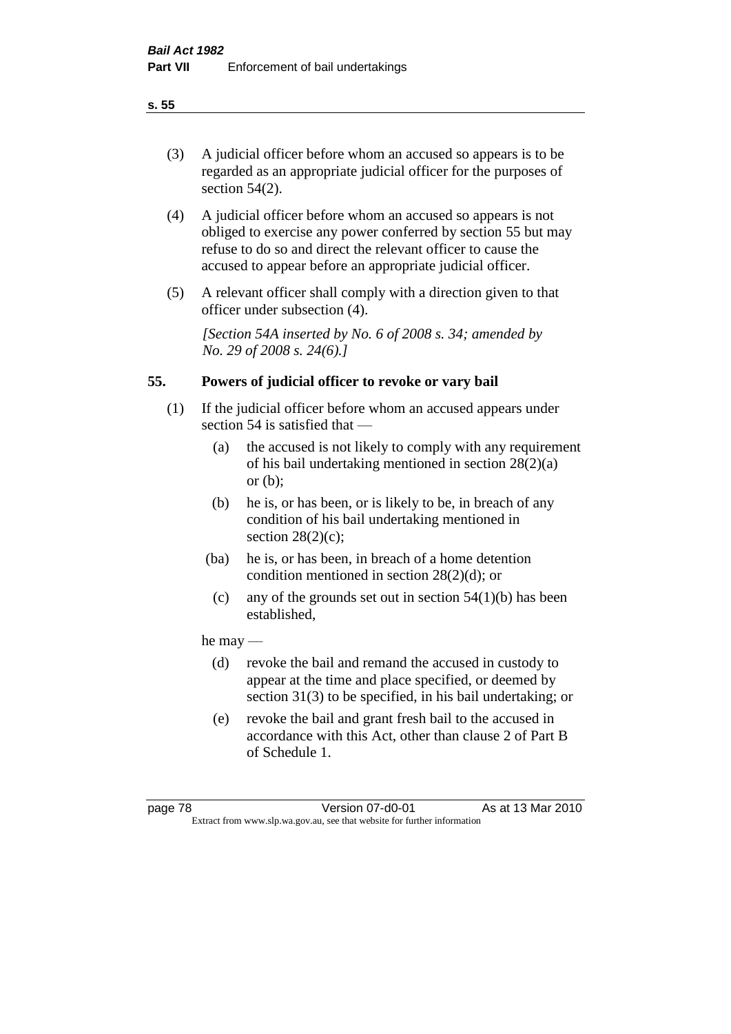(3) A judicial officer before whom an accused so appears is to be regarded as an appropriate judicial officer for the purposes of section 54(2).

(4) A judicial officer before whom an accused so appears is not obliged to exercise any power conferred by section 55 but may refuse to do so and direct the relevant officer to cause the accused to appear before an appropriate judicial officer.

(5) A relevant officer shall comply with a direction given to that officer under subsection (4).

*[Section 54A inserted by No. 6 of 2008 s. 34; amended by No. 29 of 2008 s. 24(6).]*

## 55. Powers of judicial officer to revoke or vary bail

(1) If the judicial officer before whom an accused appears under section 54 is satisfied that —

- (a) the accused is not likely to comply with any requirement of his bail undertaking mentioned in section 28(2)(a) or (b);
- (b) he is, or has been, or is likely to be, in breach of any condition of his bail undertaking mentioned in section 28(2)(c);
- (ba) he is, or has been, in breach of a home detention condition mentioned in section 28(2)(d); or
- (c) any of the grounds set out in section 54(1)(b) has been established,

he may —

- (d) revoke the bail and remand the accused in custody to appear at the time and place specified, or deemed by section 31(3) to be specified, in his bail undertaking; or
- (e) revoke the bail and grant fresh bail to the accused in accordance with this Act, other than clause 2 of Part B of Schedule 1.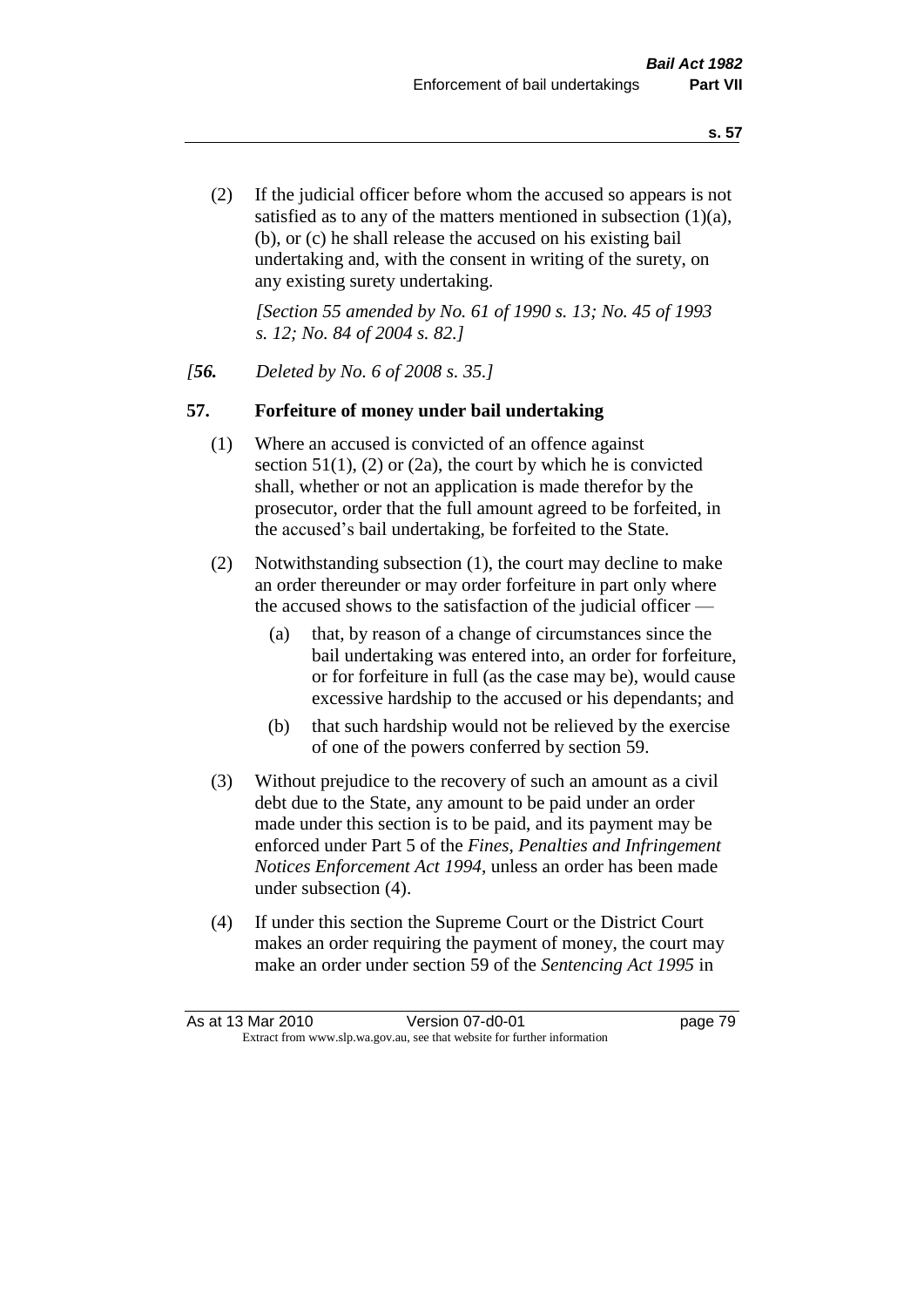(2) If the judicial officer before whom the accused so appears is not satisfied as to any of the matters mentioned in subsection (1)(a), (b), or (c) he shall release the accused on his existing bail undertaking and, with the consent in writing of the surety, on any existing surety undertaking.

*[Section 55 amended by No. 61 of 1990 s. 13; No. 45 of 1993 s. 12; No. 84 of 2004 s. 82.]*

*[**56.** Deleted by No. 6 of 2008 s. 35.]*

## 57. Forfeiture of money under bail undertaking

(1) Where an accused is convicted of an offence against section 51(1), (2) or (2a), the court by which he is convicted shall, whether or not an application is made therefor by the prosecutor, order that the full amount agreed to be forfeited, in the accused's bail undertaking, be forfeited to the State.

(2) Notwithstanding subsection (1), the court may decline to make an order thereunder or may order forfeiture in part only where the accused shows to the satisfaction of the judicial officer —

(a) that, by reason of a change of circumstances since the bail undertaking was entered into, an order for forfeiture, or for forfeiture in full (as the case may be), would cause excessive hardship to the accused or his dependants; and

(b) that such hardship would not be relieved by the exercise of one of the powers conferred by section 59.

(3) Without prejudice to the recovery of such an amount as a civil debt due to the State, any amount to be paid under an order made under this section is to be paid, and its payment may be enforced under Part 5 of the *Fines, Penalties and Infringement Notices Enforcement Act 1994*, unless an order has been made under subsection (4).

(4) If under this section the Supreme Court or the District Court makes an order requiring the payment of money, the court may make an order under section 59 of the *Sentencing Act 1995* in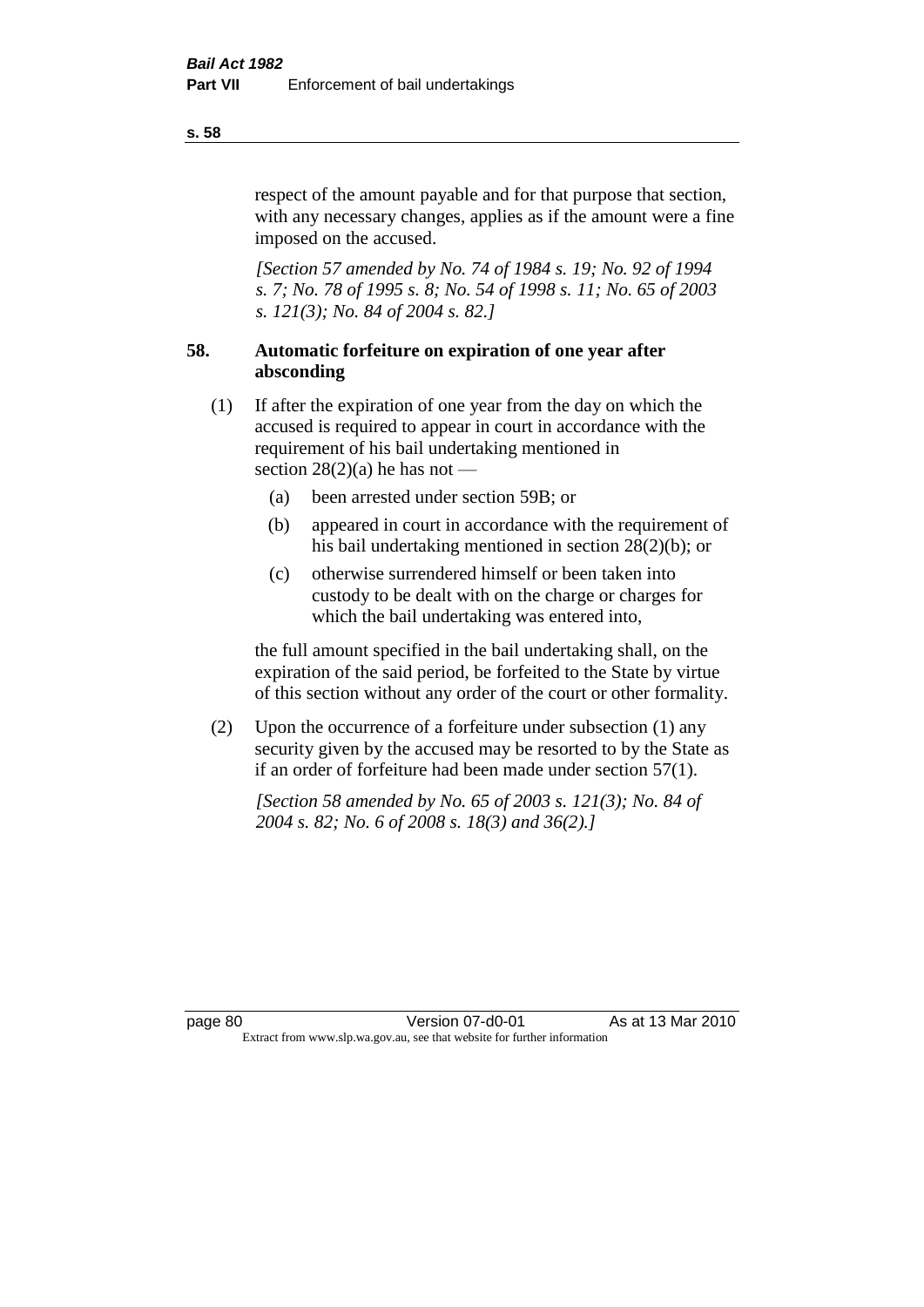respect of the amount payable and for that purpose that section, with any necessary changes, applies as if the amount were a fine imposed on the accused.

*[Section 57 amended by No. 74 of 1984 s. 19; No. 92 of 1994 s. 7; No. 78 of 1995 s. 8; No. 54 of 1998 s. 11; No. 65 of 2003 s. 121(3); No. 84 of 2004 s. 82.]*

## 58. Automatic forfeiture on expiration of one year after absconding

(1) If after the expiration of one year from the day on which the accused is required to appear in court in accordance with the requirement of his bail undertaking mentioned in section 28(2)(a) he has not —

   (a) been arrested under section 59B; or

   (b) appeared in court in accordance with the requirement of his bail undertaking mentioned in section 28(2)(b); or

   (c) otherwise surrendered himself or been taken into custody to be dealt with on the charge or charges for which the bail undertaking was entered into,

   the full amount specified in the bail undertaking shall, on the expiration of the said period, be forfeited to the State by virtue of this section without any order of the court or other formality.

(2) Upon the occurrence of a forfeiture under subsection (1) any security given by the accused may be resorted to by the State as if an order of forfeiture had been made under section 57(1).

*[Section 58 amended by No. 65 of 2003 s. 121(3); No. 84 of 2004 s. 82; No. 6 of 2008 s. 18(3) and 36(2).]*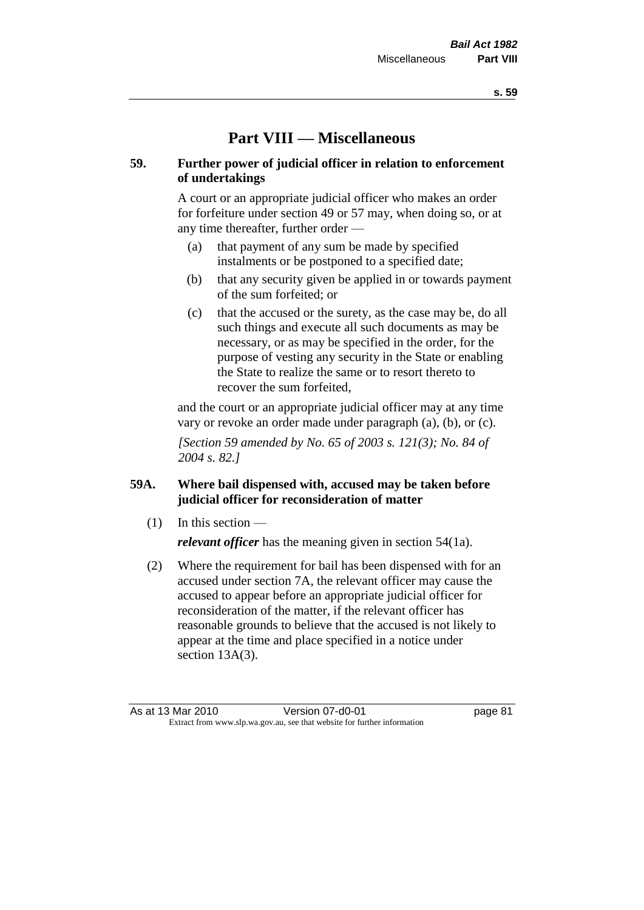# Part VIII — Miscellaneous

## 59. Further power of judicial officer in relation to enforcement of undertakings

A court or an appropriate judicial officer who makes an order for forfeiture under section 49 or 57 may, when doing so, or at any time thereafter, further order —

(a) that payment of any sum be made by specified instalments or be postponed to a specified date;

(b) that any security given be applied in or towards payment of the sum forfeited; or

(c) that the accused or the surety, as the case may be, do all such things and execute all such documents as may be necessary, or as may be specified in the order, for the purpose of vesting any security in the State or enabling the State to realize the same or to resort thereto to recover the sum forfeited,

and the court or an appropriate judicial officer may at any time vary or revoke an order made under paragraph (a), (b), or (c).

*[Section 59 amended by No. 65 of 2003 s. 121(3); No. 84 of 2004 s. 82.]*

## 59A. Where bail dispensed with, accused may be taken before judicial officer for reconsideration of matter

(1) In this section —

***relevant officer*** has the meaning given in section 54(1a).

(2) Where the requirement for bail has been dispensed with for an accused under section 7A, the relevant officer may cause the accused to appear before an appropriate judicial officer for reconsideration of the matter, if the relevant officer has reasonable grounds to believe that the accused is not likely to appear at the time and place specified in a notice under section 13A(3).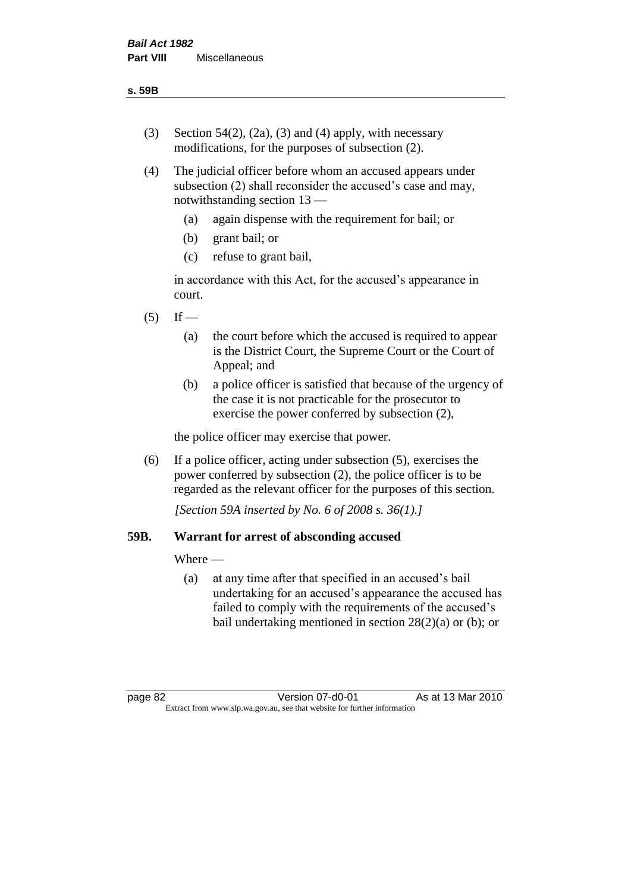(3) Section 54(2), (2a), (3) and (4) apply, with necessary modifications, for the purposes of subsection (2).

(4) The judicial officer before whom an accused appears under subsection (2) shall reconsider the accused's case and may, notwithstanding section 13 —

  (a) again dispense with the requirement for bail; or

  (b) grant bail; or

  (c) refuse to grant bail,

 in accordance with this Act, for the accused's appearance in court.

(5) If —

  (a) the court before which the accused is required to appear is the District Court, the Supreme Court or the Court of Appeal; and

  (b) a police officer is satisfied that because of the urgency of the case it is not practicable for the prosecutor to exercise the power conferred by subsection (2),

 the police officer may exercise that power.

(6) If a police officer, acting under subsection (5), exercises the power conferred by subsection (2), the police officer is to be regarded as the relevant officer for the purposes of this section.

*[Section 59A inserted by No. 6 of 2008 s. 36(1).]*

### 59B. Warrant for arrest of absconding accused

Where —

  (a) at any time after that specified in an accused's bail undertaking for an accused's appearance the accused has failed to comply with the requirements of the accused's bail undertaking mentioned in section 28(2)(a) or (b); or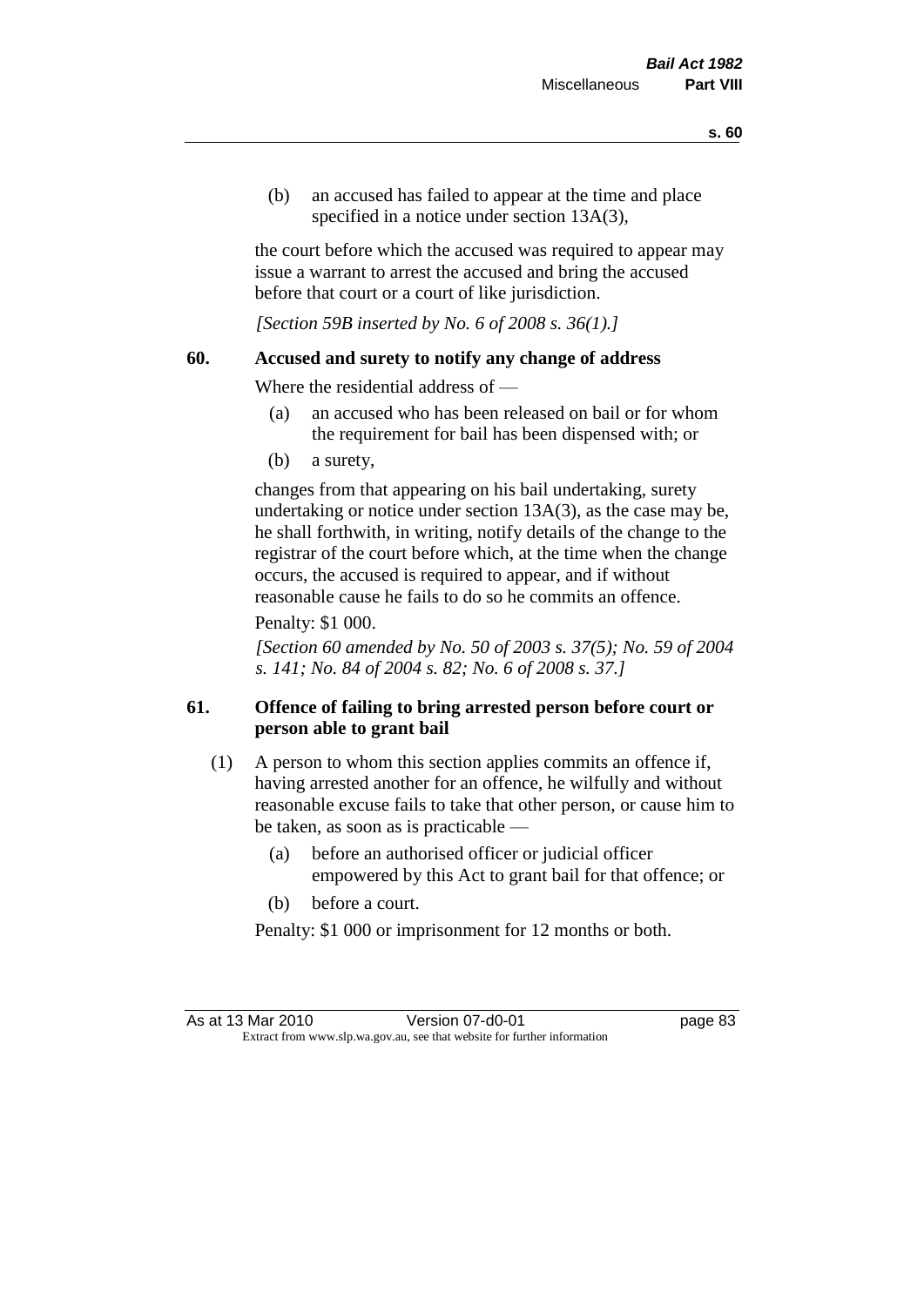(b) an accused has failed to appear at the time and place specified in a notice under section 13A(3),

the court before which the accused was required to appear may issue a warrant to arrest the accused and bring the accused before that court or a court of like jurisdiction.

*[Section 59B inserted by No. 6 of 2008 s. 36(1).]*

### 60. Accused and surety to notify any change of address

Where the residential address of —

(a) an accused who has been released on bail or for whom the requirement for bail has been dispensed with; or

(b) a surety,

changes from that appearing on his bail undertaking, surety undertaking or notice under section 13A(3), as the case may be, he shall forthwith, in writing, notify details of the change to the registrar of the court before which, at the time when the change occurs, the accused is required to appear, and if without reasonable cause he fails to do so he commits an offence.

Penalty: $1 000.

*[Section 60 amended by No. 50 of 2003 s. 37(5); No. 59 of 2004 s. 141; No. 84 of 2004 s. 82; No. 6 of 2008 s. 37.]*

### 61. Offence of failing to bring arrested person before court or person able to grant bail

(1) A person to whom this section applies commits an offence if, having arrested another for an offence, he wilfully and without reasonable excuse fails to take that other person, or cause him to be taken, as soon as is practicable —

(a) before an authorised officer or judicial officer empowered by this Act to grant bail for that offence; or

(b) before a court.

Penalty: $1 000 or imprisonment for 12 months or both.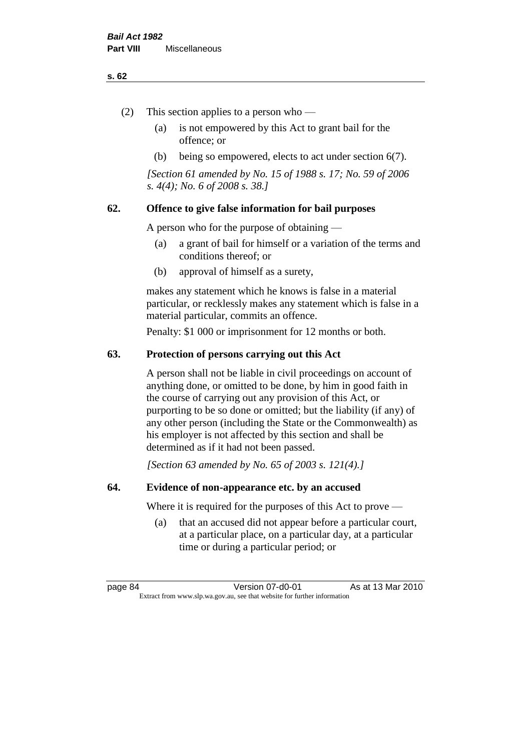(2) This section applies to a person who —

   (a) is not empowered by this Act to grant bail for the offence; or

   (b) being so empowered, elects to act under section 6(7).

*[Section 61 amended by No. 15 of 1988 s. 17; No. 59 of 2006 s. 4(4); No. 6 of 2008 s. 38.]*

### 62. Offence to give false information for bail purposes

A person who for the purpose of obtaining —

   (a) a grant of bail for himself or a variation of the terms and conditions thereof; or

   (b) approval of himself as a surety,

makes any statement which he knows is false in a material particular, or recklessly makes any statement which is false in a material particular, commits an offence.

Penalty: $1 000 or imprisonment for 12 months or both.

### 63. Protection of persons carrying out this Act

A person shall not be liable in civil proceedings on account of anything done, or omitted to be done, by him in good faith in the course of carrying out any provision of this Act, or purporting to be so done or omitted; but the liability (if any) of any other person (including the State or the Commonwealth) as his employer is not affected by this section and shall be determined as if it had not been passed.

*[Section 63 amended by No. 65 of 2003 s. 121(4).]*

### 64. Evidence of non-appearance etc. by an accused

Where it is required for the purposes of this Act to prove —

   (a) that an accused did not appear before a particular court, at a particular place, on a particular day, at a particular time or during a particular period; or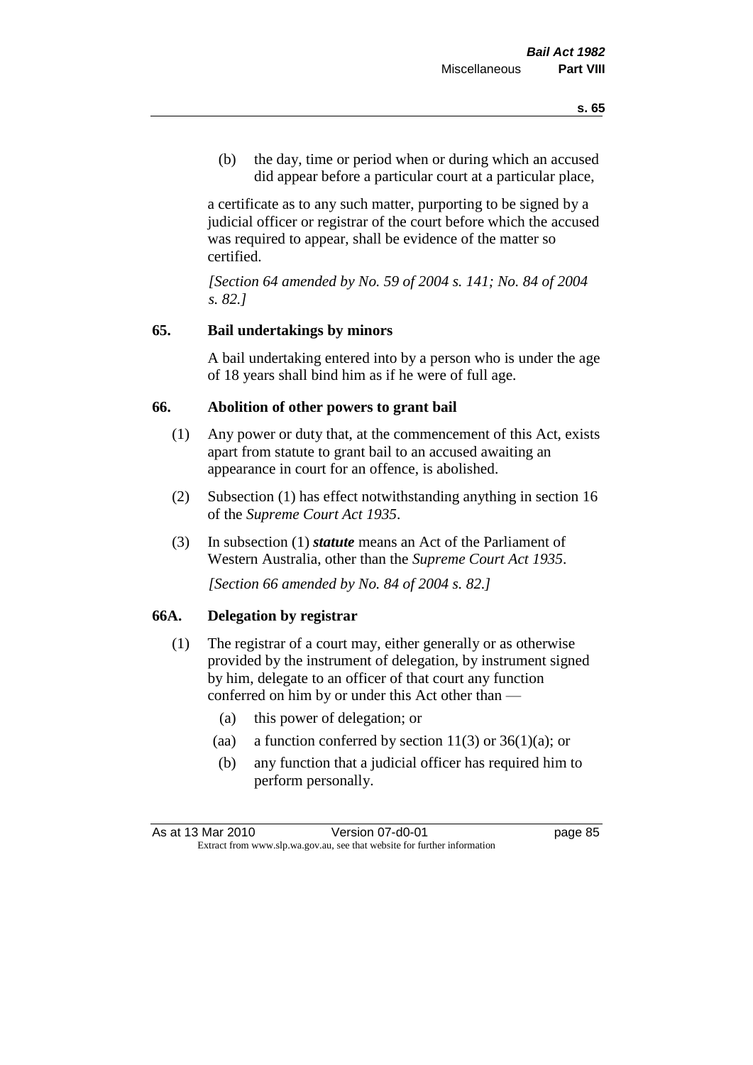(b) the day, time or period when or during which an accused did appear before a particular court at a particular place,

a certificate as to any such matter, purporting to be signed by a judicial officer or registrar of the court before which the accused was required to appear, shall be evidence of the matter so certified.

*[Section 64 amended by No. 59 of 2004 s. 141; No. 84 of 2004 s. 82.]*

### 65. Bail undertakings by minors

A bail undertaking entered into by a person who is under the age of 18 years shall bind him as if he were of full age.

### 66. Abolition of other powers to grant bail

(1) Any power or duty that, at the commencement of this Act, exists apart from statute to grant bail to an accused awaiting an appearance in court for an offence, is abolished.

(2) Subsection (1) has effect notwithstanding anything in section 16 of the *Supreme Court Act 1935*.

(3) In subsection (1) ***statute*** means an Act of the Parliament of Western Australia, other than the *Supreme Court Act 1935*.

*[Section 66 amended by No. 84 of 2004 s. 82.]*

### 66A. Delegation by registrar

(1) The registrar of a court may, either generally or as otherwise provided by the instrument of delegation, by instrument signed by him, delegate to an officer of that court any function conferred on him by or under this Act other than —

- (a) this power of delegation; or
- (aa) a function conferred by section 11(3) or 36(1)(a); or
- (b) any function that a judicial officer has required him to perform personally.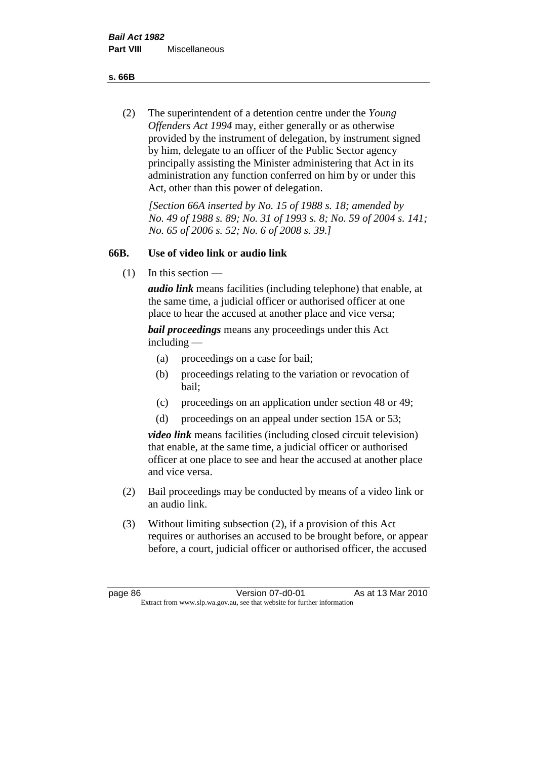(2) The superintendent of a detention centre under the *Young Offenders Act 1994* may, either generally or as otherwise provided by the instrument of delegation, by instrument signed by him, delegate to an officer of the Public Sector agency principally assisting the Minister administering that Act in its administration any function conferred on him by or under this Act, other than this power of delegation.

*[Section 66A inserted by No. 15 of 1988 s. 18; amended by No. 49 of 1988 s. 89; No. 31 of 1993 s. 8; No. 59 of 2004 s. 141; No. 65 of 2006 s. 52; No. 6 of 2008 s. 39.]*

### 66B. Use of video link or audio link

(1) In this section —

***audio link*** means facilities (including telephone) that enable, at the same time, a judicial officer or authorised officer at one place to hear the accused at another place and vice versa;

***bail proceedings*** means any proceedings under this Act including —

- (a) proceedings on a case for bail;
- (b) proceedings relating to the variation or revocation of bail;
- (c) proceedings on an application under section 48 or 49;
- (d) proceedings on an appeal under section 15A or 53;

***video link*** means facilities (including closed circuit television) that enable, at the same time, a judicial officer or authorised officer at one place to see and hear the accused at another place and vice versa.

(2) Bail proceedings may be conducted by means of a video link or an audio link.

(3) Without limiting subsection (2), if a provision of this Act requires or authorises an accused to be brought before, or appear before, a court, judicial officer or authorised officer, the accused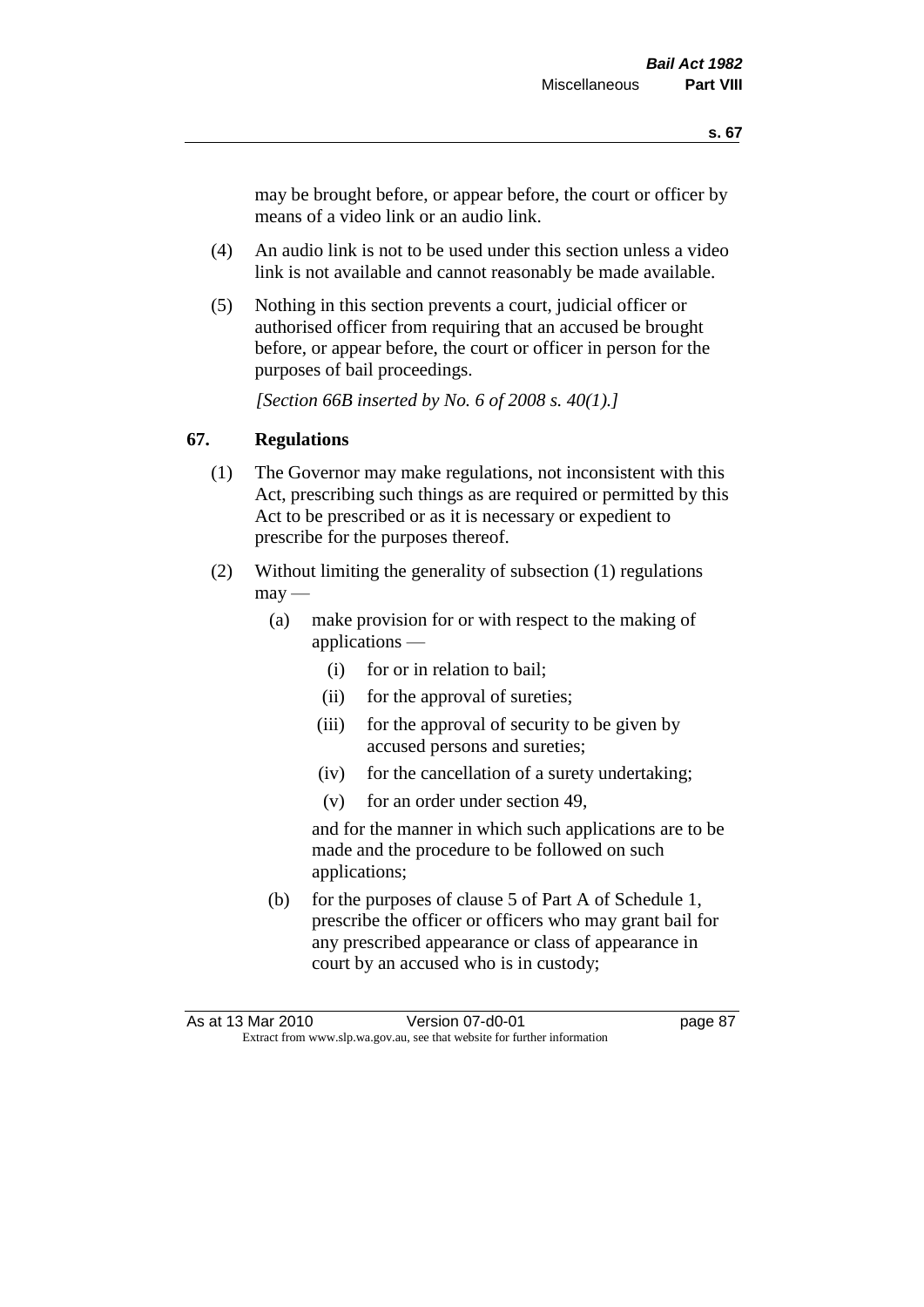may be brought before, or appear before, the court or officer by means of a video link or an audio link.

(4) An audio link is not to be used under this section unless a video link is not available and cannot reasonably be made available.

(5) Nothing in this section prevents a court, judicial officer or authorised officer from requiring that an accused be brought before, or appear before, the court or officer in person for the purposes of bail proceedings.

*[Section 66B inserted by No. 6 of 2008 s. 40(1).]*

## 67. Regulations

(1) The Governor may make regulations, not inconsistent with this Act, prescribing such things as are required or permitted by this Act to be prescribed or as it is necessary or expedient to prescribe for the purposes thereof.

(2) Without limiting the generality of subsection (1) regulations may —

(a) make provision for or with respect to the making of applications —

(i) for or in relation to bail;

(ii) for the approval of sureties;

(iii) for the approval of security to be given by accused persons and sureties;

(iv) for the cancellation of a surety undertaking;

(v) for an order under section 49,

and for the manner in which such applications are to be made and the procedure to be followed on such applications;

(b) for the purposes of clause 5 of Part A of Schedule 1, prescribe the officer or officers who may grant bail for any prescribed appearance or class of appearance in court by an accused who is in custody;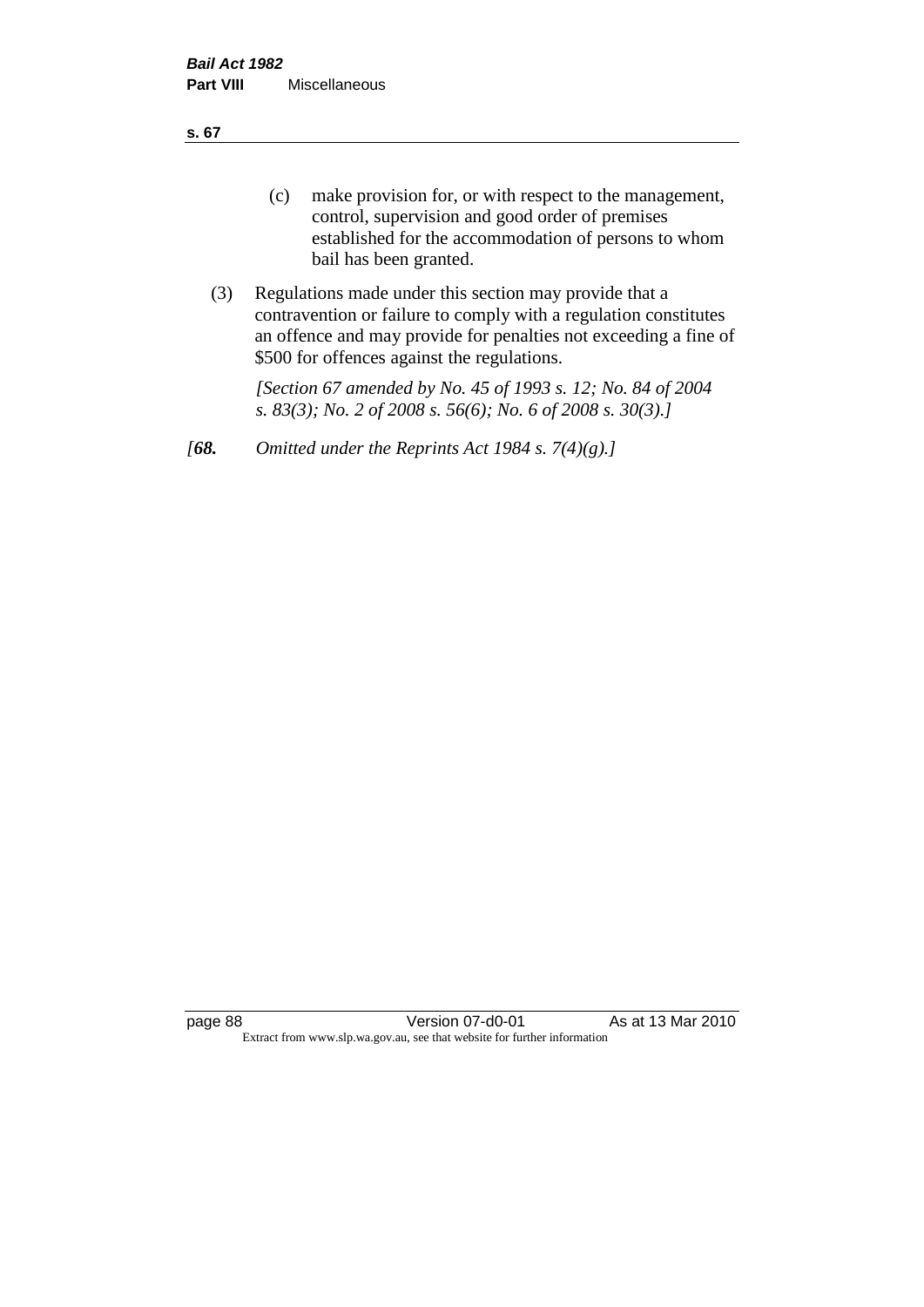(c) make provision for, or with respect to the management, control, supervision and good order of premises established for the accommodation of persons to whom bail has been granted.

(3) Regulations made under this section may provide that a contravention or failure to comply with a regulation constitutes an offence and may provide for penalties not exceeding a fine of $500 for offences against the regulations.

*[Section 67 amended by No. 45 of 1993 s. 12; No. 84 of 2004 s. 83(3); No. 2 of 2008 s. 56(6); No. 6 of 2008 s. 30(3).]*

*[**68.** Omitted under the Reprints Act 1984 s. 7(4)(g).]*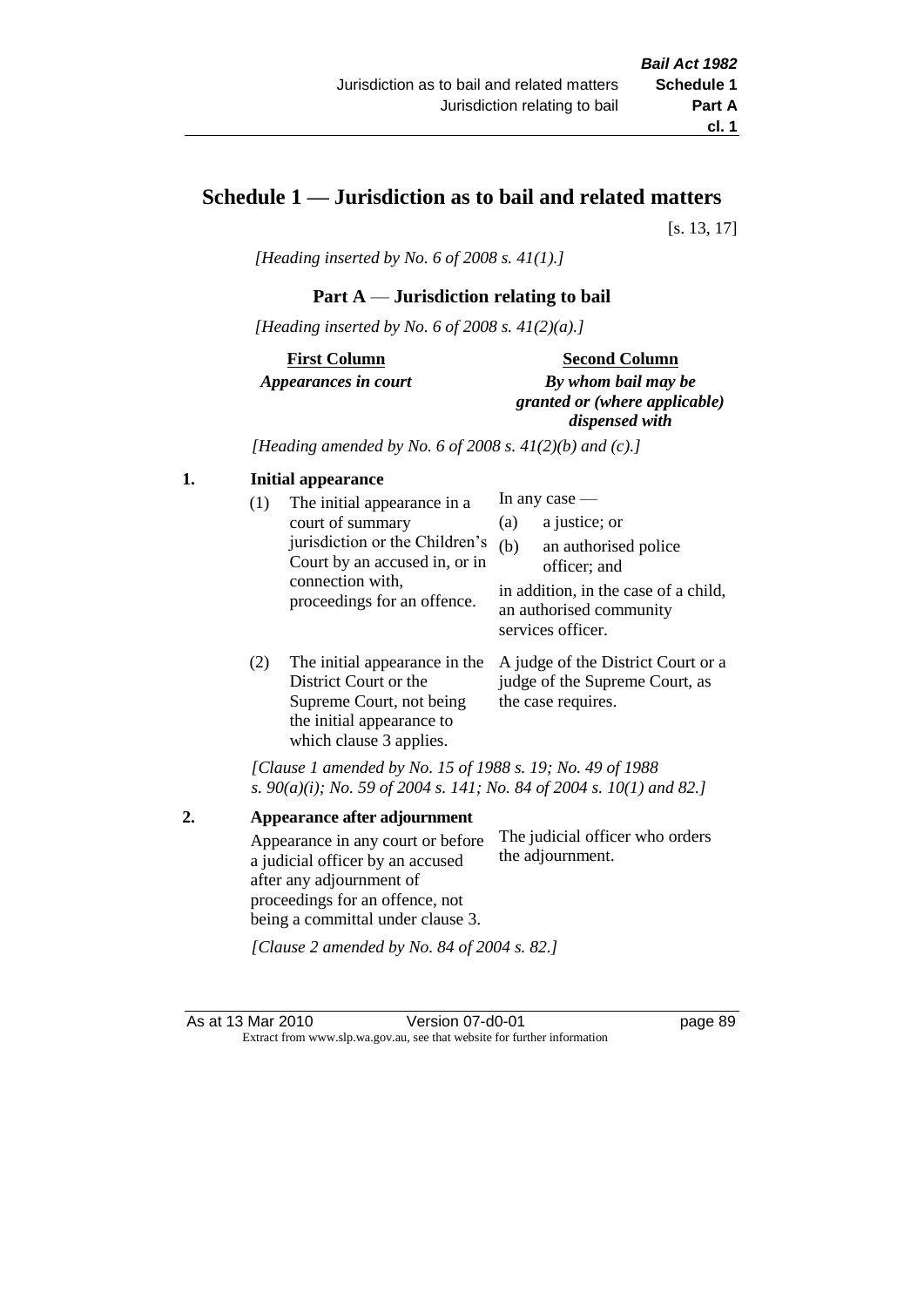# Schedule 1 — Jurisdiction as to bail and related matters

[s. 13, 17]

*[Heading inserted by No. 6 of 2008 s. 41(1).]*

## Part A — Jurisdiction relating to bail

*[Heading inserted by No. 6 of 2008 s. 41(2)(a).]*

| **First Column** *Appearances in court* | **Second Column** *By whom bail may be granted or (where applicable) dispensed with* |
|---|---|

*[Heading amended by No. 6 of 2008 s. 41(2)(b) and (c).]*

### 1. Initial appearance

| | |
|---|---|
| (1) The initial appearance in a court of summary jurisdiction or the Children's Court by an accused in, or in connection with, proceedings for an offence. | In any case — (a) a justice; or (b) an authorised police officer; and in addition, in the case of a child, an authorised community services officer. |
| (2) The initial appearance in the District Court or the Supreme Court, not being the initial appearance to which clause 3 applies. | A judge of the District Court or a judge of the Supreme Court, as the case requires. |

*[Clause 1 amended by No. 15 of 1988 s. 19; No. 49 of 1988 s. 90(a)(i); No. 59 of 2004 s. 141; No. 84 of 2004 s. 10(1) and 82.]*

### 2. Appearance after adjournment

| | |
|---|---|
| Appearance in any court or before a judicial officer by an accused after any adjournment of proceedings for an offence, not being a committal under clause 3. | The judicial officer who orders the adjournment. |

*[Clause 2 amended by No. 84 of 2004 s. 82.]*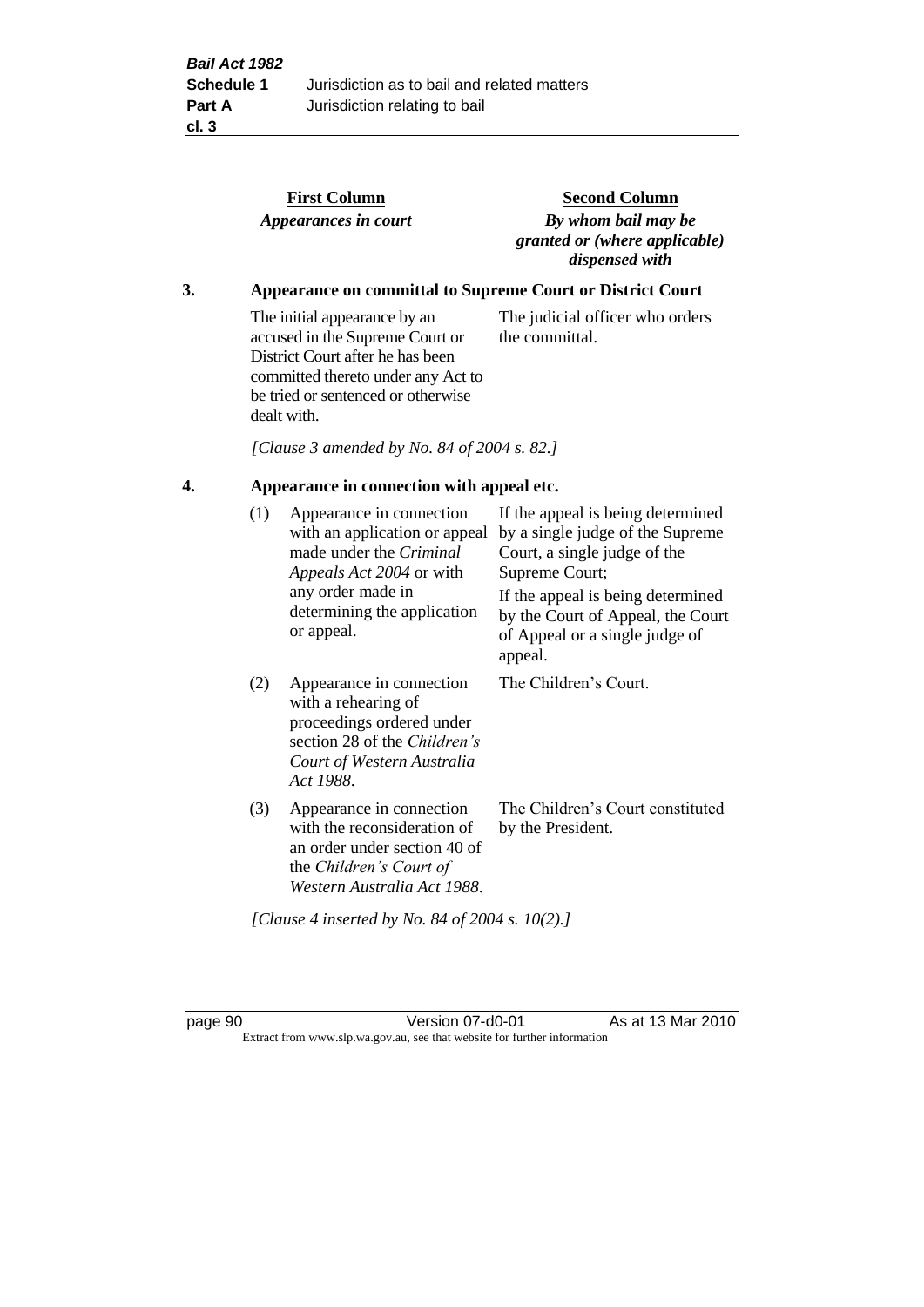| First Column *Appearances in court* | Second Column *By whom bail may be granted or (where applicable) dispensed with* |
|---|---|

**3. Appearance on committal to Supreme Court or District Court**

| | |
|---|---|
| The initial appearance by an accused in the Supreme Court or District Court after he has been committed thereto under any Act to be tried or sentenced or otherwise dealt with. | The judicial officer who orders the committal. |

*[Clause 3 amended by No. 84 of 2004 s. 82.]*

**4. Appearance in connection with appeal etc.**

| | | |
|---|---|---|
| (1) | Appearance in connection with an application or appeal made under the *Criminal Appeals Act 2004* or with any order made in determining the application or appeal. | If the appeal is being determined by a single judge of the Supreme Court, a single judge of the Supreme Court; If the appeal is being determined by the Court of Appeal, the Court of Appeal or a single judge of appeal. |
| (2) | Appearance in connection with a rehearing of proceedings ordered under section 28 of the *Children's Court of Western Australia Act 1988*. | The Children's Court. |
| (3) | Appearance in connection with the reconsideration of an order under section 40 of the *Children's Court of Western Australia Act 1988*. | The Children's Court constituted by the President. |

*[Clause 4 inserted by No. 84 of 2004 s. 10(2).]*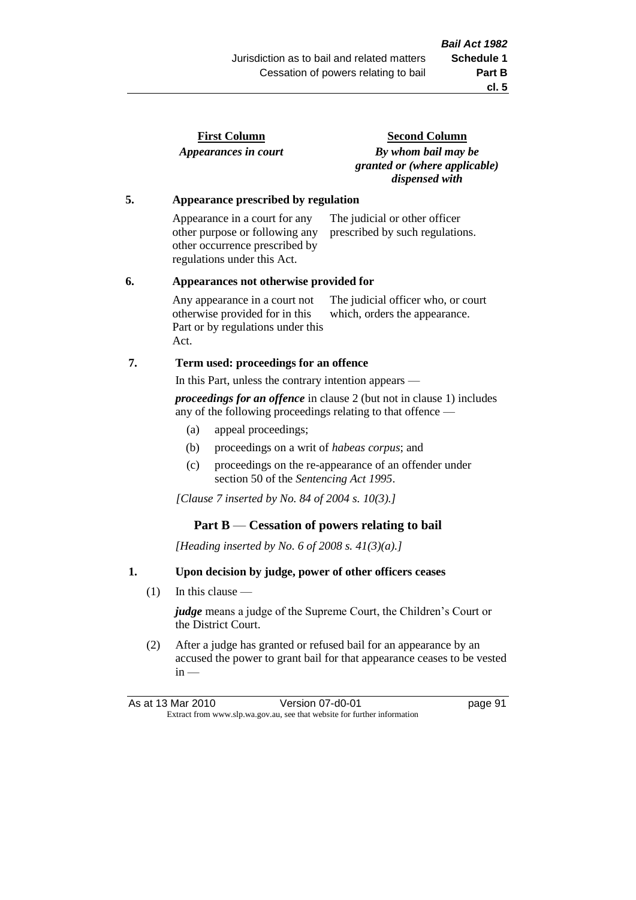| First Column | Second Column |
|---|---|
| *Appearances in court* | *By whom bail may be granted or (where applicable) dispensed with* |

**5. Appearance prescribed by regulation**

| | |
|---|---|
| Appearance in a court for any other purpose or following any other occurrence prescribed by regulations under this Act. | The judicial or other officer prescribed by such regulations. |

**6. Appearances not otherwise provided for**

| | |
|---|---|
| Any appearance in a court not otherwise provided for in this Part or by regulations under this Act. | The judicial officer who, or court which, orders the appearance. |

**7. Term used: proceedings for an offence**

In this Part, unless the contrary intention appears —

***proceedings for an offence*** in clause 2 (but not in clause 1) includes any of the following proceedings relating to that offence —

- (a) appeal proceedings;
- (b) proceedings on a writ of *habeas corpus*; and
- (c) proceedings on the re-appearance of an offender under section 50 of the *Sentencing Act 1995*.

*[Clause 7 inserted by No. 84 of 2004 s. 10(3).]*

## Part B — Cessation of powers relating to bail

*[Heading inserted by No. 6 of 2008 s. 41(3)(a).]*

**1. Upon decision by judge, power of other officers ceases**

(1) In this clause —

***judge*** means a judge of the Supreme Court, the Children's Court or the District Court.

(2) After a judge has granted or refused bail for an appearance by an accused the power to grant bail for that appearance ceases to be vested in —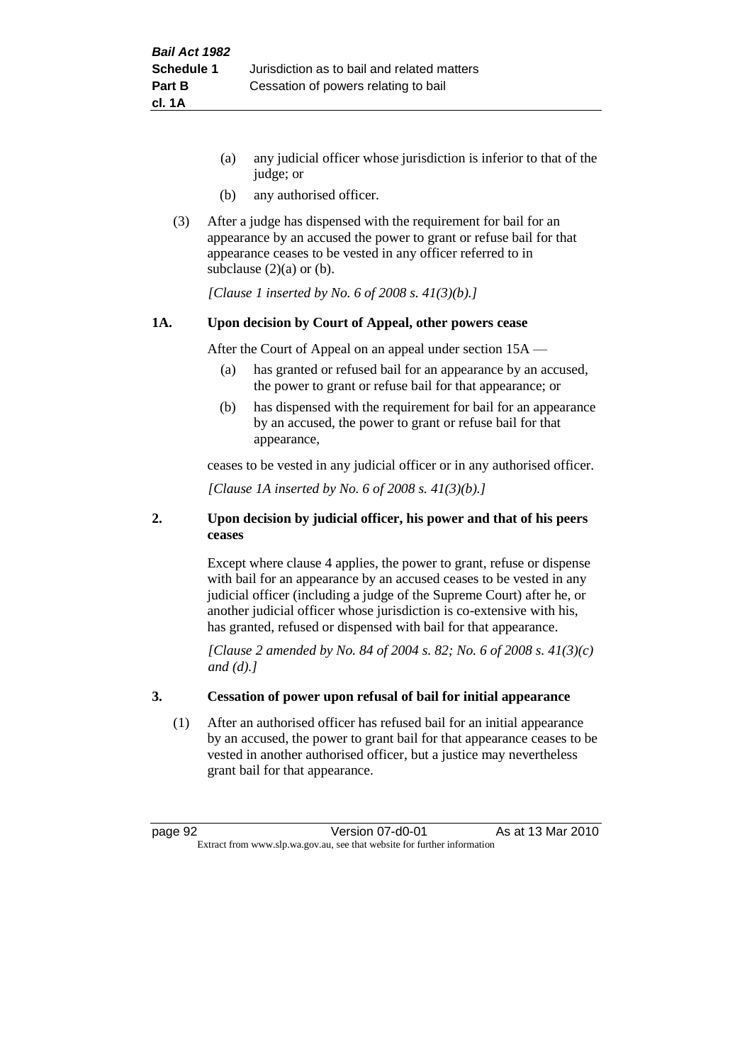(a) any judicial officer whose jurisdiction is inferior to that of the judge; or

(b) any authorised officer.

(3) After a judge has dispensed with the requirement for bail for an appearance by an accused the power to grant or refuse bail for that appearance ceases to be vested in any officer referred to in subclause (2)(a) or (b).

*[Clause 1 inserted by No. 6 of 2008 s. 41(3)(b).]*

**1A. Upon decision by Court of Appeal, other powers cease**

After the Court of Appeal on an appeal under section 15A —

(a) has granted or refused bail for an appearance by an accused, the power to grant or refuse bail for that appearance; or

(b) has dispensed with the requirement for bail for an appearance by an accused, the power to grant or refuse bail for that appearance,

ceases to be vested in any judicial officer or in any authorised officer.

*[Clause 1A inserted by No. 6 of 2008 s. 41(3)(b).]*

**2. Upon decision by judicial officer, his power and that of his peers ceases**

Except where clause 4 applies, the power to grant, refuse or dispense with bail for an appearance by an accused ceases to be vested in any judicial officer (including a judge of the Supreme Court) after he, or another judicial officer whose jurisdiction is co-extensive with his, has granted, refused or dispensed with bail for that appearance.

*[Clause 2 amended by No. 84 of 2004 s. 82; No. 6 of 2008 s. 41(3)(c) and (d).]*

**3. Cessation of power upon refusal of bail for initial appearance**

(1) After an authorised officer has refused bail for an initial appearance by an accused, the power to grant bail for that appearance ceases to be vested in another authorised officer, but a justice may nevertheless grant bail for that appearance.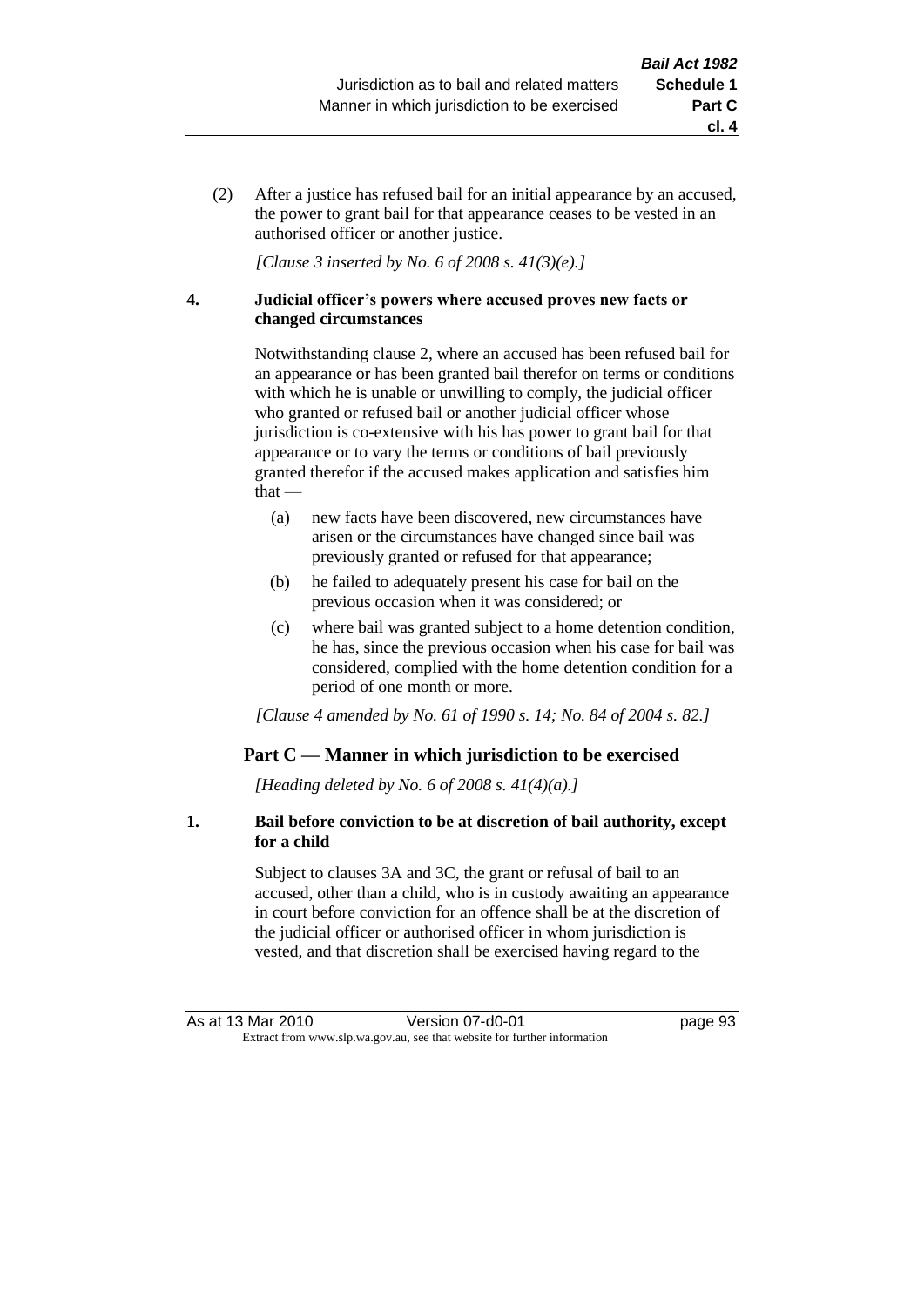(2) After a justice has refused bail for an initial appearance by an accused, the power to grant bail for that appearance ceases to be vested in an authorised officer or another justice.

*[Clause 3 inserted by No. 6 of 2008 s. 41(3)(e).]*

**4. Judicial officer's powers where accused proves new facts or changed circumstances**

Notwithstanding clause 2, where an accused has been refused bail for an appearance or has been granted bail therefor on terms or conditions with which he is unable or unwilling to comply, the judicial officer who granted or refused bail or another judicial officer whose jurisdiction is co-extensive with his has power to grant bail for that appearance or to vary the terms or conditions of bail previously granted therefor if the accused makes application and satisfies him that —

(a) new facts have been discovered, new circumstances have arisen or the circumstances have changed since bail was previously granted or refused for that appearance;

(b) he failed to adequately present his case for bail on the previous occasion when it was considered; or

(c) where bail was granted subject to a home detention condition, he has, since the previous occasion when his case for bail was considered, complied with the home detention condition for a period of one month or more.

*[Clause 4 amended by No. 61 of 1990 s. 14; No. 84 of 2004 s. 82.]*

## Part C — Manner in which jurisdiction to be exercised

*[Heading deleted by No. 6 of 2008 s. 41(4)(a).]*

**1. Bail before conviction to be at discretion of bail authority, except for a child**

Subject to clauses 3A and 3C, the grant or refusal of bail to an accused, other than a child, who is in custody awaiting an appearance in court before conviction for an offence shall be at the discretion of the judicial officer or authorised officer in whom jurisdiction is vested, and that discretion shall be exercised having regard to the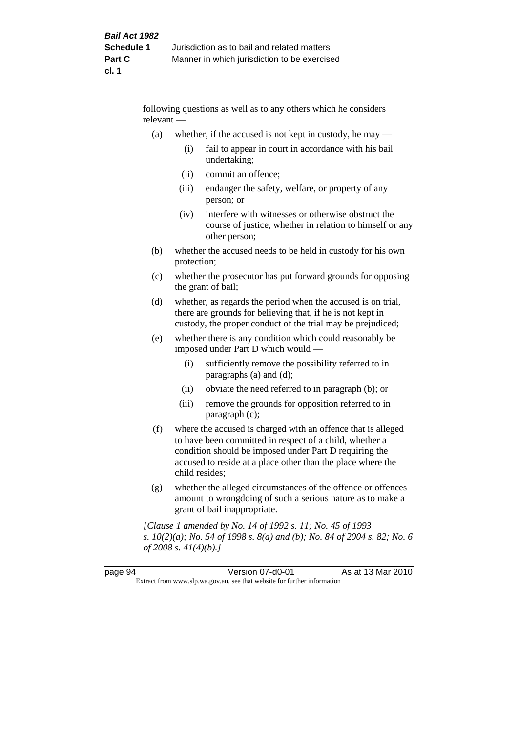following questions as well as to any others which he considers relevant —

(a) whether, if the accused is not kept in custody, he may —

   (i) fail to appear in court in accordance with his bail undertaking;

   (ii) commit an offence;

   (iii) endanger the safety, welfare, or property of any person; or

   (iv) interfere with witnesses or otherwise obstruct the course of justice, whether in relation to himself or any other person;

(b) whether the accused needs to be held in custody for his own protection;

(c) whether the prosecutor has put forward grounds for opposing the grant of bail;

(d) whether, as regards the period when the accused is on trial, there are grounds for believing that, if he is not kept in custody, the proper conduct of the trial may be prejudiced;

(e) whether there is any condition which could reasonably be imposed under Part D which would —

   (i) sufficiently remove the possibility referred to in paragraphs (a) and (d);

   (ii) obviate the need referred to in paragraph (b); or

   (iii) remove the grounds for opposition referred to in paragraph (c);

(f) where the accused is charged with an offence that is alleged to have been committed in respect of a child, whether a condition should be imposed under Part D requiring the accused to reside at a place other than the place where the child resides;

(g) whether the alleged circumstances of the offence or offences amount to wrongdoing of such a serious nature as to make a grant of bail inappropriate.

*[Clause 1 amended by No. 14 of 1992 s. 11; No. 45 of 1993 s. 10(2)(a); No. 54 of 1998 s. 8(a) and (b); No. 84 of 2004 s. 82; No. 6 of 2008 s. 41(4)(b).]*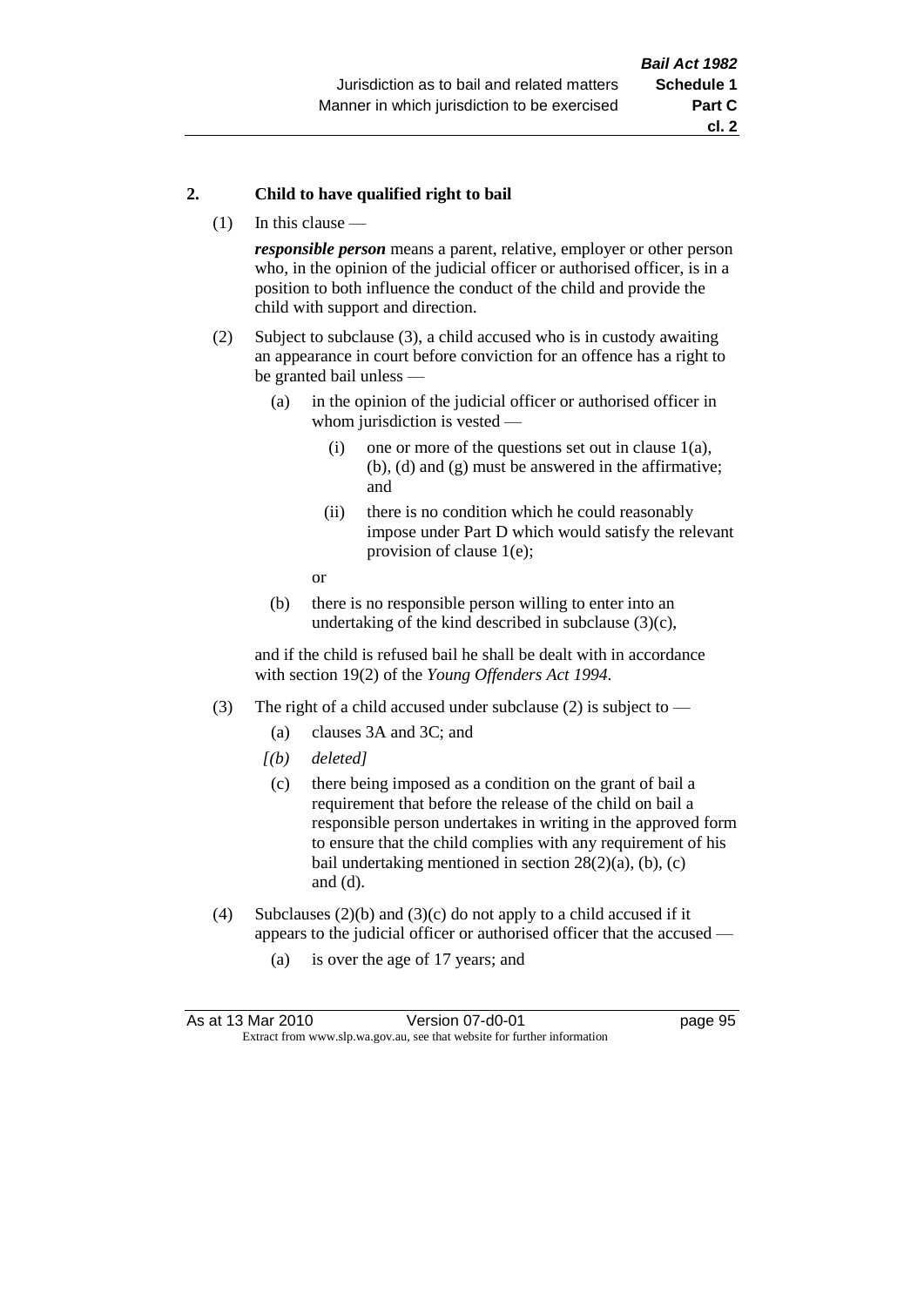**2. Child to have qualified right to bail**

(1) In this clause —

***responsible person*** means a parent, relative, employer or other person who, in the opinion of the judicial officer or authorised officer, is in a position to both influence the conduct of the child and provide the child with support and direction.

(2) Subject to subclause (3), a child accused who is in custody awaiting an appearance in court before conviction for an offence has a right to be granted bail unless —

- (a) in the opinion of the judicial officer or authorised officer in whom jurisdiction is vested —
  - (i) one or more of the questions set out in clause 1(a), (b), (d) and (g) must be answered in the affirmative; and
  - (ii) there is no condition which he could reasonably impose under Part D which would satisfy the relevant provision of clause 1(e);

  or
- (b) there is no responsible person willing to enter into an undertaking of the kind described in subclause (3)(c),

and if the child is refused bail he shall be dealt with in accordance with section 19(2) of the *Young Offenders Act 1994*.

(3) The right of a child accused under subclause (2) is subject to —

- (a) clauses 3A and 3C; and
- *[(b) deleted]*
- (c) there being imposed as a condition on the grant of bail a requirement that before the release of the child on bail a responsible person undertakes in writing in the approved form to ensure that the child complies with any requirement of his bail undertaking mentioned in section 28(2)(a), (b), (c) and (d).

(4) Subclauses (2)(b) and (3)(c) do not apply to a child accused if it appears to the judicial officer or authorised officer that the accused —

- (a) is over the age of 17 years; and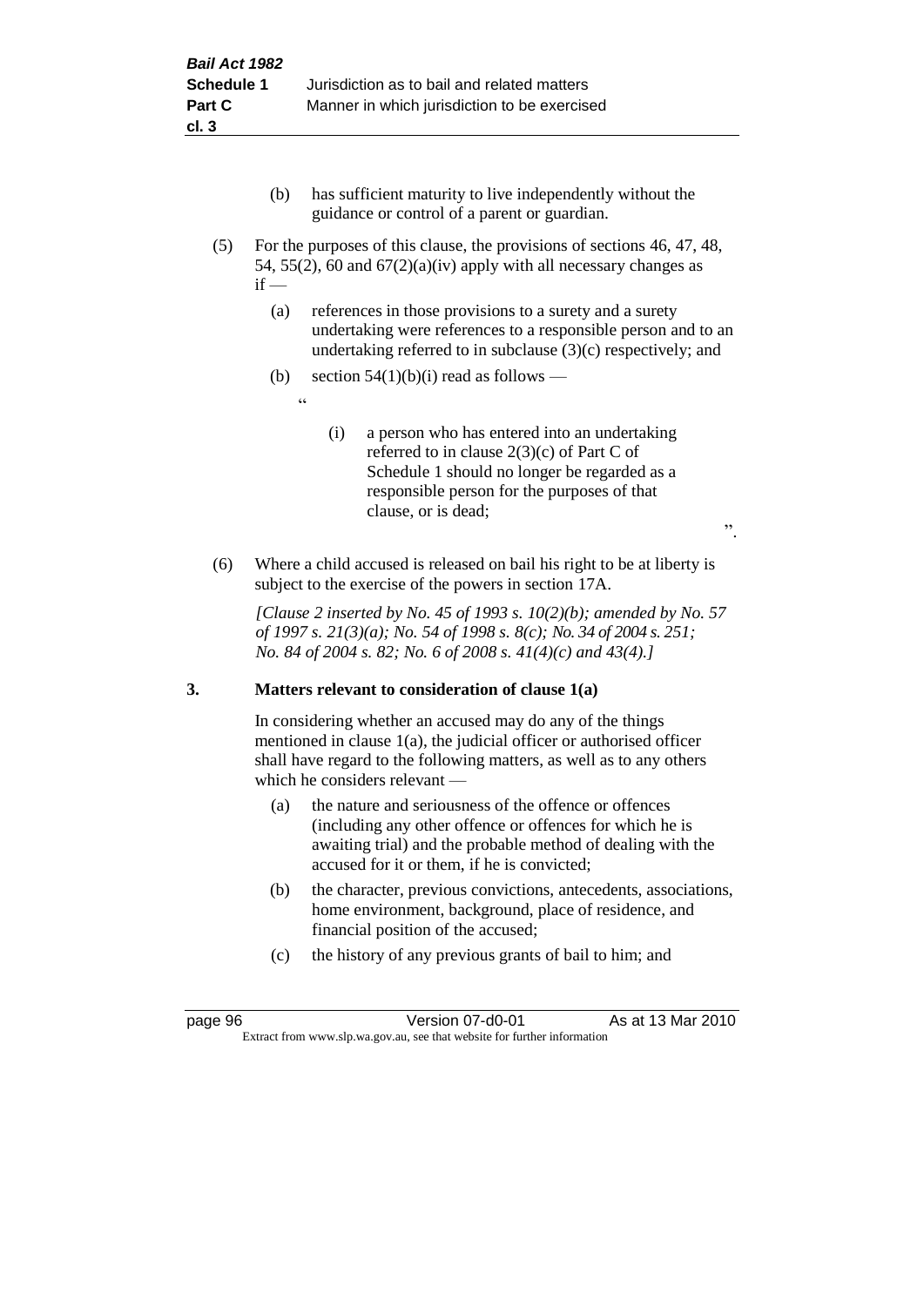(b) has sufficient maturity to live independently without the guidance or control of a parent or guardian.

(5) For the purposes of this clause, the provisions of sections 46, 47, 48, 54, 55(2), 60 and 67(2)(a)(iv) apply with all necessary changes as if —

(a) references in those provisions to a surety and a surety undertaking were references to a responsible person and to an undertaking referred to in subclause (3)(c) respectively; and

(b) section 54(1)(b)(i) read as follows —

"

(i) a person who has entered into an undertaking referred to in clause 2(3)(c) of Part C of Schedule 1 should no longer be regarded as a responsible person for the purposes of that clause, or is dead;

".

(6) Where a child accused is released on bail his right to be at liberty is subject to the exercise of the powers in section 17A.

*[Clause 2 inserted by No. 45 of 1993 s. 10(2)(b); amended by No. 57 of 1997 s. 21(3)(a); No. 54 of 1998 s. 8(c); No. 34 of 2004 s. 251; No. 84 of 2004 s. 82; No. 6 of 2008 s. 41(4)(c) and 43(4).]*

## 3. Matters relevant to consideration of clause 1(a)

In considering whether an accused may do any of the things mentioned in clause 1(a), the judicial officer or authorised officer shall have regard to the following matters, as well as to any others which he considers relevant —

(a) the nature and seriousness of the offence or offences (including any other offence or offences for which he is awaiting trial) and the probable method of dealing with the accused for it or them, if he is convicted;

(b) the character, previous convictions, antecedents, associations, home environment, background, place of residence, and financial position of the accused;

(c) the history of any previous grants of bail to him; and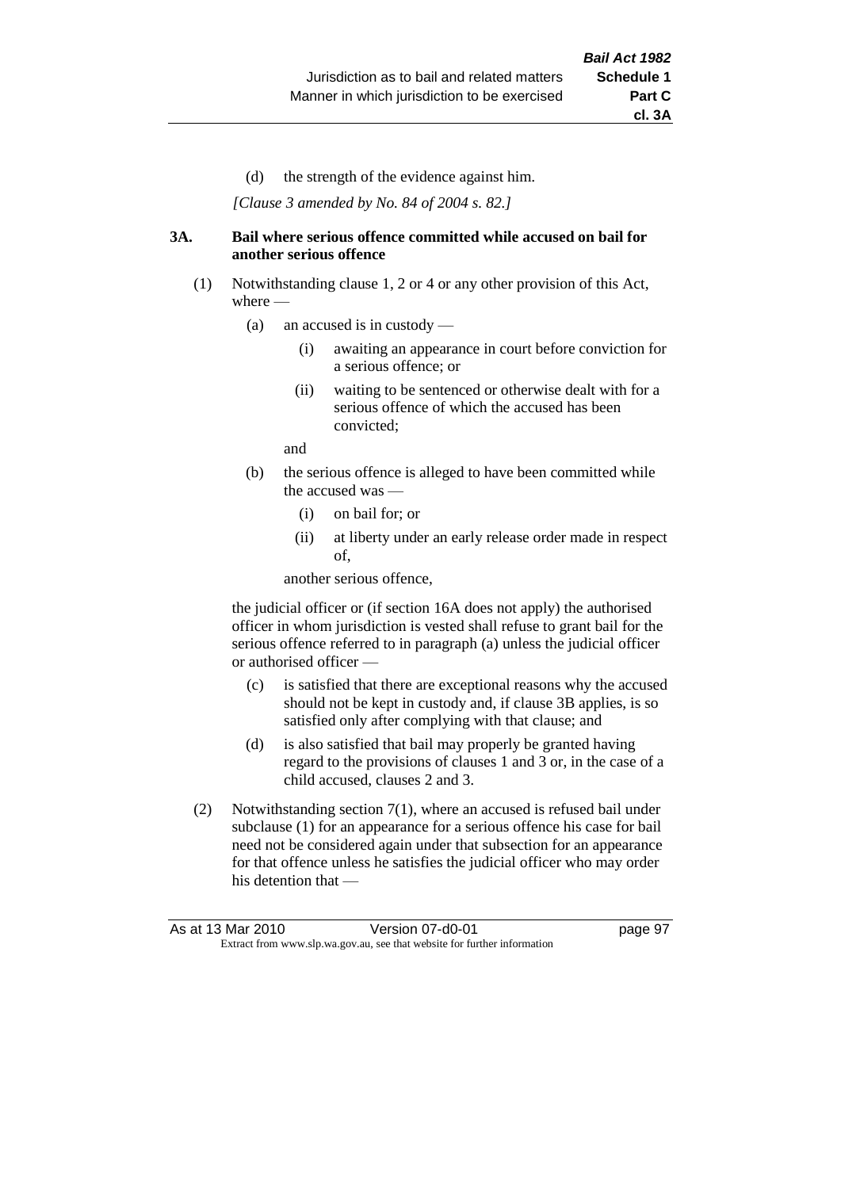(d) the strength of the evidence against him.

*[Clause 3 amended by No. 84 of 2004 s. 82.]*

**3A. Bail where serious offence committed while accused on bail for another serious offence**

(1) Notwithstanding clause 1, 2 or 4 or any other provision of this Act, where —

 (a) an accused is in custody —

  (i) awaiting an appearance in court before conviction for a serious offence; or

  (ii) waiting to be sentenced or otherwise dealt with for a serious offence of which the accused has been convicted;

 and

 (b) the serious offence is alleged to have been committed while the accused was —

  (i) on bail for; or

  (ii) at liberty under an early release order made in respect of,

 another serious offence,

the judicial officer or (if section 16A does not apply) the authorised officer in whom jurisdiction is vested shall refuse to grant bail for the serious offence referred to in paragraph (a) unless the judicial officer or authorised officer —

 (c) is satisfied that there are exceptional reasons why the accused should not be kept in custody and, if clause 3B applies, is so satisfied only after complying with that clause; and

 (d) is also satisfied that bail may properly be granted having regard to the provisions of clauses 1 and 3 or, in the case of a child accused, clauses 2 and 3.

(2) Notwithstanding section 7(1), where an accused is refused bail under subclause (1) for an appearance for a serious offence his case for bail need not be considered again under that subsection for an appearance for that offence unless he satisfies the judicial officer who may order his detention that —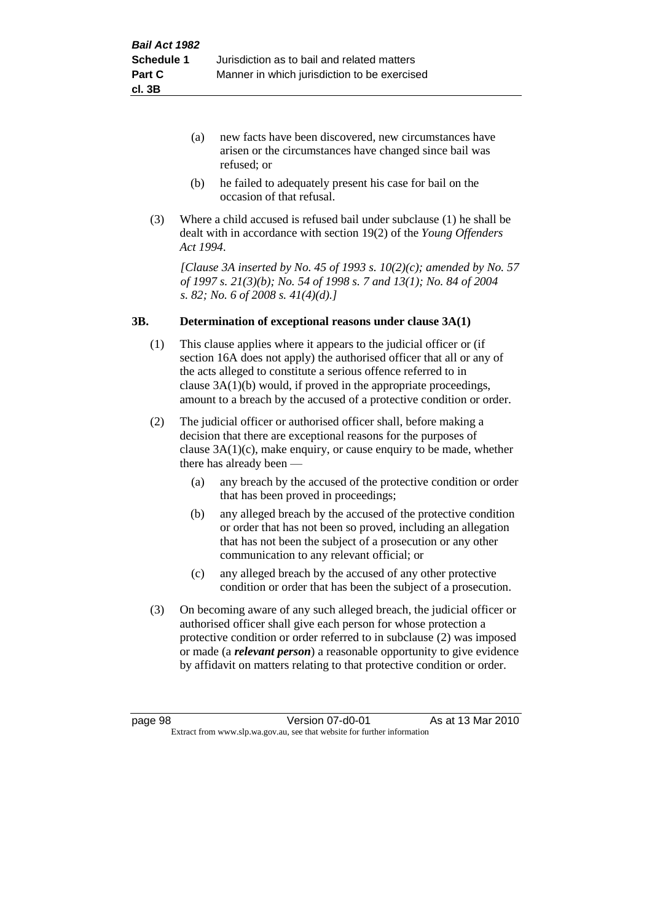(a) new facts have been discovered, new circumstances have arisen or the circumstances have changed since bail was refused; or

(b) he failed to adequately present his case for bail on the occasion of that refusal.

(3) Where a child accused is refused bail under subclause (1) he shall be dealt with in accordance with section 19(2) of the *Young Offenders Act 1994*.

*[Clause 3A inserted by No. 45 of 1993 s. 10(2)(c); amended by No. 57 of 1997 s. 21(3)(b); No. 54 of 1998 s. 7 and 13(1); No. 84 of 2004 s. 82; No. 6 of 2008 s. 41(4)(d).]*

### 3B. Determination of exceptional reasons under clause 3A(1)

(1) This clause applies where it appears to the judicial officer or (if section 16A does not apply) the authorised officer that all or any of the acts alleged to constitute a serious offence referred to in clause 3A(1)(b) would, if proved in the appropriate proceedings, amount to a breach by the accused of a protective condition or order.

(2) The judicial officer or authorised officer shall, before making a decision that there are exceptional reasons for the purposes of clause 3A(1)(c), make enquiry, or cause enquiry to be made, whether there has already been —

(a) any breach by the accused of the protective condition or order that has been proved in proceedings;

(b) any alleged breach by the accused of the protective condition or order that has not been so proved, including an allegation that has not been the subject of a prosecution or any other communication to any relevant official; or

(c) any alleged breach by the accused of any other protective condition or order that has been the subject of a prosecution.

(3) On becoming aware of any such alleged breach, the judicial officer or authorised officer shall give each person for whose protection a protective condition or order referred to in subclause (2) was imposed or made (a ***relevant person***) a reasonable opportunity to give evidence by affidavit on matters relating to that protective condition or order.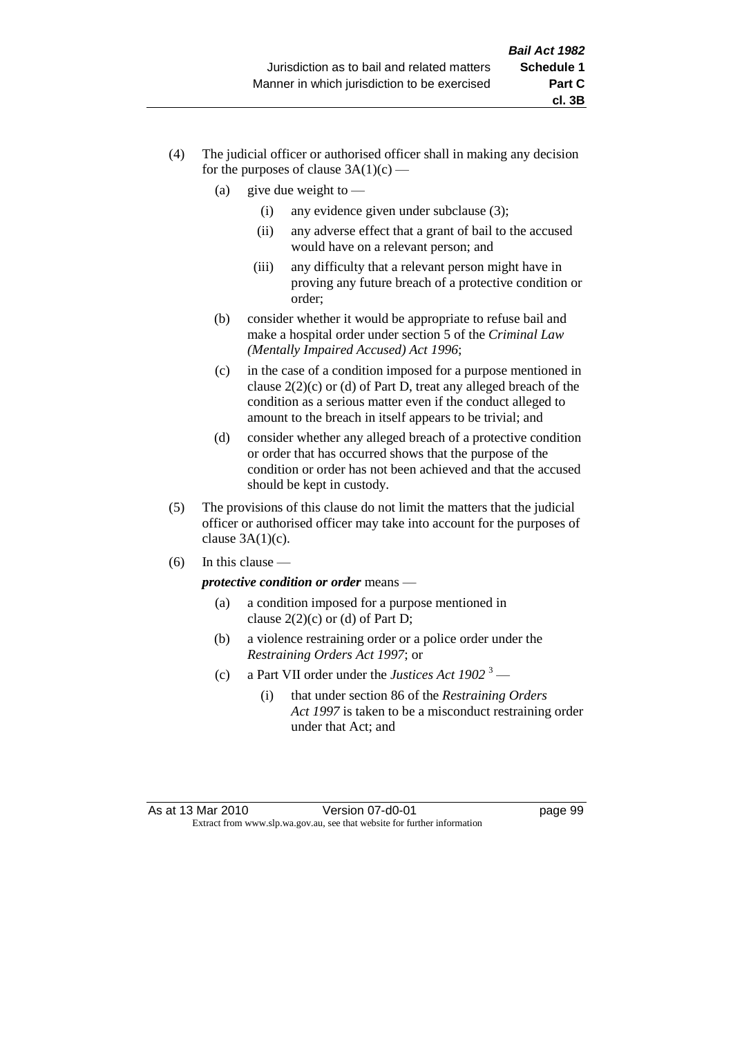(4) The judicial officer or authorised officer shall in making any decision for the purposes of clause 3A(1)(c) —

  (a) give due weight to —

    (i) any evidence given under subclause (3);

    (ii) any adverse effect that a grant of bail to the accused would have on a relevant person; and

    (iii) any difficulty that a relevant person might have in proving any future breach of a protective condition or order;

  (b) consider whether it would be appropriate to refuse bail and make a hospital order under section 5 of the *Criminal Law (Mentally Impaired Accused) Act 1996*;

  (c) in the case of a condition imposed for a purpose mentioned in clause 2(2)(c) or (d) of Part D, treat any alleged breach of the condition as a serious matter even if the conduct alleged to amount to the breach in itself appears to be trivial; and

  (d) consider whether any alleged breach of a protective condition or order that has occurred shows that the purpose of the condition or order has not been achieved and that the accused should be kept in custody.

(5) The provisions of this clause do not limit the matters that the judicial officer or authorised officer may take into account for the purposes of clause 3A(1)(c).

(6) In this clause —

***protective condition or order*** means —

  (a) a condition imposed for a purpose mentioned in clause 2(2)(c) or (d) of Part D;

  (b) a violence restraining order or a police order under the *Restraining Orders Act 1997*; or

  (c) a Part VII order under the *Justices Act 1902* [3] —

    (i) that under section 86 of the *Restraining Orders Act 1997* is taken to be a misconduct restraining order under that Act; and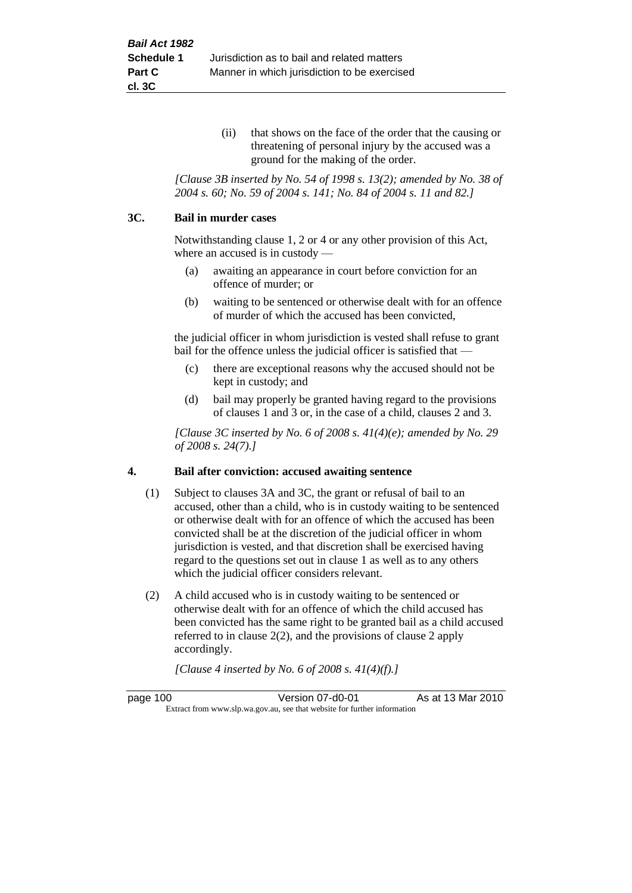(ii) that shows on the face of the order that the causing or threatening of personal injury by the accused was a ground for the making of the order.

*[Clause 3B inserted by No. 54 of 1998 s. 13(2); amended by No. 38 of 2004 s. 60; No. 59 of 2004 s. 141; No. 84 of 2004 s. 11 and 82.]*

### 3C. Bail in murder cases

Notwithstanding clause 1, 2 or 4 or any other provision of this Act, where an accused is in custody —

(a) awaiting an appearance in court before conviction for an offence of murder; or

(b) waiting to be sentenced or otherwise dealt with for an offence of murder of which the accused has been convicted,

the judicial officer in whom jurisdiction is vested shall refuse to grant bail for the offence unless the judicial officer is satisfied that —

(c) there are exceptional reasons why the accused should not be kept in custody; and

(d) bail may properly be granted having regard to the provisions of clauses 1 and 3 or, in the case of a child, clauses 2 and 3.

*[Clause 3C inserted by No. 6 of 2008 s. 41(4)(e); amended by No. 29 of 2008 s. 24(7).]*

### 4. Bail after conviction: accused awaiting sentence

(1) Subject to clauses 3A and 3C, the grant or refusal of bail to an accused, other than a child, who is in custody waiting to be sentenced or otherwise dealt with for an offence of which the accused has been convicted shall be at the discretion of the judicial officer in whom jurisdiction is vested, and that discretion shall be exercised having regard to the questions set out in clause 1 as well as to any others which the judicial officer considers relevant.

(2) A child accused who is in custody waiting to be sentenced or otherwise dealt with for an offence of which the child accused has been convicted has the same right to be granted bail as a child accused referred to in clause 2(2), and the provisions of clause 2 apply accordingly.

*[Clause 4 inserted by No. 6 of 2008 s. 41(4)(f).]*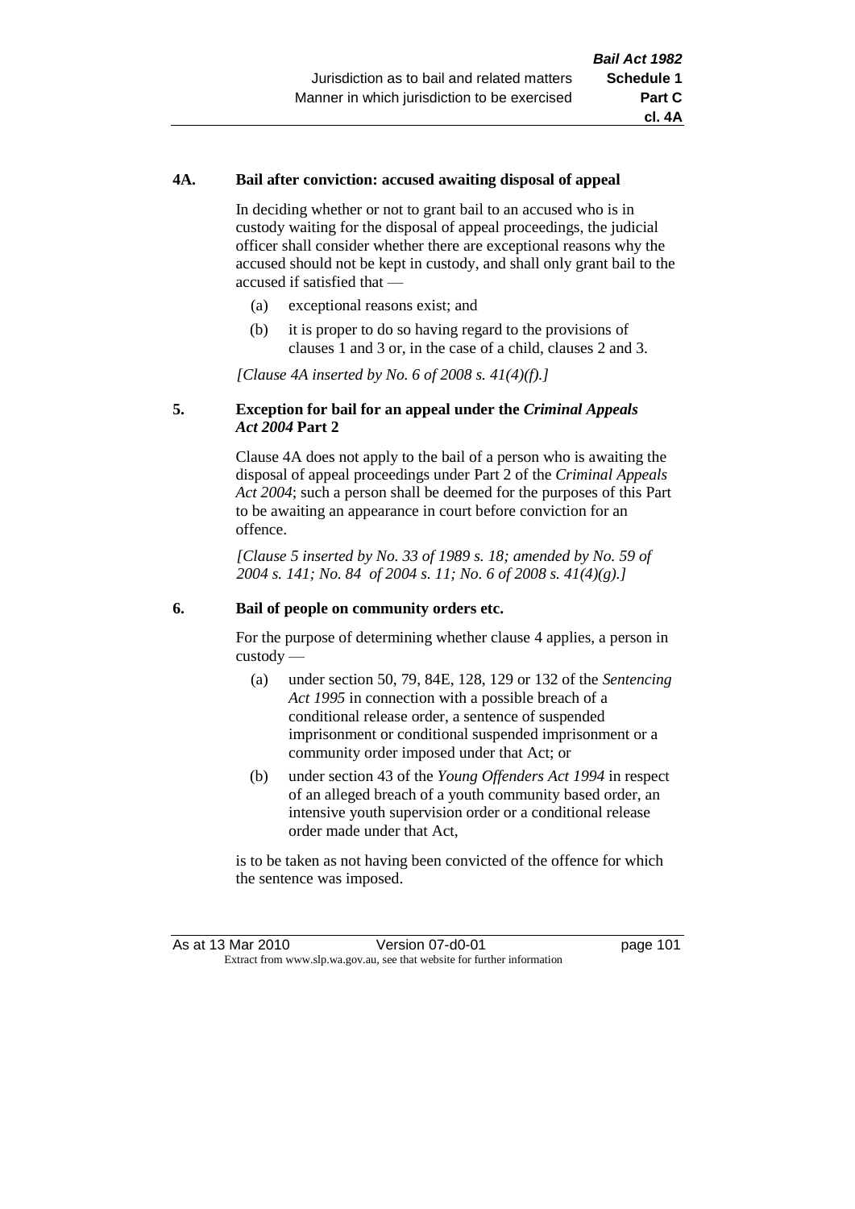#### 4A. Bail after conviction: accused awaiting disposal of appeal

In deciding whether or not to grant bail to an accused who is in custody waiting for the disposal of appeal proceedings, the judicial officer shall consider whether there are exceptional reasons why the accused should not be kept in custody, and shall only grant bail to the accused if satisfied that —

(a) exceptional reasons exist; and

(b) it is proper to do so having regard to the provisions of clauses 1 and 3 or, in the case of a child, clauses 2 and 3.

*[Clause 4A inserted by No. 6 of 2008 s. 41(4)(f).]*

#### 5. Exception for bail for an appeal under the *Criminal Appeals Act 2004* Part 2

Clause 4A does not apply to the bail of a person who is awaiting the disposal of appeal proceedings under Part 2 of the *Criminal Appeals Act 2004*; such a person shall be deemed for the purposes of this Part to be awaiting an appearance in court before conviction for an offence.

*[Clause 5 inserted by No. 33 of 1989 s. 18; amended by No. 59 of 2004 s. 141; No. 84 of 2004 s. 11; No. 6 of 2008 s. 41(4)(g).]*

#### 6. Bail of people on community orders etc.

For the purpose of determining whether clause 4 applies, a person in custody —

(a) under section 50, 79, 84E, 128, 129 or 132 of the *Sentencing Act 1995* in connection with a possible breach of a conditional release order, a sentence of suspended imprisonment or conditional suspended imprisonment or a community order imposed under that Act; or

(b) under section 43 of the *Young Offenders Act 1994* in respect of an alleged breach of a youth community based order, an intensive youth supervision order or a conditional release order made under that Act,

is to be taken as not having been convicted of the offence for which the sentence was imposed.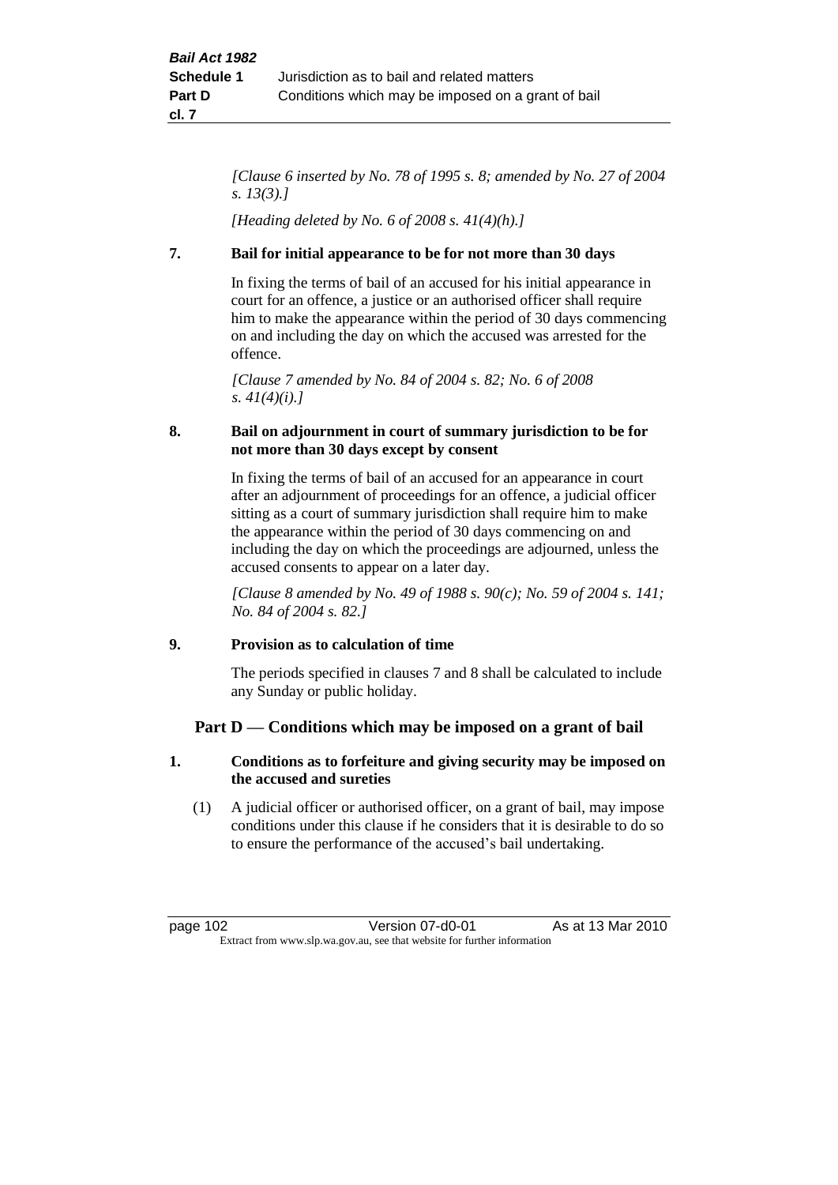*[Clause 6 inserted by No. 78 of 1995 s. 8; amended by No. 27 of 2004 s. 13(3).]*

*[Heading deleted by No. 6 of 2008 s. 41(4)(h).]*

**7. Bail for initial appearance to be for not more than 30 days**

In fixing the terms of bail of an accused for his initial appearance in court for an offence, a justice or an authorised officer shall require him to make the appearance within the period of 30 days commencing on and including the day on which the accused was arrested for the offence.

*[Clause 7 amended by No. 84 of 2004 s. 82; No. 6 of 2008 s. 41(4)(i).]*

**8. Bail on adjournment in court of summary jurisdiction to be for not more than 30 days except by consent**

In fixing the terms of bail of an accused for an appearance in court after an adjournment of proceedings for an offence, a judicial officer sitting as a court of summary jurisdiction shall require him to make the appearance within the period of 30 days commencing on and including the day on which the proceedings are adjourned, unless the accused consents to appear on a later day.

*[Clause 8 amended by No. 49 of 1988 s. 90(c); No. 59 of 2004 s. 141; No. 84 of 2004 s. 82.]*

**9. Provision as to calculation of time**

The periods specified in clauses 7 and 8 shall be calculated to include any Sunday or public holiday.

## Part D — Conditions which may be imposed on a grant of bail

**1. Conditions as to forfeiture and giving security may be imposed on the accused and sureties**

(1) A judicial officer or authorised officer, on a grant of bail, may impose conditions under this clause if he considers that it is desirable to do so to ensure the performance of the accused's bail undertaking.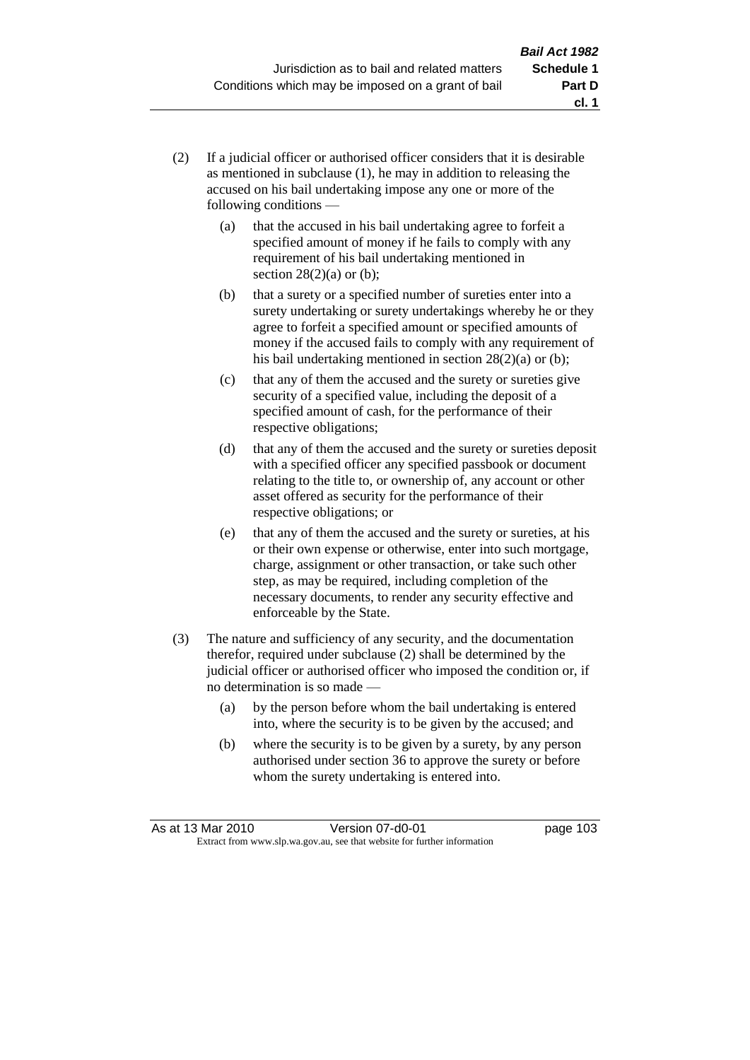(2) If a judicial officer or authorised officer considers that it is desirable as mentioned in subclause (1), he may in addition to releasing the accused on his bail undertaking impose any one or more of the following conditions —

(a) that the accused in his bail undertaking agree to forfeit a specified amount of money if he fails to comply with any requirement of his bail undertaking mentioned in section 28(2)(a) or (b);

(b) that a surety or a specified number of sureties enter into a surety undertaking or surety undertakings whereby he or they agree to forfeit a specified amount or specified amounts of money if the accused fails to comply with any requirement of his bail undertaking mentioned in section 28(2)(a) or (b);

(c) that any of them the accused and the surety or sureties give security of a specified value, including the deposit of a specified amount of cash, for the performance of their respective obligations;

(d) that any of them the accused and the surety or sureties deposit with a specified officer any specified passbook or document relating to the title to, or ownership of, any account or other asset offered as security for the performance of their respective obligations; or

(e) that any of them the accused and the surety or sureties, at his or their own expense or otherwise, enter into such mortgage, charge, assignment or other transaction, or take such other step, as may be required, including completion of the necessary documents, to render any security effective and enforceable by the State.

(3) The nature and sufficiency of any security, and the documentation therefor, required under subclause (2) shall be determined by the judicial officer or authorised officer who imposed the condition or, if no determination is so made —

(a) by the person before whom the bail undertaking is entered into, where the security is to be given by the accused; and

(b) where the security is to be given by a surety, by any person authorised under section 36 to approve the surety or before whom the surety undertaking is entered into.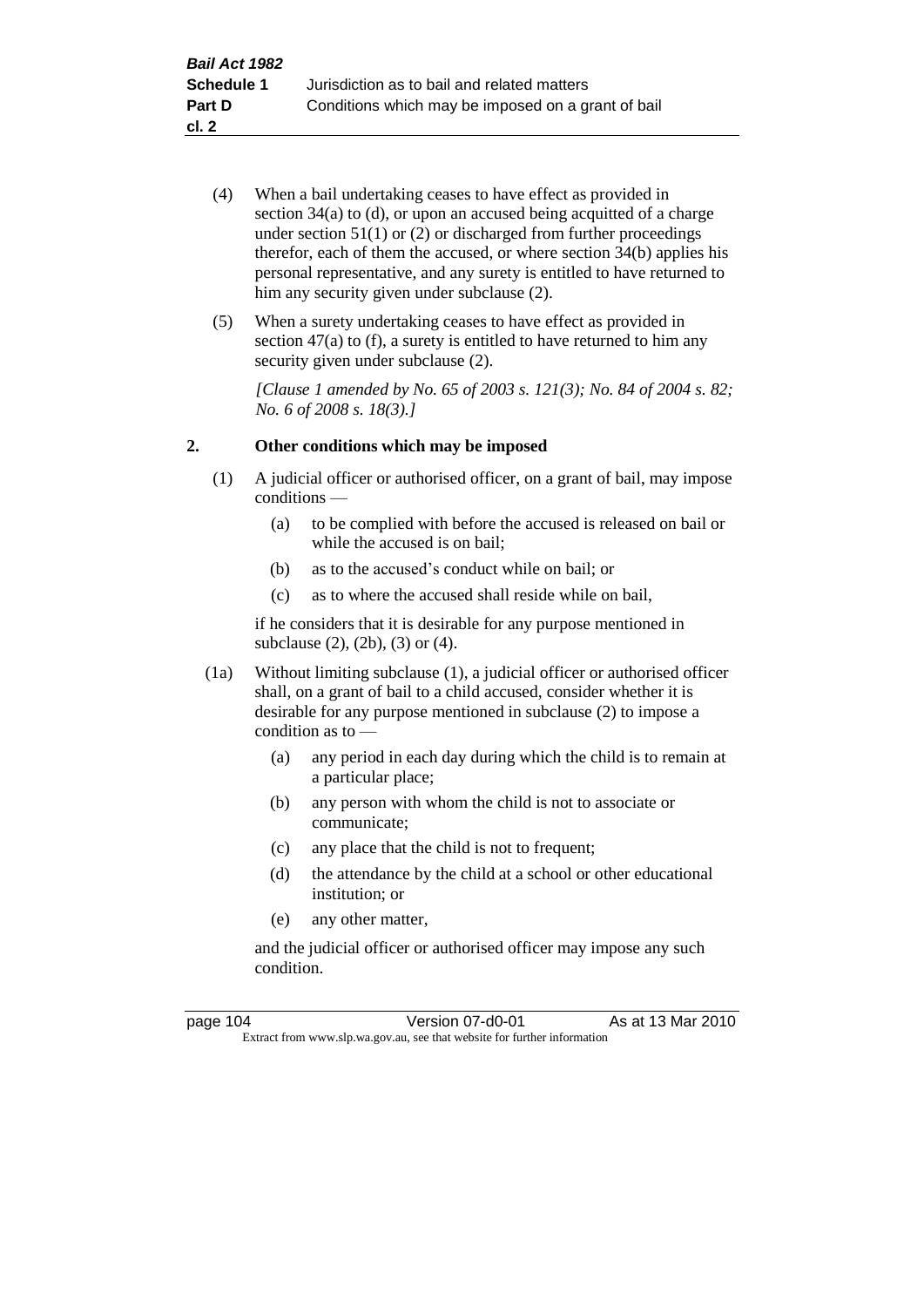(4) When a bail undertaking ceases to have effect as provided in section 34(a) to (d), or upon an accused being acquitted of a charge under section 51(1) or (2) or discharged from further proceedings therefor, each of them the accused, or where section 34(b) applies his personal representative, and any surety is entitled to have returned to him any security given under subclause (2).

(5) When a surety undertaking ceases to have effect as provided in section 47(a) to (f), a surety is entitled to have returned to him any security given under subclause (2).

*[Clause 1 amended by No. 65 of 2003 s. 121(3); No. 84 of 2004 s. 82; No. 6 of 2008 s. 18(3).]*

## 2. Other conditions which may be imposed

(1) A judicial officer or authorised officer, on a grant of bail, may impose conditions —

- (a) to be complied with before the accused is released on bail or while the accused is on bail;
- (b) as to the accused's conduct while on bail; or
- (c) as to where the accused shall reside while on bail,

if he considers that it is desirable for any purpose mentioned in subclause (2), (2b), (3) or (4).

(1a) Without limiting subclause (1), a judicial officer or authorised officer shall, on a grant of bail to a child accused, consider whether it is desirable for any purpose mentioned in subclause (2) to impose a condition as to —

- (a) any period in each day during which the child is to remain at a particular place;
- (b) any person with whom the child is not to associate or communicate;
- (c) any place that the child is not to frequent;
- (d) the attendance by the child at a school or other educational institution; or
- (e) any other matter,

and the judicial officer or authorised officer may impose any such condition.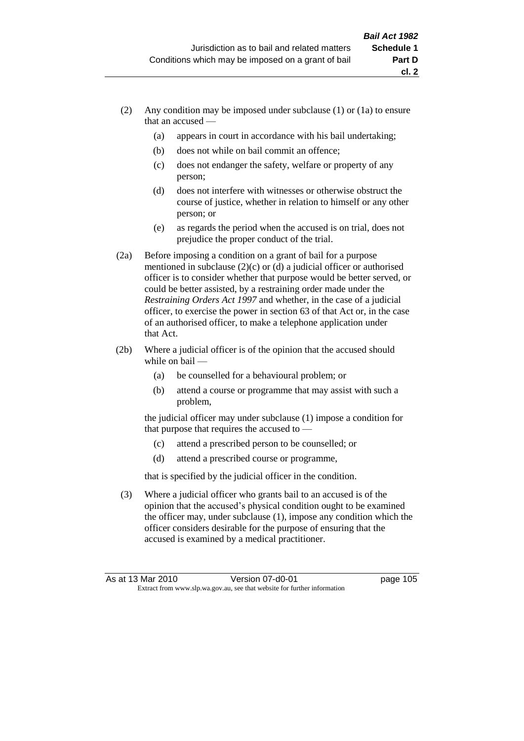(2) Any condition may be imposed under subclause (1) or (1a) to ensure that an accused —

  (a) appears in court in accordance with his bail undertaking;

  (b) does not while on bail commit an offence;

  (c) does not endanger the safety, welfare or property of any person;

  (d) does not interfere with witnesses or otherwise obstruct the course of justice, whether in relation to himself or any other person; or

  (e) as regards the period when the accused is on trial, does not prejudice the proper conduct of the trial.

(2a) Before imposing a condition on a grant of bail for a purpose mentioned in subclause (2)(c) or (d) a judicial officer or authorised officer is to consider whether that purpose would be better served, or could be better assisted, by a restraining order made under the *Restraining Orders Act 1997* and whether, in the case of a judicial officer, to exercise the power in section 63 of that Act or, in the case of an authorised officer, to make a telephone application under that Act.

(2b) Where a judicial officer is of the opinion that the accused should while on bail —

  (a) be counselled for a behavioural problem; or

  (b) attend a course or programme that may assist with such a problem,

  the judicial officer may under subclause (1) impose a condition for that purpose that requires the accused to —

  (c) attend a prescribed person to be counselled; or

  (d) attend a prescribed course or programme,

  that is specified by the judicial officer in the condition.

(3) Where a judicial officer who grants bail to an accused is of the opinion that the accused's physical condition ought to be examined the officer may, under subclause (1), impose any condition which the officer considers desirable for the purpose of ensuring that the accused is examined by a medical practitioner.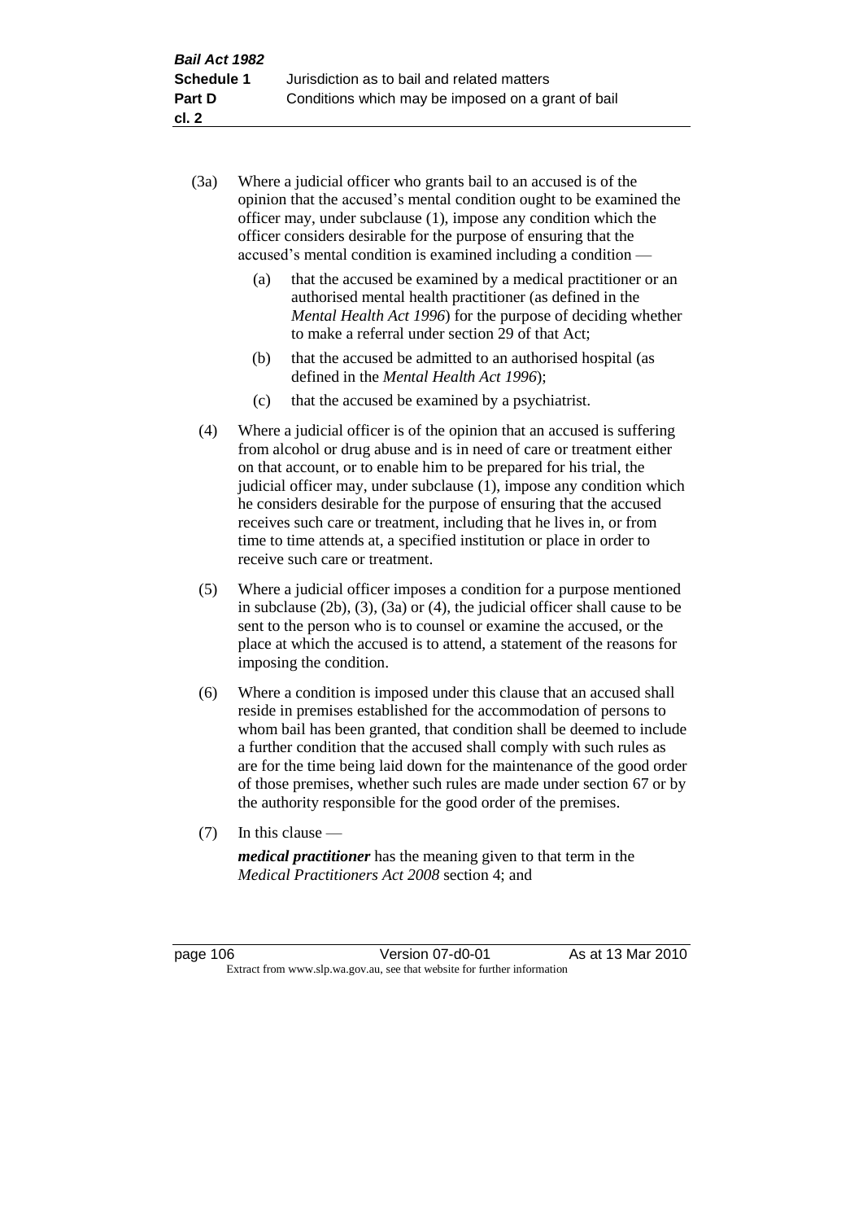(3a) Where a judicial officer who grants bail to an accused is of the opinion that the accused's mental condition ought to be examined the officer may, under subclause (1), impose any condition which the officer considers desirable for the purpose of ensuring that the accused's mental condition is examined including a condition —

  (a) that the accused be examined by a medical practitioner or an authorised mental health practitioner (as defined in the *Mental Health Act 1996*) for the purpose of deciding whether to make a referral under section 29 of that Act;

  (b) that the accused be admitted to an authorised hospital (as defined in the *Mental Health Act 1996*);

  (c) that the accused be examined by a psychiatrist.

(4) Where a judicial officer is of the opinion that an accused is suffering from alcohol or drug abuse and is in need of care or treatment either on that account, or to enable him to be prepared for his trial, the judicial officer may, under subclause (1), impose any condition which he considers desirable for the purpose of ensuring that the accused receives such care or treatment, including that he lives in, or from time to time attends at, a specified institution or place in order to receive such care or treatment.

(5) Where a judicial officer imposes a condition for a purpose mentioned in subclause (2b), (3), (3a) or (4), the judicial officer shall cause to be sent to the person who is to counsel or examine the accused, or the place at which the accused is to attend, a statement of the reasons for imposing the condition.

(6) Where a condition is imposed under this clause that an accused shall reside in premises established for the accommodation of persons to whom bail has been granted, that condition shall be deemed to include a further condition that the accused shall comply with such rules as are for the time being laid down for the maintenance of the good order of those premises, whether such rules are made under section 67 or by the authority responsible for the good order of the premises.

(7) In this clause —

***medical practitioner*** has the meaning given to that term in the *Medical Practitioners Act 2008* section 4; and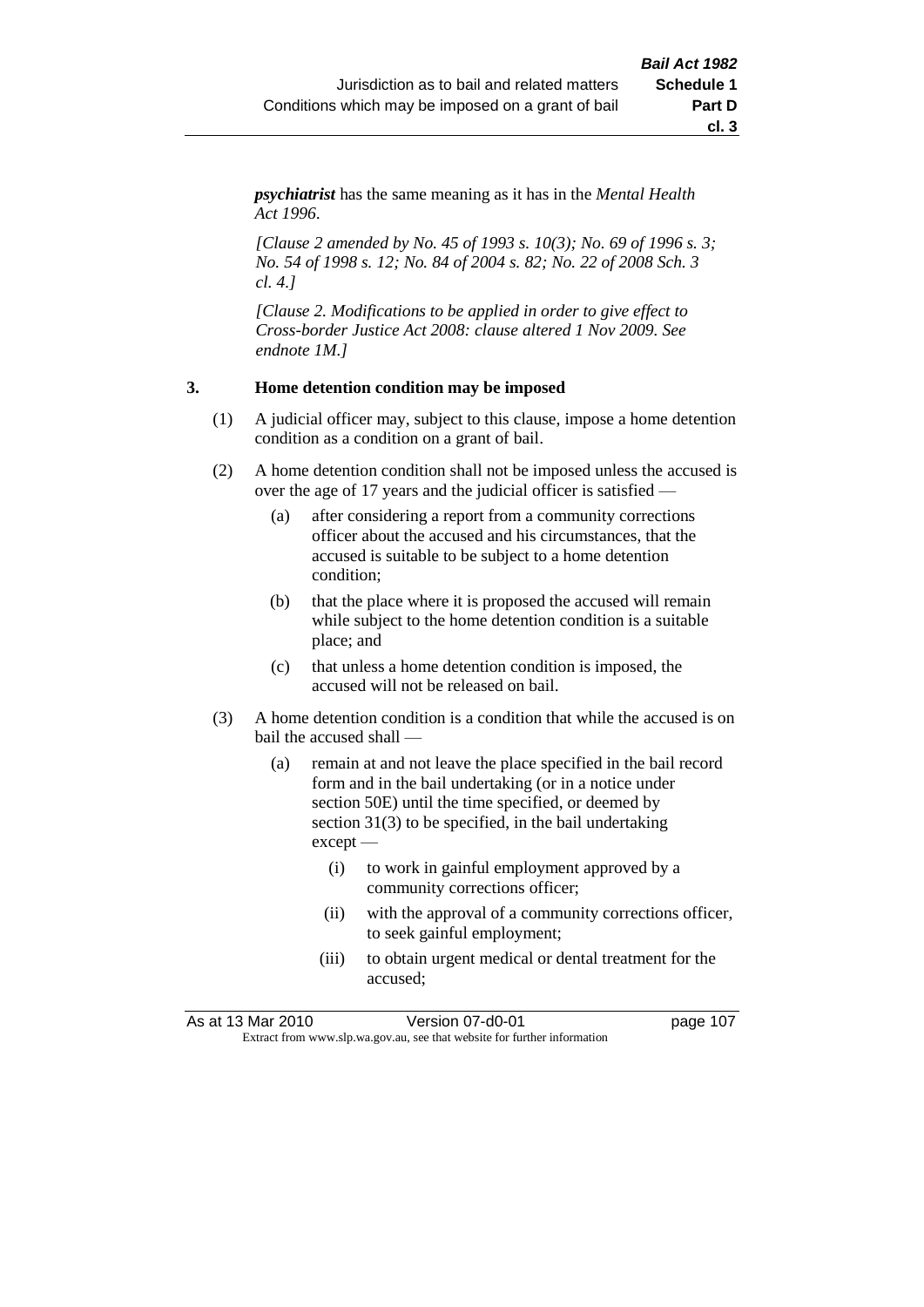***psychiatrist*** has the same meaning as it has in the *Mental Health Act 1996*.

*[Clause 2 amended by No. 45 of 1993 s. 10(3); No. 69 of 1996 s. 3; No. 54 of 1998 s. 12; No. 84 of 2004 s. 82; No. 22 of 2008 Sch. 3 cl. 4.]*

*[Clause 2. Modifications to be applied in order to give effect to Cross-border Justice Act 2008: clause altered 1 Nov 2009. See endnote 1M.]*

**3. Home detention condition may be imposed**

(1) A judicial officer may, subject to this clause, impose a home detention condition as a condition on a grant of bail.

(2) A home detention condition shall not be imposed unless the accused is over the age of 17 years and the judicial officer is satisfied —

- (a) after considering a report from a community corrections officer about the accused and his circumstances, that the accused is suitable to be subject to a home detention condition;
- (b) that the place where it is proposed the accused will remain while subject to the home detention condition is a suitable place; and
- (c) that unless a home detention condition is imposed, the accused will not be released on bail.

(3) A home detention condition is a condition that while the accused is on bail the accused shall —

- (a) remain at and not leave the place specified in the bail record form and in the bail undertaking (or in a notice under section 50E) until the time specified, or deemed by section 31(3) to be specified, in the bail undertaking except —
  - (i) to work in gainful employment approved by a community corrections officer;
  - (ii) with the approval of a community corrections officer, to seek gainful employment;
  - (iii) to obtain urgent medical or dental treatment for the accused;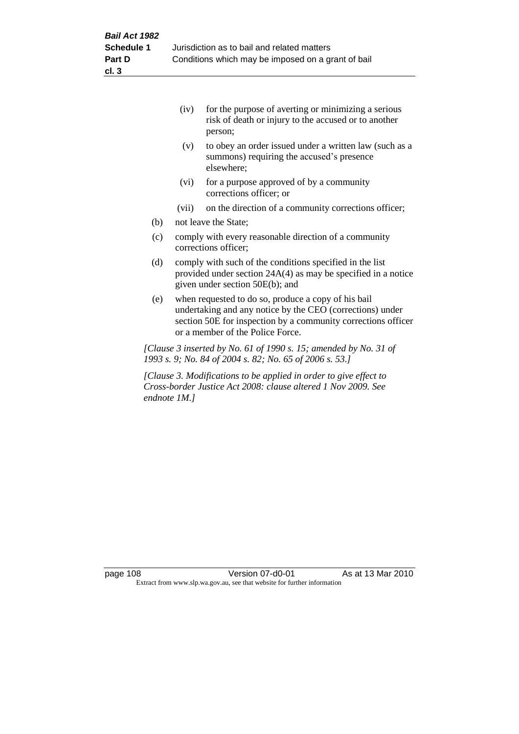(iv) for the purpose of averting or minimizing a serious risk of death or injury to the accused or to another person;

(v) to obey an order issued under a written law (such as a summons) requiring the accused's presence elsewhere;

(vi) for a purpose approved of by a community corrections officer; or

(vii) on the direction of a community corrections officer;

(b) not leave the State;

(c) comply with every reasonable direction of a community corrections officer;

(d) comply with such of the conditions specified in the list provided under section 24A(4) as may be specified in a notice given under section 50E(b); and

(e) when requested to do so, produce a copy of his bail undertaking and any notice by the CEO (corrections) under section 50E for inspection by a community corrections officer or a member of the Police Force.

*[Clause 3 inserted by No. 61 of 1990 s. 15; amended by No. 31 of 1993 s. 9; No. 84 of 2004 s. 82; No. 65 of 2006 s. 53.]*

*[Clause 3. Modifications to be applied in order to give effect to Cross-border Justice Act 2008: clause altered 1 Nov 2009. See endnote 1M.]*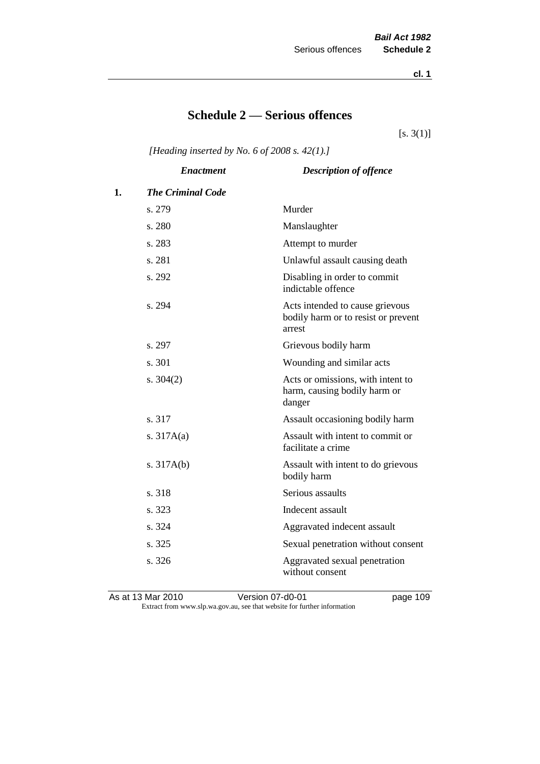# Schedule 2 — Serious offences

[s. 3(1)]

*[Heading inserted by No. 6 of 2008 s. 42(1).]*

| | *Enactment* | *Description of offence* |
|---|---|---|
| **1.** | ***The Criminal Code*** | |
| | s. 279 | Murder |
| | s. 280 | Manslaughter |
| | s. 283 | Attempt to murder |
| | s. 281 | Unlawful assault causing death |
| | s. 292 | Disabling in order to commit indictable offence |
| | s. 294 | Acts intended to cause grievous bodily harm or to resist or prevent arrest |
| | s. 297 | Grievous bodily harm |
| | s. 301 | Wounding and similar acts |
| | s. 304(2) | Acts or omissions, with intent to harm, causing bodily harm or danger |
| | s. 317 | Assault occasioning bodily harm |
| | s. 317A(a) | Assault with intent to commit or facilitate a crime |
| | s. 317A(b) | Assault with intent to do grievous bodily harm |
| | s. 318 | Serious assaults |
| | s. 323 | Indecent assault |
| | s. 324 | Aggravated indecent assault |
| | s. 325 | Sexual penetration without consent |
| | s. 326 | Aggravated sexual penetration without consent |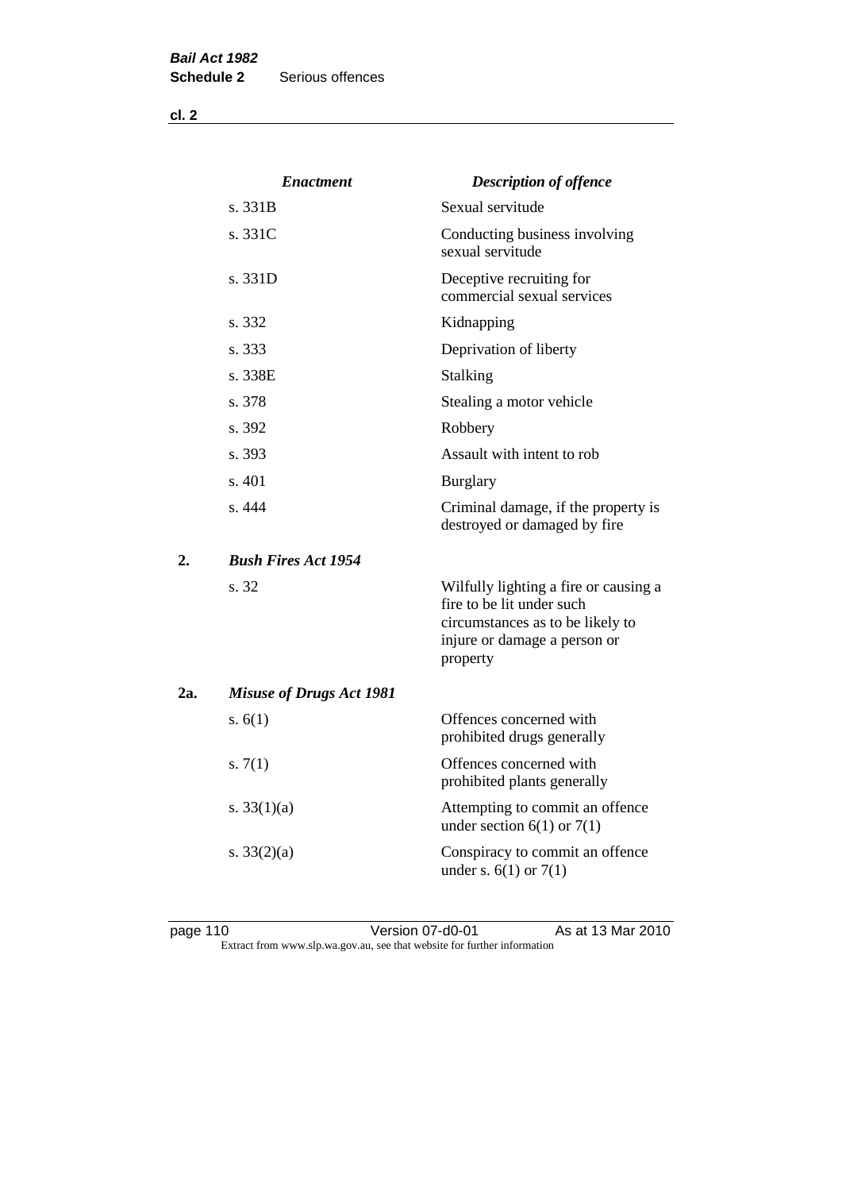| | *Enactment* | *Description of offence* |
|---|---|---|
| | s. 331B | Sexual servitude |
| | s. 331C | Conducting business involving sexual servitude |
| | s. 331D | Deceptive recruiting for commercial sexual services |
| | s. 332 | Kidnapping |
| | s. 333 | Deprivation of liberty |
| | s. 338E | Stalking |
| | s. 378 | Stealing a motor vehicle |
| | s. 392 | Robbery |
| | s. 393 | Assault with intent to rob |
| | s. 401 | Burglary |
| | s. 444 | Criminal damage, if the property is destroyed or damaged by fire |
| **2.** | ***Bush Fires Act 1954*** | |
| | s. 32 | Wilfully lighting a fire or causing a fire to be lit under such circumstances as to be likely to injure or damage a person or property |
| **2a.** | ***Misuse of Drugs Act 1981*** | |
| | s. 6(1) | Offences concerned with prohibited drugs generally |
| | s. 7(1) | Offences concerned with prohibited plants generally |
| | s. 33(1)(a) | Attempting to commit an offence under section 6(1) or 7(1) |
| | s. 33(2)(a) | Conspiracy to commit an offence under s. 6(1) or 7(1) |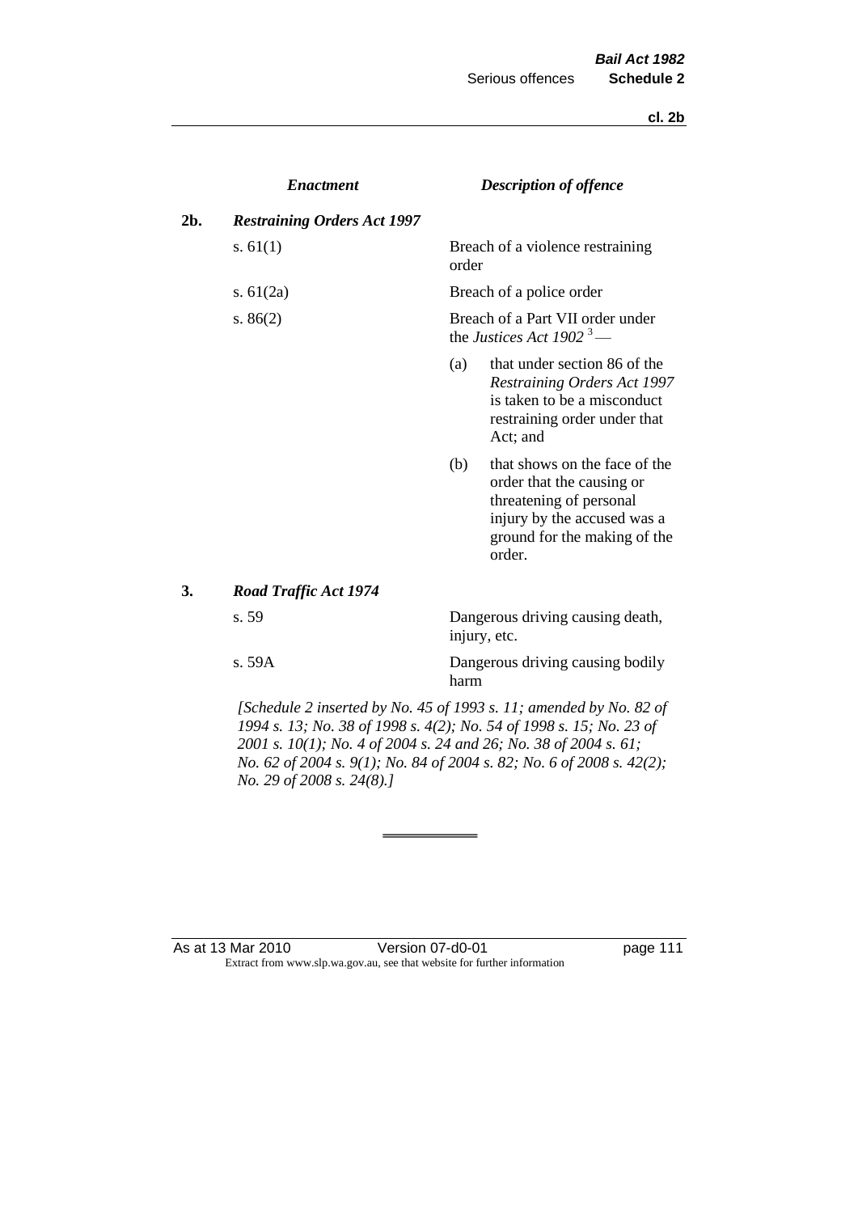| | *Enactment* | *Description of offence* |
|---|---|---|
| **2b.** | ***Restraining Orders Act 1997*** | |
| | s. 61(1) | Breach of a violence restraining order |
| | s. 61(2a) | Breach of a police order |
| | s. 86(2) | Breach of a Part VII order under the *Justices Act 1902* [3] — (a) that under section 86 of the *Restraining Orders Act 1997* is taken to be a misconduct restraining order under that Act; and (b) that shows on the face of the order that the causing or threatening of personal injury by the accused was a ground for the making of the order. |
| **3.** | ***Road Traffic Act 1974*** | |
| | s. 59 | Dangerous driving causing death, injury, etc. |
| | s. 59A | Dangerous driving causing bodily harm |

*[Schedule 2 inserted by No. 45 of 1993 s. 11; amended by No. 82 of 1994 s. 13; No. 38 of 1998 s. 4(2); No. 54 of 1998 s. 15; No. 23 of 2001 s. 10(1); No. 4 of 2004 s. 24 and 26; No. 38 of 2004 s. 61; No. 62 of 2004 s. 9(1); No. 84 of 2004 s. 82; No. 6 of 2008 s. 42(2); No. 29 of 2008 s. 24(8).]*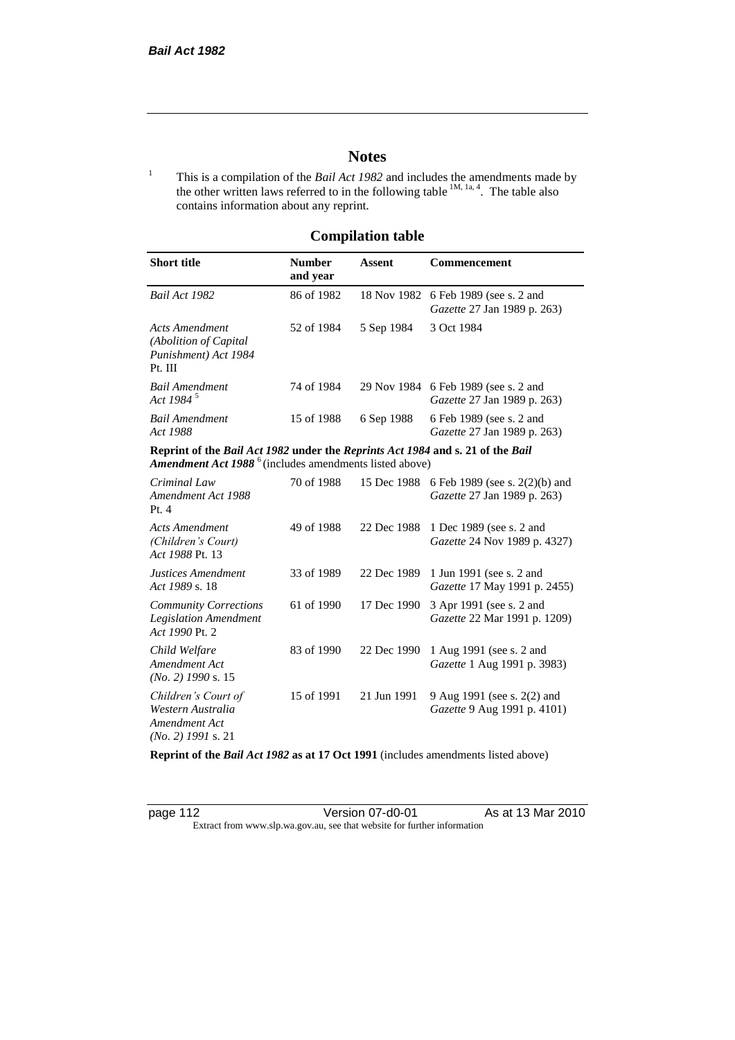## Notes

[1] This is a compilation of the *Bail Act 1982* and includes the amendments made by the other written laws referred to in the following table [1M, 1a, 4]. The table also contains information about any reprint.

## Compilation table

| Short title | Number and year | Assent | Commencement |
|---|---|---|---|
| *Bail Act 1982* | 86 of 1982 | 18 Nov 1982 | 6 Feb 1989 (see s. 2 and *Gazette* 27 Jan 1989 p. 263) |
| *Acts Amendment (Abolition of Capital Punishment) Act 1984* Pt. III | 52 of 1984 | 5 Sep 1984 | 3 Oct 1984 |
| *Bail Amendment Act 1984* [5] | 74 of 1984 | 29 Nov 1984 | 6 Feb 1989 (see s. 2 and *Gazette* 27 Jan 1989 p. 263) |
| *Bail Amendment Act 1988* | 15 of 1988 | 6 Sep 1988 | 6 Feb 1989 (see s. 2 and *Gazette* 27 Jan 1989 p. 263) |
| **Reprint of the *Bail Act 1982* under the *Reprints Act 1984* and s. 21 of the *Bail Amendment Act 1988*** [6] (includes amendments listed above) | | | |
| *Criminal Law Amendment Act 1988* Pt. 4 | 70 of 1988 | 15 Dec 1988 | 6 Feb 1989 (see s. 2(2)(b) and *Gazette* 27 Jan 1989 p. 263) |
| *Acts Amendment (Children's Court) Act 1988* Pt. 13 | 49 of 1988 | 22 Dec 1988 | 1 Dec 1989 (see s. 2 and *Gazette* 24 Nov 1989 p. 4327) |
| *Justices Amendment Act 1989* s. 18 | 33 of 1989 | 22 Dec 1989 | 1 Jun 1991 (see s. 2 and *Gazette* 17 May 1991 p. 2455) |
| *Community Corrections Legislation Amendment Act 1990* Pt. 2 | 61 of 1990 | 17 Dec 1990 | 3 Apr 1991 (see s. 2 and *Gazette* 22 Mar 1991 p. 1209) |
| *Child Welfare Amendment Act (No. 2) 1990* s. 15 | 83 of 1990 | 22 Dec 1990 | 1 Aug 1991 (see s. 2 and *Gazette* 1 Aug 1991 p. 3983) |
| *Children's Court of Western Australia Amendment Act (No. 2) 1991* s. 21 | 15 of 1991 | 21 Jun 1991 | 9 Aug 1991 (see s. 2(2) and *Gazette* 9 Aug 1991 p. 4101) |
| **Reprint of the *Bail Act 1982* as at 17 Oct 1991** (includes amendments listed above) | | | |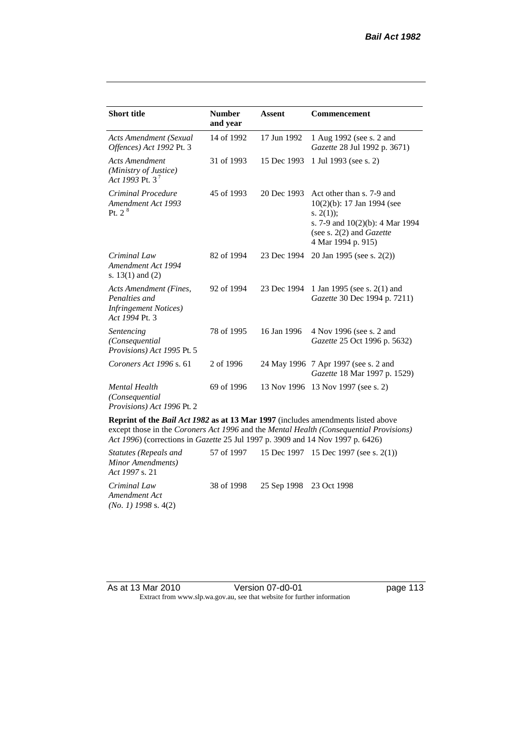| Short title | Number and year | Assent | Commencement |
|---|---|---|---|
| *Acts Amendment (Sexual Offences) Act 1992* Pt. 3 | 14 of 1992 | 17 Jun 1992 | 1 Aug 1992 (see s. 2 and *Gazette* 28 Jul 1992 p. 3671) |
| *Acts Amendment (Ministry of Justice) Act 1993* Pt. 3 [7] | 31 of 1993 | 15 Dec 1993 | 1 Jul 1993 (see s. 2) |
| *Criminal Procedure Amendment Act 1993* Pt. 2 [8] | 45 of 1993 | 20 Dec 1993 | Act other than s. 7-9 and 10(2)(b): 17 Jan 1994 (see s. 2(1)); s. 7-9 and 10(2)(b): 4 Mar 1994 (see s. 2(2) and *Gazette* 4 Mar 1994 p. 915) |
| *Criminal Law Amendment Act 1994* s. 13(1) and (2) | 82 of 1994 | 23 Dec 1994 | 20 Jan 1995 (see s. 2(2)) |
| *Acts Amendment (Fines, Penalties and Infringement Notices) Act 1994* Pt. 3 | 92 of 1994 | 23 Dec 1994 | 1 Jan 1995 (see s. 2(1) and *Gazette* 30 Dec 1994 p. 7211) |
| *Sentencing (Consequential Provisions) Act 1995* Pt. 5 | 78 of 1995 | 16 Jan 1996 | 4 Nov 1996 (see s. 2 and *Gazette* 25 Oct 1996 p. 5632) |
| *Coroners Act 1996* s. 61 | 2 of 1996 | 24 May 1996 | 7 Apr 1997 (see s. 2 and *Gazette* 18 Mar 1997 p. 1529) |
| *Mental Health (Consequential Provisions) Act 1996* Pt. 2 | 69 of 1996 | 13 Nov 1996 | 13 Nov 1997 (see s. 2) |
| **Reprint of the *Bail Act 1982* as at 13 Mar 1997** (includes amendments listed above except those in the *Coroners Act 1996* and the *Mental Health (Consequential Provisions) Act 1996*) (corrections in *Gazette* 25 Jul 1997 p. 3909 and 14 Nov 1997 p. 6426) | | | |
| *Statutes (Repeals and Minor Amendments) Act 1997* s. 21 | 57 of 1997 | 15 Dec 1997 | 15 Dec 1997 (see s. 2(1)) |
| *Criminal Law Amendment Act (No. 1) 1998* s. 4(2) | 38 of 1998 | 25 Sep 1998 | 23 Oct 1998 |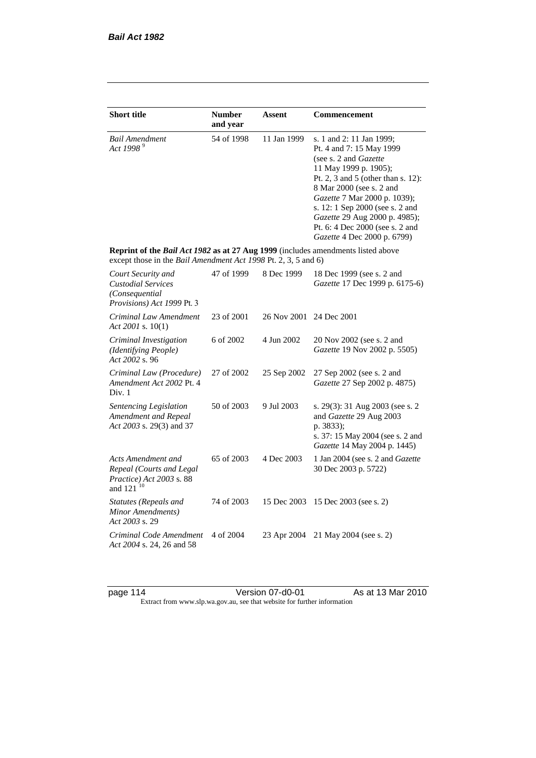| Short title | Number and year | Assent | Commencement |
|---|---|---|---|
| *Bail Amendment Act 1998* [9] | 54 of 1998 | 11 Jan 1999 | s. 1 and 2: 11 Jan 1999; Pt. 4 and 7: 15 May 1999 (see s. 2 and *Gazette* 11 May 1999 p. 1905); Pt. 2, 3 and 5 (other than s. 12): 8 Mar 2000 (see s. 2 and *Gazette* 7 Mar 2000 p. 1039); s. 12: 1 Sep 2000 (see s. 2 and *Gazette* 29 Aug 2000 p. 4985); Pt. 6: 4 Dec 2000 (see s. 2 and *Gazette* 4 Dec 2000 p. 6799) |
| **Reprint of the *Bail Act 1982* as at 27 Aug 1999** (includes amendments listed above except those in the *Bail Amendment Act 1998* Pt. 2, 3, 5 and 6) | | | |
| *Court Security and Custodial Services (Consequential Provisions) Act 1999* Pt. 3 | 47 of 1999 | 8 Dec 1999 | 18 Dec 1999 (see s. 2 and *Gazette* 17 Dec 1999 p. 6175-6) |
| *Criminal Law Amendment Act 2001* s. 10(1) | 23 of 2001 | 26 Nov 2001 | 24 Dec 2001 |
| *Criminal Investigation (Identifying People) Act 2002* s. 96 | 6 of 2002 | 4 Jun 2002 | 20 Nov 2002 (see s. 2 and *Gazette* 19 Nov 2002 p. 5505) |
| *Criminal Law (Procedure) Amendment Act 2002* Pt. 4 Div. 1 | 27 of 2002 | 25 Sep 2002 | 27 Sep 2002 (see s. 2 and *Gazette* 27 Sep 2002 p. 4875) |
| *Sentencing Legislation Amendment and Repeal Act 2003* s. 29(3) and 37 | 50 of 2003 | 9 Jul 2003 | s. 29(3): 31 Aug 2003 (see s. 2 and *Gazette* 29 Aug 2003 p. 3833); s. 37: 15 May 2004 (see s. 2 and *Gazette* 14 May 2004 p. 1445) |
| *Acts Amendment and Repeal (Courts and Legal Practice) Act 2003* s. 88 and 121 [10] | 65 of 2003 | 4 Dec 2003 | 1 Jan 2004 (see s. 2 and *Gazette* 30 Dec 2003 p. 5722) |
| *Statutes (Repeals and Minor Amendments) Act 2003* s. 29 | 74 of 2003 | 15 Dec 2003 | 15 Dec 2003 (see s. 2) |
| *Criminal Code Amendment Act 2004* s. 24, 26 and 58 | 4 of 2004 | 23 Apr 2004 | 21 May 2004 (see s. 2) |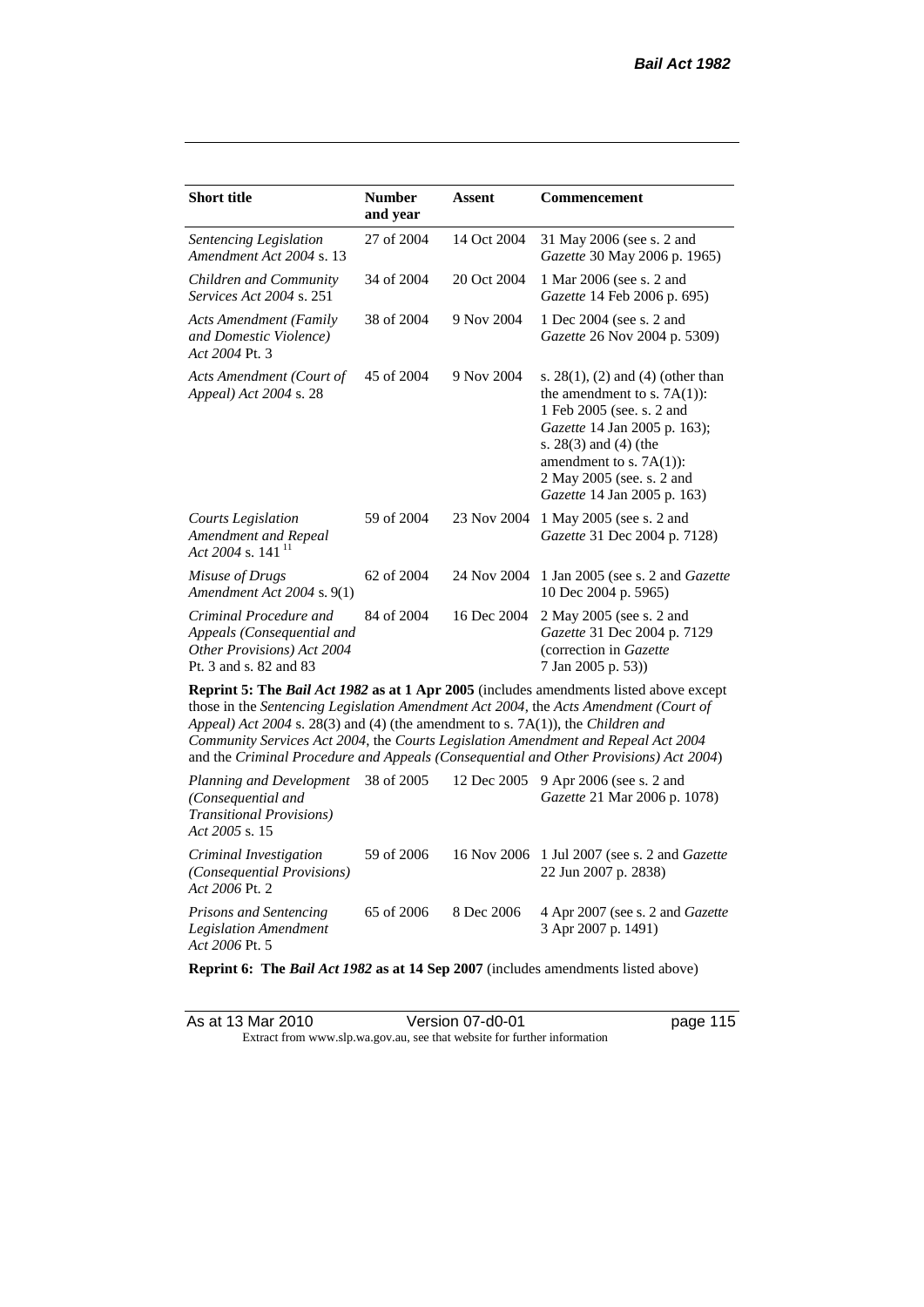| Short title | Number and year | Assent | Commencement |
| --- | --- | --- | --- |
| *Sentencing Legislation Amendment Act 2004* s. 13 | 27 of 2004 | 14 Oct 2004 | 31 May 2006 (see s. 2 and *Gazette* 30 May 2006 p. 1965) |
| *Children and Community Services Act 2004* s. 251 | 34 of 2004 | 20 Oct 2004 | 1 Mar 2006 (see s. 2 and *Gazette* 14 Feb 2006 p. 695) |
| *Acts Amendment (Family and Domestic Violence) Act 2004* Pt. 3 | 38 of 2004 | 9 Nov 2004 | 1 Dec 2004 (see s. 2 and *Gazette* 26 Nov 2004 p. 5309) |
| *Acts Amendment (Court of Appeal) Act 2004* s. 28 | 45 of 2004 | 9 Nov 2004 | s. 28(1), (2) and (4) (other than the amendment to s. 7A(1)): 1 Feb 2005 (see. s. 2 and *Gazette* 14 Jan 2005 p. 163); s. 28(3) and (4) (the amendment to s. 7A(1)): 2 May 2005 (see. s. 2 and *Gazette* 14 Jan 2005 p. 163) |
| *Courts Legislation Amendment and Repeal Act 2004* s. 141 [11] | 59 of 2004 | 23 Nov 2004 | 1 May 2005 (see s. 2 and *Gazette* 31 Dec 2004 p. 7128) |
| *Misuse of Drugs Amendment Act 2004* s. 9(1) | 62 of 2004 | 24 Nov 2004 | 1 Jan 2005 (see s. 2 and *Gazette* 10 Dec 2004 p. 5965) |
| *Criminal Procedure and Appeals (Consequential and Other Provisions) Act 2004* Pt. 3 and s. 82 and 83 | 84 of 2004 | 16 Dec 2004 | 2 May 2005 (see s. 2 and *Gazette* 31 Dec 2004 p. 7129 (correction in *Gazette* 7 Jan 2005 p. 53)) |
| **Reprint 5: The *Bail Act 1982* as at 1 Apr 2005** (includes amendments listed above except those in the *Sentencing Legislation Amendment Act 2004*, the *Acts Amendment (Court of Appeal) Act 2004* s. 28(3) and (4) (the amendment to s. 7A(1)), the *Children and Community Services Act 2004*, the *Courts Legislation Amendment and Repeal Act 2004* and the *Criminal Procedure and Appeals (Consequential and Other Provisions) Act 2004*) | | | |
| *Planning and Development (Consequential and Transitional Provisions) Act 2005* s. 15 | 38 of 2005 | 12 Dec 2005 | 9 Apr 2006 (see s. 2 and *Gazette* 21 Mar 2006 p. 1078) |
| *Criminal Investigation (Consequential Provisions) Act 2006* Pt. 2 | 59 of 2006 | 16 Nov 2006 | 1 Jul 2007 (see s. 2 and *Gazette* 22 Jun 2007 p. 2838) |
| *Prisons and Sentencing Legislation Amendment Act 2006* Pt. 5 | 65 of 2006 | 8 Dec 2006 | 4 Apr 2007 (see s. 2 and *Gazette* 3 Apr 2007 p. 1491) |
| **Reprint 6: The *Bail Act 1982* as at 14 Sep 2007** (includes amendments listed above) | | | |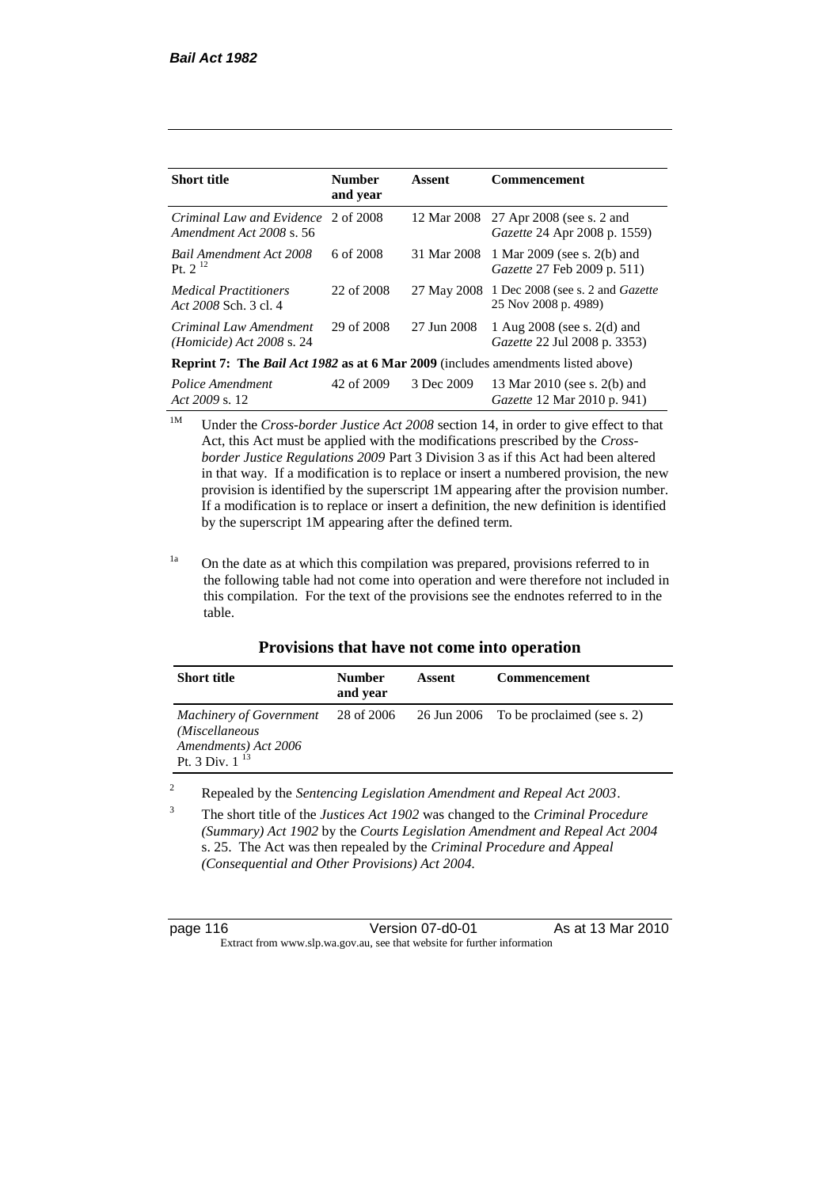| Short title | Number and year | Assent | Commencement |
|---|---|---|---|
| *Criminal Law and Evidence Amendment Act 2008* s. 56 | 2 of 2008 | 12 Mar 2008 | 27 Apr 2008 (see s. 2 and *Gazette* 24 Apr 2008 p. 1559) |
| *Bail Amendment Act 2008* Pt. 2 [12] | 6 of 2008 | 31 Mar 2008 | 1 Mar 2009 (see s. 2(b) and *Gazette* 27 Feb 2009 p. 511) |
| *Medical Practitioners Act 2008* Sch. 3 cl. 4 | 22 of 2008 | 27 May 2008 | 1 Dec 2008 (see s. 2 and *Gazette* 25 Nov 2008 p. 4989) |
| *Criminal Law Amendment (Homicide) Act 2008* s. 24 | 29 of 2008 | 27 Jun 2008 | 1 Aug 2008 (see s. 2(d) and *Gazette* 22 Jul 2008 p. 3353) |
| **Reprint 7: The *Bail Act 1982* as at 6 Mar 2009** (includes amendments listed above) | | | |
| *Police Amendment Act 2009* s. 12 | 42 of 2009 | 3 Dec 2009 | 13 Mar 2010 (see s. 2(b) and *Gazette* 12 Mar 2010 p. 941) |

[1M] Under the *Cross-border Justice Act 2008* section 14, in order to give effect to that Act, this Act must be applied with the modifications prescribed by the *Cross-border Justice Regulations 2009* Part 3 Division 3 as if this Act had been altered in that way. If a modification is to replace or insert a numbered provision, the new provision is identified by the superscript 1M appearing after the provision number. If a modification is to replace or insert a definition, the new definition is identified by the superscript 1M appearing after the defined term.

[1a] On the date as at which this compilation was prepared, provisions referred to in the following table had not come into operation and were therefore not included in this compilation. For the text of the provisions see the endnotes referred to in the table.

## Provisions that have not come into operation

| Short title | Number and year | Assent | Commencement |
|---|---|---|---|
| *Machinery of Government (Miscellaneous Amendments) Act 2006* Pt. 3 Div. 1 [13] | 28 of 2006 | 26 Jun 2006 | To be proclaimed (see s. 2) |

[2] Repealed by the *Sentencing Legislation Amendment and Repeal Act 2003*.

[3] The short title of the *Justices Act 1902* was changed to the *Criminal Procedure (Summary) Act 1902* by the *Courts Legislation Amendment and Repeal Act 2004* s. 25. The Act was then repealed by the *Criminal Procedure and Appeal (Consequential and Other Provisions) Act 2004*.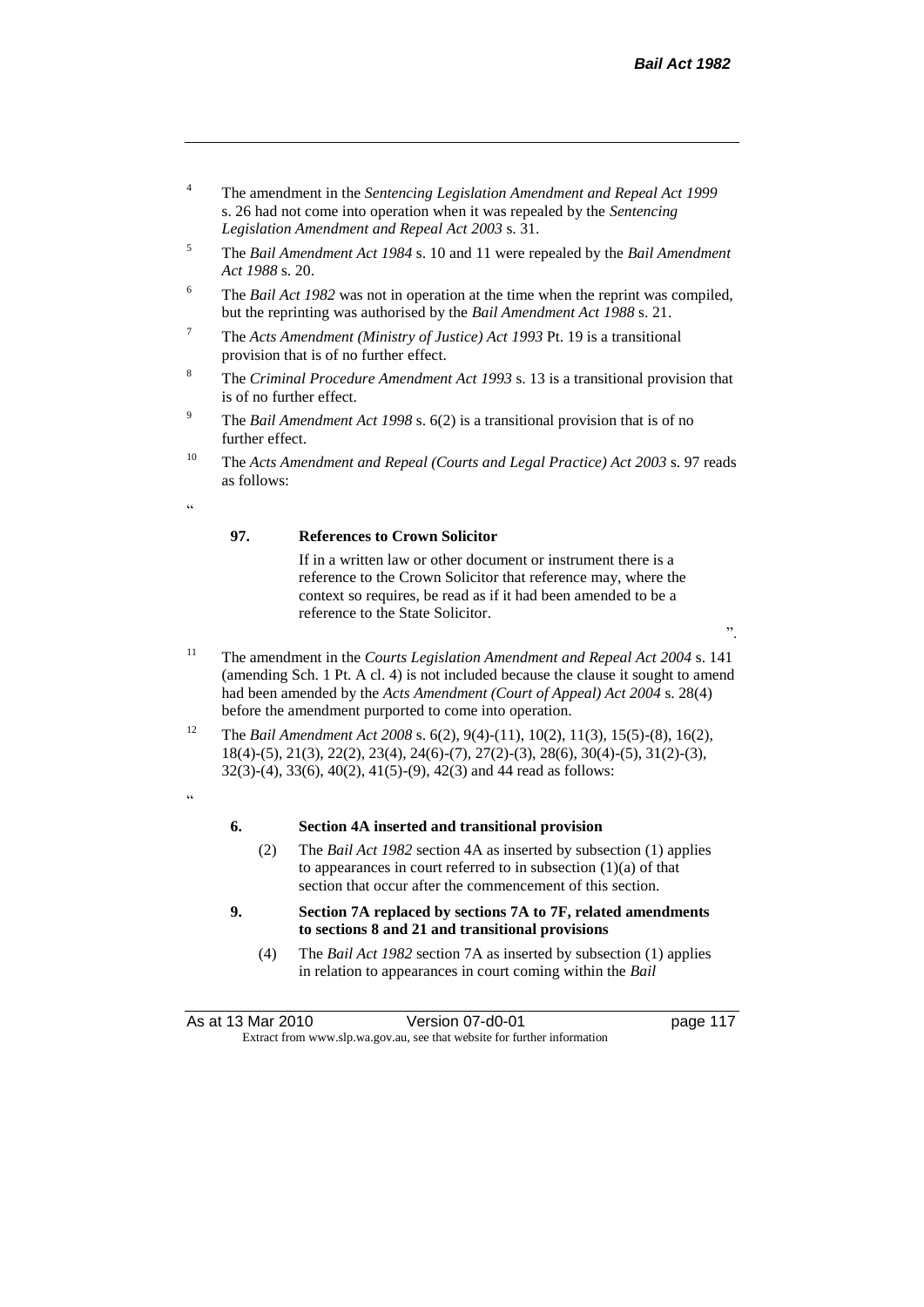[4] The amendment in the *Sentencing Legislation Amendment and Repeal Act 1999* s. 26 had not come into operation when it was repealed by the *Sentencing Legislation Amendment and Repeal Act 2003* s. 31.

[5] The *Bail Amendment Act 1984* s. 10 and 11 were repealed by the *Bail Amendment Act 1988* s. 20.

[6] The *Bail Act 1982* was not in operation at the time when the reprint was compiled, but the reprinting was authorised by the *Bail Amendment Act 1988* s. 21.

[7] The *Acts Amendment (Ministry of Justice) Act 1993* Pt. 19 is a transitional provision that is of no further effect.

[8] The *Criminal Procedure Amendment Act 1993* s. 13 is a transitional provision that is of no further effect.

[9] The *Bail Amendment Act 1998* s. 6(2) is a transitional provision that is of no further effect.

[10] The *Acts Amendment and Repeal (Courts and Legal Practice) Act 2003* s. 97 reads as follows:

"

**97. References to Crown Solicitor**

If in a written law or other document or instrument there is a reference to the Crown Solicitor that reference may, where the context so requires, be read as if it had been amended to be a reference to the State Solicitor.

".

[11] The amendment in the *Courts Legislation Amendment and Repeal Act 2004* s. 141 (amending Sch. 1 Pt. A cl. 4) is not included because the clause it sought to amend had been amended by the *Acts Amendment (Court of Appeal) Act 2004* s. 28(4) before the amendment purported to come into operation.

[12] The *Bail Amendment Act 2008* s. 6(2), 9(4)-(11), 10(2), 11(3), 15(5)-(8), 16(2), 18(4)-(5), 21(3), 22(2), 23(4), 24(6)-(7), 27(2)-(3), 28(6), 30(4)-(5), 31(2)-(3), 32(3)-(4), 33(6), 40(2), 41(5)-(9), 42(3) and 44 read as follows:

"

**6. Section 4A inserted and transitional provision**

(2) The *Bail Act 1982* section 4A as inserted by subsection (1) applies to appearances in court referred to in subsection (1)(a) of that section that occur after the commencement of this section.

**9. Section 7A replaced by sections 7A to 7F, related amendments to sections 8 and 21 and transitional provisions**

(4) The *Bail Act 1982* section 7A as inserted by subsection (1) applies in relation to appearances in court coming within the *Bail*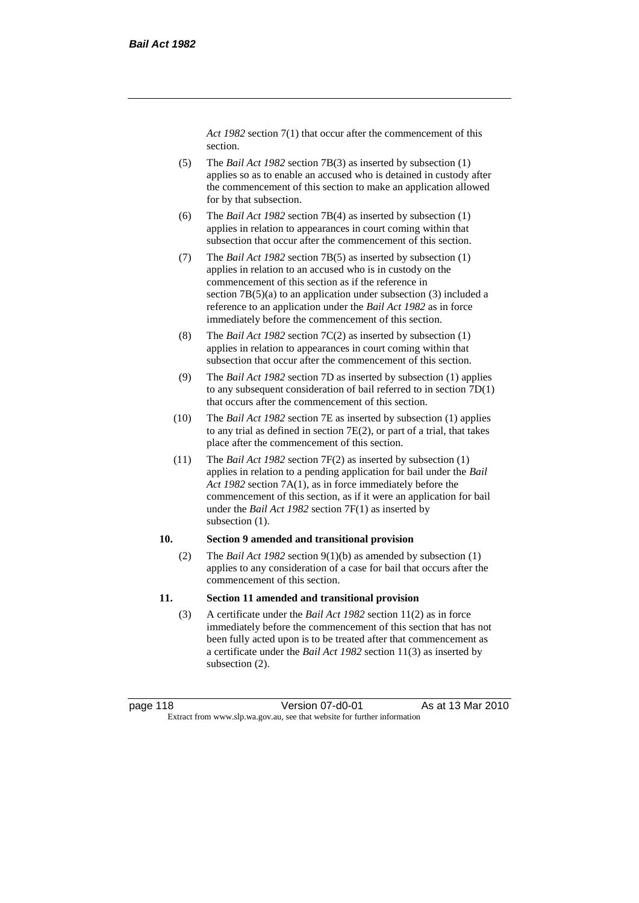*Act 1982* section 7(1) that occur after the commencement of this section.

(5) The *Bail Act 1982* section 7B(3) as inserted by subsection (1) applies so as to enable an accused who is detained in custody after the commencement of this section to make an application allowed for by that subsection.

(6) The *Bail Act 1982* section 7B(4) as inserted by subsection (1) applies in relation to appearances in court coming within that subsection that occur after the commencement of this section.

(7) The *Bail Act 1982* section 7B(5) as inserted by subsection (1) applies in relation to an accused who is in custody on the commencement of this section as if the reference in section 7B(5)(a) to an application under subsection (3) included a reference to an application under the *Bail Act 1982* as in force immediately before the commencement of this section.

(8) The *Bail Act 1982* section 7C(2) as inserted by subsection (1) applies in relation to appearances in court coming within that subsection that occur after the commencement of this section.

(9) The *Bail Act 1982* section 7D as inserted by subsection (1) applies to any subsequent consideration of bail referred to in section 7D(1) that occurs after the commencement of this section.

(10) The *Bail Act 1982* section 7E as inserted by subsection (1) applies to any trial as defined in section 7E(2), or part of a trial, that takes place after the commencement of this section.

(11) The *Bail Act 1982* section 7F(2) as inserted by subsection (1) applies in relation to a pending application for bail under the *Bail Act 1982* section 7A(1), as in force immediately before the commencement of this section, as if it were an application for bail under the *Bail Act 1982* section 7F(1) as inserted by subsection (1).

**10. Section 9 amended and transitional provision**

(2) The *Bail Act 1982* section 9(1)(b) as amended by subsection (1) applies to any consideration of a case for bail that occurs after the commencement of this section.

**11. Section 11 amended and transitional provision**

(3) A certificate under the *Bail Act 1982* section 11(2) as in force immediately before the commencement of this section that has not been fully acted upon is to be treated after that commencement as a certificate under the *Bail Act 1982* section 11(3) as inserted by subsection (2).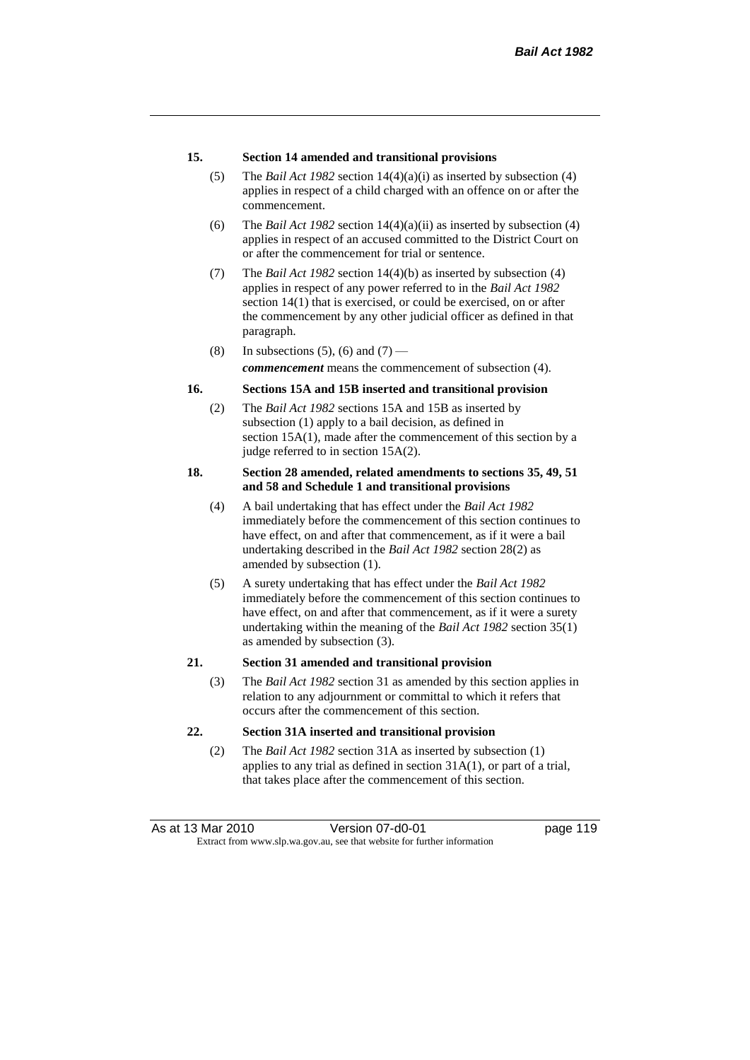**15. Section 14 amended and transitional provisions**

(5) The *Bail Act 1982* section 14(4)(a)(i) as inserted by subsection (4) applies in respect of a child charged with an offence on or after the commencement.

(6) The *Bail Act 1982* section 14(4)(a)(ii) as inserted by subsection (4) applies in respect of an accused committed to the District Court on or after the commencement for trial or sentence.

(7) The *Bail Act 1982* section 14(4)(b) as inserted by subsection (4) applies in respect of any power referred to in the *Bail Act 1982* section 14(1) that is exercised, or could be exercised, on or after the commencement by any other judicial officer as defined in that paragraph.

(8) In subsections (5), (6) and (7) —

***commencement*** means the commencement of subsection (4).

**16. Sections 15A and 15B inserted and transitional provision**

(2) The *Bail Act 1982* sections 15A and 15B as inserted by subsection (1) apply to a bail decision, as defined in section 15A(1), made after the commencement of this section by a judge referred to in section 15A(2).

**18. Section 28 amended, related amendments to sections 35, 49, 51 and 58 and Schedule 1 and transitional provisions**

(4) A bail undertaking that has effect under the *Bail Act 1982* immediately before the commencement of this section continues to have effect, on and after that commencement, as if it were a bail undertaking described in the *Bail Act 1982* section 28(2) as amended by subsection (1).

(5) A surety undertaking that has effect under the *Bail Act 1982* immediately before the commencement of this section continues to have effect, on and after that commencement, as if it were a surety undertaking within the meaning of the *Bail Act 1982* section 35(1) as amended by subsection (3).

**21. Section 31 amended and transitional provision**

(3) The *Bail Act 1982* section 31 as amended by this section applies in relation to any adjournment or committal to which it refers that occurs after the commencement of this section.

**22. Section 31A inserted and transitional provision**

(2) The *Bail Act 1982* section 31A as inserted by subsection (1) applies to any trial as defined in section 31A(1), or part of a trial, that takes place after the commencement of this section.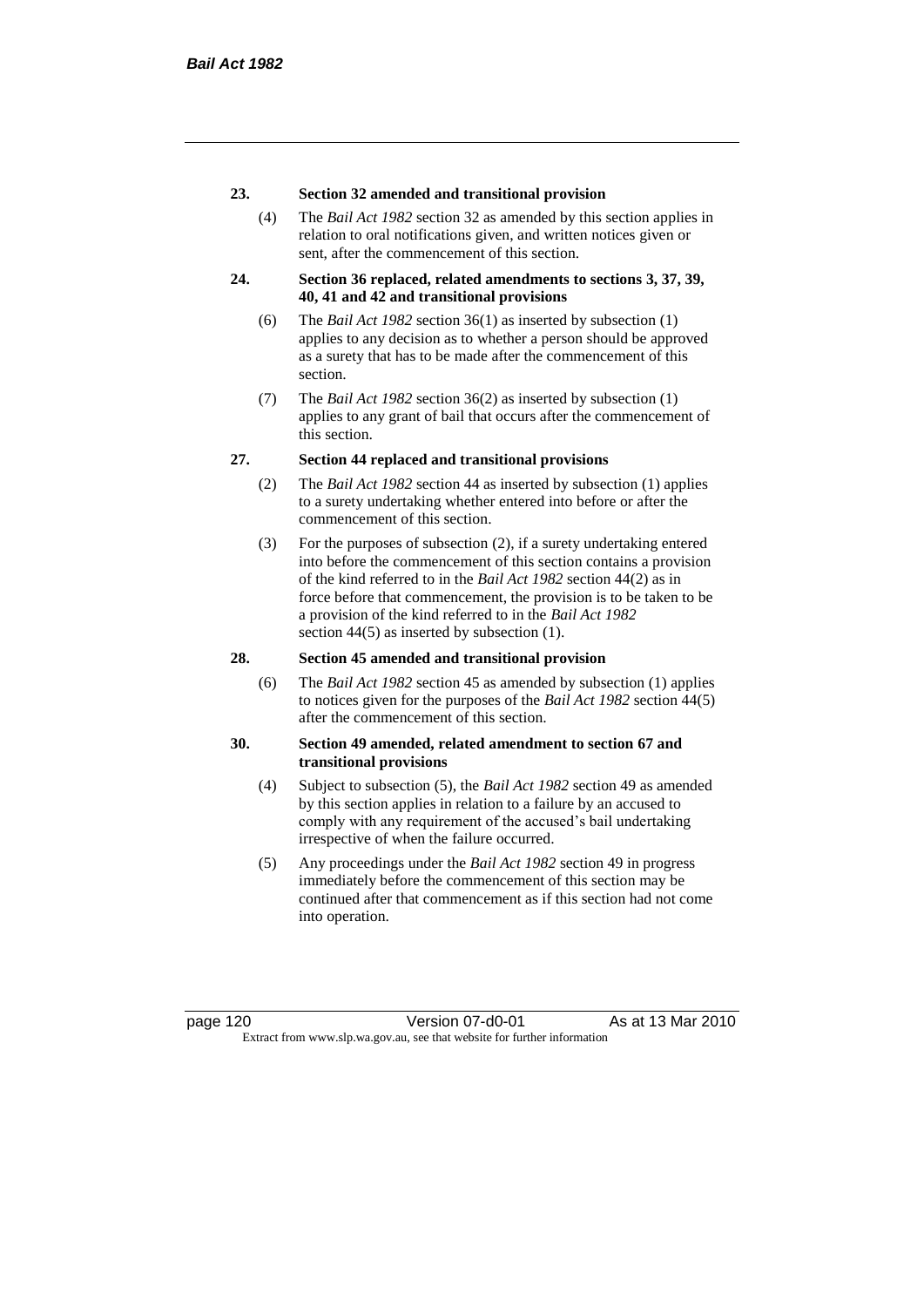**23. Section 32 amended and transitional provision**

(4) The *Bail Act 1982* section 32 as amended by this section applies in relation to oral notifications given, and written notices given or sent, after the commencement of this section.

**24. Section 36 replaced, related amendments to sections 3, 37, 39, 40, 41 and 42 and transitional provisions**

(6) The *Bail Act 1982* section 36(1) as inserted by subsection (1) applies to any decision as to whether a person should be approved as a surety that has to be made after the commencement of this section.

(7) The *Bail Act 1982* section 36(2) as inserted by subsection (1) applies to any grant of bail that occurs after the commencement of this section.

**27. Section 44 replaced and transitional provisions**

(2) The *Bail Act 1982* section 44 as inserted by subsection (1) applies to a surety undertaking whether entered into before or after the commencement of this section.

(3) For the purposes of subsection (2), if a surety undertaking entered into before the commencement of this section contains a provision of the kind referred to in the *Bail Act 1982* section 44(2) as in force before that commencement, the provision is to be taken to be a provision of the kind referred to in the *Bail Act 1982* section 44(5) as inserted by subsection (1).

**28. Section 45 amended and transitional provision**

(6) The *Bail Act 1982* section 45 as amended by subsection (1) applies to notices given for the purposes of the *Bail Act 1982* section 44(5) after the commencement of this section.

**30. Section 49 amended, related amendment to section 67 and transitional provisions**

(4) Subject to subsection (5), the *Bail Act 1982* section 49 as amended by this section applies in relation to a failure by an accused to comply with any requirement of the accused's bail undertaking irrespective of when the failure occurred.

(5) Any proceedings under the *Bail Act 1982* section 49 in progress immediately before the commencement of this section may be continued after that commencement as if this section had not come into operation.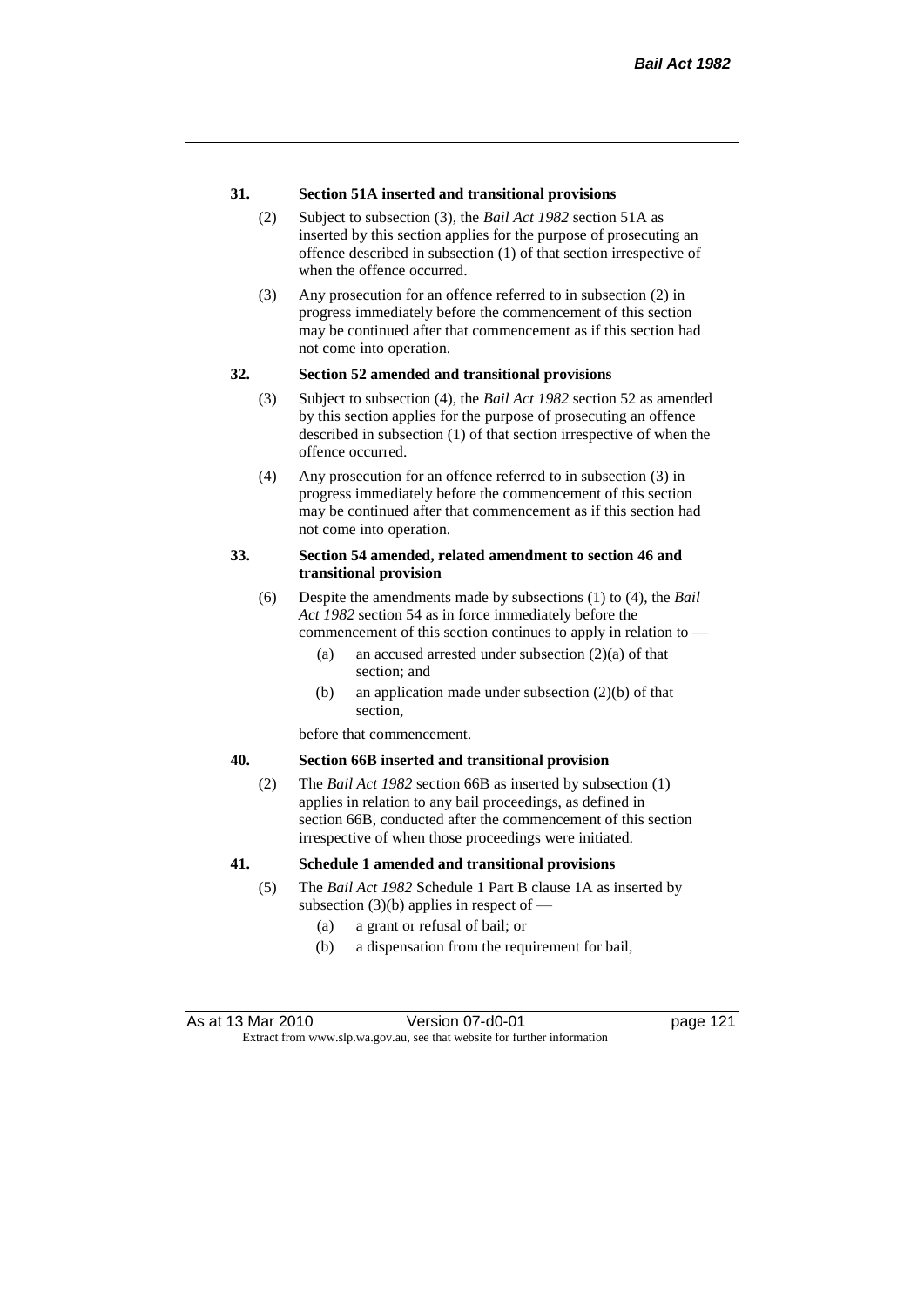**31. Section 51A inserted and transitional provisions**

(2) Subject to subsection (3), the *Bail Act 1982* section 51A as inserted by this section applies for the purpose of prosecuting an offence described in subsection (1) of that section irrespective of when the offence occurred.

(3) Any prosecution for an offence referred to in subsection (2) in progress immediately before the commencement of this section may be continued after that commencement as if this section had not come into operation.

**32. Section 52 amended and transitional provisions**

(3) Subject to subsection (4), the *Bail Act 1982* section 52 as amended by this section applies for the purpose of prosecuting an offence described in subsection (1) of that section irrespective of when the offence occurred.

(4) Any prosecution for an offence referred to in subsection (3) in progress immediately before the commencement of this section may be continued after that commencement as if this section had not come into operation.

**33. Section 54 amended, related amendment to section 46 and transitional provision**

(6) Despite the amendments made by subsections (1) to (4), the *Bail Act 1982* section 54 as in force immediately before the commencement of this section continues to apply in relation to —

(a) an accused arrested under subsection (2)(a) of that section; and

(b) an application made under subsection (2)(b) of that section,

before that commencement.

**40. Section 66B inserted and transitional provision**

(2) The *Bail Act 1982* section 66B as inserted by subsection (1) applies in relation to any bail proceedings, as defined in section 66B, conducted after the commencement of this section irrespective of when those proceedings were initiated.

**41. Schedule 1 amended and transitional provisions**

(5) The *Bail Act 1982* Schedule 1 Part B clause 1A as inserted by subsection (3)(b) applies in respect of —

(a) a grant or refusal of bail; or

(b) a dispensation from the requirement for bail,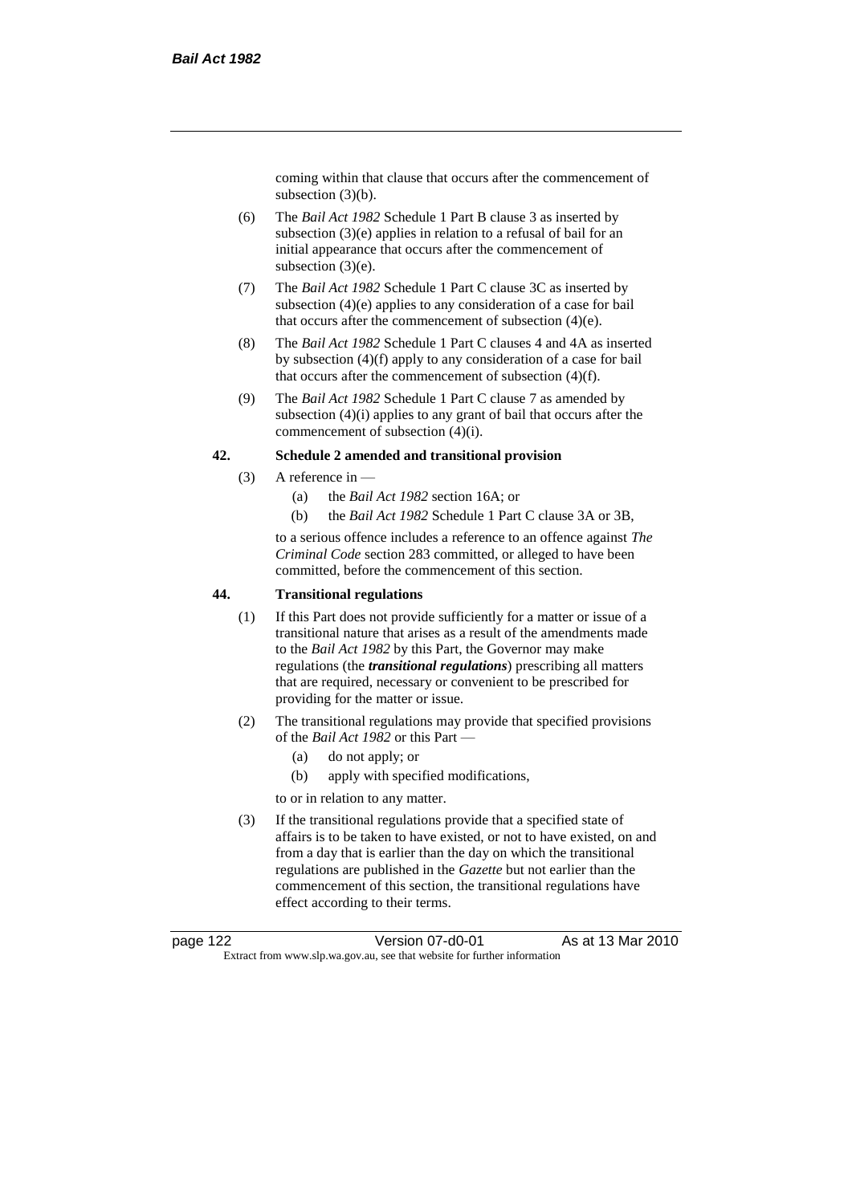coming within that clause that occurs after the commencement of subsection (3)(b).

(6) The *Bail Act 1982* Schedule 1 Part B clause 3 as inserted by subsection (3)(e) applies in relation to a refusal of bail for an initial appearance that occurs after the commencement of subsection (3)(e).

(7) The *Bail Act 1982* Schedule 1 Part C clause 3C as inserted by subsection (4)(e) applies to any consideration of a case for bail that occurs after the commencement of subsection (4)(e).

(8) The *Bail Act 1982* Schedule 1 Part C clauses 4 and 4A as inserted by subsection (4)(f) apply to any consideration of a case for bail that occurs after the commencement of subsection (4)(f).

(9) The *Bail Act 1982* Schedule 1 Part C clause 7 as amended by subsection (4)(i) applies to any grant of bail that occurs after the commencement of subsection (4)(i).

**42. Schedule 2 amended and transitional provision**

(3) A reference in —

(a) the *Bail Act 1982* section 16A; or

(b) the *Bail Act 1982* Schedule 1 Part C clause 3A or 3B,

to a serious offence includes a reference to an offence against *The Criminal Code* section 283 committed, or alleged to have been committed, before the commencement of this section.

**44. Transitional regulations**

(1) If this Part does not provide sufficiently for a matter or issue of a transitional nature that arises as a result of the amendments made to the *Bail Act 1982* by this Part, the Governor may make regulations (the ***transitional regulations***) prescribing all matters that are required, necessary or convenient to be prescribed for providing for the matter or issue.

(2) The transitional regulations may provide that specified provisions of the *Bail Act 1982* or this Part —

(a) do not apply; or

(b) apply with specified modifications,

to or in relation to any matter.

(3) If the transitional regulations provide that a specified state of affairs is to be taken to have existed, or not to have existed, on and from a day that is earlier than the day on which the transitional regulations are published in the *Gazette* but not earlier than the commencement of this section, the transitional regulations have effect according to their terms.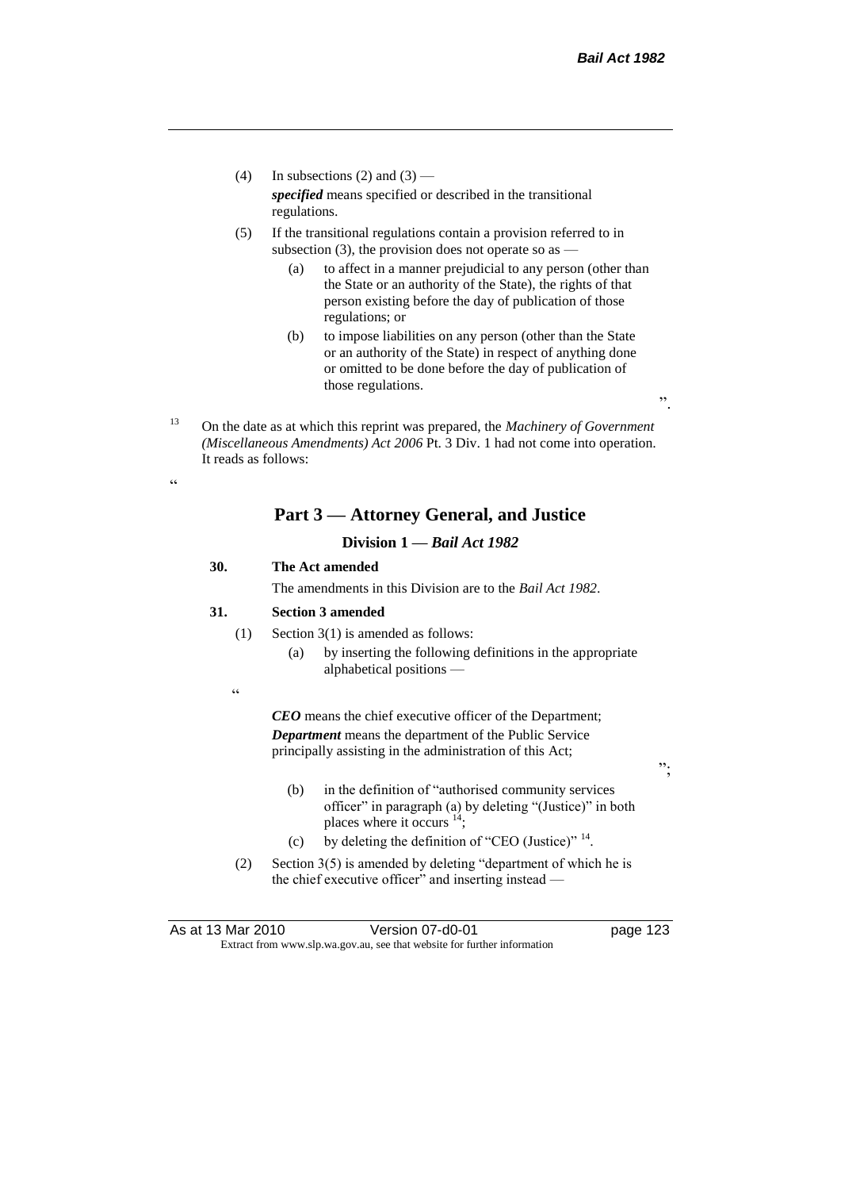(4) In subsections (2) and (3) —

*specified* means specified or described in the transitional regulations.

(5) If the transitional regulations contain a provision referred to in subsection (3), the provision does not operate so as —

(a) to affect in a manner prejudicial to any person (other than the State or an authority of the State), the rights of that person existing before the day of publication of those regulations; or

(b) to impose liabilities on any person (other than the State or an authority of the State) in respect of anything done or omitted to be done before the day of publication of those regulations.

".

[13] On the date as at which this reprint was prepared, the *Machinery of Government (Miscellaneous Amendments) Act 2006* Pt. 3 Div. 1 had not come into operation. It reads as follows:

"

## Part 3 — Attorney General, and Justice

### Division 1 — *Bail Act 1982*

**30. The Act amended**

The amendments in this Division are to the *Bail Act 1982*.

**31. Section 3 amended**

(1) Section 3(1) is amended as follows:

(a) by inserting the following definitions in the appropriate alphabetical positions —

"

***CEO*** means the chief executive officer of the Department;

***Department*** means the department of the Public Service principally assisting in the administration of this Act;

";

(b) in the definition of "authorised community services officer" in paragraph (a) by deleting "(Justice)" in both places where it occurs [14];

(c) by deleting the definition of "CEO (Justice)" [14].

(2) Section 3(5) is amended by deleting "department of which he is the chief executive officer" and inserting instead —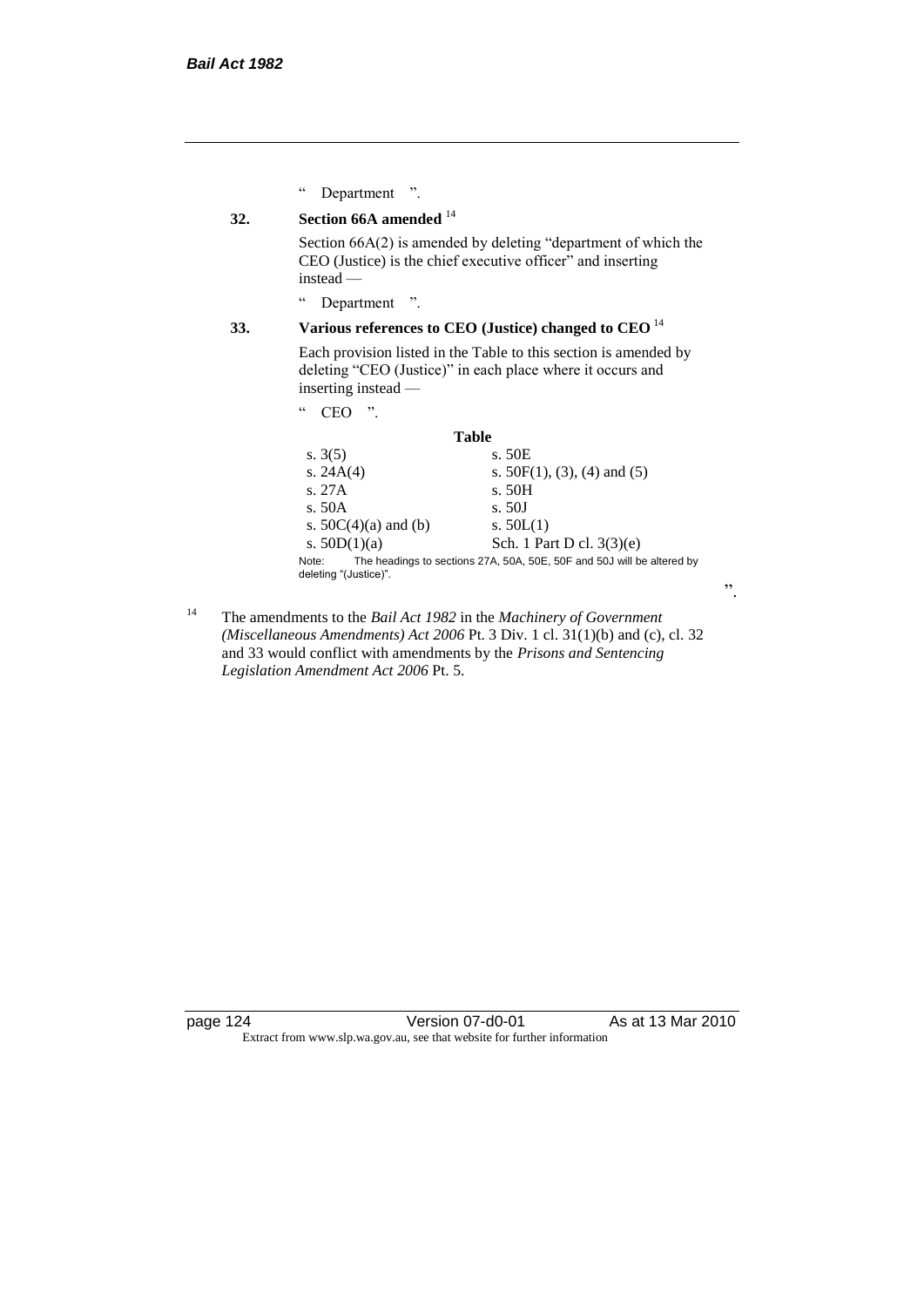" Department ".

**32. Section 66A amended** [14]

Section 66A(2) is amended by deleting "department of which the CEO (Justice) is the chief executive officer" and inserting instead —

" Department ".

**33. Various references to CEO (Justice) changed to CEO** [14]

Each provision listed in the Table to this section is amended by deleting "CEO (Justice)" in each place where it occurs and inserting instead —

" CEO ".

**Table**

| | |
|---|---|
| s. 3(5) | s. 50E |
| s. 24A(4) | s. 50F(1), (3), (4) and (5) |
| s. 27A | s. 50H |
| s. 50A | s. 50J |
| s. 50C(4)(a) and (b) | s. 50L(1) |
| s. 50D(1)(a) | Sch. 1 Part D cl. 3(3)(e) |

Note: The headings to sections 27A, 50A, 50E, 50F and 50J will be altered by deleting "(Justice)".

".

[14] The amendments to the *Bail Act 1982* in the *Machinery of Government (Miscellaneous Amendments) Act 2006* Pt. 3 Div. 1 cl. 31(1)(b) and (c), cl. 32 and 33 would conflict with amendments by the *Prisons and Sentencing Legislation Amendment Act 2006* Pt. 5.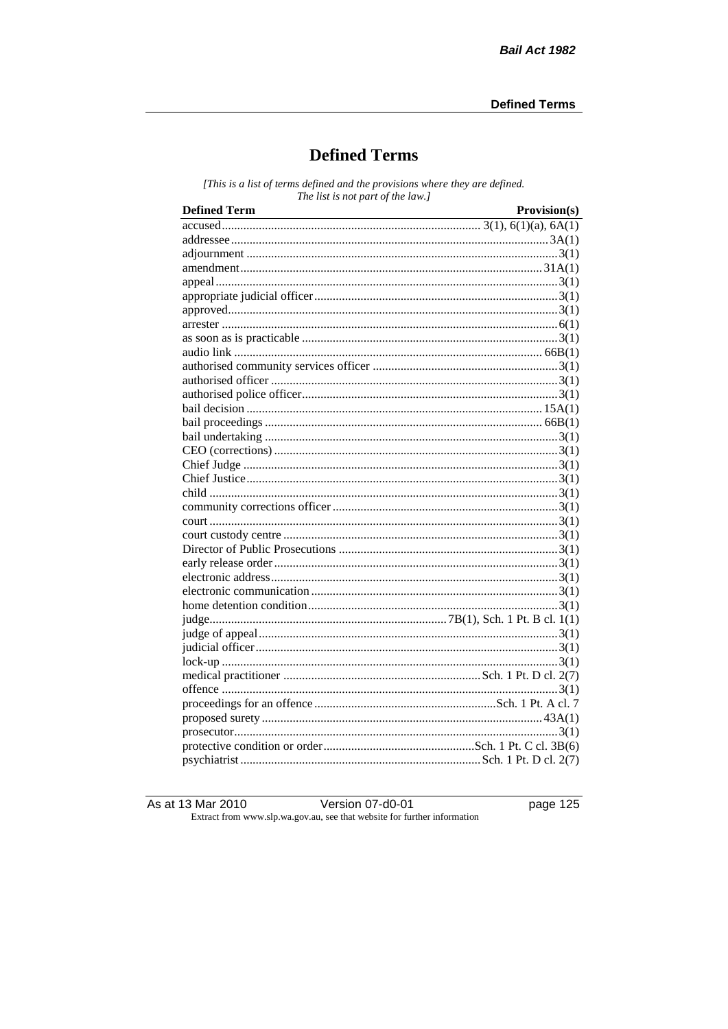# Defined Terms

*[This is a list of terms defined and the provisions where they are defined. The list is not part of the law.]*

| Defined Term | Provision(s) |
|---|---|
| accused | 3(1), 6(1)(a), 6A(1) |
| addressee | 3A(1) |
| adjournment | 3(1) |
| amendment | 31A(1) |
| appeal | 3(1) |
| appropriate judicial officer | 3(1) |
| approved | 3(1) |
| arrester | 6(1) |
| as soon as is practicable | 3(1) |
| audio link | 66B(1) |
| authorised community services officer | 3(1) |
| authorised officer | 3(1) |
| authorised police officer | 3(1) |
| bail decision | 15A(1) |
| bail proceedings | 66B(1) |
| bail undertaking | 3(1) |
| CEO (corrections) | 3(1) |
| Chief Judge | 3(1) |
| Chief Justice | 3(1) |
| child | 3(1) |
| community corrections officer | 3(1) |
| court | 3(1) |
| court custody centre | 3(1) |
| Director of Public Prosecutions | 3(1) |
| early release order | 3(1) |
| electronic address | 3(1) |
| electronic communication | 3(1) |
| home detention condition | 3(1) |
| judge | 7B(1), Sch. 1 Pt. B cl. 1(1) |
| judge of appeal | 3(1) |
| judicial officer | 3(1) |
| lock-up | 3(1) |
| medical practitioner | Sch. 1 Pt. D cl. 2(7) |
| offence | 3(1) |
| proceedings for an offence | Sch. 1 Pt. A cl. 7 |
| proposed surety | 43A(1) |
| prosecutor | 3(1) |
| protective condition or order | Sch. 1 Pt. C cl. 3B(6) |
| psychiatrist | Sch. 1 Pt. D cl. 2(7) |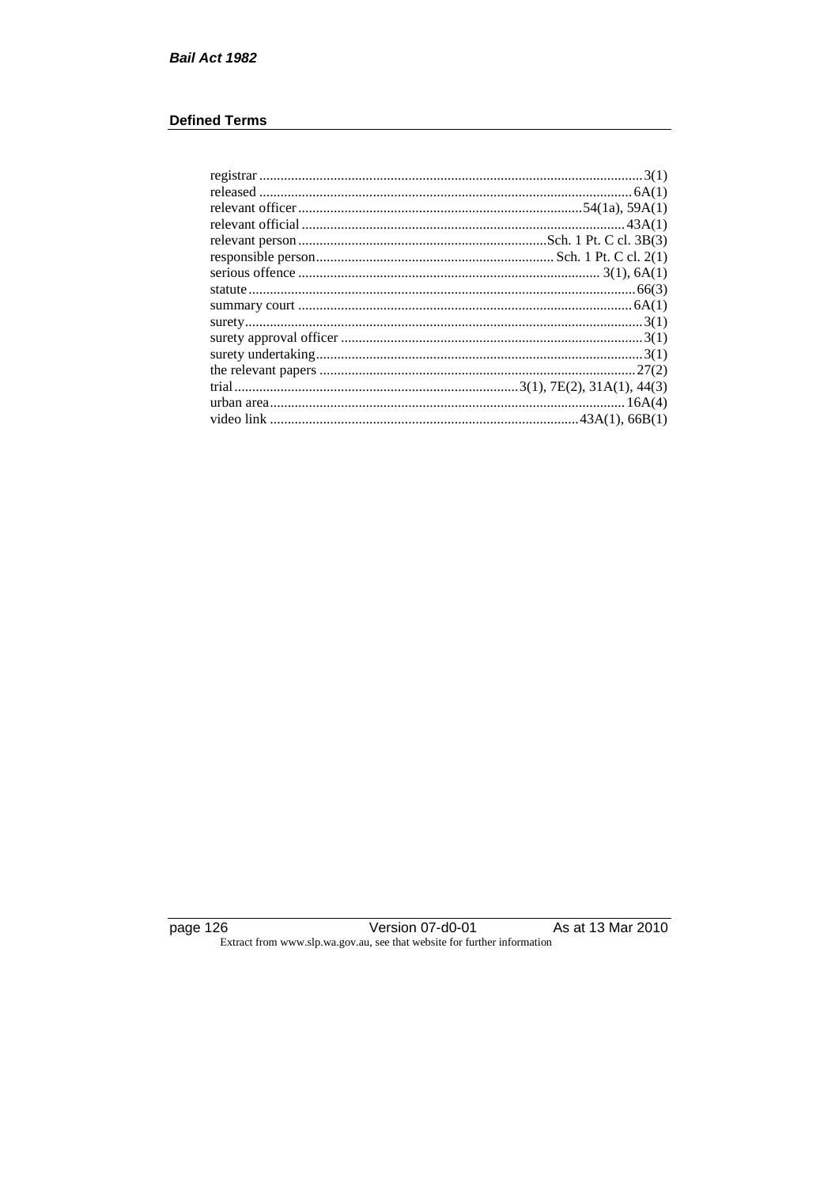## Defined Terms

registrar ........................................................................................................ 3(1)
released ........................................................................................................ 6A(1)
relevant officer ............................................................................... 54(1a), 59A(1)
relevant official .......................................................................................... 43A(1)
relevant person ..................................................................... Sch. 1 Pt. C cl. 3B(3)
responsible person .................................................................. Sch. 1 Pt. C cl. 2(1)
serious offence ...................................................................................... 3(1), 6A(1)
statute ............................................................................................................ 66(3)
summary court ............................................................................................... 6A(1)
surety ................................................................................................................ 3(1)
surety approval officer ..................................................................................... 3(1)
surety undertaking ........................................................................................... 3(1)
the relevant papers ......................................................................................... 27(2)
trial .............................................................................. 3(1), 7E(2), 31A(1), 44(3)
urban area .................................................................................................... 16A(4)
video link ...................................................................................... 43A(1), 66B(1)